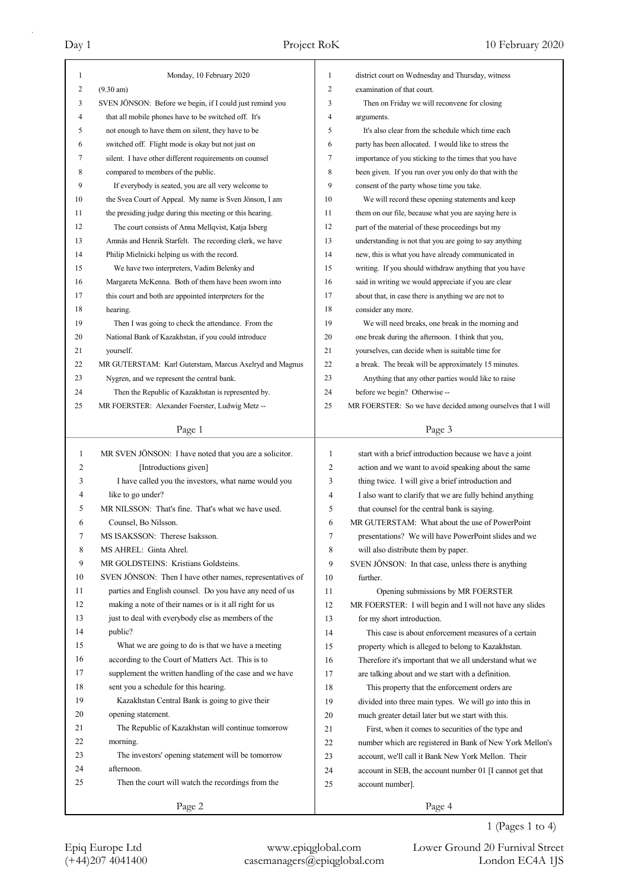Monday, 10 February 2020

(9.30 am)

SVEN JÖNSON: Before we begin, if I could just remind you that all mobile phones have to be switched off. It's not enough to have them on silent, they have to be switched off. Flight mode is okay but not just on silent. I have other different requirements on counsel compared to members of the public.

If everybody is seated, you are all very welcome to the Svea Court of Appeal. My name is Sven Jönson, I am the presiding judge during this meeting or this hearing.

The court consists of Anna Mellqvist, Katja Isberg Amnäs and Henrik Starfelt. The recording clerk, we have Philip Mielnicki helping us with the record.

We have two interpreters, Vadim Belenky and Margareta McKenna. Both of them have been sworn into this court and both are appointed interpreters for the hearing.

Then I was going to check the attendance. From the National Bank of Kazakhstan, if you could introduce yourself.

MR GUTERSTAM: Karl Guterstam, Marcus Axelryd and Magnus Nygren, and we represent the central bank.

Then the Republic of Kazakhstan is represented by.

MR FOERSTER: Alexander Foerster, Ludwig Metz --

MR SVEN JÖNSON: I have noted that you are a solicitor.

[Introductions given]

I have called you the investors, what name would you like to go under?

MR NILSSON: That's fine. That's what we have used. Counsel, Bo Nilsson.

MS ISAKSSON: Therese Isaksson.

MS AHREL: Ginta Ahrel.

MR GOLDSTEINS: Kristians Goldsteins.

SVEN JÖNSON: Then I have other names, representatives of parties and English counsel. Do you have any need of us making a note of their names or is it all right for us just to deal with everybody else as members of the public?

What we are going to do is that we have a meeting according to the Court of Matters Act. This is to supplement the written handling of the case and we have sent you a schedule for this hearing.

Kazakhstan Central Bank is going to give their opening statement.

The Republic of Kazakhstan will continue tomorrow morning.

The investors' opening statement will be tomorrow afternoon.

Then the court will watch the recordings from the district court on Wednesday and Thursday, witness examination of that court.

Then on Friday we will reconvene for closing arguments.

It's also clear from the schedule which time each party has been allocated. I would like to stress the importance of you sticking to the times that you have been given. If you run over you only do that with the consent of the party whose time you take.

We will record these opening statements and keep them on our file, because what you are saying here is part of the material of these proceedings but my understanding is not that you are going to say anything new, this is what you have already communicated in writing. If you should withdraw anything that you have said in writing we would appreciate if you are clear about that, in case there is anything we are not to consider any more.

We will need breaks, one break in the morning and one break during the afternoon. I think that you, yourselves, can decide when is suitable time for a break. The break will be approximately 15 minutes.

Anything that any other parties would like to raise before we begin? Otherwise --

MR FOERSTER: So we have decided among ourselves that I will start with a brief introduction because we have a joint action and we want to avoid speaking about the same thing twice. I will give a brief introduction and I also want to clarify that we are fully behind anything that counsel for the central bank is saying.

MR GUTERSTAM: What about the use of PowerPoint presentations? We will have PowerPoint slides and we will also distribute them by paper.

SVEN JÖNSON: In that case, unless there is anything further.

## Opening submissions by MR FOERSTER

MR FOERSTER: I will begin and I will not have any slides for my short introduction.

This case is about enforcement measures of a certain property which is alleged to belong to Kazakhstan. Therefore it's important that we all understand what we are talking about and we start with a definition.

This property that the enforcement orders are divided into three main types. We will go into this in much greater detail later but we start with this.

First, when it comes to securities of the type and number which are registered in Bank of New York Mellon's account, we'll call it Bank New York Mellon. Their account in SEB, the account number 01 [I cannot get that account number].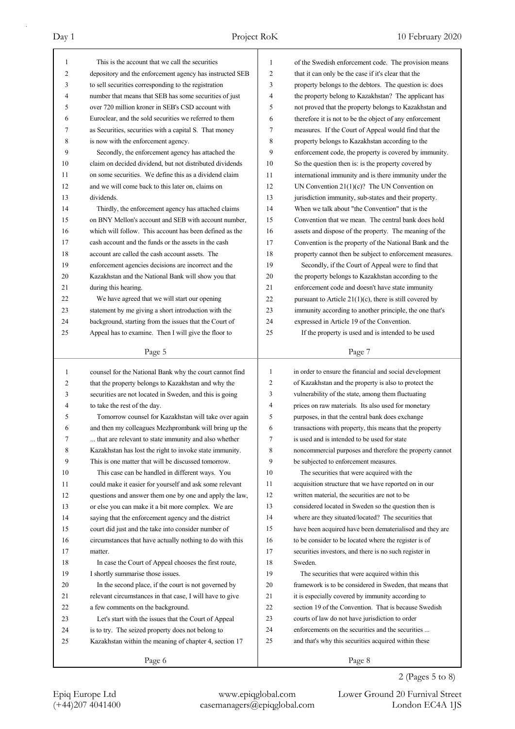This is the account that we call the securities depository and the enforcement agency has instructed SEB to sell securities corresponding to the registration number that means that SEB has some securities of just over 720 million kroner in SEB's CSD account with Euroclear, and the sold securities we referred to them as Securities, securities with a capital S. That money is now with the enforcement agency.

Secondly, the enforcement agency has attached the claim on decided dividend, but not distributed dividends on some securities. We define this as a dividend claim and we will come back to this later on, claims on dividends.

Thirdly, the enforcement agency has attached claims on BNY Mellon's account and SEB with account number, which will follow. This account has been defined as the cash account and the funds or the assets in the cash account are called the cash account assets. The enforcement agencies decisions are incorrect and the Kazakhstan and the National Bank will show you that during this hearing.

We have agreed that we will start our opening statement by me giving a short introduction with the background, starting from the issues that the Court of Appeal has to examine. Then I will give the floor to counsel for the National Bank why the court cannot find that the property belongs to Kazakhstan and why the securities are not located in Sweden, and this is going to take the rest of the day.

Tomorrow counsel for Kazakhstan will take over again and then my colleagues Mezhprombank will bring up the ... that are relevant to state immunity and also whether Kazakhstan has lost the right to invoke state immunity. This is one matter that will be discussed tomorrow.

This case can be handled in different ways. You could make it easier for yourself and ask some relevant questions and answer them one by one and apply the law, or else you can make it a bit more complex. We are saying that the enforcement agency and the district court did just and the take into consider number of circumstances that have actually nothing to do with this matter.

In case the Court of Appeal chooses the first route, I shortly summarise those issues.

In the second place, if the court is not governed by relevant circumstances in that case, I will have to give a few comments on the background.

Let's start with the issues that the Court of Appeal is to try. The seized property does not belong to Kazakhstan within the meaning of chapter 4, section 17 of the Swedish enforcement code. The provision means that it can only be the case if it's clear that the property belongs to the debtors. The question is: does the property belong to Kazakhstan? The applicant has not proved that the property belongs to Kazakhstan and therefore it is not to be the object of any enforcement measures. If the Court of Appeal would find that the property belongs to Kazakhstan according to the enforcement code, the property is covered by immunity. So the question then is: is the property covered by international immunity and is there immunity under the UN Convention 21(1)(c)? The UN Convention on jurisdiction immunity, sub-states and their property. When we talk about "the Convention" that is the Convention that we mean. The central bank does hold assets and dispose of the property. The meaning of the Convention is the property of the National Bank and the property cannot then be subject to enforcement measures.

Secondly, if the Court of Appeal were to find that the property belongs to Kazakhstan according to the enforcement code and doesn't have state immunity pursuant to Article 21(1)(c), there is still covered by immunity according to another principle, the one that's expressed in Article 19 of the Convention.

If the property is used and is intended to be used in order to ensure the financial and social development of Kazakhstan and the property is also to protect the vulnerability of the state, among them fluctuating prices on raw materials. Its also used for monetary purposes, in that the central bank does exchange transactions with property, this means that the property is used and is intended to be used for state noncommercial purposes and therefore the property cannot be subjected to enforcement measures.

The securities that were acquired with the acquisition structure that we have reported on in our written material, the securities are not to be considered located in Sweden so the question then is where are they situated/located? The securities that have been acquired have been dematerialised and they are to be consider to be located where the register is of securities investors, and there is no such register in Sweden.

The securities that were acquired within this framework is to be considered in Sweden, that means that it is especially covered by immunity according to section 19 of the Convention. That is because Swedish courts of law do not have jurisdiction to order enforcements on the securities and the securities ... and that's why this securities acquired within these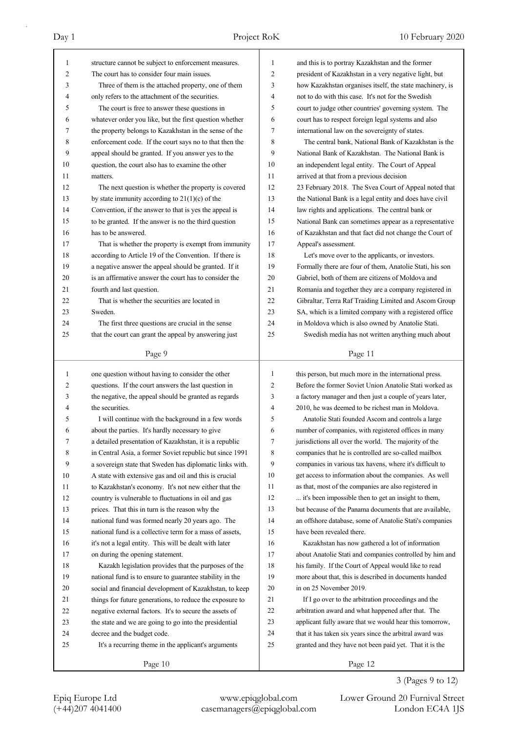structure cannot be subject to enforcement measures. The court has to consider four main issues.

Three of them is the attached property, one of them only refers to the attachment of the securities.

The court is free to answer these questions in whatever order you like, but the first question whether the property belongs to Kazakhstan in the sense of the enforcement code. If the court says no to that then the appeal should be granted. If you answer yes to the question, the court also has to examine the other matters.

The next question is whether the property is covered by state immunity according to 21(1)(c) of the Convention, if the answer to that is yes the appeal is to be granted. If the answer is no the third question has to be answered.

That is whether the property is exempt from immunity according to Article 19 of the Convention. If there is a negative answer the appeal should be granted. If it is an affirmative answer the court has to consider the fourth and last question.

That is whether the securities are located in Sweden.

The first three questions are crucial in the sense that the court can grant the appeal by answering just one question without having to consider the other questions. If the court answers the last question in the negative, the appeal should be granted as regards the securities.

I will continue with the background in a few words about the parties. It's hardly necessary to give a detailed presentation of Kazakhstan, it is a republic in Central Asia, a former Soviet republic but since 1991 a sovereign state that Sweden has diplomatic links with. A state with extensive gas and oil and this is crucial to Kazakhstan's economy. It's not new either that the country is vulnerable to fluctuations in oil and gas prices. That this in turn is the reason why the national fund was formed nearly 20 years ago. The national fund is a collective term for a mass of assets, it's not a legal entity. This will be dealt with later on during the opening statement.

Kazakh legislation provides that the purposes of the national fund is to ensure to guarantee stability in the social and financial development of Kazakhstan, to keep things for future generations, to reduce the exposure to negative external factors. It's to secure the assets of the state and we are going to go into the presidential decree and the budget code.

It's a recurring theme in the applicant's arguments and this is to portray Kazakhstan and the former president of Kazakhstan in a very negative light, but how Kazakhstan organises itself, the state machinery, is not to do with this case. It's not for the Swedish court to judge other countries' governing system. The court has to respect foreign legal systems and also international law on the sovereignty of states.

The central bank, National Bank of Kazakhstan is the National Bank of Kazakhstan. The National Bank is an independent legal entity. The Court of Appeal arrived at that from a previous decision 23 February 2018. The Svea Court of Appeal noted that the National Bank is a legal entity and does have civil law rights and applications. The central bank or National Bank can sometimes appear as a representative of Kazakhstan and that fact did not change the Court of Appeal's assessment.

Let's move over to the applicants, or investors. Formally there are four of them, Anatolie Stati, his son Gabriel, both of them are citizens of Moldova and Romania and together they are a company registered in Gibraltar, Terra Raf Traiding Limited and Ascom Group SA, which is a limited company with a registered office in Moldova which is also owned by Anatolie Stati.

Swedish media has not written anything much about this person, but much more in the international press. Before the former Soviet Union Anatolie Stati worked as a factory manager and then just a couple of years later, 2010, he was deemed to be richest man in Moldova.

Anatolie Stati founded Ascom and controls a large number of companies, with registered offices in many jurisdictions all over the world. The majority of the companies that he is controlled are so-called mailbox companies in various tax havens, where it's difficult to get access to information about the companies. As well as that, most of the companies are also registered in ... it's been impossible then to get an insight to them, but because of the Panama documents that are available, an offshore database, some of Anatolie Stati's companies have been revealed there.

Kazakhstan has now gathered a lot of information about Anatolie Stati and companies controlled by him and his family. If the Court of Appeal would like to read more about that, this is described in documents handed in on 25 November 2019.

If I go over to the arbitration proceedings and the arbitration award and what happened after that. The applicant fully aware that we would hear this tomorrow, that it has taken six years since the arbitral award was granted and they have not been paid yet. That it is the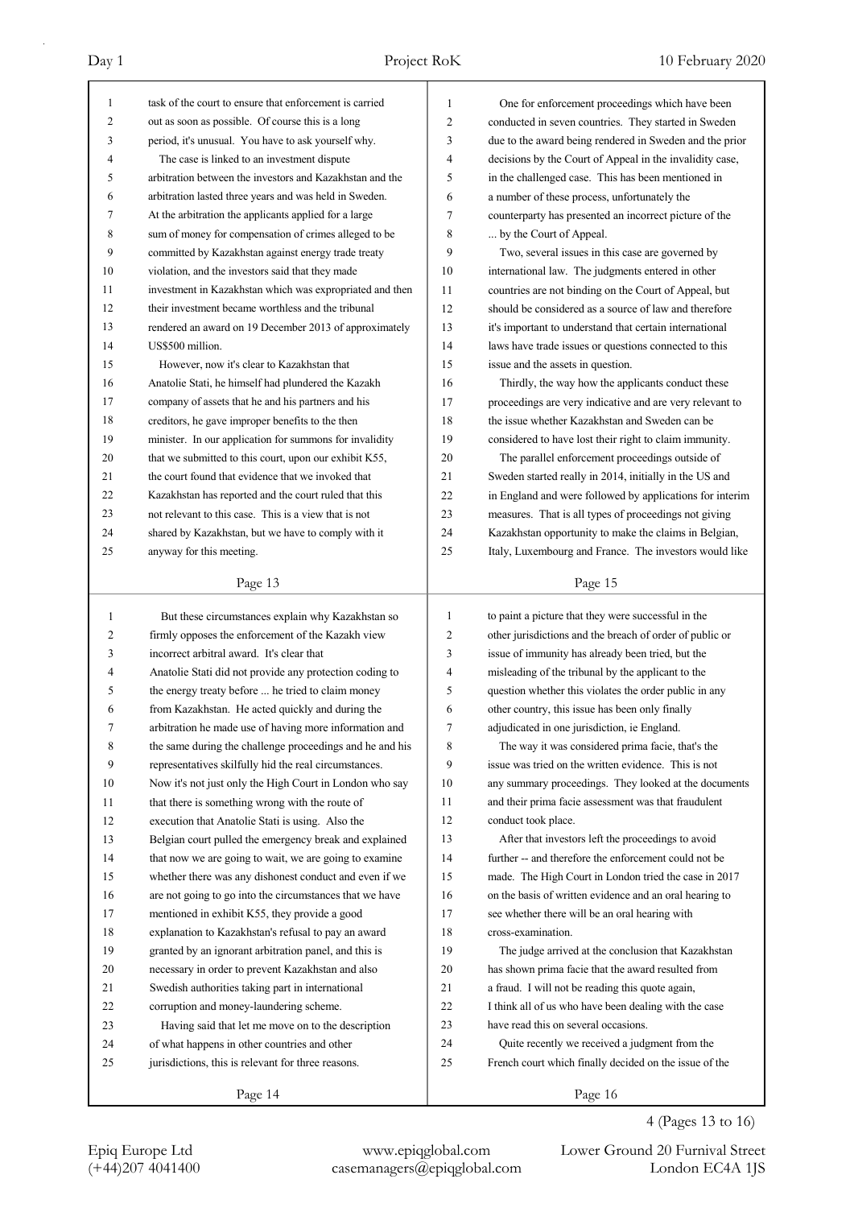task of the court to ensure that enforcement is carried out as soon as possible. Of course this is a long period, it's unusual. You have to ask yourself why.

The case is linked to an investment dispute arbitration between the investors and Kazakhstan and the arbitration lasted three years and was held in Sweden. At the arbitration the applicants applied for a large sum of money for compensation of crimes alleged to be committed by Kazakhstan against energy trade treaty violation, and the investors said that they made investment in Kazakhstan which was expropriated and then their investment became worthless and the tribunal rendered an award on 19 December 2013 of approximately US$500 million.

However, now it's clear to Kazakhstan that Anatolie Stati, he himself had plundered the Kazakh company of assets that he and his partners and his creditors, he gave improper benefits to the then minister. In our application for summons for invalidity that we submitted to this court, upon our exhibit K55, the court found that evidence that we invoked that Kazakhstan has reported and the court ruled that this not relevant to this case. This is a view that is not shared by Kazakhstan, but we have to comply with it anyway for this meeting.

But these circumstances explain why Kazakhstan so firmly opposes the enforcement of the Kazakh view incorrect arbitral award. It's clear that Anatolie Stati did not provide any protection coding to the energy treaty before ... he tried to claim money from Kazakhstan. He acted quickly and during the arbitration he made use of having more information and the same during the challenge proceedings and he and his representatives skilfully hid the real circumstances. Now it's not just only the High Court in London who say that there is something wrong with the route of execution that Anatolie Stati is using. Also the Belgian court pulled the emergency break and explained that now we are going to wait, we are going to examine whether there was any dishonest conduct and even if we are not going to go into the circumstances that we have mentioned in exhibit K55, they provide a good explanation to Kazakhstan's refusal to pay an award granted by an ignorant arbitration panel, and this is necessary in order to prevent Kazakhstan and also Swedish authorities taking part in international corruption and money-laundering scheme.

Having said that let me move on to the description of what happens in other countries and other jurisdictions, this is relevant for three reasons.

One for enforcement proceedings which have been conducted in seven countries. They started in Sweden due to the award being rendered in Sweden and the prior decisions by the Court of Appeal in the invalidity case, in the challenged case. This has been mentioned in a number of these process, unfortunately the counterparty has presented an incorrect picture of the ... by the Court of Appeal.

Two, several issues in this case are governed by international law. The judgments entered in other countries are not binding on the Court of Appeal, but should be considered as a source of law and therefore it's important to understand that certain international laws have trade issues or questions connected to this issue and the assets in question.

Thirdly, the way how the applicants conduct these proceedings are very indicative and are very relevant to the issue whether Kazakhstan and Sweden can be considered to have lost their right to claim immunity.

The parallel enforcement proceedings outside of Sweden started really in 2014, initially in the US and in England and were followed by applications for interim measures. That is all types of proceedings not giving Kazakhstan opportunity to make the claims in Belgian, Italy, Luxembourg and France. The investors would like to paint a picture that they were successful in the other jurisdictions and the breach of order of public or issue of immunity has already been tried, but the misleading of the tribunal by the applicant to the question whether this violates the order public in any other country, this issue has been only finally adjudicated in one jurisdiction, ie England.

The way it was considered prima facie, that's the issue was tried on the written evidence. This is not any summary proceedings. They looked at the documents and their prima facie assessment was that fraudulent conduct took place.

After that investors left the proceedings to avoid further -- and therefore the enforcement could not be made. The High Court in London tried the case in 2017 on the basis of written evidence and an oral hearing to see whether there will be an oral hearing with cross-examination.

The judge arrived at the conclusion that Kazakhstan has shown prima facie that the award resulted from a fraud. I will not be reading this quote again, I think all of us who have been dealing with the case have read this on several occasions.

Quite recently we received a judgment from the French court which finally decided on the issue of the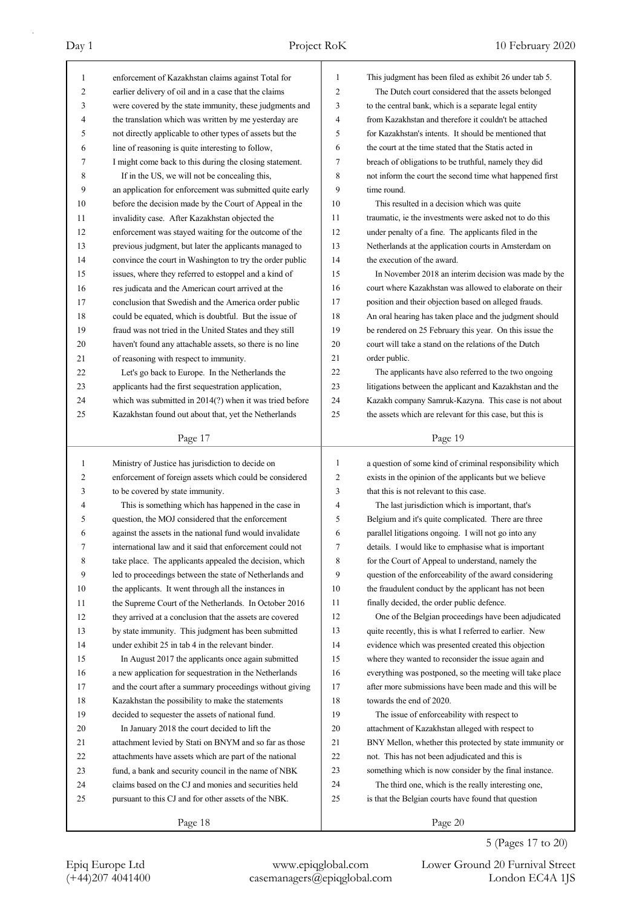enforcement of Kazakhstan claims against Total for earlier delivery of oil and in a case that the claims were covered by the state immunity, these judgments and the translation which was written by me yesterday are not directly applicable to other types of assets but the line of reasoning is quite interesting to follow, I might come back to this during the closing statement.

If in the US, we will not be concealing this, an application for enforcement was submitted quite early before the decision made by the Court of Appeal in the invalidity case. After Kazakhstan objected the enforcement was stayed waiting for the outcome of the previous judgment, but later the applicants managed to convince the court in Washington to try the order public issues, where they referred to estoppel and a kind of res judicata and the American court arrived at the conclusion that Swedish and the America order public could be equated, which is doubtful. But the issue of fraud was not tried in the United States and they still haven't found any attachable assets, so there is no line of reasoning with respect to immunity.

Let's go back to Europe. In the Netherlands the applicants had the first sequestration application, which was submitted in 2014(?) when it was tried before Kazakhstan found out about that, yet the Netherlands

Ministry of Justice has jurisdiction to decide on enforcement of foreign assets which could be considered to be covered by state immunity.

This is something which has happened in the case in question, the MOJ considered that the enforcement against the assets in the national fund would invalidate international law and it said that enforcement could not take place. The applicants appealed the decision, which led to proceedings between the state of Netherlands and the applicants. It went through all the instances in the Supreme Court of the Netherlands. In October 2016 they arrived at a conclusion that the assets are covered by state immunity. This judgment has been submitted under exhibit 25 in tab 4 in the relevant binder.

In August 2017 the applicants once again submitted a new application for sequestration in the Netherlands and the court after a summary proceedings without giving Kazakhstan the possibility to make the statements decided to sequester the assets of national fund.

In January 2018 the court decided to lift the attachment levied by Stati on BNYM and so far as those attachments have assets which are part of the national fund, a bank and security council in the name of NBK claims based on the CJ and monies and securities held pursuant to this CJ and for other assets of the NBK.

This judgment has been filed as exhibit 26 under tab 5.

The Dutch court considered that the assets belonged to the central bank, which is a separate legal entity from Kazakhstan and therefore it couldn't be attached for Kazakhstan's intents. It should be mentioned that the court at the time stated that the Statis acted in breach of obligations to be truthful, namely they did not inform the court the second time what happened first time round.

This resulted in a decision which was quite traumatic, ie the investments were asked not to do this under penalty of a fine. The applicants filed in the Netherlands at the application courts in Amsterdam on the execution of the award.

In November 2018 an interim decision was made by the court where Kazakhstan was allowed to elaborate on their position and their objection based on alleged frauds. An oral hearing has taken place and the judgment should be rendered on 25 February this year. On this issue the court will take a stand on the relations of the Dutch order public.

The applicants have also referred to the two ongoing litigations between the applicant and Kazakhstan and the Kazakh company Samruk-Kazyna. This case is not about the assets which are relevant for this case, but this is a question of some kind of criminal responsibility which exists in the opinion of the applicants but we believe that this is not relevant to this case.

The last jurisdiction which is important, that's Belgium and it's quite complicated. There are three parallel litigations ongoing. I will not go into any details. I would like to emphasise what is important for the Court of Appeal to understand, namely the question of the enforceability of the award considering the fraudulent conduct by the applicant has not been finally decided, the order public defence.

One of the Belgian proceedings have been adjudicated quite recently, this is what I referred to earlier. New evidence which was presented created this objection where they wanted to reconsider the issue again and everything was postponed, so the meeting will take place after more submissions have been made and this will be towards the end of 2020.

The issue of enforceability with respect to attachment of Kazakhstan alleged with respect to BNY Mellon, whether this protected by state immunity or not. This has not been adjudicated and this is something which is now consider by the final instance.

The third one, which is the really interesting one, is that the Belgian courts have found that question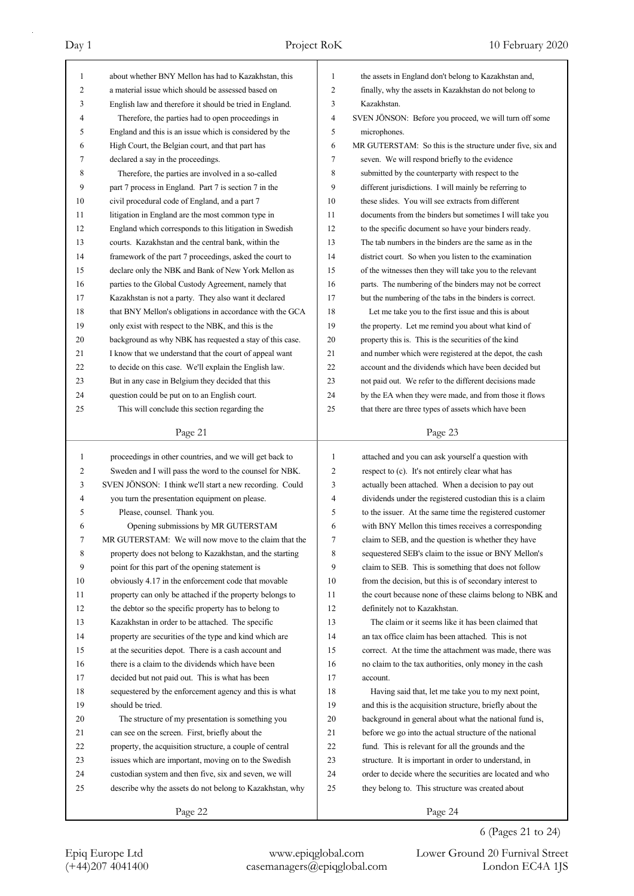about whether BNY Mellon has had to Kazakhstan, this a material issue which should be assessed based on English law and therefore it should be tried in England.

Therefore, the parties had to open proceedings in England and this is an issue which is considered by the High Court, the Belgian court, and that part has declared a say in the proceedings.

Therefore, the parties are involved in a so-called part 7 process in England. Part 7 is section 7 in the civil procedural code of England, and a part 7 litigation in England are the most common type in England which corresponds to this litigation in Swedish courts. Kazakhstan and the central bank, within the framework of the part 7 proceedings, asked the court to declare only the NBK and Bank of New York Mellon as parties to the Global Custody Agreement, namely that Kazakhstan is not a party. They also want it declared that BNY Mellon's obligations in accordance with the GCA only exist with respect to the NBK, and this is the background as why NBK has requested a stay of this case. I know that we understand that the court of appeal want to decide on this case. We'll explain the English law. But in any case in Belgium they decided that this question could be put on to an English court.

This will conclude this section regarding the proceedings in other countries, and we will get back to Sweden and I will pass the word to the counsel for NBK.

SVEN JÖNSON: I think we'll start a new recording. Could you turn the presentation equipment on please.

Please, counsel. Thank you.

## Opening submissions by MR GUTERSTAM

MR GUTERSTAM: We will now move to the claim that the property does not belong to Kazakhstan, and the starting point for this part of the opening statement is obviously 4.17 in the enforcement code that movable property can only be attached if the property belongs to the debtor so the specific property has to belong to Kazakhstan in order to be attached. The specific property are securities of the type and kind which are at the securities depot. There is a cash account and there is a claim to the dividends which have been decided but not paid out. This is what has been sequestered by the enforcement agency and this is what should be tried.

The structure of my presentation is something you can see on the screen. First, briefly about the property, the acquisition structure, a couple of central issues which are important, moving on to the Swedish custodian system and then five, six and seven, we will describe why the assets do not belong to Kazakhstan, why the assets in England don't belong to Kazakhstan and, finally, why the assets in Kazakhstan do not belong to Kazakhstan.

SVEN JÖNSON: Before you proceed, we will turn off some microphones.

MR GUTERSTAM: So this is the structure under five, six and seven. We will respond briefly to the evidence submitted by the counterparty with respect to the different jurisdictions. I will mainly be referring to these slides. You will see extracts from different documents from the binders but sometimes I will take you to the specific document so have your binders ready. The tab numbers in the binders are the same as in the district court. So when you listen to the examination of the witnesses then they will take you to the relevant parts. The numbering of the binders may not be correct but the numbering of the tabs in the binders is correct.

Let me take you to the first issue and this is about the property. Let me remind you about what kind of property this is. This is the securities of the kind and number which were registered at the depot, the cash account and the dividends which have been decided but not paid out. We refer to the different decisions made by the EA when they were made, and from those it flows that there are three types of assets which have been attached and you can ask yourself a question with respect to (c). It's not entirely clear what has actually been attached. When a decision to pay out dividends under the registered custodian this is a claim to the issuer. At the same time the registered customer with BNY Mellon this times receives a corresponding claim to SEB, and the question is whether they have sequestered SEB's claim to the issue or BNY Mellon's claim to SEB. This is something that does not follow from the decision, but this is of secondary interest to the court because none of these claims belong to NBK and definitely not to Kazakhstan.

The claim or it seems like it has been claimed that an tax office claim has been attached. This is not correct. At the time the attachment was made, there was no claim to the tax authorities, only money in the cash account.

Having said that, let me take you to my next point, and this is the acquisition structure, briefly about the background in general about what the national fund is, before we go into the actual structure of the national fund. This is relevant for all the grounds and the structure. It is important in order to understand, in order to decide where the securities are located and who they belong to. This structure was created about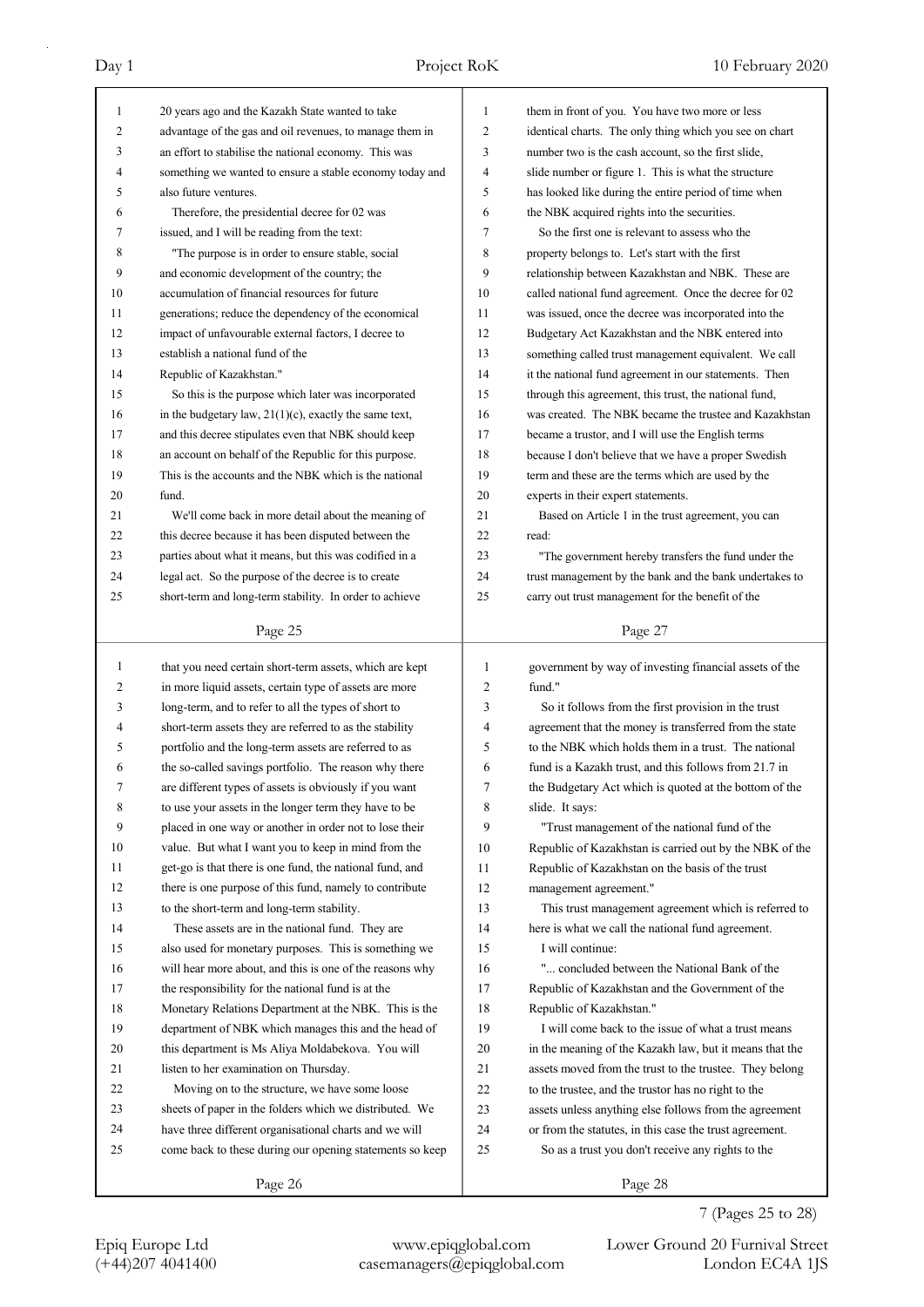20 years ago and the Kazakh State wanted to take advantage of the gas and oil revenues, to manage them in an effort to stabilise the national economy. This was something we wanted to ensure a stable economy today and also future ventures.

Therefore, the presidential decree for 02 was issued, and I will be reading from the text:

"The purpose is in order to ensure stable, social and economic development of the country; the accumulation of financial resources for future generations; reduce the dependency of the economical impact of unfavourable external factors, I decree to establish a national fund of the Republic of Kazakhstan."

So this is the purpose which later was incorporated in the budgetary law, 21(1)(c), exactly the same text, and this decree stipulates even that NBK should keep an account on behalf of the Republic for this purpose. This is the accounts and the NBK which is the national fund.

We'll come back in more detail about the meaning of this decree because it has been disputed between the parties about what it means, but this was codified in a legal act. So the purpose of the decree is to create short-term and long-term stability. In order to achieve that you need certain short-term assets, which are kept in more liquid assets, certain type of assets are more long-term, and to refer to all the types of short to short-term assets they are referred to as the stability portfolio and the long-term assets are referred to as the so-called savings portfolio. The reason why there are different types of assets is obviously if you want to use your assets in the longer term they have to be placed in one way or another in order not to lose their value. But what I want you to keep in mind from the get-go is that there is one fund, the national fund, and there is one purpose of this fund, namely to contribute to the short-term and long-term stability.

These assets are in the national fund. They are also used for monetary purposes. This is something we will hear more about, and this is one of the reasons why the responsibility for the national fund is at the Monetary Relations Department at the NBK. This is the department of NBK which manages this and the head of this department is Ms Aliya Moldabekova. You will listen to her examination on Thursday.

Moving on to the structure, we have some loose sheets of paper in the folders which we distributed. We have three different organisational charts and we will come back to these during our opening statements so keep them in front of you. You have two more or less identical charts. The only thing which you see on chart number two is the cash account, so the first slide, slide number or figure 1. This is what the structure has looked like during the entire period of time when the NBK acquired rights into the securities.

So the first one is relevant to assess who the property belongs to. Let's start with the first relationship between Kazakhstan and NBK. These are called national fund agreement. Once the decree for 02 was issued, once the decree was incorporated into the Budgetary Act Kazakhstan and the NBK entered into something called trust management equivalent. We call it the national fund agreement in our statements. Then through this agreement, this trust, the national fund, was created. The NBK became the trustee and Kazakhstan became a trustor, and I will use the English terms because I don't believe that we have a proper Swedish term and these are the terms which are used by the experts in their expert statements.

Based on Article 1 in the trust agreement, you can read:

"The government hereby transfers the fund under the trust management by the bank and the bank undertakes to carry out trust management for the benefit of the government by way of investing financial assets of the fund."

So it follows from the first provision in the trust agreement that the money is transferred from the state to the NBK which holds them in a trust. The national fund is a Kazakh trust, and this follows from 21.7 in the Budgetary Act which is quoted at the bottom of the slide. It says:

"Trust management of the national fund of the Republic of Kazakhstan is carried out by the NBK of the Republic of Kazakhstan on the basis of the trust management agreement."

This trust management agreement which is referred to here is what we call the national fund agreement.

I will continue:

"... concluded between the National Bank of the Republic of Kazakhstan and the Government of the Republic of Kazakhstan."

I will come back to the issue of what a trust means in the meaning of the Kazakh law, but it means that the assets moved from the trust to the trustee. They belong to the trustee, and the trustor has no right to the assets unless anything else follows from the agreement or from the statutes, in this case the trust agreement.

So as a trust you don't receive any rights to the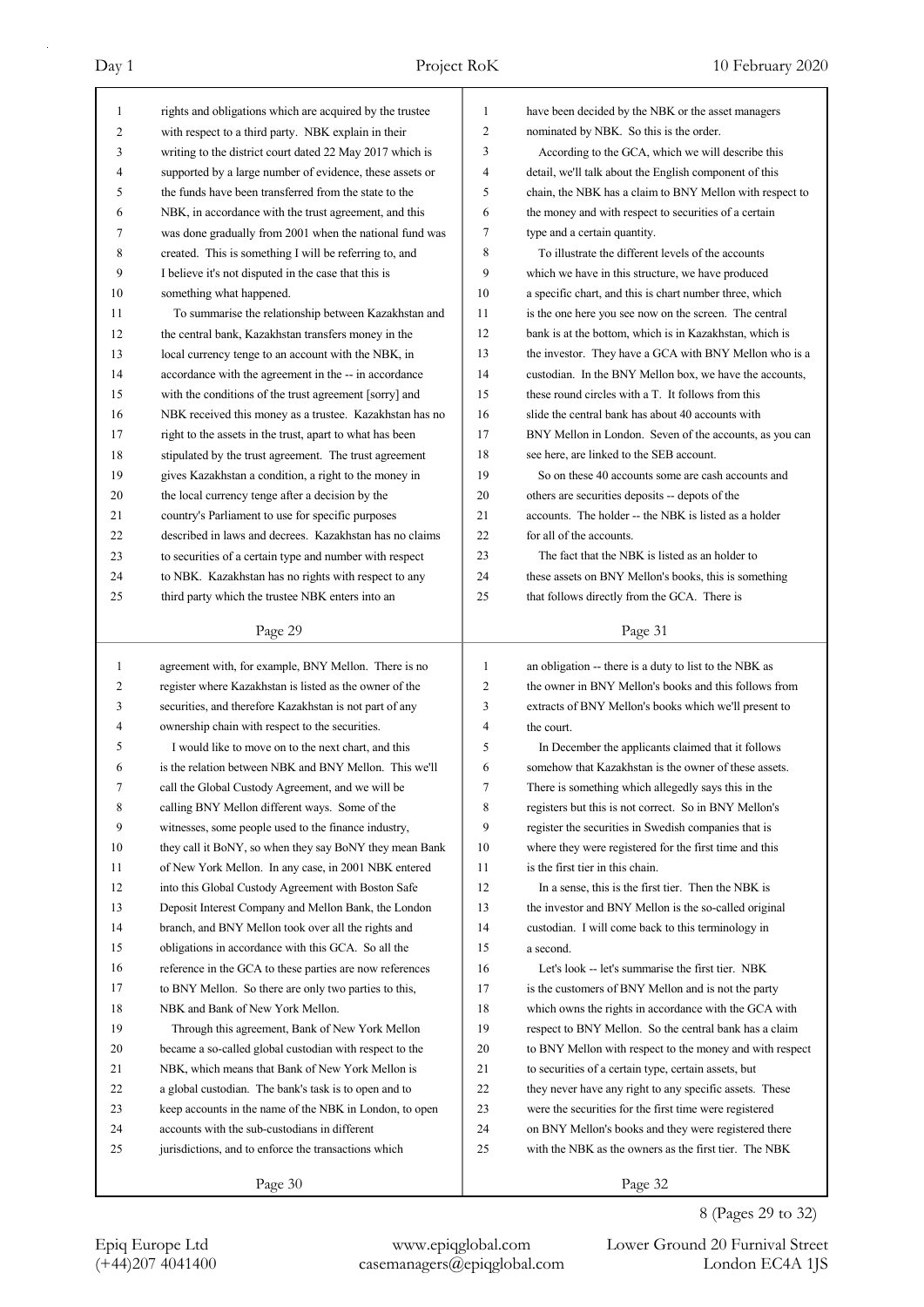rights and obligations which are acquired by the trustee with respect to a third party. NBK explain in their writing to the district court dated 22 May 2017 which is supported by a large number of evidence, these assets or the funds have been transferred from the state to the NBK, in accordance with the trust agreement, and this was done gradually from 2001 when the national fund was created. This is something I will be referring to, and I believe it's not disputed in the case that this is something what happened.

To summarise the relationship between Kazakhstan and the central bank, Kazakhstan transfers money in the local currency tenge to an account with the NBK, in accordance with the agreement in the -- in accordance with the conditions of the trust agreement [sorry] and NBK received this money as a trustee. Kazakhstan has no right to the assets in the trust, apart to what has been stipulated by the trust agreement. The trust agreement gives Kazakhstan a condition, a right to the money in the local currency tenge after a decision by the country's Parliament to use for specific purposes described in laws and decrees. Kazakhstan has no claims to securities of a certain type and number with respect to NBK. Kazakhstan has no rights with respect to any third party which the trustee NBK enters into an agreement with, for example, BNY Mellon. There is no register where Kazakhstan is listed as the owner of the securities, and therefore Kazakhstan is not part of any ownership chain with respect to the securities.

I would like to move on to the next chart, and this is the relation between NBK and BNY Mellon. This we'll call the Global Custody Agreement, and we will be calling BNY Mellon different ways. Some of the witnesses, some people used to the finance industry, they call it BoNY, so when they say BoNY they mean Bank of New York Mellon. In any case, in 2001 NBK entered into this Global Custody Agreement with Boston Safe Deposit Interest Company and Mellon Bank, the London branch, and BNY Mellon took over all the rights and obligations in accordance with this GCA. So all the reference in the GCA to these parties are now references to BNY Mellon. So there are only two parties to this, NBK and Bank of New York Mellon.

Through this agreement, Bank of New York Mellon became a so-called global custodian with respect to the NBK, which means that Bank of New York Mellon is a global custodian. The bank's task is to open and to keep accounts in the name of the NBK in London, to open accounts with the sub-custodians in different jurisdictions, and to enforce the transactions which have been decided by the NBK or the asset managers nominated by NBK. So this is the order.

According to the GCA, which we will describe this detail, we'll talk about the English component of this chain, the NBK has a claim to BNY Mellon with respect to the money and with respect to securities of a certain type and a certain quantity.

To illustrate the different levels of the accounts which we have in this structure, we have produced a specific chart, and this is chart number three, which is the one here you see now on the screen. The central bank is at the bottom, which is in Kazakhstan, which is the investor. They have a GCA with BNY Mellon who is a custodian. In the BNY Mellon box, we have the accounts, these round circles with a T. It follows from this slide the central bank has about 40 accounts with BNY Mellon in London. Seven of the accounts, as you can see here, are linked to the SEB account.

So on these 40 accounts some are cash accounts and others are securities deposits -- depots of the accounts. The holder -- the NBK is listed as a holder for all of the accounts.

The fact that the NBK is listed as an holder to these assets on BNY Mellon's books, this is something that follows directly from the GCA. There is an obligation -- there is a duty to list to the NBK as the owner in BNY Mellon's books and this follows from extracts of BNY Mellon's books which we'll present to the court.

In December the applicants claimed that it follows somehow that Kazakhstan is the owner of these assets. There is something which allegedly says this in the registers but this is not correct. So in BNY Mellon's register the securities in Swedish companies that is where they were registered for the first time and this is the first tier in this chain.

In a sense, this is the first tier. Then the NBK is the investor and BNY Mellon is the so-called original custodian. I will come back to this terminology in a second.

Let's look -- let's summarise the first tier. NBK is the customers of BNY Mellon and is not the party which owns the rights in accordance with the GCA with respect to BNY Mellon. So the central bank has a claim to BNY Mellon with respect to the money and with respect to securities of a certain type, certain assets, but they never have any right to any specific assets. These were the securities for the first time were registered on BNY Mellon's books and they were registered there with the NBK as the owners as the first tier. The NBK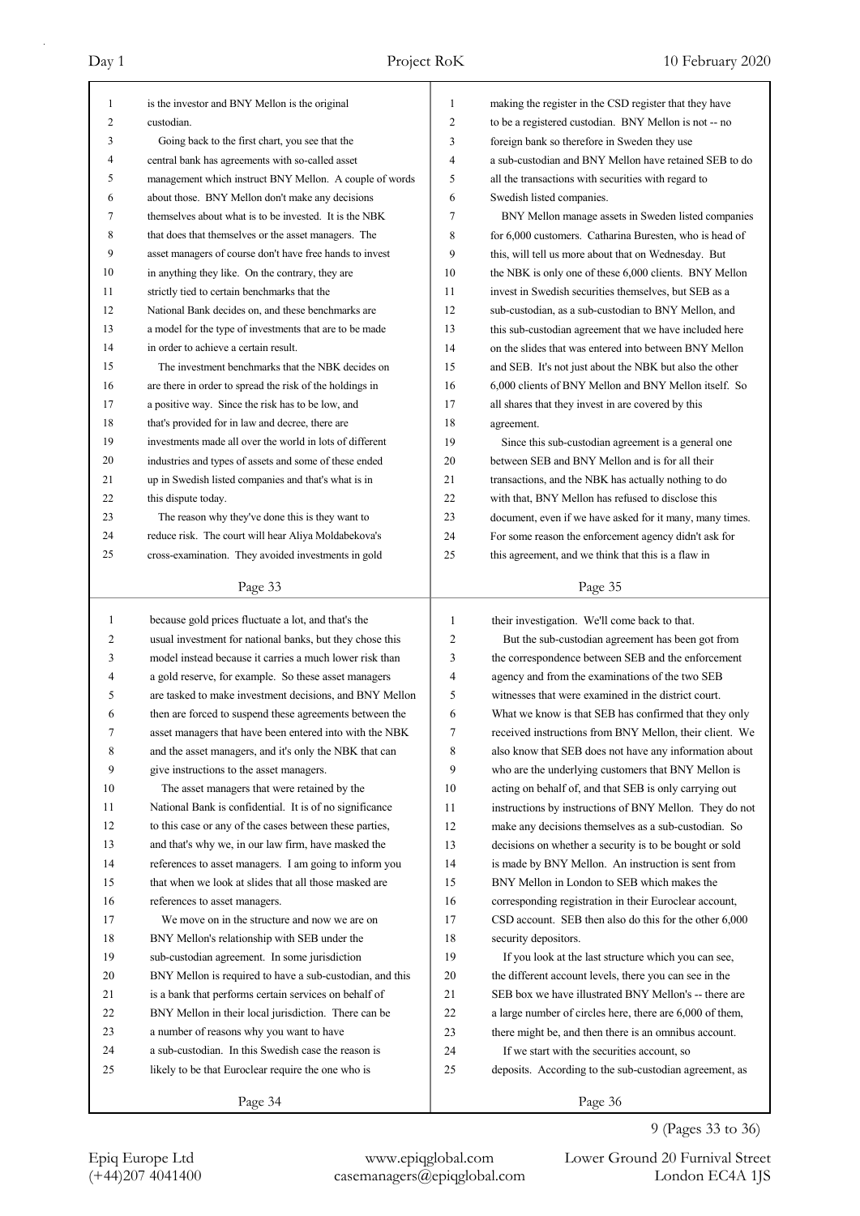is the investor and BNY Mellon is the original custodian.

Going back to the first chart, you see that the central bank has agreements with so-called asset management which instruct BNY Mellon. A couple of words about those. BNY Mellon don't make any decisions themselves about what is to be invested. It is the NBK that does that themselves or the asset managers. The asset managers of course don't have free hands to invest in anything they like. On the contrary, they are strictly tied to certain benchmarks that the National Bank decides on, and these benchmarks are a model for the type of investments that are to be made in order to achieve a certain result.

The investment benchmarks that the NBK decides on are there in order to spread the risk of the holdings in a positive way. Since the risk has to be low, and that's provided for in law and decree, there are investments made all over the world in lots of different industries and types of assets and some of these ended up in Swedish listed companies and that's what is in this dispute today.

The reason why they've done this is they want to reduce risk. The court will hear Aliya Moldabekova's cross-examination. They avoided investments in gold because gold prices fluctuate a lot, and that's the usual investment for national banks, but they chose this model instead because it carries a much lower risk than a gold reserve, for example. So these asset managers are tasked to make investment decisions, and BNY Mellon then are forced to suspend these agreements between the asset managers that have been entered into with the NBK and the asset managers, and it's only the NBK that can give instructions to the asset managers.

The asset managers that were retained by the National Bank is confidential. It is of no significance to this case or any of the cases between these parties, and that's why we, in our law firm, have masked the references to asset managers. I am going to inform you that when we look at slides that all those masked are references to asset managers.

We move on in the structure and now we are on BNY Mellon's relationship with SEB under the sub-custodian agreement. In some jurisdiction BNY Mellon is required to have a sub-custodian, and this is a bank that performs certain services on behalf of BNY Mellon in their local jurisdiction. There can be a number of reasons why you want to have a sub-custodian. In this Swedish case the reason is likely to be that Euroclear require the one who is making the register in the CSD register that they have to be a registered custodian. BNY Mellon is not -- no foreign bank so therefore in Sweden they use a sub-custodian and BNY Mellon have retained SEB to do all the transactions with securities with regard to Swedish listed companies.

BNY Mellon manage assets in Sweden listed companies for 6,000 customers. Catharina Buresten, who is head of this, will tell us more about that on Wednesday. But the NBK is only one of these 6,000 clients. BNY Mellon invest in Swedish securities themselves, but SEB as a sub-custodian, as a sub-custodian to BNY Mellon, and this sub-custodian agreement that we have included here on the slides that was entered into between BNY Mellon and SEB. It's not just about the NBK but also the other 6,000 clients of BNY Mellon and BNY Mellon itself. So all shares that they invest in are covered by this agreement.

Since this sub-custodian agreement is a general one between SEB and BNY Mellon and is for all their transactions, and the NBK has actually nothing to do with that, BNY Mellon has refused to disclose this document, even if we have asked for it many, many times. For some reason the enforcement agency didn't ask for this agreement, and we think that this is a flaw in their investigation. We'll come back to that.

But the sub-custodian agreement has been got from the correspondence between SEB and the enforcement agency and from the examinations of the two SEB witnesses that were examined in the district court. What we know is that SEB has confirmed that they only received instructions from BNY Mellon, their client. We also know that SEB does not have any information about who are the underlying customers that BNY Mellon is acting on behalf of, and that SEB is only carrying out instructions by instructions of BNY Mellon. They do not make any decisions themselves as a sub-custodian. So decisions on whether a security is to be bought or sold is made by BNY Mellon. An instruction is sent from BNY Mellon in London to SEB which makes the corresponding registration in their Euroclear account, CSD account. SEB then also do this for the other 6,000 security depositors.

If you look at the last structure which you can see, the different account levels, there you can see in the SEB box we have illustrated BNY Mellon's -- there are a large number of circles here, there are 6,000 of them, there might be, and then there is an omnibus account.

If we start with the securities account, so deposits. According to the sub-custodian agreement, as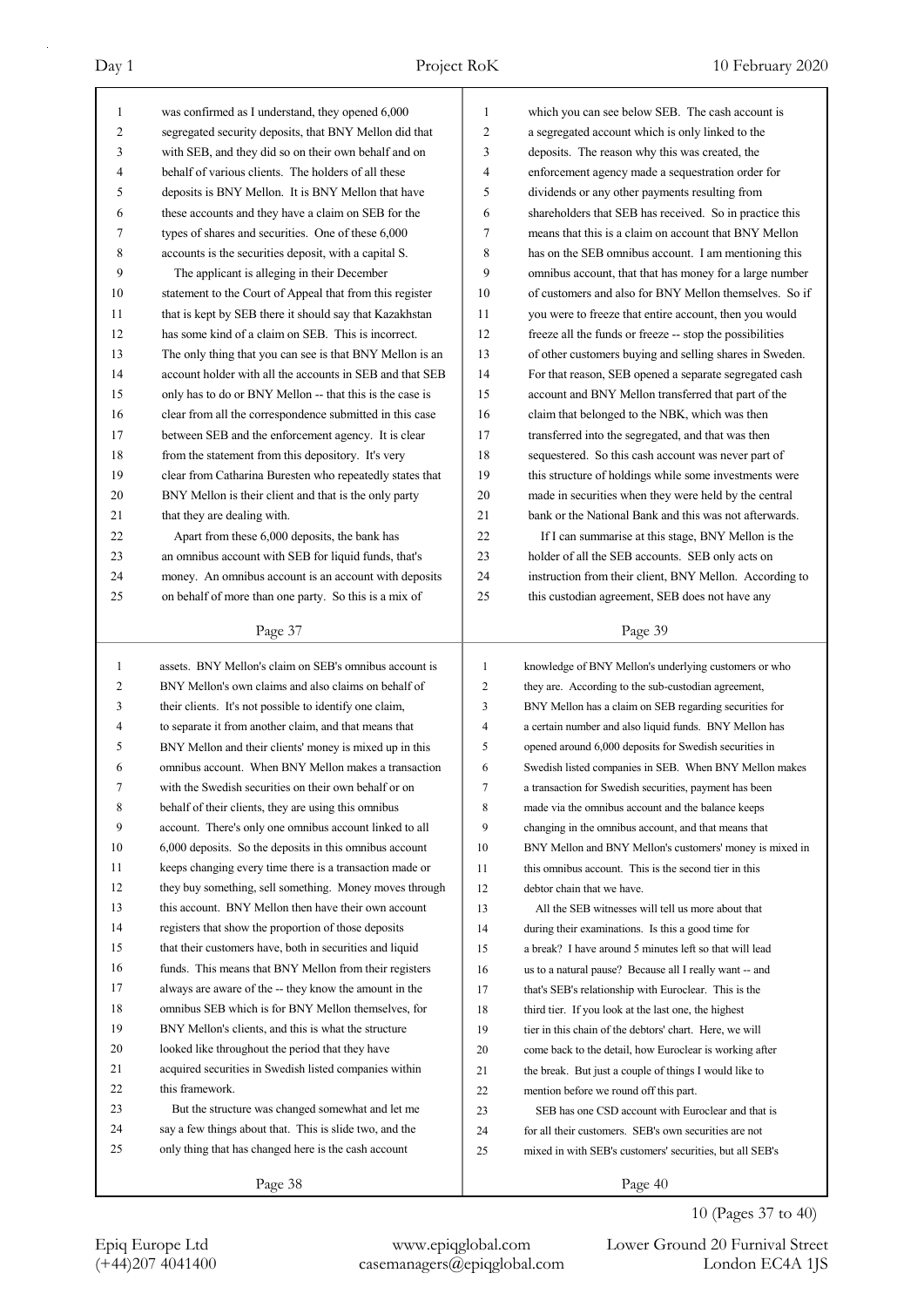was confirmed as I understand, they opened 6,000 segregated security deposits, that BNY Mellon did that with SEB, and they did so on their own behalf and on behalf of various clients. The holders of all these deposits is BNY Mellon. It is BNY Mellon that have these accounts and they have a claim on SEB for the types of shares and securities. One of these 6,000 accounts is the securities deposit, with a capital S.

The applicant is alleging in their December statement to the Court of Appeal that from this register that is kept by SEB there it should say that Kazakhstan has some kind of a claim on SEB. This is incorrect. The only thing that you can see is that BNY Mellon is an account holder with all the accounts in SEB and that SEB only has to do or BNY Mellon -- that this is the case is clear from all the correspondence submitted in this case between SEB and the enforcement agency. It is clear from the statement from this depository. It's very clear from Catharina Buresten who repeatedly states that BNY Mellon is their client and that is the only party that they are dealing with.

Apart from these 6,000 deposits, the bank has an omnibus account with SEB for liquid funds, that's money. An omnibus account is an account with deposits on behalf of more than one party. So this is a mix of assets. BNY Mellon's claim on SEB's omnibus account is BNY Mellon's own claims and also claims on behalf of their clients. It's not possible to identify one claim, to separate it from another claim, and that means that BNY Mellon and their clients' money is mixed up in this omnibus account. When BNY Mellon makes a transaction with the Swedish securities on their own behalf or on behalf of their clients, they are using this omnibus account. There's only one omnibus account linked to all 6,000 deposits. So the deposits in this omnibus account keeps changing every time there is a transaction made or they buy something, sell something. Money moves through this account. BNY Mellon then have their own account registers that show the proportion of those deposits that their customers have, both in securities and liquid funds. This means that BNY Mellon from their registers always are aware of the -- they know the amount in the omnibus SEB which is for BNY Mellon themselves, for BNY Mellon's clients, and this is what the structure looked like throughout the period that they have acquired securities in Swedish listed companies within this framework.

But the structure was changed somewhat and let me say a few things about that. This is slide two, and the only thing that has changed here is the cash account which you can see below SEB. The cash account is a segregated account which is only linked to the deposits. The reason why this was created, the enforcement agency made a sequestration order for dividends or any other payments resulting from shareholders that SEB has received. So in practice this means that this is a claim on account that BNY Mellon has on the SEB omnibus account. I am mentioning this omnibus account, that that has money for a large number of customers and also for BNY Mellon themselves. So if you were to freeze that entire account, then you would freeze all the funds or freeze -- stop the possibilities of other customers buying and selling shares in Sweden. For that reason, SEB opened a separate segregated cash account and BNY Mellon transferred that part of the claim that belonged to the NBK, which was then transferred into the segregated, and that was then sequestered. So this cash account was never part of this structure of holdings while some investments were made in securities when they were held by the central bank or the National Bank and this was not afterwards.

If I can summarise at this stage, BNY Mellon is the holder of all the SEB accounts. SEB only acts on instruction from their client, BNY Mellon. According to this custodian agreement, SEB does not have any knowledge of BNY Mellon's underlying customers or who they are. According to the sub-custodian agreement, BNY Mellon has a claim on SEB regarding securities for a certain number and also liquid funds. BNY Mellon has opened around 6,000 deposits for Swedish securities in Swedish listed companies in SEB. When BNY Mellon makes a transaction for Swedish securities, payment has been made via the omnibus account and the balance keeps changing in the omnibus account, and that means that BNY Mellon and BNY Mellon's customers' money is mixed in this omnibus account. This is the second tier in this debtor chain that we have.

All the SEB witnesses will tell us more about that during their examinations. Is this a good time for a break? I have around 5 minutes left so that will lead us to a natural pause? Because all I really want -- and that's SEB's relationship with Euroclear. This is the third tier. If you look at the last one, the highest tier in this chain of the debtors' chart. Here, we will come back to the detail, how Euroclear is working after the break. But just a couple of things I would like to mention before we round off this part.

SEB has one CSD account with Euroclear and that is for all their customers. SEB's own securities are not mixed in with SEB's customers' securities, but all SEB's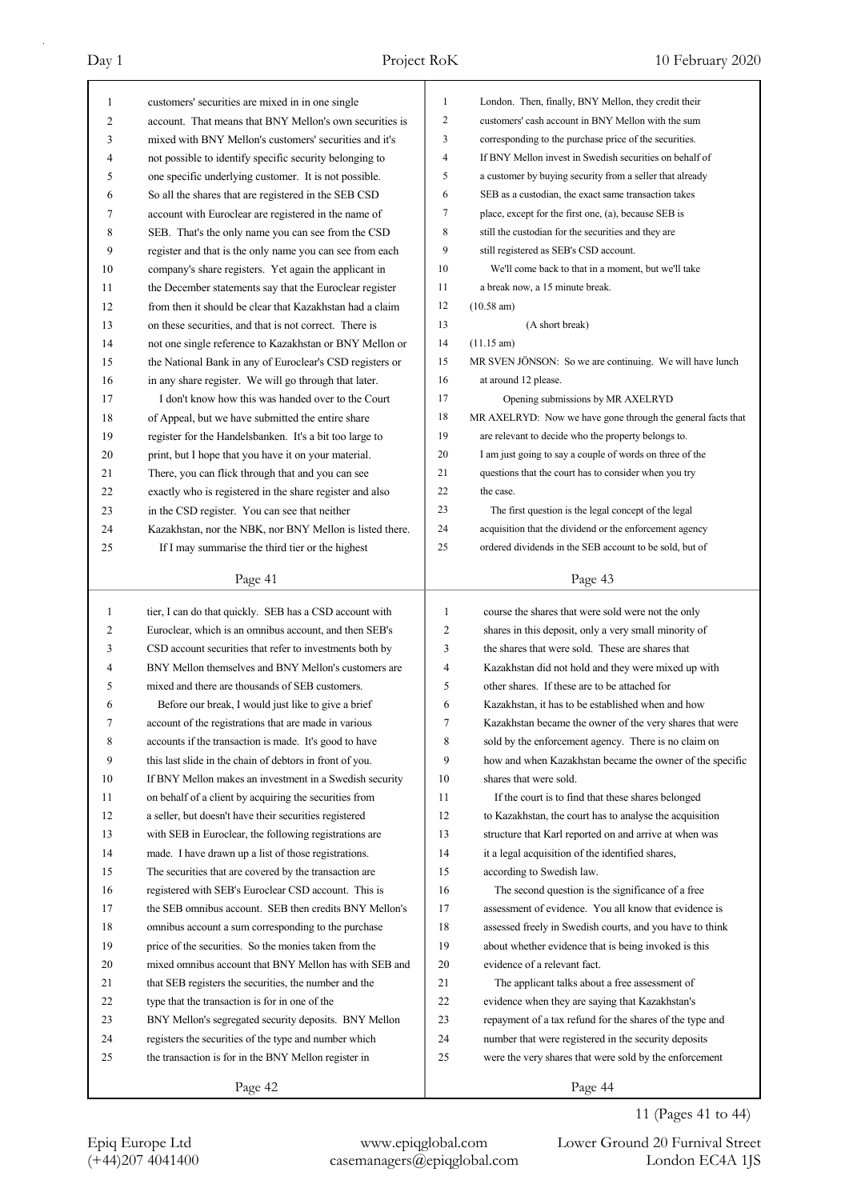customers' securities are mixed in in one single account. That means that BNY Mellon's own securities is mixed with BNY Mellon's customers' securities and it's not possible to identify specific security belonging to one specific underlying customer. It is not possible. So all the shares that are registered in the SEB CSD account with Euroclear are registered in the name of SEB. That's the only name you can see from the CSD register and that is the only name you can see from each company's share registers. Yet again the applicant in the December statements say that the Euroclear register from then it should be clear that Kazakhstan had a claim on these securities, and that is not correct. There is not one single reference to Kazakhstan or BNY Mellon or the National Bank in any of Euroclear's CSD registers or in any share register. We will go through that later.

I don't know how this was handed over to the Court of Appeal, but we have submitted the entire share register for the Handelsbanken. It's a bit too large to print, but I hope that you have it on your material. There, you can flick through that and you can see exactly who is registered in the share register and also in the CSD register. You can see that neither Kazakhstan, nor the NBK, nor BNY Mellon is listed there.

If I may summarise the third tier or the highest tier, I can do that quickly. SEB has a CSD account with Euroclear, which is an omnibus account, and then SEB's CSD account securities that refer to investments both by BNY Mellon themselves and BNY Mellon's customers are mixed and there are thousands of SEB customers.

Before our break, I would just like to give a brief account of the registrations that are made in various accounts if the transaction is made. It's good to have this last slide in the chain of debtors in front of you. If BNY Mellon makes an investment in a Swedish security on behalf of a client by acquiring the securities from a seller, but doesn't have their securities registered with SEB in Euroclear, the following registrations are made. I have drawn up a list of those registrations. The securities that are covered by the transaction are registered with SEB's Euroclear CSD account. This is the SEB omnibus account. SEB then credits BNY Mellon's omnibus account a sum corresponding to the purchase price of the securities. So the monies taken from the mixed omnibus account that BNY Mellon has with SEB and that SEB registers the securities, the number and the type that the transaction is for in one of the BNY Mellon's segregated security deposits. BNY Mellon registers the securities of the type and number which the transaction is for in the BNY Mellon register in London. Then, finally, BNY Mellon, they credit their customers' cash account in BNY Mellon with the sum corresponding to the purchase price of the securities. If BNY Mellon invest in Swedish securities on behalf of a customer by buying security from a seller that already SEB as a custodian, the exact same transaction takes place, except for the first one, (a), because SEB is still the custodian for the securities and they are still registered as SEB's CSD account.

We'll come back to that in a moment, but we'll take a break now, a 15 minute break.

(10.58 am)

(A short break)

(11.15 am)

MR SVEN JÖNSON: So we are continuing. We will have lunch at around 12 please.

Opening submissions by MR AXELRYD

MR AXELRYD: Now we have gone through the general facts that are relevant to decide who the property belongs to. I am just going to say a couple of words on three of the questions that the court has to consider when you try the case.

The first question is the legal concept of the legal acquisition that the dividend or the enforcement agency ordered dividends in the SEB account to be sold, but of course the shares that were sold were not the only shares in this deposit, only a very small minority of the shares that were sold. These are shares that Kazakhstan did not hold and they were mixed up with other shares. If these are to be attached for Kazakhstan, it has to be established when and how Kazakhstan became the owner of the very shares that were sold by the enforcement agency. There is no claim on how and when Kazakhstan became the owner of the specific shares that were sold.

If the court is to find that these shares belonged to Kazakhstan, the court has to analyse the acquisition structure that Karl reported on and arrive at when was it a legal acquisition of the identified shares, according to Swedish law.

The second question is the significance of a free assessment of evidence. You all know that evidence is assessed freely in Swedish courts, and you have to think about whether evidence that is being invoked is this evidence of a relevant fact.

The applicant talks about a free assessment of evidence when they are saying that Kazakhstan's repayment of a tax refund for the shares of the type and number that were registered in the security deposits were the very shares that were sold by the enforcement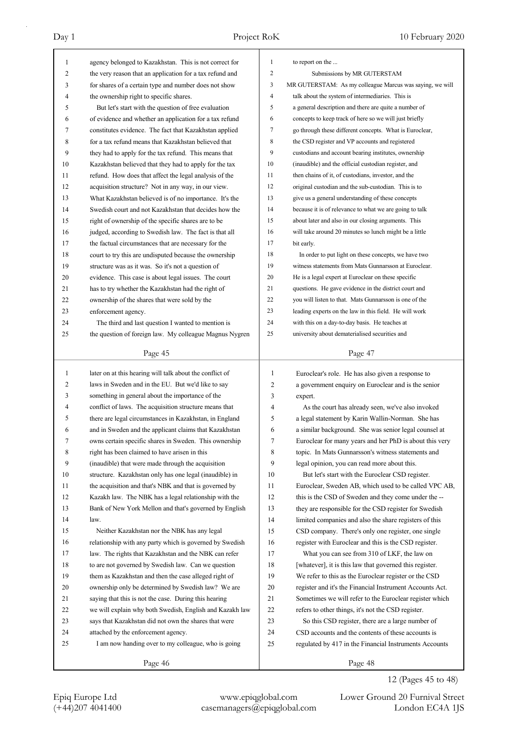agency belonged to Kazakhstan. This is not correct for the very reason that an application for a tax refund and for shares of a certain type and number does not show the ownership right to specific shares.

But let's start with the question of free evaluation of evidence and whether an application for a tax refund constitutes evidence. The fact that Kazakhstan applied for a tax refund means that Kazakhstan believed that they had to apply for the tax refund. This means that Kazakhstan believed that they had to apply for the tax refund. How does that affect the legal analysis of the acquisition structure? Not in any way, in our view. What Kazakhstan believed is of no importance. It's the Swedish court and not Kazakhstan that decides how the right of ownership of the specific shares are to be judged, according to Swedish law. The fact is that all the factual circumstances that are necessary for the court to try this are undisputed because the ownership structure was as it was. So it's not a question of evidence. This case is about legal issues. The court has to try whether the Kazakhstan had the right of ownership of the shares that were sold by the enforcement agency.

The third and last question I wanted to mention is the question of foreign law. My colleague Magnus Nygren later on at this hearing will talk about the conflict of laws in Sweden and in the EU. But we'd like to say something in general about the importance of the conflict of laws. The acquisition structure means that there are legal circumstances in Kazakhstan, in England and in Sweden and the applicant claims that Kazakhstan owns certain specific shares in Sweden. This ownership right has been claimed to have arisen in this (inaudible) that were made through the acquisition structure. Kazakhstan only has one legal (inaudible) in the acquisition and that's NBK and that is governed by Kazakh law. The NBK has a legal relationship with the Bank of New York Mellon and that's governed by English law.

Neither Kazakhstan nor the NBK has any legal relationship with any party which is governed by Swedish law. The rights that Kazakhstan and the NBK can refer to are not governed by Swedish law. Can we question them as Kazakhstan and then the case alleged right of ownership only be determined by Swedish law? We are saying that this is not the case. During this hearing we will explain why both Swedish, English and Kazakh law says that Kazakhstan did not own the shares that were attached by the enforcement agency.

I am now handing over to my colleague, who is going to report on the ...

Submissions by MR GUTERSTAM

MR GUTERSTAM: As my colleague Marcus was saying, we will talk about the system of intermediaries. This is a general description and there are quite a number of concepts to keep track of here so we will just briefly go through these different concepts. What is Euroclear, the CSD register and VP accounts and registered custodians and account bearing institutes, ownership (inaudible) and the official custodian register, and then chains of it, of custodians, investor, and the original custodian and the sub-custodian. This is to give us a general understanding of these concepts because it is of relevance to what we are going to talk about later and also in our closing arguments. This will take around 20 minutes so lunch might be a little bit early.

In order to put light on these concepts, we have two witness statements from Mats Gunnarsson at Euroclear. He is a legal expert at Euroclear on these specific questions. He gave evidence in the district court and you will listen to that. Mats Gunnarsson is one of the leading experts on the law in this field. He will work with this on a day-to-day basis. He teaches at university about dematerialised securities and Euroclear's role. He has also given a response to a government enquiry on Euroclear and is the senior expert.

As the court has already seen, we've also invoked a legal statement by Karin Wallin-Norman. She has a similar background. She was senior legal counsel at Euroclear for many years and her PhD is about this very topic. In Mats Gunnarsson's witness statements and legal opinion, you can read more about this.

But let's start with the Euroclear CSD register. Euroclear, Sweden AB, which used to be called VPC AB, this is the CSD of Sweden and they come under the -- they are responsible for the CSD register for Swedish limited companies and also the share registers of this CSD company. There's only one register, one single register with Euroclear and this is the CSD register.

What you can see from 310 of LKF, the law on [whatever], it is this law that governed this register. We refer to this as the Euroclear register or the CSD register and it's the Financial Instrument Accounts Act. Sometimes we will refer to the Euroclear register which refers to other things, it's not the CSD register.

So this CSD register, there are a large number of CSD accounts and the contents of these accounts is regulated by 417 in the Financial Instruments Accounts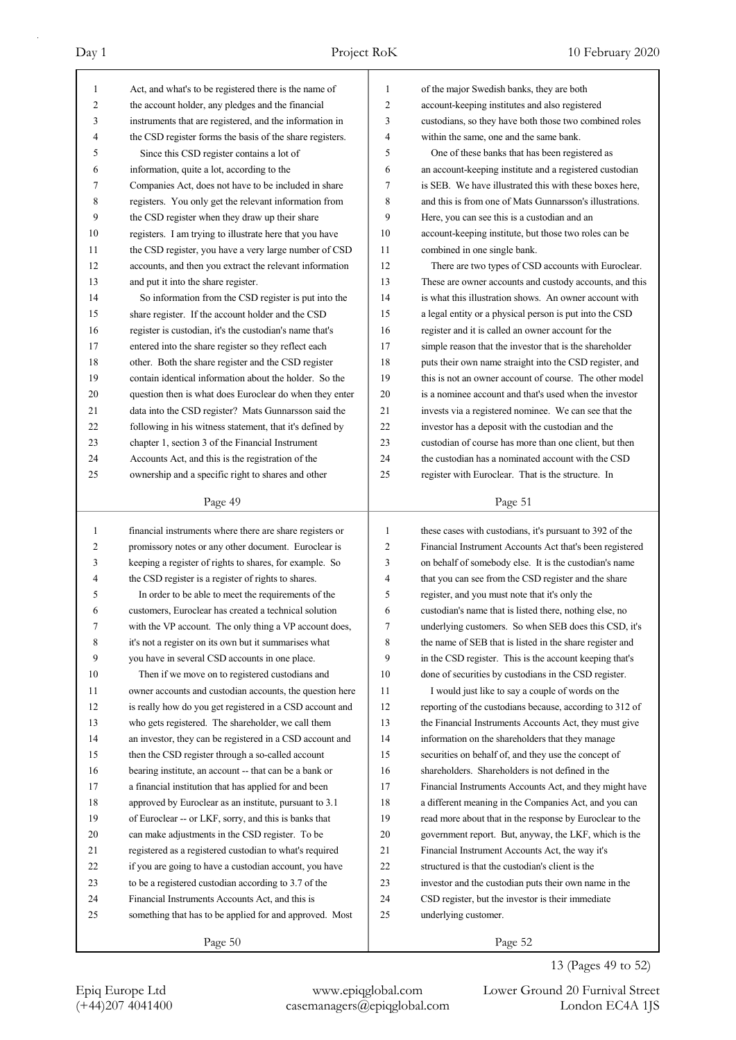Act, and what's to be registered there is the name of the account holder, any pledges and the financial instruments that are registered, and the information in the CSD register forms the basis of the share registers.

Since this CSD register contains a lot of information, quite a lot, according to the Companies Act, does not have to be included in share registers. You only get the relevant information from the CSD register when they draw up their share registers. I am trying to illustrate here that you have the CSD register, you have a very large number of CSD accounts, and then you extract the relevant information and put it into the share register.

So information from the CSD register is put into the share register. If the account holder and the CSD register is custodian, it's the custodian's name that's entered into the share register so they reflect each other. Both the share register and the CSD register contain identical information about the holder. So the question then is what does Euroclear do when they enter data into the CSD register? Mats Gunnarsson said the following in his witness statement, that it's defined by chapter 1, section 3 of the Financial Instrument Accounts Act, and this is the registration of the ownership and a specific right to shares and other financial instruments where there are share registers or promissory notes or any other document. Euroclear is keeping a register of rights to shares, for example. So the CSD register is a register of rights to shares.

In order to be able to meet the requirements of the customers, Euroclear has created a technical solution with the VP account. The only thing a VP account does, it's not a register on its own but it summarises what you have in several CSD accounts in one place.

Then if we move on to registered custodians and owner accounts and custodian accounts, the question here is really how do you get registered in a CSD account and who gets registered. The shareholder, we call them an investor, they can be registered in a CSD account and then the CSD register through a so-called account bearing institute, an account -- that can be a bank or a financial institution that has applied for and been approved by Euroclear as an institute, pursuant to 3.1 of Euroclear -- or LKF, sorry, and this is banks that can make adjustments in the CSD register. To be registered as a registered custodian to what's required if you are going to have a custodian account, you have to be a registered custodian according to 3.7 of the Financial Instruments Accounts Act, and this is something that has to be applied for and approved. Most of the major Swedish banks, they are both account-keeping institutes and also registered custodians, so they have both those two combined roles within the same, one and the same bank.

One of these banks that has been registered as an account-keeping institute and a registered custodian is SEB. We have illustrated this with these boxes here, and this is from one of Mats Gunnarsson's illustrations. Here, you can see this is a custodian and an account-keeping institute, but those two roles can be combined in one single bank.

There are two types of CSD accounts with Euroclear. These are owner accounts and custody accounts, and this is what this illustration shows. An owner account with a legal entity or a physical person is put into the CSD register and it is called an owner account for the simple reason that the investor that is the shareholder puts their own name straight into the CSD register, and this is not an owner account of course. The other model is a nominee account and that's used when the investor invests via a registered nominee. We can see that the investor has a deposit with the custodian and the custodian of course has more than one client, but then the custodian has a nominated account with the CSD register with Euroclear. That is the structure. In these cases with custodians, it's pursuant to 392 of the Financial Instrument Accounts Act that's been registered on behalf of somebody else. It is the custodian's name that you can see from the CSD register and the share register, and you must note that it's only the custodian's name that is listed there, nothing else, no underlying customers. So when SEB does this CSD, it's the name of SEB that is listed in the share register and in the CSD register. This is the account keeping that's done of securities by custodians in the CSD register.

I would just like to say a couple of words on the reporting of the custodians because, according to 312 of the Financial Instruments Accounts Act, they must give information on the shareholders that they manage securities on behalf of, and they use the concept of shareholders. Shareholders is not defined in the Financial Instruments Accounts Act, and they might have a different meaning in the Companies Act, and you can read more about that in the response by Euroclear to the government report. But, anyway, the LKF, which is the Financial Instrument Accounts Act, the way it's structured is that the custodian's client is the investor and the custodian puts their own name in the CSD register, but the investor is their immediate underlying customer.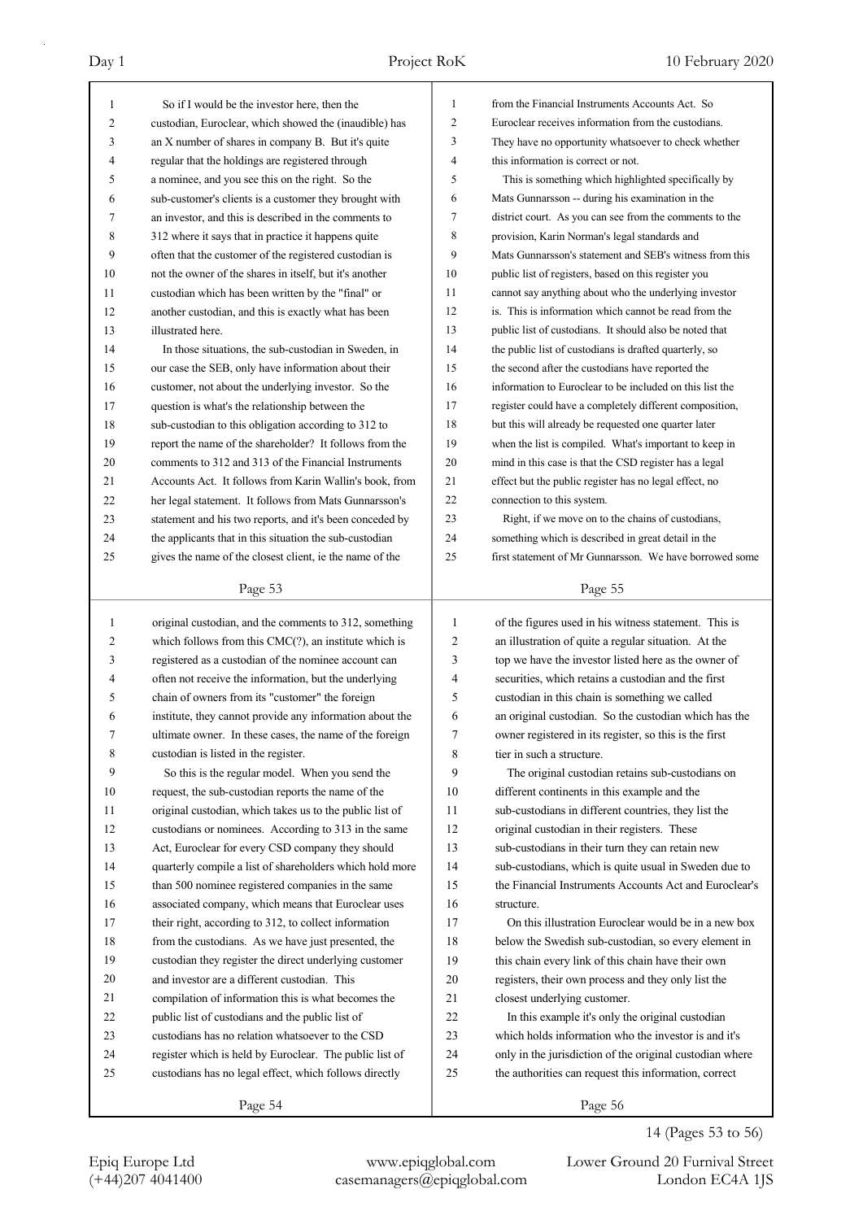So if I would be the investor here, then the custodian, Euroclear, which showed the (inaudible) has an X number of shares in company B. But it's quite regular that the holdings are registered through a nominee, and you see this on the right. So the sub-customer's clients is a customer they brought with an investor, and this is described in the comments to 312 where it says that in practice it happens quite often that the customer of the registered custodian is not the owner of the shares in itself, but it's another custodian which has been written by the "final" or another custodian, and this is exactly what has been illustrated here.

In those situations, the sub-custodian in Sweden, in our case the SEB, only have information about their customer, not about the underlying investor. So the question is what's the relationship between the sub-custodian to this obligation according to 312 to report the name of the shareholder? It follows from the comments to 312 and 313 of the Financial Instruments Accounts Act. It follows from Karin Wallin's book, from her legal statement. It follows from Mats Gunnarsson's statement and his two reports, and it's been conceded by the applicants that in this situation the sub-custodian gives the name of the closest client, ie the name of the original custodian, and the comments to 312, something which follows from this CMC(?), an institute which is registered as a custodian of the nominee account can often not receive the information, but the underlying chain of owners from its "customer" the foreign institute, they cannot provide any information about the ultimate owner. In these cases, the name of the foreign custodian is listed in the register.

So this is the regular model. When you send the request, the sub-custodian reports the name of the original custodian, which takes us to the public list of custodians or nominees. According to 313 in the same Act, Euroclear for every CSD company they should quarterly compile a list of shareholders which hold more than 500 nominee registered companies in the same associated company, which means that Euroclear uses their right, according to 312, to collect information from the custodians. As we have just presented, the custodian they register the direct underlying customer and investor are a different custodian. This compilation of information this is what becomes the public list of custodians and the public list of custodians has no relation whatsoever to the CSD register which is held by Euroclear. The public list of custodians has no legal effect, which follows directly from the Financial Instruments Accounts Act. So Euroclear receives information from the custodians. They have no opportunity whatsoever to check whether this information is correct or not.

This is something which highlighted specifically by Mats Gunnarsson -- during his examination in the district court. As you can see from the comments to the provision, Karin Norman's legal standards and Mats Gunnarsson's statement and SEB's witness from this public list of registers, based on this register you cannot say anything about who the underlying investor is. This is information which cannot be read from the public list of custodians. It should also be noted that the public list of custodians is drafted quarterly, so the second after the custodians have reported the information to Euroclear to be included on this list the register could have a completely different composition, but this will already be requested one quarter later when the list is compiled. What's important to keep in mind in this case is that the CSD register has a legal effect but the public register has no legal effect, no connection to this system.

Right, if we move on to the chains of custodians, something which is described in great detail in the first statement of Mr Gunnarsson. We have borrowed some of the figures used in his witness statement. This is an illustration of quite a regular situation. At the top we have the investor listed here as the owner of securities, which retains a custodian and the first custodian in this chain is something we called an original custodian. So the custodian which has the owner registered in its register, so this is the first tier in such a structure.

The original custodian retains sub-custodians on different continents in this example and the sub-custodians in different countries, they list the original custodian in their registers. These sub-custodians in their turn they can retain new sub-custodians, which is quite usual in Sweden due to the Financial Instruments Accounts Act and Euroclear's structure.

On this illustration Euroclear would be in a new box below the Swedish sub-custodian, so every element in this chain every link of this chain have their own registers, their own process and they only list the closest underlying customer.

In this example it's only the original custodian which holds information who the investor is and it's only in the jurisdiction of the original custodian where the authorities can request this information, correct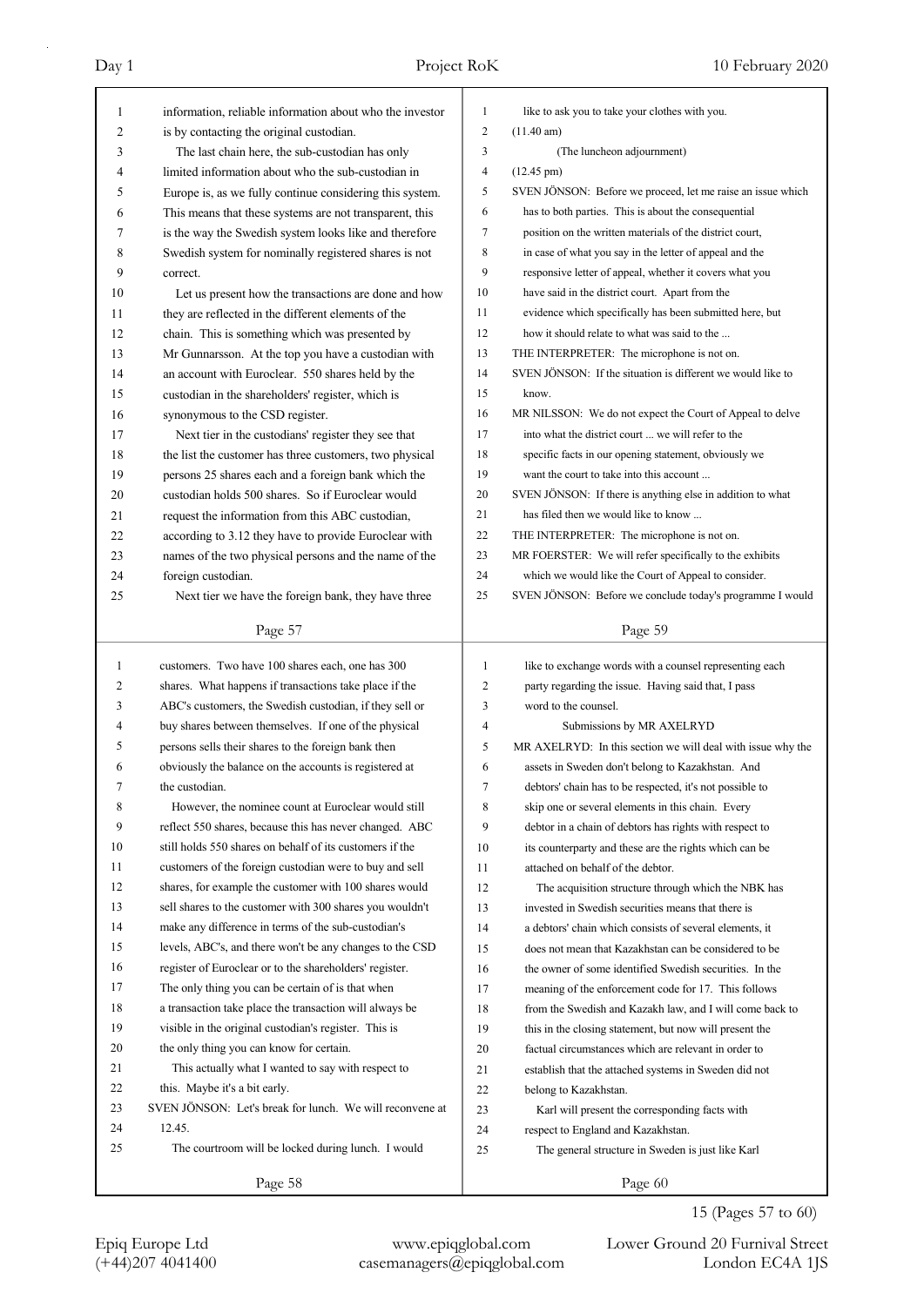information, reliable information about who the investor is by contacting the original custodian.

The last chain here, the sub-custodian has only limited information about who the sub-custodian in Europe is, as we fully continue considering this system. This means that these systems are not transparent, this is the way the Swedish system looks like and therefore Swedish system for nominally registered shares is not correct.

Let us present how the transactions are done and how they are reflected in the different elements of the chain. This is something which was presented by Mr Gunnarsson. At the top you have a custodian with an account with Euroclear. 550 shares held by the custodian in the shareholders' register, which is synonymous to the CSD register.

Next tier in the custodians' register they see that the list the customer has three customers, two physical persons 25 shares each and a foreign bank which the custodian holds 500 shares. So if Euroclear would request the information from this ABC custodian, according to 3.12 they have to provide Euroclear with names of the two physical persons and the name of the foreign custodian.

Next tier we have the foreign bank, they have three customers. Two have 100 shares each, one has 300 shares. What happens if transactions take place if the ABC's customers, the Swedish custodian, if they sell or buy shares between themselves. If one of the physical persons sells their shares to the foreign bank then obviously the balance on the accounts is registered at the custodian.

However, the nominee count at Euroclear would still reflect 550 shares, because this has never changed. ABC still holds 550 shares on behalf of its customers if the customers of the foreign custodian were to buy and sell shares, for example the customer with 100 shares would sell shares to the customer with 300 shares you wouldn't make any difference in terms of the sub-custodian's levels, ABC's, and there won't be any changes to the CSD register of Euroclear or to the shareholders' register. The only thing you can be certain of is that when a transaction take place the transaction will always be visible in the original custodian's register. This is the only thing you can know for certain.

This actually what I wanted to say with respect to this. Maybe it's a bit early.

SVEN JÖNSON: Let's break for lunch. We will reconvene at 12.45.

The courtroom will be locked during lunch. I would like to ask you to take your clothes with you.

(11.40 am)

(The luncheon adjournment)

(12.45 pm)

SVEN JÖNSON: Before we proceed, let me raise an issue which has to both parties. This is about the consequential position on the written materials of the district court, in case of what you say in the letter of appeal and the responsive letter of appeal, whether it covers what you have said in the district court. Apart from the evidence which specifically has been submitted here, but how it should relate to what was said to the ...

THE INTERPRETER: The microphone is not on.

SVEN JÖNSON: If the situation is different we would like to know.

MR NILSSON: We do not expect the Court of Appeal to delve into what the district court ... we will refer to the specific facts in our opening statement, obviously we want the court to take into this account ...

SVEN JÖNSON: If there is anything else in addition to what has filed then we would like to know ...

THE INTERPRETER: The microphone is not on.

MR FOERSTER: We will refer specifically to the exhibits which we would like the Court of Appeal to consider.

SVEN JÖNSON: Before we conclude today's programme I would like to exchange words with a counsel representing each party regarding the issue. Having said that, I pass word to the counsel.

## Submissions by MR AXELRYD

MR AXELRYD: In this section we will deal with issue why the assets in Sweden don't belong to Kazakhstan. And debtors' chain has to be respected, it's not possible to skip one or several elements in this chain. Every debtor in a chain of debtors has rights with respect to its counterparty and these are the rights which can be attached on behalf of the debtor.

The acquisition structure through which the NBK has invested in Swedish securities means that there is a debtors' chain which consists of several elements, it does not mean that Kazakhstan can be considered to be the owner of some identified Swedish securities. In the meaning of the enforcement code for 17. This follows from the Swedish and Kazakh law, and I will come back to this in the closing statement, but now will present the factual circumstances which are relevant in order to establish that the attached systems in Sweden did not belong to Kazakhstan.

Karl will present the corresponding facts with respect to England and Kazakhstan.

The general structure in Sweden is just like Karl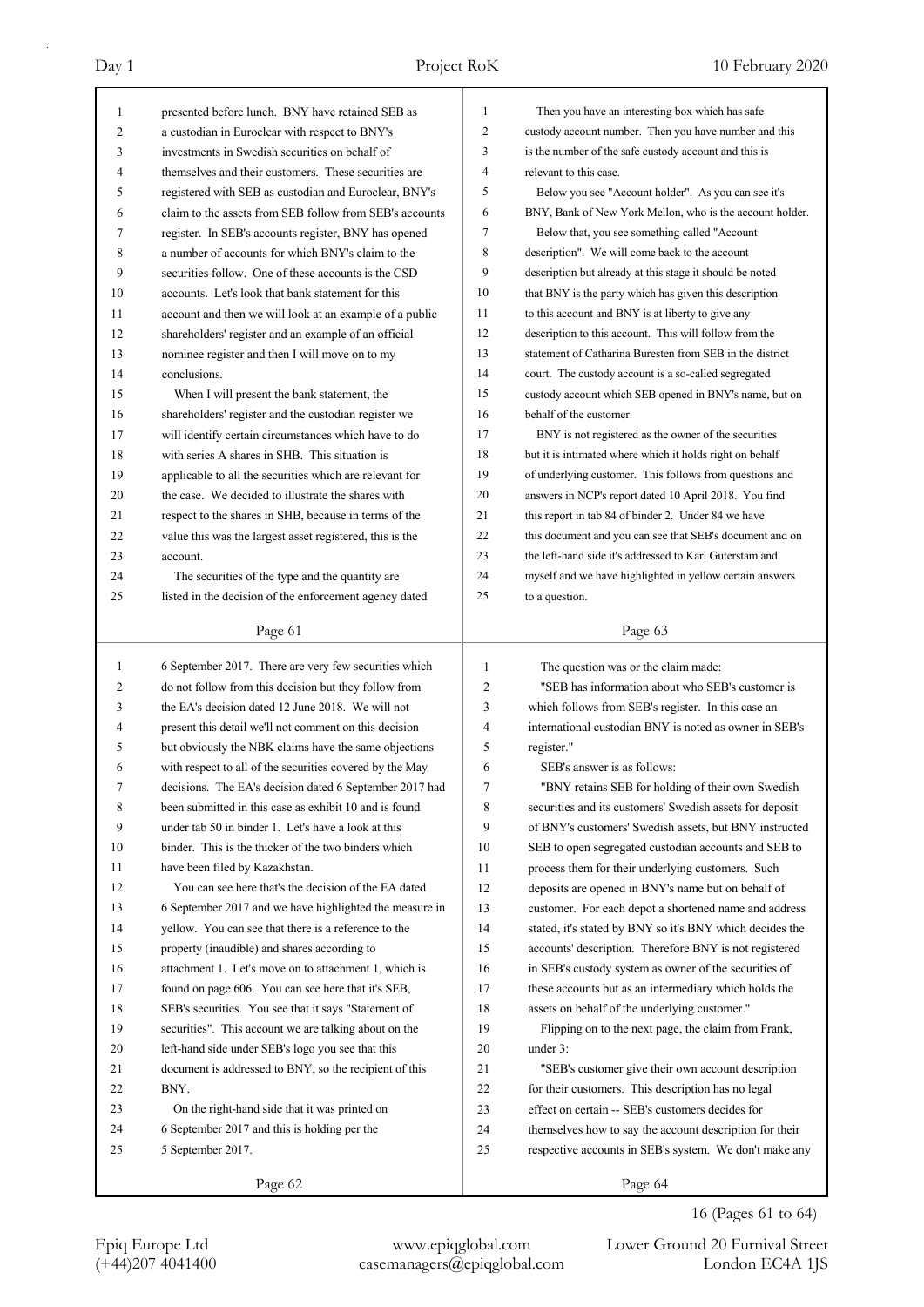presented before lunch. BNY have retained SEB as a custodian in Euroclear with respect to BNY's investments in Swedish securities on behalf of themselves and their customers. These securities are registered with SEB as custodian and Euroclear, BNY's claim to the assets from SEB follow from SEB's accounts register. In SEB's accounts register, BNY has opened a number of accounts for which BNY's claim to the securities follow. One of these accounts is the CSD accounts. Let's look that bank statement for this account and then we will look at an example of a public shareholders' register and an example of an official nominee register and then I will move on to my conclusions.

When I will present the bank statement, the shareholders' register and the custodian register we will identify certain circumstances which have to do with series A shares in SHB. This situation is applicable to all the securities which are relevant for the case. We decided to illustrate the shares with respect to the shares in SHB, because in terms of the value this was the largest asset registered, this is the account.

The securities of the type and the quantity are listed in the decision of the enforcement agency dated 6 September 2017. There are very few securities which do not follow from this decision but they follow from the EA's decision dated 12 June 2018. We will not present this detail we'll not comment on this decision but obviously the NBK claims have the same objections with respect to all of the securities covered by the May decisions. The EA's decision dated 6 September 2017 had been submitted in this case as exhibit 10 and is found under tab 50 in binder 1. Let's have a look at this binder. This is the thicker of the two binders which have been filed by Kazakhstan.

You can see here that's the decision of the EA dated 6 September 2017 and we have highlighted the measure in yellow. You can see that there is a reference to the property (inaudible) and shares according to attachment 1. Let's move on to attachment 1, which is found on page 606. You can see here that it's SEB, SEB's securities. You see that it says "Statement of securities". This account we are talking about on the left-hand side under SEB's logo you see that this document is addressed to BNY, so the recipient of this BNY.

On the right-hand side that it was printed on 6 September 2017 and this is holding per the 5 September 2017.

Then you have an interesting box which has safe custody account number. Then you have number and this is the number of the safe custody account and this is relevant to this case.

Below you see "Account holder". As you can see it's BNY, Bank of New York Mellon, who is the account holder.

Below that, you see something called "Account description". We will come back to the account description but already at this stage it should be noted that BNY is the party which has given this description to this account and BNY is at liberty to give any description to this account. This will follow from the statement of Catharina Buresten from SEB in the district court. The custody account is a so-called segregated custody account which SEB opened in BNY's name, but on behalf of the customer.

BNY is not registered as the owner of the securities but it is intimated where which it holds right on behalf of underlying customer. This follows from questions and answers in NCP's report dated 10 April 2018. You find this report in tab 84 of binder 2. Under 84 we have this document and you can see that SEB's document and on the left-hand side it's addressed to Karl Guterstam and myself and we have highlighted in yellow certain answers to a question.

The question was or the claim made:

"SEB has information about who SEB's customer is which follows from SEB's register. In this case an international custodian BNY is noted as owner in SEB's register."

SEB's answer is as follows:

"BNY retains SEB for holding of their own Swedish securities and its customers' Swedish assets for deposit of BNY's customers' Swedish assets, but BNY instructed SEB to open segregated custodian accounts and SEB to process them for their underlying customers. Such deposits are opened in BNY's name but on behalf of customer. For each depot a shortened name and address stated, it's stated by BNY so it's BNY which decides the accounts' description. Therefore BNY is not registered in SEB's custody system as owner of the securities of these accounts but as an intermediary which holds the assets on behalf of the underlying customer."

Flipping on to the next page, the claim from Frank, under 3:

"SEB's customer give their own account description for their customers. This description has no legal effect on certain -- SEB's customers decides for themselves how to say the account description for their respective accounts in SEB's system. We don't make any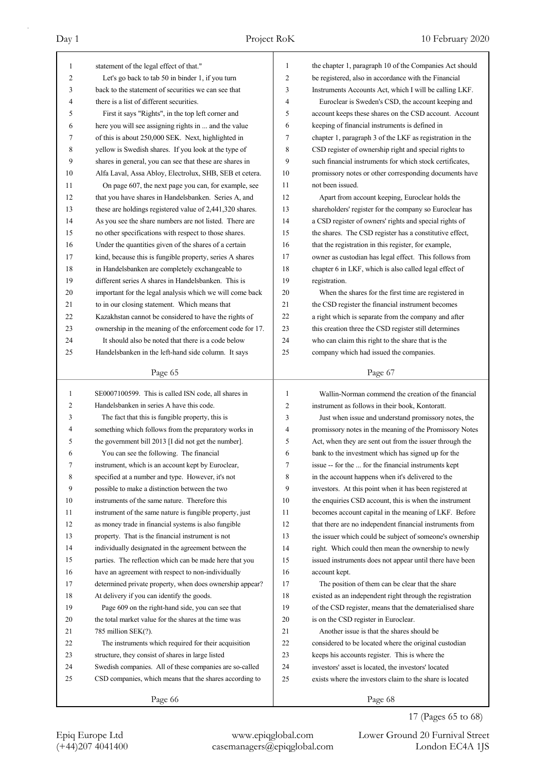statement of the legal effect of that."

Let's go back to tab 50 in binder 1, if you turn back to the statement of securities we can see that there is a list of different securities.

First it says "Rights", in the top left corner and here you will see assigning rights in ... and the value of this is about 250,000 SEK. Next, highlighted in yellow is Swedish shares. If you look at the type of shares in general, you can see that these are shares in Alfa Laval, Assa Abloy, Electrolux, SHB, SEB et cetera.

On page 607, the next page you can, for example, see that you have shares in Handelsbanken. Series A, and these are holdings registered value of 2,441,320 shares. As you see the share numbers are not listed. There are no other specifications with respect to those shares. Under the quantities given of the shares of a certain kind, because this is fungible property, series A shares in Handelsbanken are completely exchangeable to different series A shares in Handelsbanken. This is important for the legal analysis which we will come back to in our closing statement. Which means that Kazakhstan cannot be considered to have the rights of ownership in the meaning of the enforcement code for 17.

It should also be noted that there is a code below Handelsbanken in the left-hand side column. It says SE0007100599. This is called ISN code, all shares in Handelsbanken in series A have this code.

The fact that this is fungible property, this is something which follows from the preparatory works in the government bill 2013 [I did not get the number].

You can see the following. The financial instrument, which is an account kept by Euroclear, specified at a number and type. However, it's not possible to make a distinction between the two instruments of the same nature. Therefore this instrument of the same nature is fungible property, just as money trade in financial systems is also fungible property. That is the financial instrument is not individually designated in the agreement between the parties. The reflection which can be made here that you have an agreement with respect to non-individually determined private property, when does ownership appear? At delivery if you can identify the goods.

Page 609 on the right-hand side, you can see that the total market value for the shares at the time was 785 million SEK(?).

The instruments which required for their acquisition structure, they consist of shares in large listed Swedish companies. All of these companies are so-called CSD companies, which means that the shares according to the chapter 1, paragraph 10 of the Companies Act should be registered, also in accordance with the Financial Instruments Accounts Act, which I will be calling LKF.

Euroclear is Sweden's CSD, the account keeping and account keeps these shares on the CSD account. Account keeping of financial instruments is defined in chapter 1, paragraph 3 of the LKF as registration in the CSD register of ownership right and special rights to such financial instruments for which stock certificates, promissory notes or other corresponding documents have not been issued.

Apart from account keeping, Euroclear holds the shareholders' register for the company so Euroclear has a CSD register of owners' rights and special rights of the shares. The CSD register has a constitutive effect, that the registration in this register, for example, owner as custodian has legal effect. This follows from chapter 6 in LKF, which is also called legal effect of registration.

When the shares for the first time are registered in the CSD register the financial instrument becomes a right which is separate from the company and after this creation three the CSD register still determines who can claim this right to the share that is the company which had issued the companies.

Wallin-Norman commend the creation of the financial instrument as follows in their book, Kontoratt.

Just when issue and understand promissory notes, the promissory notes in the meaning of the Promissory Notes Act, when they are sent out from the issuer through the bank to the investment which has signed up for the issue -- for the ... for the financial instruments kept in the account happens when it's delivered to the investors. At this point when it has been registered at the enquiries CSD account, this is when the instrument becomes account capital in the meaning of LKF. Before that there are no independent financial instruments from the issuer which could be subject of someone's ownership right. Which could then mean the ownership to newly issued instruments does not appear until there have been account kept.

The position of them can be clear that the share existed as an independent right through the registration of the CSD register, means that the dematerialised share is on the CSD register in Euroclear.

Another issue is that the shares should be considered to be located where the original custodian keeps his accounts register. This is where the investors' asset is located, the investors' located exists where the investors claim to the share is located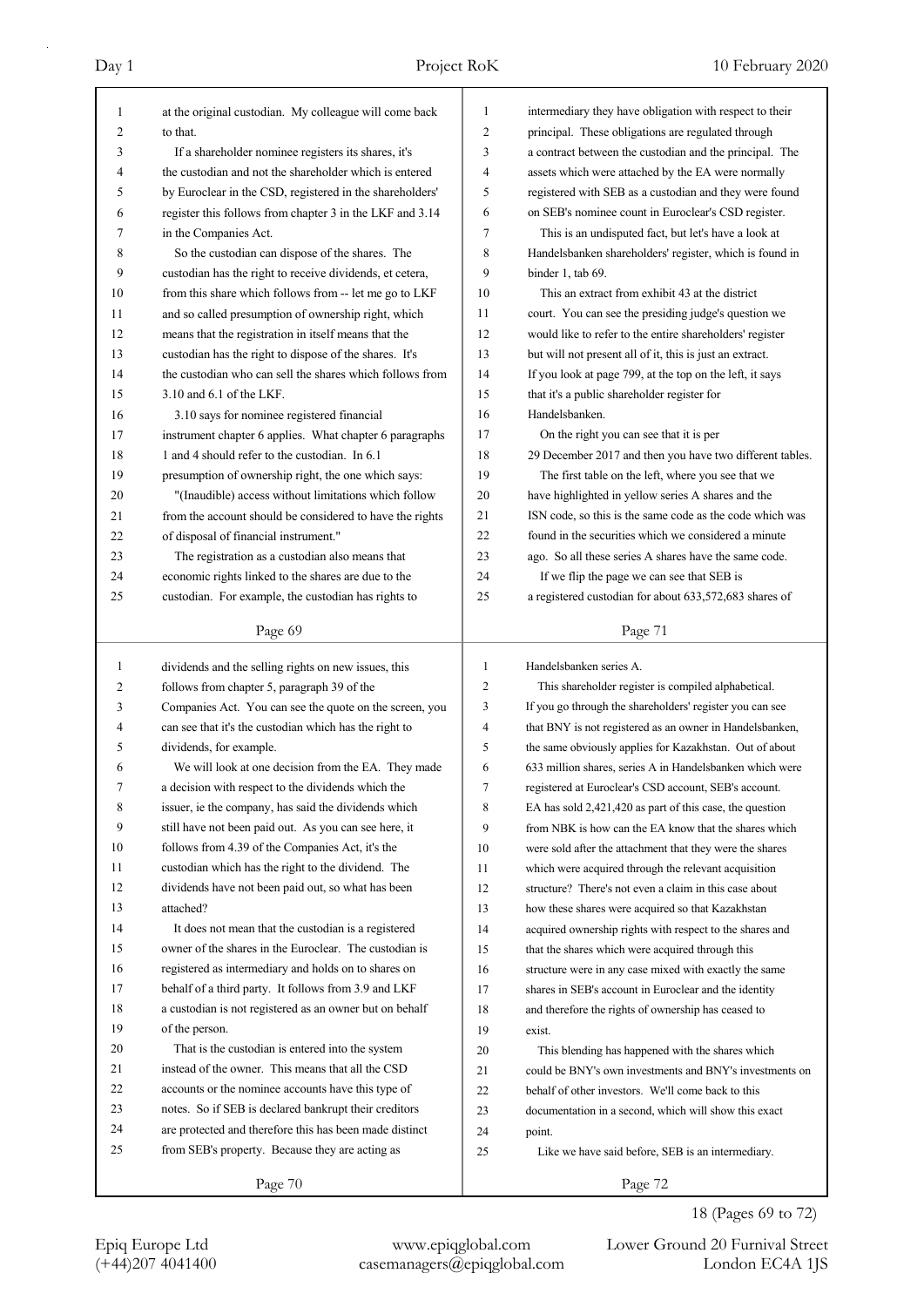at the original custodian. My colleague will come back to that.

If a shareholder nominee registers its shares, it's the custodian and not the shareholder which is entered by Euroclear in the CSD, registered in the shareholders' register this follows from chapter 3 in the LKF and 3.14 in the Companies Act.

So the custodian can dispose of the shares. The custodian has the right to receive dividends, et cetera, from this share which follows from -- let me go to LKF and so called presumption of ownership right, which means that the registration in itself means that the custodian has the right to dispose of the shares. It's the custodian who can sell the shares which follows from 3.10 and 6.1 of the LKF.

3.10 says for nominee registered financial instrument chapter 6 applies. What chapter 6 paragraphs 1 and 4 should refer to the custodian. In 6.1 presumption of ownership right, the one which says:

"(Inaudible) access without limitations which follow from the account should be considered to have the rights of disposal of financial instrument."

The registration as a custodian also means that economic rights linked to the shares are due to the custodian. For example, the custodian has rights to dividends and the selling rights on new issues, this follows from chapter 5, paragraph 39 of the Companies Act. You can see the quote on the screen, you can see that it's the custodian which has the right to dividends, for example.

We will look at one decision from the EA. They made a decision with respect to the dividends which the issuer, ie the company, has said the dividends which still have not been paid out. As you can see here, it follows from 4.39 of the Companies Act, it's the custodian which has the right to the dividend. The dividends have not been paid out, so what has been attached?

It does not mean that the custodian is a registered owner of the shares in the Euroclear. The custodian is registered as intermediary and holds on to shares on behalf of a third party. It follows from 3.9 and LKF a custodian is not registered as an owner but on behalf of the person.

That is the custodian is entered into the system instead of the owner. This means that all the CSD accounts or the nominee accounts have this type of notes. So if SEB is declared bankrupt their creditors are protected and therefore this has been made distinct from SEB's property. Because they are acting as intermediary they have obligation with respect to their principal. These obligations are regulated through a contract between the custodian and the principal. The assets which were attached by the EA were normally registered with SEB as a custodian and they were found on SEB's nominee count in Euroclear's CSD register.

This is an undisputed fact, but let's have a look at Handelsbanken shareholders' register, which is found in binder 1, tab 69.

This an extract from exhibit 43 at the district court. You can see the presiding judge's question we would like to refer to the entire shareholders' register but will not present all of it, this is just an extract. If you look at page 799, at the top on the left, it says that it's a public shareholder register for Handelsbanken.

On the right you can see that it is per 29 December 2017 and then you have two different tables.

The first table on the left, where you see that we have highlighted in yellow series A shares and the ISN code, so this is the same code as the code which was found in the securities which we considered a minute ago. So all these series A shares have the same code.

If we flip the page we can see that SEB is a registered custodian for about 633,572,683 shares of Handelsbanken series A.

This shareholder register is compiled alphabetical. If you go through the shareholders' register you can see that BNY is not registered as an owner in Handelsbanken, the same obviously applies for Kazakhstan. Out of about 633 million shares, series A in Handelsbanken which were registered at Euroclear's CSD account, SEB's account. EA has sold 2,421,420 as part of this case, the question from NBK is how can the EA know that the shares which were sold after the attachment that they were the shares which were acquired through the relevant acquisition structure? There's not even a claim in this case about how these shares were acquired so that Kazakhstan acquired ownership rights with respect to the shares and that the shares which were acquired through this structure were in any case mixed with exactly the same shares in SEB's account in Euroclear and the identity and therefore the rights of ownership has ceased to exist.

This blending has happened with the shares which could be BNY's own investments and BNY's investments on behalf of other investors. We'll come back to this documentation in a second, which will show this exact point.

Like we have said before, SEB is an intermediary.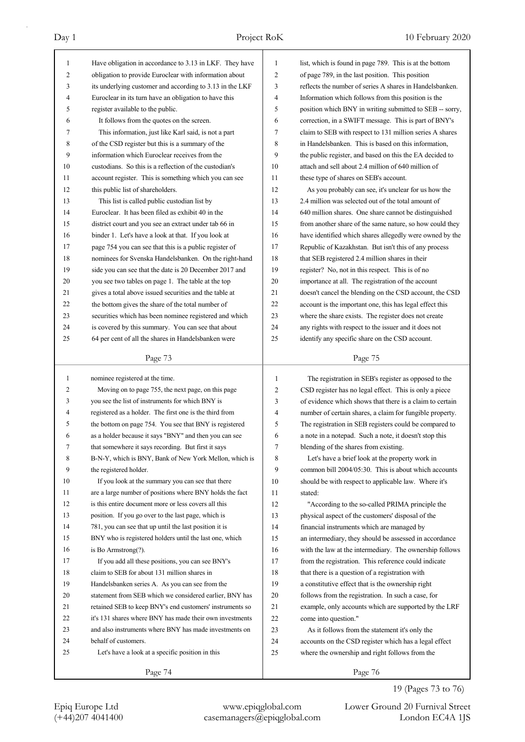Have obligation in accordance to 3.13 in LKF. They have obligation to provide Euroclear with information about its underlying customer and according to 3.13 in the LKF Euroclear in its turn have an obligation to have this register available to the public.

It follows from the quotes on the screen.

This information, just like Karl said, is not a part of the CSD register but this is a summary of the information which Euroclear receives from the custodians. So this is a reflection of the custodian's account register. This is something which you can see this public list of shareholders.

This list is called public custodian list by Euroclear. It has been filed as exhibit 40 in the district court and you see an extract under tab 66 in binder 1. Let's have a look at that. If you look at page 754 you can see that this is a public register of nominees for Svenska Handelsbanken. On the right-hand side you can see that the date is 20 December 2017 and you see two tables on page 1. The table at the top gives a total above issued securities and the table at the bottom gives the share of the total number of securities which has been nominee registered and which is covered by this summary. You can see that about 64 per cent of all the shares in Handelsbanken were nominee registered at the time.

Moving on to page 755, the next page, on this page you see the list of instruments for which BNY is registered as a holder. The first one is the third from the bottom on page 754. You see that BNY is registered as a holder because it says "BNY" and then you can see that somewhere it says recording. But first it says B-N-Y, which is BNY, Bank of New York Mellon, which is the registered holder.

If you look at the summary you can see that there are a large number of positions where BNY holds the fact is this entire document more or less covers all this position. If you go over to the last page, which is 781, you can see that up until the last position it is BNY who is registered holders until the last one, which is Bo Armstrong(?).

If you add all these positions, you can see BNY's claim to SEB for about 131 million shares in Handelsbanken series A. As you can see from the statement from SEB which we considered earlier, BNY has retained SEB to keep BNY's end customers' instruments so it's 131 shares where BNY has made their own investments and also instruments where BNY has made investments on behalf of customers.

Let's have a look at a specific position in this list, which is found in page 789. This is at the bottom of page 789, in the last position. This position reflects the number of series A shares in Handelsbanken. Information which follows from this position is the position which BNY in writing submitted to SEB -- sorry, correction, in a SWIFT message. This is part of BNY's claim to SEB with respect to 131 million series A shares in Handelsbanken. This is based on this information, the public register, and based on this the EA decided to attach and sell about 2.4 million of 640 million of these type of shares on SEB's account.

As you probably can see, it's unclear for us how the 2.4 million was selected out of the total amount of 640 million shares. One share cannot be distinguished from another share of the same nature, so how could they have identified which shares allegedly were owned by the Republic of Kazakhstan. But isn't this of any process that SEB registered 2.4 million shares in their register? No, not in this respect. This is of no importance at all. The registration of the account doesn't cancel the blending on the CSD account, the CSD account is the important one, this has legal effect this where the share exists. The register does not create any rights with respect to the issuer and it does not identify any specific share on the CSD account.

The registration in SEB's register as opposed to the CSD register has no legal effect. This is only a piece of evidence which shows that there is a claim to certain number of certain shares, a claim for fungible property. The registration in SEB registers could be compared to a note in a notepad. Such a note, it doesn't stop this blending of the shares from existing.

Let's have a brief look at the property work in common bill 2004/05:30. This is about which accounts should be with respect to applicable law. Where it's stated:

"According to the so-called PRIMA principle the physical aspect of the customers' disposal of the financial instruments which are managed by an intermediary, they should be assessed in accordance with the law at the intermediary. The ownership follows from the registration. This reference could indicate that there is a question of a registration with a constitutive effect that is the ownership right follows from the registration. In such a case, for example, only accounts which are supported by the LRF come into question."

As it follows from the statement it's only the accounts on the CSD register which has a legal effect where the ownership and right follows from the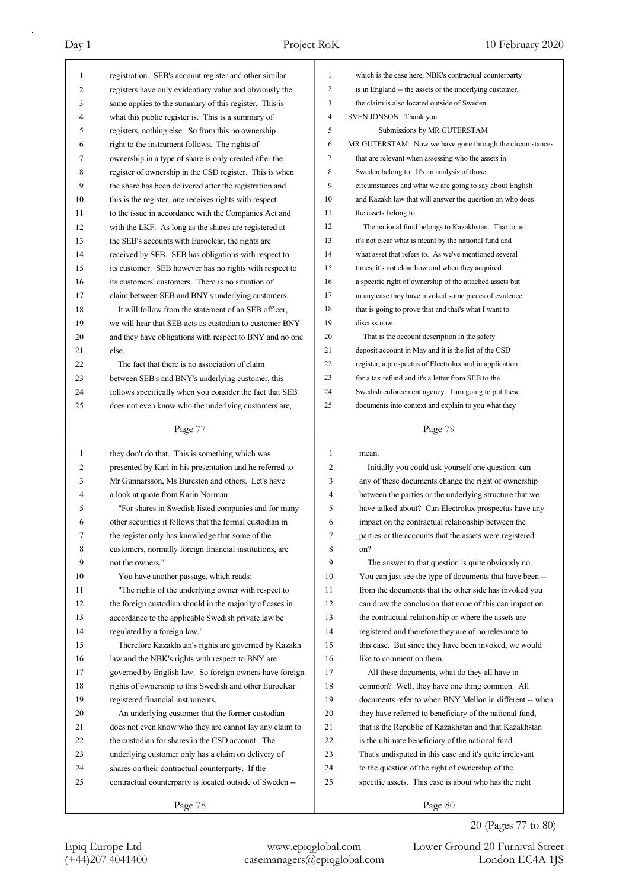registration. SEB's account register and other similar registers have only evidentiary value and obviously the same applies to the summary of this register. This is what this public register is. This is a summary of registers, nothing else. So from this no ownership right to the instrument follows. The rights of ownership in a type of share is only created after the register of ownership in the CSD register. This is when the share has been delivered after the registration and this is the register, one receives rights with respect to the issue in accordance with the Companies Act and with the LKF. As long as the shares are registered at the SEB's accounts with Euroclear, the rights are received by SEB. SEB has obligations with respect to its customer. SEB however has no rights with respect to its customers' customers. There is no situation of claim between SEB and BNY's underlying customers.

It will follow from the statement of an SEB officer, we will hear that SEB acts as custodian to customer BNY and they have obligations with respect to BNY and no one else.

The fact that there is no association of claim between SEB's and BNY's underlying customer, this follows specifically when you consider the fact that SEB does not even know who the underlying customers are, they don't do that. This is something which was presented by Karl in his presentation and he referred to Mr Gunnarsson, Ms Buresten and others. Let's have a look at quote from Karin Norman:

"For shares in Swedish listed companies and for many other securities it follows that the formal custodian in the register only has knowledge that some of the customers, normally foreign financial institutions, are not the owners."

You have another passage, which reads:

"The rights of the underlying owner with respect to the foreign custodian should in the majority of cases in accordance to the applicable Swedish private law be regulated by a foreign law."

Therefore Kazakhstan's rights are governed by Kazakh law and the NBK's rights with respect to BNY are governed by English law. So foreign owners have foreign rights of ownership to this Swedish and other Euroclear registered financial instruments.

An underlying customer that the former custodian does not even know who they are cannot lay any claim to the custodian for shares in the CSD account. The underlying customer only has a claim on delivery of shares on their contractual counterparty. If the contractual counterparty is located outside of Sweden -- which is the case here, NBK's contractual counterparty is in England -- the assets of the underlying customer, the claim is also located outside of Sweden.

SVEN JÖNSON: Thank you.

## Submissions by MR GUTERSTAM

MR GUTERSTAM: Now we have gone through the circumstances that are relevant when assessing who the assets in Sweden belong to. It's an analysis of those circumstances and what we are going to say about English and Kazakh law that will answer the question on who does the assets belong to.

The national fund belongs to Kazakhstan. That to us it's not clear what is meant by the national fund and what asset that refers to. As we've mentioned several times, it's not clear how and when they acquired a specific right of ownership of the attached assets but in any case they have invoked some pieces of evidence that is going to prove that and that's what I want to discuss now.

That is the account description in the safety deposit account in May and it is the list of the CSD register, a prospectus of Electrolux and in application for a tax refund and it's a letter from SEB to the Swedish enforcement agency. I am going to put these documents into context and explain to you what they mean.

Initially you could ask yourself one question: can any of these documents change the right of ownership between the parties or the underlying structure that we have talked about? Can Electrolux prospectus have any impact on the contractual relationship between the parties or the accounts that the assets were registered on?

The answer to that question is quite obviously no. You can just see the type of documents that have been -- from the documents that the other side has invoked you can draw the conclusion that none of this can impact on the contractual relationship or where the assets are registered and therefore they are of no relevance to this case. But since they have been invoked, we would like to comment on them.

All these documents, what do they all have in common? Well, they have one thing common. All documents refer to when BNY Mellon in different -- when they have referred to beneficiary of the national fund, that is the Republic of Kazakhstan and that Kazakhstan is the ultimate beneficiary of the national fund. That's undisputed in this case and it's quite irrelevant to the question of the right of ownership of the specific assets. This case is about who has the right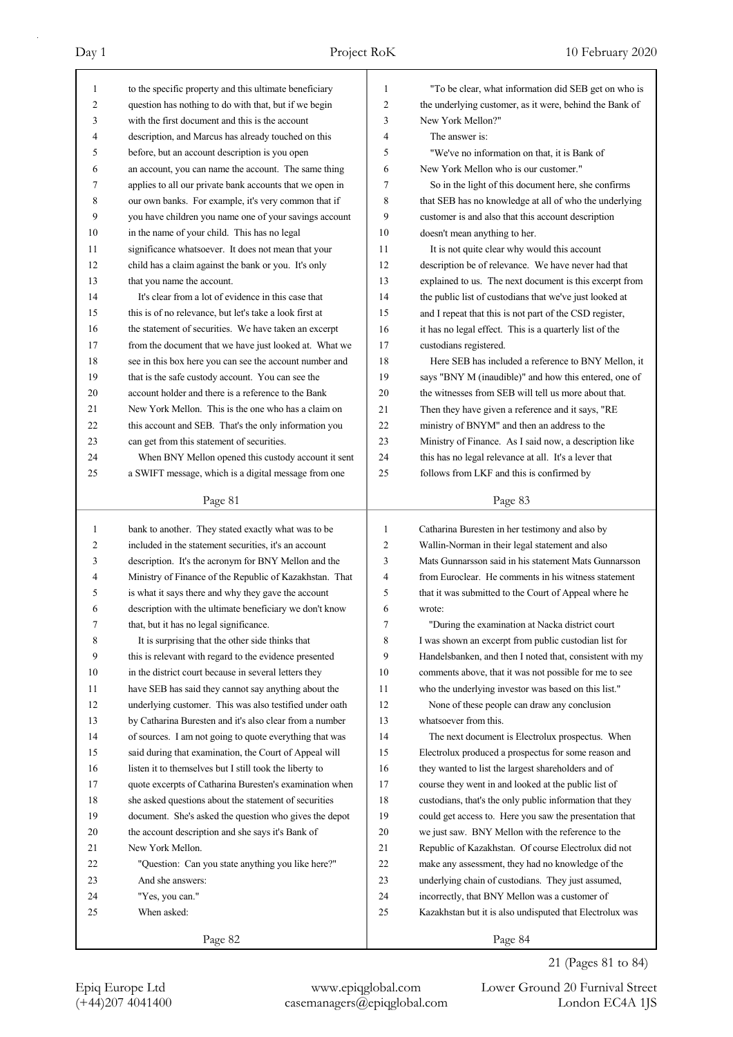to the specific property and this ultimate beneficiary question has nothing to do with that, but if we begin with the first document and this is the account description, and Marcus has already touched on this before, but an account description is you open an account, you can name the account. The same thing applies to all our private bank accounts that we open in our own banks. For example, it's very common that if you have children you name one of your savings account in the name of your child. This has no legal significance whatsoever. It does not mean that your child has a claim against the bank or you. It's only that you name the account.

It's clear from a lot of evidence in this case that this is of no relevance, but let's take a look first at the statement of securities. We have taken an excerpt from the document that we have just looked at. What we see in this box here you can see the account number and that is the safe custody account. You can see the account holder and there is a reference to the Bank New York Mellon. This is the one who has a claim on this account and SEB. That's the only information you can get from this statement of securities.

When BNY Mellon opened this custody account it sent a SWIFT message, which is a digital message from one bank to another. They stated exactly what was to be included in the statement securities, it's an account description. It's the acronym for BNY Mellon and the Ministry of Finance of the Republic of Kazakhstan. That is what it says there and why they gave the account description with the ultimate beneficiary we don't know that, but it has no legal significance.

It is surprising that the other side thinks that this is relevant with regard to the evidence presented in the district court because in several letters they have SEB has said they cannot say anything about the underlying customer. This was also testified under oath by Catharina Buresten and it's also clear from a number of sources. I am not going to quote everything that was said during that examination, the Court of Appeal will listen it to themselves but I still took the liberty to quote excerpts of Catharina Buresten's examination when she asked questions about the statement of securities. She's asked the question who gives the depot document. the account description and she says it's Bank of New York Mellon.

"Question: Can you state anything you like here?"

And she answers:

"Yes, you can."

When asked:

"To be clear, what information did SEB get on who is the underlying customer, as it were, behind the Bank of New York Mellon?"

The answer is:

"We've no information on that, it is Bank of New York Mellon who is our customer."

So in the light of this document here, she confirms that SEB has no knowledge at all of who the underlying customer is and also that this account description doesn't mean anything to her.

It is not quite clear why would this account description be of relevance. We have never had that explained to us. The next document is this excerpt from the public list of custodians that we've just looked at and I repeat that this is not part of the CSD register, it has no legal effect. This is a quarterly list of the custodians registered.

Here SEB has included a reference to BNY Mellon, it says "BNY M (inaudible)" and how this entered, one of the witnesses from SEB will tell us more about that. Then they have given a reference and it says, "RE ministry of BNYM" and then an address to the Ministry of Finance. As I said now, a description like this has no legal relevance at all. It's a lever that follows from LKF and this is confirmed by Catharina Buresten in her testimony and also by Wallin-Norman in their legal statement and also Mats Gunnarsson said in his statement Mats Gunnarsson from Euroclear. He comments in his witness statement that it was submitted to the Court of Appeal where he wrote:

"During the examination at Nacka district court I was shown an excerpt from public custodian list for Handelsbanken, and then I noted that, consistent with my comments above, that it was not possible for me to see who the underlying investor was based on this list."

None of these people can draw any conclusion whatsoever from this.

The next document is Electrolux prospectus. When Electrolux produced a prospectus for some reason and they wanted to list the largest shareholders and of course they went in and looked at the public list of custodians, that's the only public information that they could get access to. Here you saw the presentation that we just saw. BNY Mellon with the reference to the Republic of Kazakhstan. Of course Electrolux did not make any assessment, they had no knowledge of the underlying chain of custodians. They just assumed, incorrectly, that BNY Mellon was a customer of Kazakhstan but it is also undisputed that Electrolux was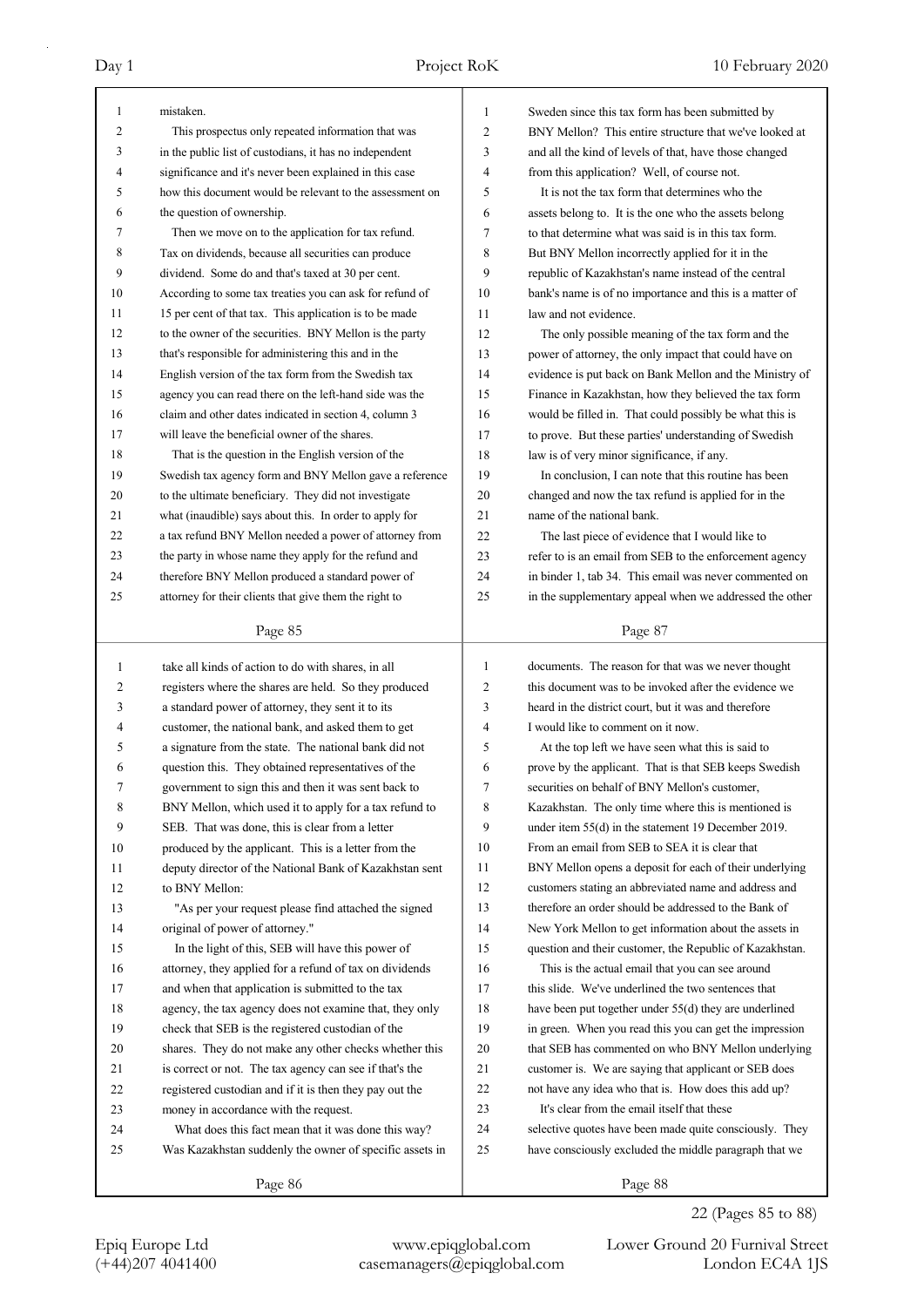mistaken.

This prospectus only repeated information that was in the public list of custodians, it has no independent significance and it's never been explained in this case how this document would be relevant to the assessment on the question of ownership.

Then we move on to the application for tax refund. Tax on dividends, because all securities can produce dividend. Some do and that's taxed at 30 per cent. According to some tax treaties you can ask for refund of 15 per cent of that tax. This application is to be made to the owner of the securities. BNY Mellon is the party that's responsible for administering this and in the English version of the tax form from the Swedish tax agency you can read there on the left-hand side was the claim and other dates indicated in section 4, column 3 will leave the beneficial owner of the shares.

That is the question in the English version of the Swedish tax agency form and BNY Mellon gave a reference to the ultimate beneficiary. They did not investigate what (inaudible) says about this. In order to apply for a tax refund BNY Mellon needed a power of attorney from the party in whose name they apply for the refund and therefore BNY Mellon produced a standard power of attorney for their clients that give them the right to take all kinds of action to do with shares, in all registers where the shares are held. So they produced a standard power of attorney, they sent it to its customer, the national bank, and asked them to get a signature from the state. The national bank did not question this. They obtained representatives of the government to sign this and then it was sent back to BNY Mellon, which used it to apply for a tax refund to SEB. That was done, this is clear from a letter produced by the applicant. This is a letter from the deputy director of the National Bank of Kazakhstan sent to BNY Mellon:

"As per your request please find attached the signed original of power of attorney."

In the light of this, SEB will have this power of attorney, they applied for a refund of tax on dividends and when that application is submitted to the tax agency, the tax agency does not examine that, they only check that SEB is the registered custodian of the shares. They do not make any other checks whether this is correct or not. The tax agency can see if that's the registered custodian and if it is then they pay out the money in accordance with the request.

What does this fact mean that it was done this way? Was Kazakhstan suddenly the owner of specific assets in Sweden since this tax form has been submitted by BNY Mellon? This entire structure that we've looked at and all the kind of levels of that, have those changed from this application? Well, of course not.

It is not the tax form that determines who the assets belong to. It is the one who the assets belong to that determine what was said is in this tax form. But BNY Mellon incorrectly applied for it in the republic of Kazakhstan's name instead of the central bank's name is of no importance and this is a matter of law and not evidence.

The only possible meaning of the tax form and the power of attorney, the only impact that could have on evidence is put back on Bank Mellon and the Ministry of Finance in Kazakhstan, how they believed the tax form would be filled in. That could possibly be what this is to prove. But these parties' understanding of Swedish law is of very minor significance, if any.

In conclusion, I can note that this routine has been changed and now the tax refund is applied for in the name of the national bank.

The last piece of evidence that I would like to refer to is an email from SEB to the enforcement agency in binder 1, tab 34. This email was never commented on in the supplementary appeal when we addressed the other documents. The reason for that was we never thought this document was to be invoked after the evidence we heard in the district court, but it was and therefore I would like to comment on it now.

At the top left we have seen what this is said to prove by the applicant. That is that SEB keeps Swedish securities on behalf of BNY Mellon's customer, Kazakhstan. The only time where this is mentioned is under item 55(d) in the statement 19 December 2019. From an email from SEB to SEA it is clear that BNY Mellon opens a deposit for each of their underlying customers stating an abbreviated name and address and therefore an order should be addressed to the Bank of New York Mellon to get information about the assets in question and their customer, the Republic of Kazakhstan.

This is the actual email that you can see around this slide. We've underlined the two sentences that have been put together under 55(d) they are underlined in green. When you read this you can get the impression that SEB has commented on who BNY Mellon underlying customer is. We are saying that applicant or SEB does not have any idea who that is. How does this add up?

It's clear from the email itself that these selective quotes have been made quite consciously. They have consciously excluded the middle paragraph that we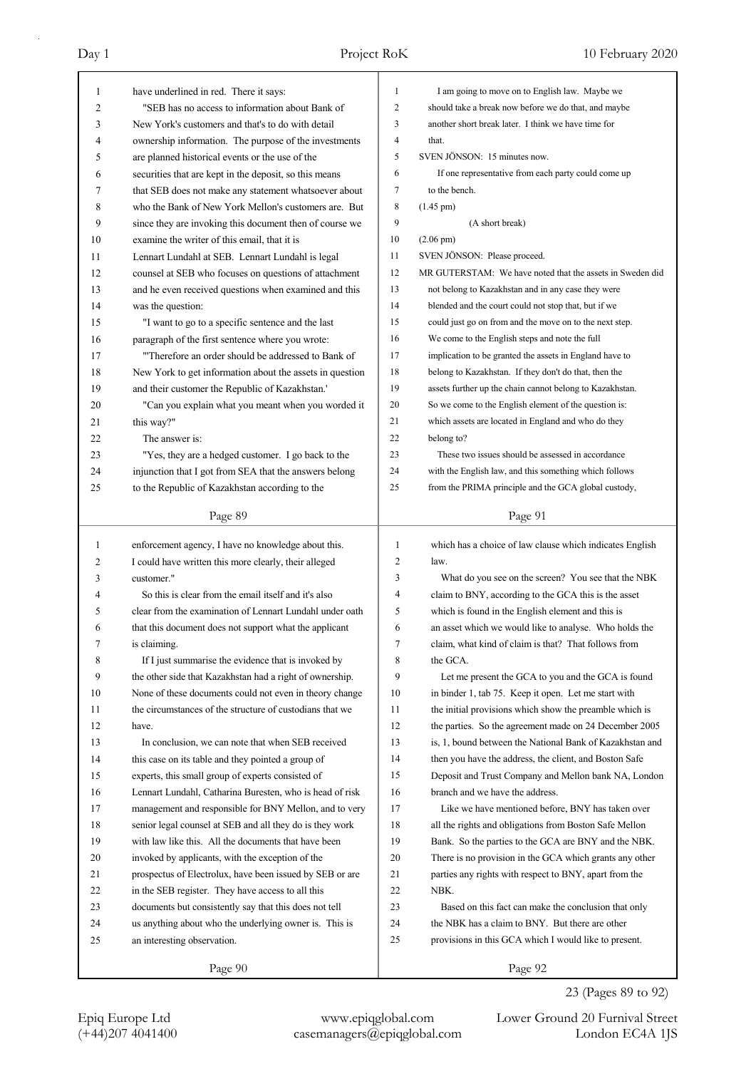have underlined in red. There it says:

"SEB has no access to information about Bank of New York's customers and that's to do with detail ownership information. The purpose of the investments are planned historical events or the use of the securities that are kept in the deposit, so this means that SEB does not make any statement whatsoever about who the Bank of New York Mellon's customers are. But since they are invoking this document then of course we examine the writer of this email, that it is Lennart Lundahl at SEB. Lennart Lundahl is legal counsel at SEB who focuses on questions of attachment and he even received questions when examined and this was the question:

"I want to go to a specific sentence and the last paragraph of the first sentence where you wrote:

"'Therefore an order should be addressed to Bank of New York to get information about the assets in question and their customer the Republic of Kazakhstan.'

"Can you explain what you meant when you worded it this way?"

The answer is:

"Yes, they are a hedged customer. I go back to the injunction that I got from SEA that the answers belong to the Republic of Kazakhstan according to the enforcement agency, I have no knowledge about this. I could have written this more clearly, their alleged customer."

So this is clear from the email itself and it's also clear from the examination of Lennart Lundahl under oath that this document does not support what the applicant is claiming.

If I just summarise the evidence that is invoked by the other side that Kazakhstan had a right of ownership. None of these documents could not even in theory change the circumstances of the structure of custodians that we have.

In conclusion, we can note that when SEB received this case on its table and they pointed a group of experts, this small group of experts consisted of Lennart Lundahl, Catharina Buresten, who is head of risk management and responsible for BNY Mellon, and to very senior legal counsel at SEB and all they do is they work with law like this. All the documents that have been invoked by applicants, with the exception of the prospectus of Electrolux, have been issued by SEB or are in the SEB register. They have access to all this documents but consistently say that this does not tell us anything about who the underlying owner is. This is an interesting observation.

I am going to move on to English law. Maybe we should take a break now before we do that, and maybe another short break later. I think we have time for that.

SVEN JÖNSON: 15 minutes now.

If one representative from each party could come up to the bench.

(1.45 pm)

(A short break)

(2.06 pm)

SVEN JÖNSON: Please proceed.

MR GUTERSTAM: We have noted that the assets in Sweden did not belong to Kazakhstan and in any case they were blended and the court could not stop that, but if we could just go on from and the move on to the next step. We come to the English steps and note the full implication to be granted the assets in England have to belong to Kazakhstan. If they don't do that, then the assets further up the chain cannot belong to Kazakhstan. So we come to the English element of the question is: which assets are located in England and who do they belong to?

These two issues should be assessed in accordance with the English law, and this something which follows from the PRIMA principle and the GCA global custody, which has a choice of law clause which indicates English law.

What do you see on the screen? You see that the NBK claim to BNY, according to the GCA this is the asset which is found in the English element and this is an asset which we would like to analyse. Who holds the claim, what kind of claim is that? That follows from the GCA.

Let me present the GCA to you and the GCA is found in binder 1, tab 75. Keep it open. Let me start with the initial provisions which show the preamble which is the parties. So the agreement made on 24 December 2005 is, 1, bound between the National Bank of Kazakhstan and then you have the address, the client, and Boston Safe Deposit and Trust Company and Mellon bank NA, London branch and we have the address.

Like we have mentioned before, BNY has taken over all the rights and obligations from Boston Safe Mellon Bank. So the parties to the GCA are BNY and the NBK. There is no provision in the GCA which grants any other parties any rights with respect to BNY, apart from the NBK.

Based on this fact can make the conclusion that only the NBK has a claim to BNY. But there are other provisions in this GCA which I would like to present.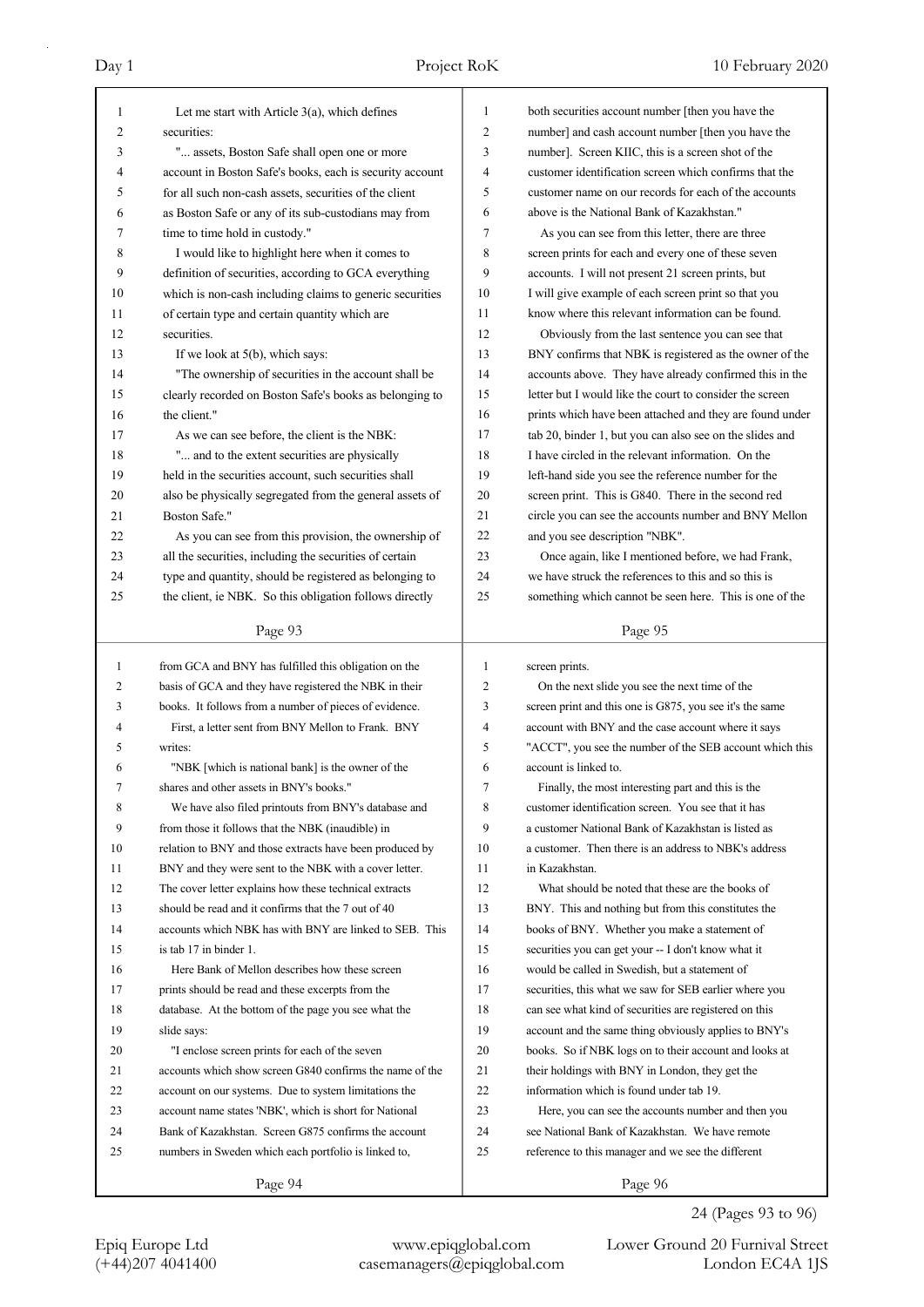Let me start with Article 3(a), which defines securities:

"... assets, Boston Safe shall open one or more account in Boston Safe's books, each is security account for all such non-cash assets, securities of the client as Boston Safe or any of its sub-custodians may from time to time hold in custody."

I would like to highlight here when it comes to definition of securities, according to GCA everything which is non-cash including claims to generic securities of certain type and certain quantity which are securities.

If we look at 5(b), which says:

"The ownership of securities in the account shall be clearly recorded on Boston Safe's books as belonging to the client."

As we can see before, the client is the NBK:

"... and to the extent securities are physically held in the securities account, such securities shall also be physically segregated from the general assets of Boston Safe."

As you can see from this provision, the ownership of all the securities, including the securities of certain type and quantity, should be registered as belonging to the client, ie NBK. So this obligation follows directly from GCA and BNY has fulfilled this obligation on the basis of GCA and they have registered the NBK in their books. It follows from a number of pieces of evidence.

First, a letter sent from BNY Mellon to Frank. BNY writes:

"NBK [which is national bank] is the owner of the shares and other assets in BNY's books."

We have also filed printouts from BNY's database and from those it follows that the NBK (inaudible) in relation to BNY and those extracts have been produced by BNY and they were sent to the NBK with a cover letter. The cover letter explains how these technical extracts should be read and it confirms that the 7 out of 40 accounts which NBK has with BNY are linked to SEB. This is tab 17 in binder 1.

Here Bank of Mellon describes how these screen prints should be read and these excerpts from the database. At the bottom of the page you see what the slide says:

"I enclose screen prints for each of the seven accounts which show screen G840 confirms the name of the account on our systems. Due to system limitations the account name states 'NBK', which is short for National Bank of Kazakhstan. Screen G875 confirms the account numbers in Sweden which each portfolio is linked to, both securities account number [then you have the number] and cash account number [then you have the number]. Screen KIIC, this is a screen shot of the customer identification screen which confirms that the customer name on our records for each of the accounts above is the National Bank of Kazakhstan."

As you can see from this letter, there are three screen prints for each and every one of these seven accounts. I will not present 21 screen prints, but I will give example of each screen print so that you know where this relevant information can be found.

Obviously from the last sentence you can see that BNY confirms that NBK is registered as the owner of the accounts above. They have already confirmed this in the letter but I would like the court to consider the screen prints which have been attached and they are found under tab 20, binder 1, but you can also see on the slides and I have circled in the relevant information. On the left-hand side you see the reference number for the screen print. This is G840. There in the second red circle you can see the accounts number and BNY Mellon and you see description "NBK".

Once again, like I mentioned before, we had Frank, we have struck the references to this and so this is something which cannot be seen here. This is one of the screen prints.

On the next slide you see the next time of the screen print and this one is G875, you see it's the same account with BNY and the case account where it says "ACCT", you see the number of the SEB account which this account is linked to.

Finally, the most interesting part and this is the customer identification screen. You see that it has a customer National Bank of Kazakhstan is listed as a customer. Then there is an address to NBK's address in Kazakhstan.

What should be noted that these are the books of BNY. This and nothing but from this constitutes the books of BNY. Whether you make a statement of securities you can get your -- I don't know what it would be called in Swedish, but a statement of securities, this what we saw for SEB earlier where you can see what kind of securities are registered on this account and the same thing obviously applies to BNY's books. So if NBK logs on to their account and looks at their holdings with BNY in London, they get the information which is found under tab 19.

Here, you can see the accounts number and then you see National Bank of Kazakhstan. We have remote reference to this manager and we see the different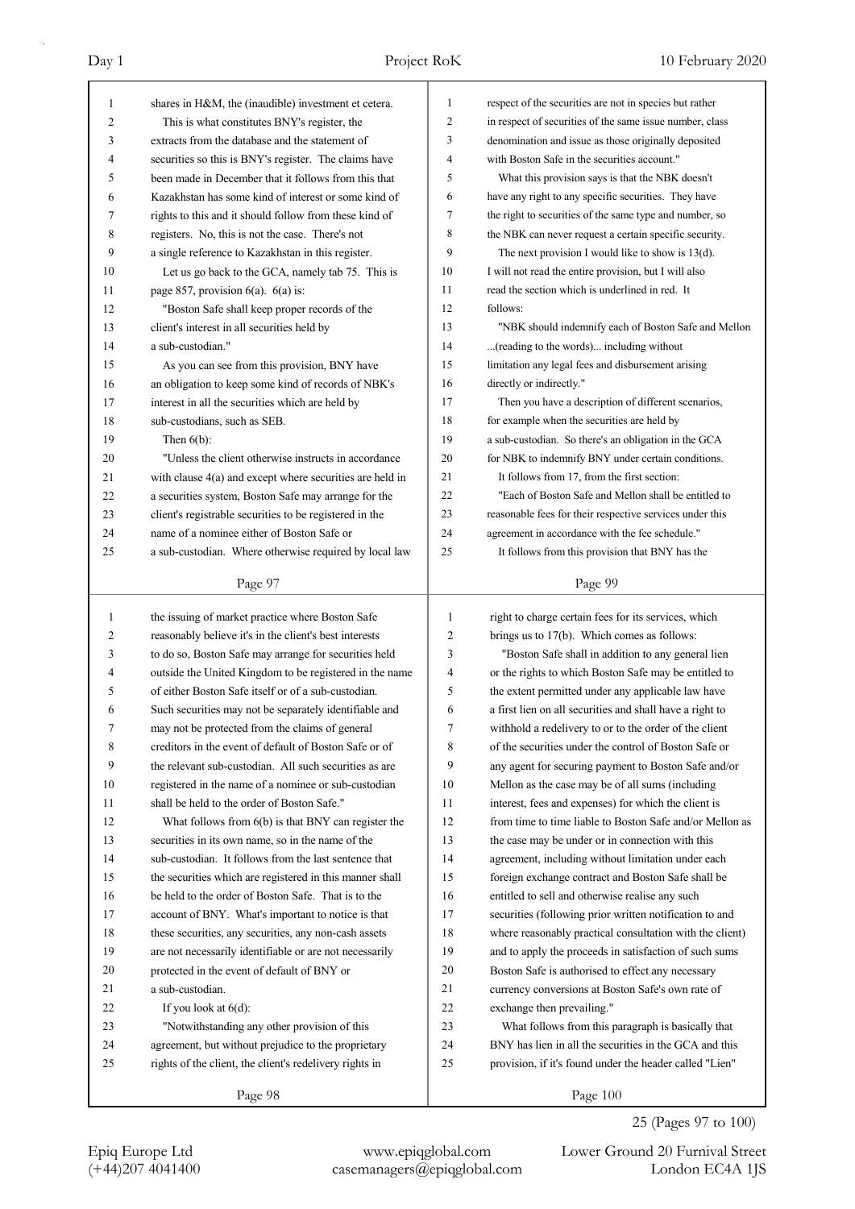shares in H&M, the (inaudible) investment et cetera.

This is what constitutes BNY's register, the extracts from the database and the statement of securities so this is BNY's register. The claims have been made in December that it follows from this that Kazakhstan has some kind of interest or some kind of rights to this and it should follow from these kind of registers. No, this is not the case. There's not a single reference to Kazakhstan in this register.

Let us go back to the GCA, namely tab 75. This is page 857, provision 6(a). 6(a) is:

"Boston Safe shall keep proper records of the client's interest in all securities held by a sub-custodian."

As you can see from this provision, BNY have an obligation to keep some kind of records of NBK's interest in all the securities which are held by sub-custodians, such as SEB.

Then 6(b):

"Unless the client otherwise instructs in accordance with clause 4(a) and except where securities are held in a securities system, Boston Safe may arrange for the client's registrable securities to be registered in the name of a nominee either of Boston Safe or a sub-custodian. Where otherwise required by local law the issuing of market practice where Boston Safe reasonably believe it's in the client's best interests to do so, Boston Safe may arrange for securities held outside the United Kingdom to be registered in the name of either Boston Safe itself or of a sub-custodian. Such securities may not be separately identifiable and may not be protected from the claims of general creditors in the event of default of Boston Safe or of the relevant sub-custodian. All such securities as are registered in the name of a nominee or sub-custodian shall be held to the order of Boston Safe."

What follows from 6(b) is that BNY can register the securities in its own name, so in the name of the sub-custodian. It follows from the last sentence that the securities which are registered in this manner shall be held to the order of Boston Safe. That is to the account of BNY. What's important to notice is that these securities, any securities, any non-cash assets are not necessarily identifiable or are not necessarily protected in the event of default of BNY or a sub-custodian.

If you look at 6(d):

"Notwithstanding any other provision of this agreement, but without prejudice to the proprietary rights of the client, the client's redelivery rights in respect of the securities are not in species but rather in respect of securities of the same issue number, class denomination and issue as those originally deposited with Boston Safe in the securities account."

What this provision says is that the NBK doesn't have any right to any specific securities. They have the right to securities of the same type and number, so the NBK can never request a certain specific security.

The next provision I would like to show is 13(d). I will not read the entire provision, but I will also read the section which is underlined in red. It follows:

"NBK should indemnify each of Boston Safe and Mellon ...(reading to the words)... including without limitation any legal fees and disbursement arising directly or indirectly."

Then you have a description of different scenarios, for example when the securities are held by a sub-custodian. So there's an obligation in the GCA for NBK to indemnify BNY under certain conditions.

It follows from 17, from the first section:

"Each of Boston Safe and Mellon shall be entitled to reasonable fees for their respective services under this agreement in accordance with the fee schedule."

It follows from this provision that BNY has the right to charge certain fees for its services, which brings us to 17(b). Which comes as follows:

"Boston Safe shall in addition to any general lien or the rights to which Boston Safe may be entitled to the extent permitted under any applicable law have a first lien on all securities and shall have a right to withhold a redelivery to or to the order of the client of the securities under the control of Boston Safe or any agent for securing payment to Boston Safe and/or Mellon as the case may be of all sums (including interest, fees and expenses) for which the client is from time to time liable to Boston Safe and/or Mellon as the case may be under or in connection with this agreement, including without limitation under each foreign exchange contract and Boston Safe shall be entitled to sell and otherwise realise any such securities (following prior written notification to and where reasonably practical consultation with the client) and to apply the proceeds in satisfaction of such sums Boston Safe is authorised to effect any necessary currency conversions at Boston Safe's own rate of exchange then prevailing."

What follows from this paragraph is basically that BNY has lien in all the securities in the GCA and this provision, if it's found under the header called "Lien"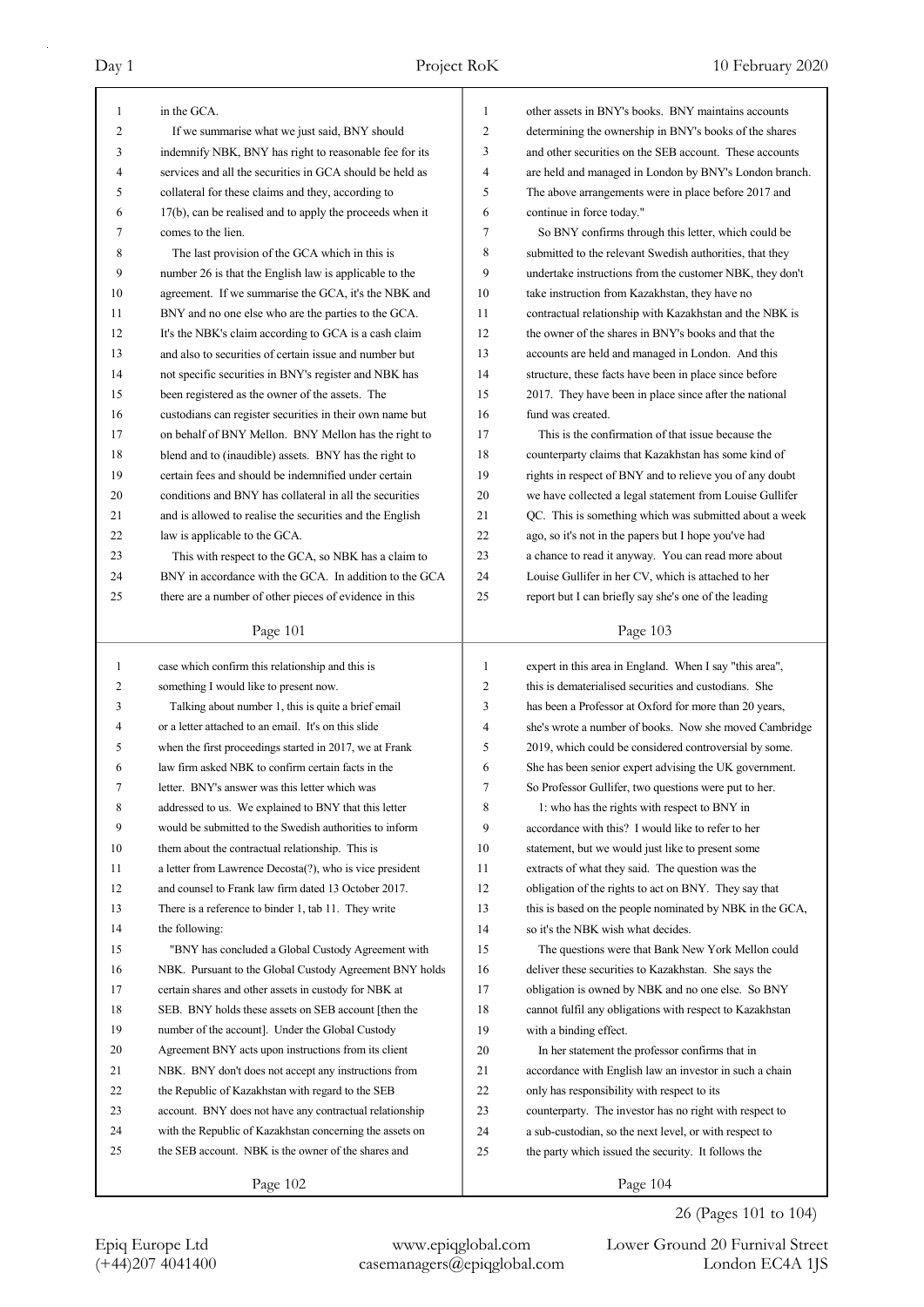in the GCA.

If we summarise what we just said, BNY should indemnify NBK, BNY has right to reasonable fee for its services and all the securities in GCA should be held as collateral for these claims and they, according to 17(b), can be realised and to apply the proceeds when it comes to the lien.

The last provision of the GCA which in this is number 26 is that the English law is applicable to the agreement. If we summarise the GCA, it's the NBK and BNY and no one else who are the parties to the GCA. It's the NBK's claim according to GCA is a cash claim and also to securities of certain issue and number but not specific securities in BNY's register and NBK has been registered as the owner of the assets. The custodians can register securities in their own name but on behalf of BNY Mellon. BNY Mellon has the right to blend and to (inaudible) assets. BNY has the right to certain fees and should be indemnified under certain conditions and BNY has collateral in all the securities and is allowed to realise the securities and the English law is applicable to the GCA.

This with respect to the GCA, so NBK has a claim to BNY in accordance with the GCA. In addition to the GCA there are a number of other pieces of evidence in this case which confirm this relationship and this is something I would like to present now.

Talking about number 1, this is quite a brief email or a letter attached to an email. It's on this slide when the first proceedings started in 2017, we at Frank law firm asked NBK to confirm certain facts in the letter. BNY's answer was this letter which was addressed to us. We explained to BNY that this letter would be submitted to the Swedish authorities to inform them about the contractual relationship. This is a letter from Lawrence Decosta(?), who is vice president and counsel to Frank law firm dated 13 October 2017. There is a reference to binder 1, tab 11. They write the following:

"BNY has concluded a Global Custody Agreement with NBK. Pursuant to the Global Custody Agreement BNY holds certain shares and other assets in custody for NBK at SEB. BNY holds these assets on SEB account [then the number of the account]. Under the Global Custody Agreement BNY acts upon instructions from its client NBK. BNY don't does not accept any instructions from the Republic of Kazakhstan with regard to the SEB account. BNY does not have any contractual relationship with the Republic of Kazakhstan concerning the assets on the SEB account. NBK is the owner of the shares and other assets in BNY's books. BNY maintains accounts determining the ownership in BNY's books of the shares and other securities on the SEB account. The accounts are held and managed in London by BNY's London branch. The above arrangements were in place before 2017 and continue in force today."

So BNY confirms through this letter, which could be submitted to the relevant Swedish authorities, that they undertake instructions from the customer NBK, they don't take instruction from Kazakhstan, they have no contractual relationship with Kazakhstan and the NBK is the owner of the shares in BNY's books and that the accounts are held and managed in London. And this structure, these facts have been in place since before 2017. They have been in place since after the national fund was created.

This is the confirmation of that issue because the counterparty claims that Kazakhstan has some kind of rights in respect of BNY and to relieve you of any doubt we have collected a legal statement from Louise Gullifer QC. This is something which was submitted about a week ago, so it's not in the papers but I hope you've had a chance to read it anyway. You can read more about Louise Gullifer in her CV, which is attached to her report but I can briefly say she's one of the leading expert in this area in England. When I say "this area", this is dematerialised securities and custodians. She has been a Professor at Oxford for more than 20 years, she's wrote a number of books. Now she moved Cambridge 2019, which could be considered controversial by some. She has been senior expert advising the UK government.

So Professor Gullifer, two questions were put to her.

1: who has the rights with respect to BNY in accordance with this? I would like to refer to her statement, but we would just like to present some extracts of what they said. The question was the obligation of the rights to act on BNY. They say that this is based on the people nominated by NBK in the GCA, so it's the NBK wish what decides.

The questions were that Bank New York Mellon could deliver these securities to Kazakhstan. She says the obligation is owned by NBK and no one else. So BNY cannot fulfil any obligations with respect to Kazakhstan with a binding effect.

In her statement the professor confirms that in accordance with English law an investor in such a chain only has responsibility with respect to its counterparty. The investor has no right with respect to a sub-custodian, so the next level, or with respect to the party which issued the security. It follows the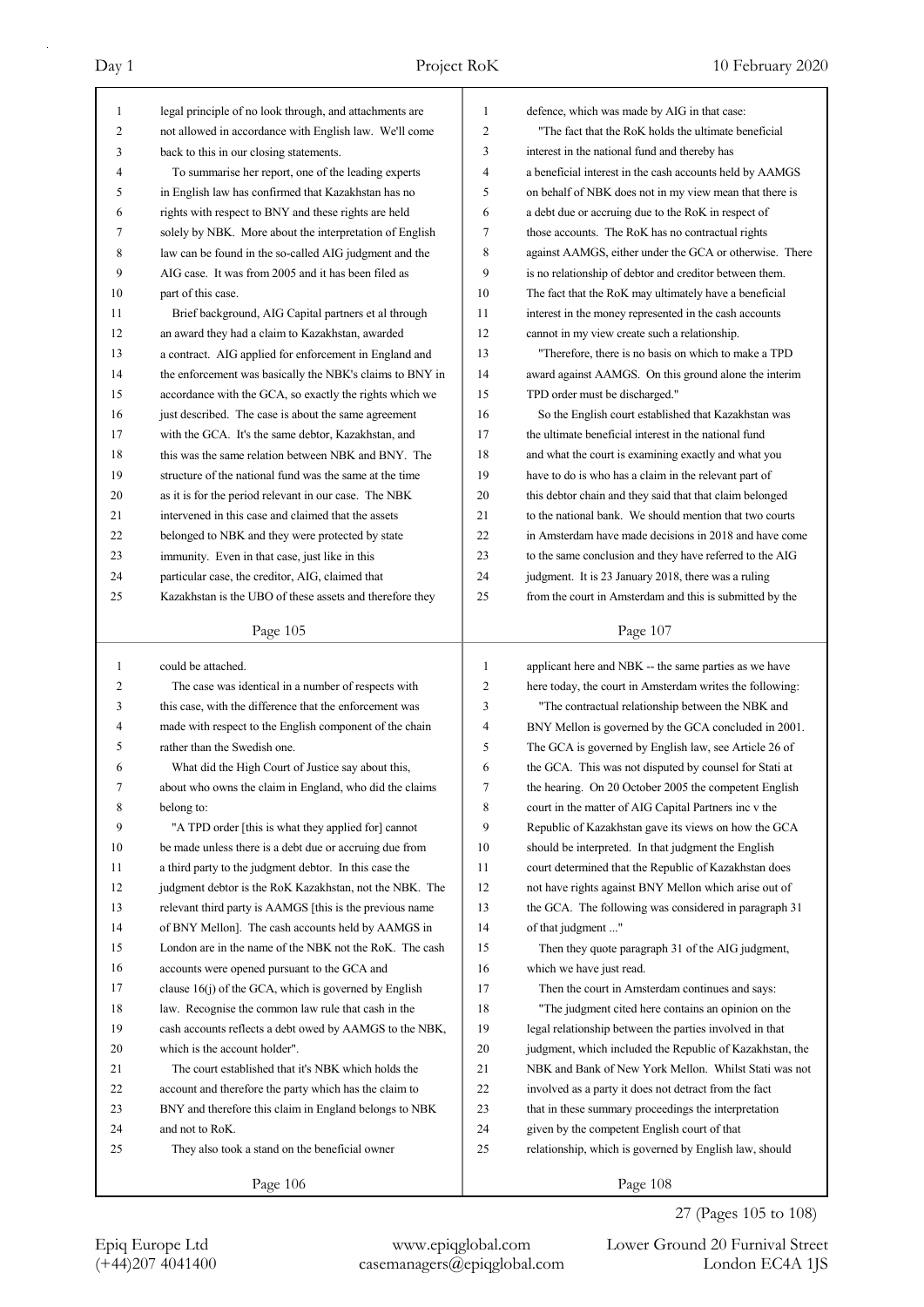legal principle of no look through, and attachments are not allowed in accordance with English law. We'll come back to this in our closing statements.

To summarise her report, one of the leading experts in English law has confirmed that Kazakhstan has no rights with respect to BNY and these rights are held solely by NBK. More about the interpretation of English law can be found in the so-called AIG judgment and the AIG case. It was from 2005 and it has been filed as part of this case.

Brief background, AIG Capital partners et al through an award they had a claim to Kazakhstan, awarded a contract. AIG applied for enforcement in England and the enforcement was basically the NBK's claims to BNY in accordance with the GCA, so exactly the rights which we just described. The case is about the same agreement with the GCA. It's the same debtor, Kazakhstan, and this was the same relation between NBK and BNY. The structure of the national fund was the same at the time as it is for the period relevant in our case. The NBK intervened in this case and claimed that the assets belonged to NBK and they were protected by state immunity. Even in that case, just like in this particular case, the creditor, AIG, claimed that Kazakhstan is the UBO of these assets and therefore they could be attached.

The case was identical in a number of respects with this case, with the difference that the enforcement was made with respect to the English component of the chain rather than the Swedish one.

What did the High Court of Justice say about this, about who owns the claim in England, who did the claims belong to:

"A TPD order [this is what they applied for] cannot be made unless there is a debt due or accruing due from a third party to the judgment debtor. In this case the judgment debtor is the RoK Kazakhstan, not the NBK. The relevant third party is AAMGS [this is the previous name of BNY Mellon]. The cash accounts held by AAMGS in London are in the name of the NBK not the RoK. The cash accounts were opened pursuant to the GCA and clause 16(j) of the GCA, which is governed by English law. Recognise the common law rule that cash in the cash accounts reflects a debt owed by AAMGS to the NBK, which is the account holder".

The court established that it's NBK which holds the account and therefore the party which has the claim to BNY and therefore this claim in England belongs to NBK and not to RoK.

They also took a stand on the beneficial owner defence, which was made by AIG in that case:

"The fact that the RoK holds the ultimate beneficial interest in the national fund and thereby has a beneficial interest in the cash accounts held by AAMGS on behalf of NBK does not in my view mean that there is a debt due or accruing due to the RoK in respect of those accounts. The RoK has no contractual rights against AAMGS, either under the GCA or otherwise. There is no relationship of debtor and creditor between them. The fact that the RoK may ultimately have a beneficial interest in the money represented in the cash accounts cannot in my view create such a relationship.

"Therefore, there is no basis on which to make a TPD award against AAMGS. On this ground alone the interim TPD order must be discharged."

So the English court established that Kazakhstan was the ultimate beneficial interest in the national fund and what the court is examining exactly and what you have to do is who has a claim in the relevant part of this debtor chain and they said that that claim belonged to the national bank. We should mention that two courts in Amsterdam have made decisions in 2018 and have come to the same conclusion and they have referred to the AIG judgment. It is 23 January 2018, there was a ruling from the court in Amsterdam and this is submitted by the applicant here and NBK -- the same parties as we have here today, the court in Amsterdam writes the following:

"The contractual relationship between the NBK and BNY Mellon is governed by the GCA concluded in 2001. The GCA is governed by English law, see Article 26 of the GCA. This was not disputed by counsel for Stati at the hearing. On 20 October 2005 the competent English court in the matter of AIG Capital Partners inc v the Republic of Kazakhstan gave its views on how the GCA should be interpreted. In that judgment the English court determined that the Republic of Kazakhstan does not have rights against BNY Mellon which arise out of the GCA. The following was considered in paragraph 31 of that judgment ..."

Then they quote paragraph 31 of the AIG judgment, which we have just read.

Then the court in Amsterdam continues and says:

"The judgment cited here contains an opinion on the legal relationship between the parties involved in that judgment, which included the Republic of Kazakhstan, the NBK and Bank of New York Mellon. Whilst Stati was not involved as a party it does not detract from the fact that in these summary proceedings the interpretation given by the competent English court of that relationship, which is governed by English law, should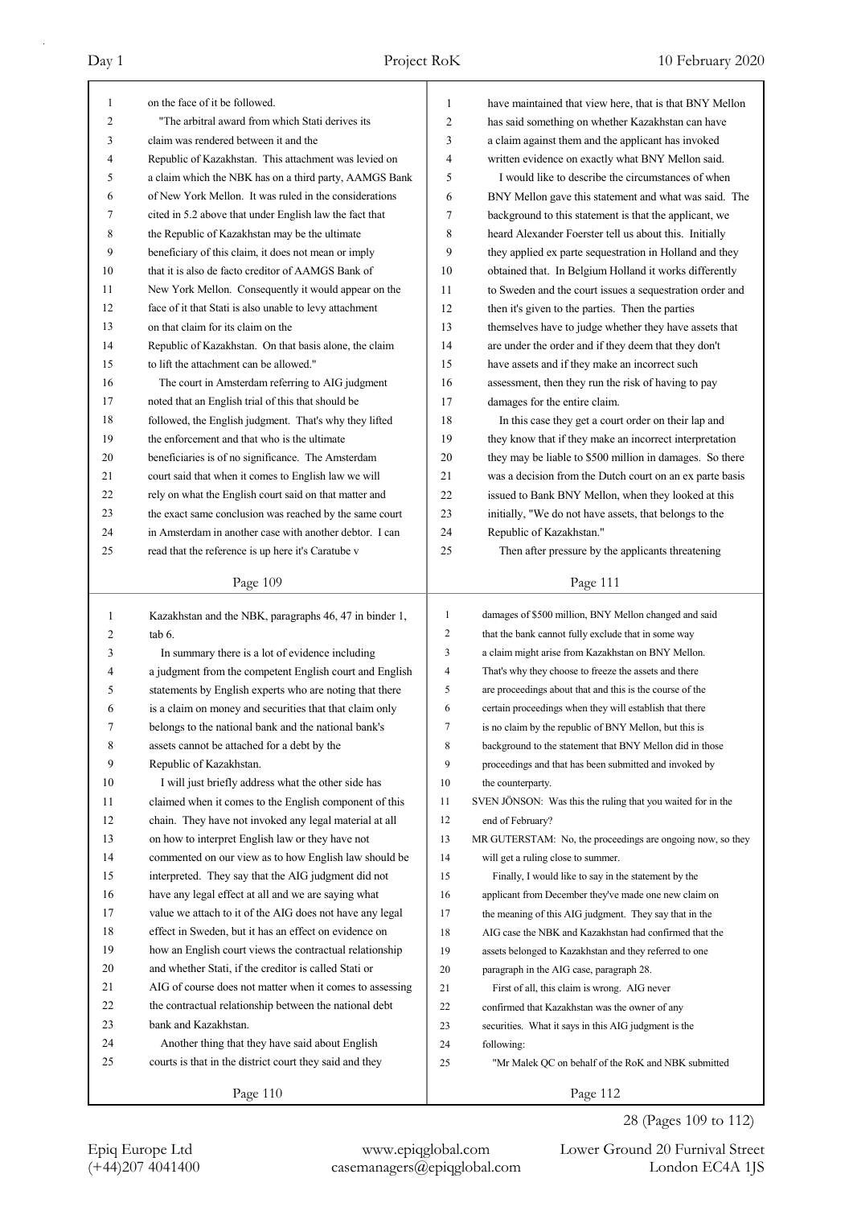on the face of it be followed.

"The arbitral award from which Stati derives its claim was rendered between it and the Republic of Kazakhstan. This attachment was levied on a claim which the NBK has on a third party, AAMGS Bank of New York Mellon. It was ruled in the considerations cited in 5.2 above that under English law the fact that the Republic of Kazakhstan may be the ultimate beneficiary of this claim, it does not mean or imply that it is also de facto creditor of AAMGS Bank of New York Mellon. Consequently it would appear on the face of it that Stati is also unable to levy attachment on that claim for its claim on the Republic of Kazakhstan. On that basis alone, the claim to lift the attachment can be allowed."

The court in Amsterdam referring to AIG judgment noted that an English trial of this that should be followed, the English judgment. That's why they lifted the enforcement and that who is the ultimate beneficiaries is of no significance. The Amsterdam court said that when it comes to English law we will rely on what the English court said on that matter and the exact same conclusion was reached by the same court in Amsterdam in another case with another debtor. I can read that the reference is up here it's Caratube v Kazakhstan and the NBK, paragraphs 46, 47 in binder 1, tab 6.

In summary there is a lot of evidence including a judgment from the competent English court and English statements by English experts who are noting that there is a claim on money and securities that that claim only belongs to the national bank and the national bank's assets cannot be attached for a debt by the Republic of Kazakhstan.

I will just briefly address what the other side has claimed when it comes to the English component of this chain. They have not invoked any legal material at all on how to interpret English law or they have not commented on our view as to how English law should be interpreted. They say that the AIG judgment did not have any legal effect at all and we are saying what value we attach to it of the AIG does not have any legal effect in Sweden, but it has an effect on evidence on how an English court views the contractual relationship and whether Stati, if the creditor is called Stati or AIG of course does not matter when it comes to assessing the contractual relationship between the national debt bank and Kazakhstan.

Another thing that they have said about English courts is that in the district court they said and they have maintained that view here, that is that BNY Mellon has said something on whether Kazakhstan can have a claim against them and the applicant has invoked written evidence on exactly what BNY Mellon said.

I would like to describe the circumstances of when BNY Mellon gave this statement and what was said. The background to this statement is that the applicant, we heard Alexander Foerster tell us about this. Initially they applied ex parte sequestration in Holland and they obtained that. In Belgium Holland it works differently to Sweden and the court issues a sequestration order and then it's given to the parties. Then the parties themselves have to judge whether they have assets that are under the order and if they deem that they don't have assets and if they make an incorrect such assessment, then they run the risk of having to pay damages for the entire claim.

In this case they get a court order on their lap and they know that if they make an incorrect interpretation they may be liable to $500 million in damages. So there was a decision from the Dutch court on an ex parte basis issued to Bank BNY Mellon, when they looked at this initially, "We do not have assets, that belongs to the Republic of Kazakhstan."

Then after pressure by the applicants threatening damages of $500 million, BNY Mellon changed and said that the bank cannot fully exclude that in some way a claim might arise from Kazakhstan on BNY Mellon. That's why they choose to freeze the assets and there are proceedings about that and this is the course of the certain proceedings when they will establish that there is no claim by the republic of BNY Mellon, but this is background to the statement that BNY Mellon did in those proceedings and that has been submitted and invoked by the counterparty.

SVEN JÖNSON: Was this the ruling that you waited for in the end of February?

MR GUTERSTAM: No, the proceedings are ongoing now, so they will get a ruling close to summer.

Finally, I would like to say in the statement by the applicant from December they've made one new claim on the meaning of this AIG judgment. They say that in the AIG case the NBK and Kazakhstan had confirmed that the assets belonged to Kazakhstan and they referred to one paragraph in the AIG case, paragraph 28.

First of all, this claim is wrong. AIG never confirmed that Kazakhstan was the owner of any securities. What it says in this AIG judgment is the following:

"Mr Malek QC on behalf of the RoK and NBK submitted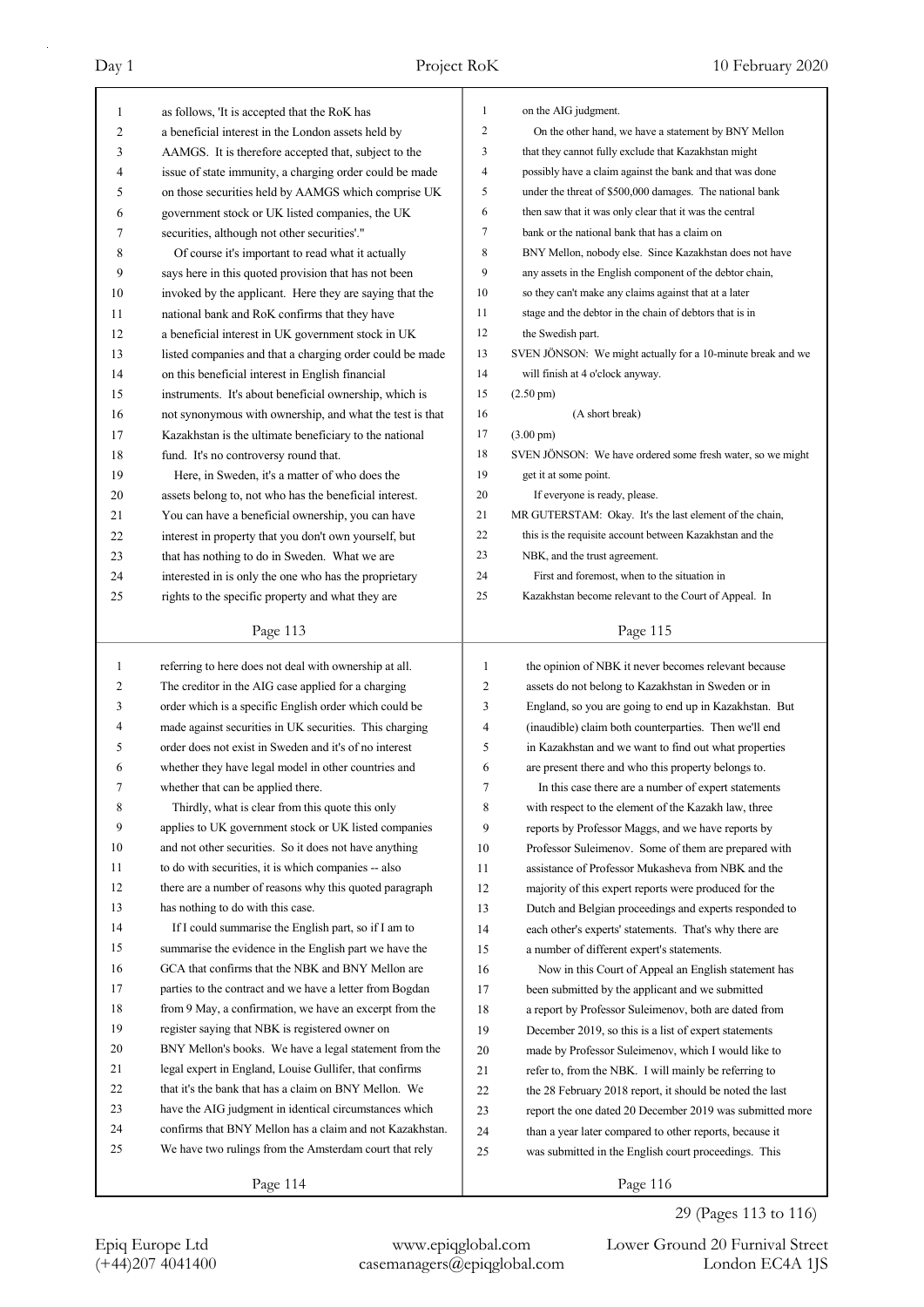as follows, 'It is accepted that the RoK has a beneficial interest in the London assets held by AAMGS. It is therefore accepted that, subject to the issue of state immunity, a charging order could be made on those securities held by AAMGS which comprise UK government stock or UK listed companies, the UK securities, although not other securities'."

Of course it's important to read what it actually says here in this quoted provision that has not been invoked by the applicant. Here they are saying that the national bank and RoK confirms that they have a beneficial interest in UK government stock in UK listed companies and that a charging order could be made on this beneficial interest in English financial instruments. It's about beneficial ownership, which is not synonymous with ownership, and what the test is that Kazakhstan is the ultimate beneficiary to the national fund. It's no controversy round that.

Here, in Sweden, it's a matter of who does the assets belong to, not who has the beneficial interest. You can have a beneficial ownership, you can have interest in property that you don't own yourself, but that has nothing to do in Sweden. What we are interested in is only the one who has the proprietary rights to the specific property and what they are referring to here does not deal with ownership at all. The creditor in the AIG case applied for a charging order which is a specific English order which could be made against securities in UK securities. This charging order does not exist in Sweden and it's of no interest whether they have legal model in other countries and whether that can be applied there.

Thirdly, what is clear from this quote this only applies to UK government stock or UK listed companies and not other securities. So it does not have anything to do with securities, it is which companies -- also there are a number of reasons why this quoted paragraph has nothing to do with this case.

If I could summarise the English part, so if I am to summarise the evidence in the English part we have the GCA that confirms that the NBK and BNY Mellon are parties to the contract and we have a letter from Bogdan from 9 May, a confirmation, we have an excerpt from the register saying that NBK is registered owner on BNY Mellon's books. We have a legal statement from the legal expert in England, Louise Gullifer, that confirms that it's the bank that has a claim on BNY Mellon. We have the AIG judgment in identical circumstances which confirms that BNY Mellon has a claim and not Kazakhstan. We have two rulings from the Amsterdam court that rely on the AIG judgment.

On the other hand, we have a statement by BNY Mellon that they cannot fully exclude that Kazakhstan might possibly have a claim against the bank and that was done under the threat of $500,000 damages. The national bank then saw that it was only clear that it was the central bank or the national bank that has a claim on BNY Mellon, nobody else. Since Kazakhstan does not have any assets in the English component of the debtor chain, so they can't make any claims against that at a later stage and the debtor in the chain of debtors that is in the Swedish part.

SVEN JÖNSON: We might actually for a 10-minute break and we will finish at 4 o'clock anyway.

(2.50 pm)

(A short break)

(3.00 pm)

SVEN JÖNSON: We have ordered some fresh water, so we might get it at some point.

If everyone is ready, please.

MR GUTERSTAM: Okay. It's the last element of the chain, this is the requisite account between Kazakhstan and the NBK, and the trust agreement.

First and foremost, when to the situation in Kazakhstan become relevant to the Court of Appeal. In the opinion of NBK it never becomes relevant because assets do not belong to Kazakhstan in Sweden or in England, so you are going to end up in Kazakhstan. But (inaudible) claim both counterparties. Then we'll end in Kazakhstan and we want to find out what properties are present there and who this property belongs to.

In this case there are a number of expert statements with respect to the element of the Kazakh law, three reports by Professor Maggs, and we have reports by Professor Suleimenov. Some of them are prepared with assistance of Professor Mukasheva from NBK and the majority of this expert reports were produced for the Dutch and Belgian proceedings and experts responded to each other's experts' statements. That's why there are a number of different expert's statements.

Now in this Court of Appeal an English statement has been submitted by the applicant and we submitted a report by Professor Suleimenov, both are dated from December 2019, so this is a list of expert statements made by Professor Suleimenov, which I would like to refer to, from the NBK. I will mainly be referring to the 28 February 2018 report, it should be noted the last report the one dated 20 December 2019 was submitted more than a year later compared to other reports, because it was submitted in the English court proceedings. This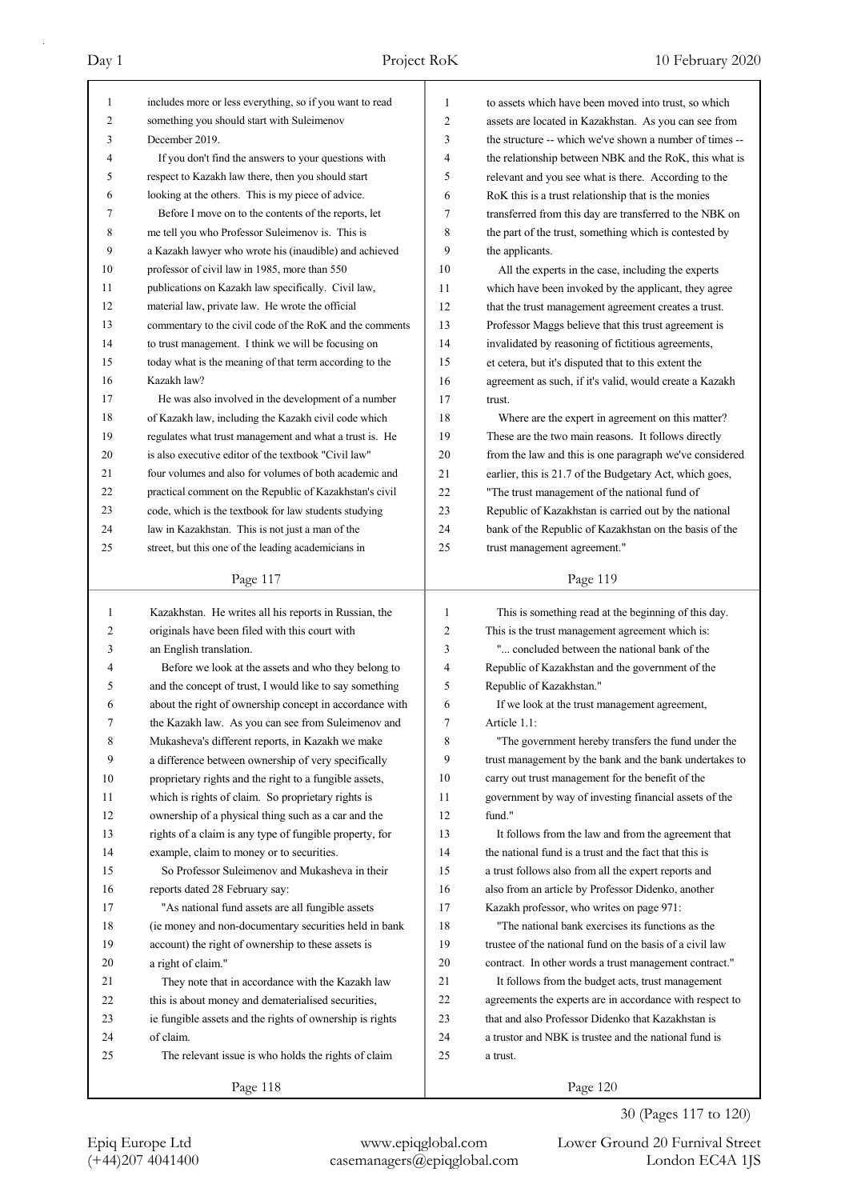includes more or less everything, so if you want to read something you should start with Suleimenov December 2019.

If you don't find the answers to your questions with respect to Kazakh law there, then you should start looking at the others. This is my piece of advice.

Before I move on to the contents of the reports, let me tell you who Professor Suleimenov is. This is a Kazakh lawyer who wrote his (inaudible) and achieved professor of civil law in 1985, more than 550 publications on Kazakh law specifically. Civil law, material law, private law. He wrote the official commentary to the civil code of the RoK and the comments to trust management. I think we will be focusing on today what is the meaning of that term according to the Kazakh law?

He was also involved in the development of a number of Kazakh law, including the Kazakh civil code which regulates what trust management and what a trust is. He is also executive editor of the textbook "Civil law" four volumes and also for volumes of both academic and practical comment on the Republic of Kazakhstan's civil code, which is the textbook for law students studying law in Kazakhstan. This is not just a man of the street, but this one of the leading academicians in Kazakhstan. He writes all his reports in Russian, the originals have been filed with this court with an English translation.

Before we look at the assets and who they belong to and the concept of trust, I would like to say something about the right of ownership concept in accordance with the Kazakh law. As you can see from Suleimenov and Mukasheva's different reports, in Kazakh we make a difference between ownership of very specifically proprietary rights and the right to a fungible assets, which is rights of claim. So proprietary rights is ownership of a physical thing such as a car and the rights of a claim is any type of fungible property, for example, claim to money or to securities.

So Professor Suleimenov and Mukasheva in their reports dated 28 February say:

"As national fund assets are all fungible assets (ie money and non-documentary securities held in bank account) the right of ownership to these assets is a right of claim."

They note that in accordance with the Kazakh law this is about money and dematerialised securities, ie fungible assets and the rights of ownership is rights of claim.

The relevant issue is who holds the rights of claim to assets which have been moved into trust, so which assets are located in Kazakhstan. As you can see from the structure -- which we've shown a number of times -- the relationship between NBK and the RoK, this what is relevant and you see what is there. According to the RoK this is a trust relationship that is the monies transferred from this day are transferred to the NBK on the part of the trust, something which is contested by the applicants.

All the experts in the case, including the experts which have been invoked by the applicant, they agree that the trust management agreement creates a trust. Professor Maggs believe that this trust agreement is invalidated by reasoning of fictitious agreements, et cetera, but it's disputed that to this extent the agreement as such, if it's valid, would create a Kazakh trust.

Where are the expert in agreement on this matter? These are the two main reasons. It follows directly from the law and this is one paragraph we've considered earlier, this is 21.7 of the Budgetary Act, which goes, "The trust management of the national fund of Republic of Kazakhstan is carried out by the national bank of the Republic of Kazakhstan on the basis of the trust management agreement."

This is something read at the beginning of this day. This is the trust management agreement which is:

"... concluded between the national bank of the Republic of Kazakhstan and the government of the Republic of Kazakhstan."

If we look at the trust management agreement, Article 1.1:

"The government hereby transfers the fund under the trust management by the bank and the bank undertakes to carry out trust management for the benefit of the government by way of investing financial assets of the fund."

It follows from the law and from the agreement that the national fund is a trust and the fact that this is a trust follows also from all the expert reports and also from an article by Professor Didenko, another Kazakh professor, who writes on page 971:

"The national bank exercises its functions as the trustee of the national fund on the basis of a civil law contract. In other words a trust management contract."

It follows from the budget acts, trust management agreements the experts are in accordance with respect to that and also Professor Didenko that Kazakhstan is a trustor and NBK is trustee and the national fund is a trust.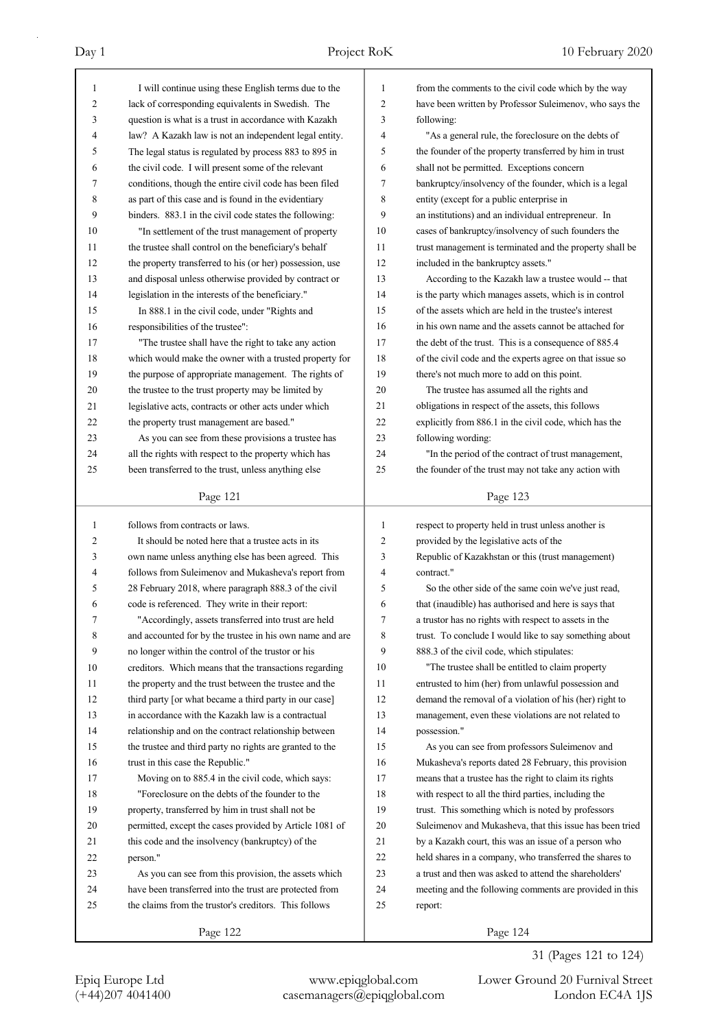I will continue using these English terms due to the lack of corresponding equivalents in Swedish. The question is what is a trust in accordance with Kazakh law? A Kazakh law is not an independent legal entity. The legal status is regulated by process 883 to 895 in the civil code. I will present some of the relevant conditions, though the entire civil code has been filed as part of this case and is found in the evidentiary binders. 883.1 in the civil code states the following:

"In settlement of the trust management of property the trustee shall control on the beneficiary's behalf the property transferred to his (or her) possession, use and disposal unless otherwise provided by contract or legislation in the interests of the beneficiary."

In 888.1 in the civil code, under "Rights and responsibilities of the trustee":

"The trustee shall have the right to take any action which would make the owner with a trusted property for the purpose of appropriate management. The rights of the trustee to the trust property may be limited by legislative acts, contracts or other acts under which the property trust management are based."

As you can see from these provisions a trustee has all the rights with respect to the property which has been transferred to the trust, unless anything else follows from contracts or laws.

It should be noted here that a trustee acts in its own name unless anything else has been agreed. This follows from Suleimenov and Mukasheva's report from 28 February 2018, where paragraph 888.3 of the civil code is referenced. They write in their report:

"Accordingly, assets transferred into trust are held and accounted for by the trustee in his own name and are no longer within the control of the trustor or his creditors. Which means that the transactions regarding the property and the trust between the trustee and the third party [or what became a third party in our case] in accordance with the Kazakh law is a contractual relationship and on the contract relationship between the trustee and third party no rights are granted to the trust in this case the Republic."

Moving on to 885.4 in the civil code, which says:

"Foreclosure on the debts of the founder to the property, transferred by him in trust shall not be permitted, except the cases provided by Article 1081 of this code and the insolvency (bankruptcy) of the person."

As you can see from this provision, the assets which have been transferred into the trust are protected from the claims from the trustor's creditors. This follows from the comments to the civil code which by the way have been written by Professor Suleimenov, who says the following:

"As a general rule, the foreclosure on the debts of the founder of the property transferred by him in trust shall not be permitted. Exceptions concern bankruptcy/insolvency of the founder, which is a legal entity (except for a public enterprise in an institutions) and an individual entrepreneur. In cases of bankruptcy/insolvency of such founders the trust management is terminated and the property shall be included in the bankruptcy assets."

According to the Kazakh law a trustee would -- that is the party which manages assets, which is in control of the assets which are held in the trustee's interest in his own name and the assets cannot be attached for the debt of the trust. This is a consequence of 885.4 of the civil code and the experts agree on that issue so there's not much more to add on this point.

The trustee has assumed all the rights and obligations in respect of the assets, this follows explicitly from 886.1 in the civil code, which has the following wording:

"In the period of the contract of trust management, the founder of the trust may not take any action with respect to property held in trust unless another is provided by the legislative acts of the Republic of Kazakhstan or this (trust management) contract."

So the other side of the same coin we've just read, that (inaudible) has authorised and here is says that a trustor has no rights with respect to assets in the trust. To conclude I would like to say something about 888.3 of the civil code, which stipulates:

"The trustee shall be entitled to claim property entrusted to him (her) from unlawful possession and demand the removal of a violation of his (her) right to management, even these violations are not related to possession."

As you can see from professors Suleimenov and Mukasheva's reports dated 28 February, this provision means that a trustee has the right to claim its rights with respect to all the third parties, including the trust. This something which is noted by professors Suleimenov and Mukasheva, that this issue has been tried by a Kazakh court, this was an issue of a person who held shares in a company, who transferred the shares to a trust and then was asked to attend the shareholders' meeting and the following comments are provided in this report: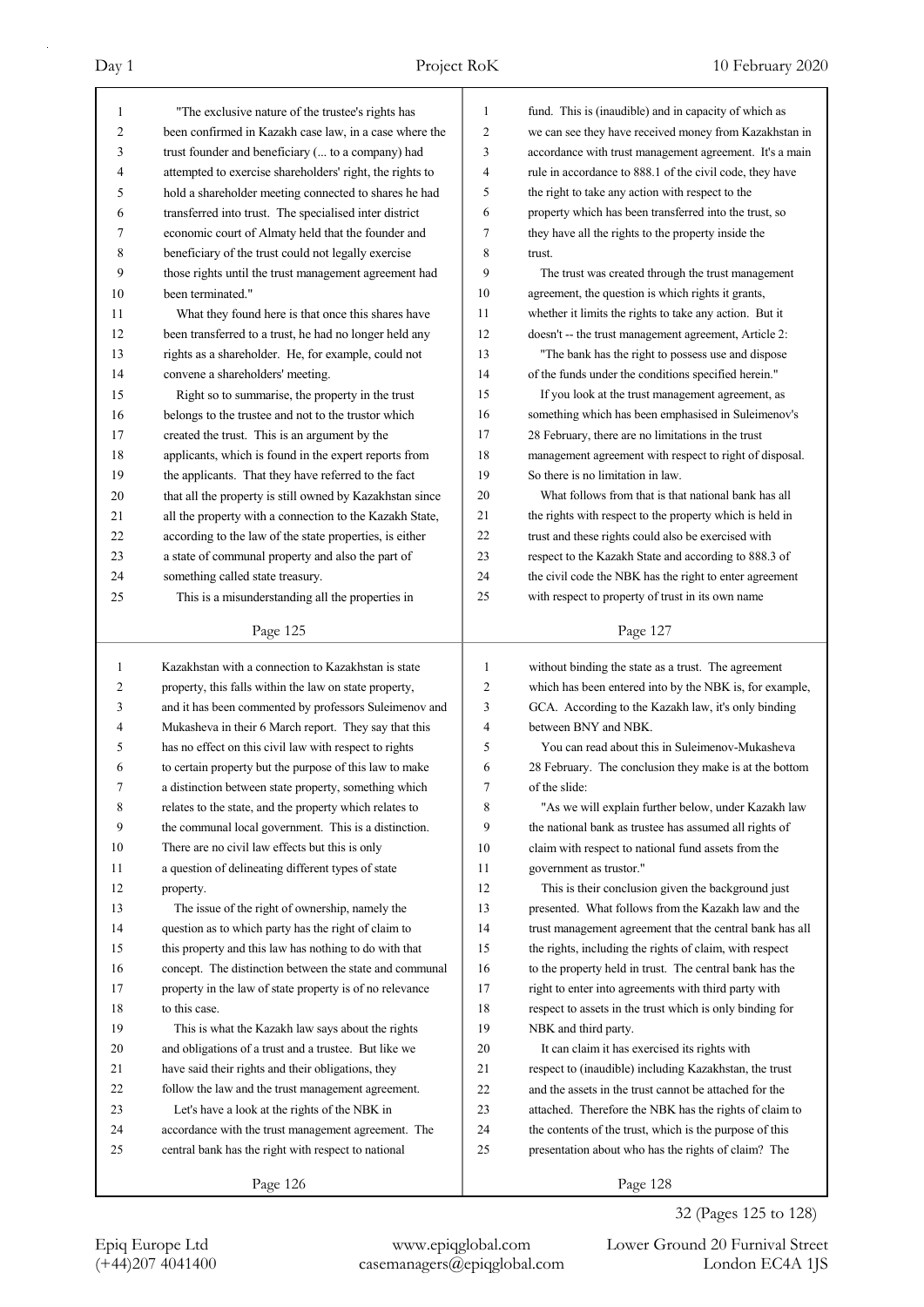"The exclusive nature of the trustee's rights has been confirmed in Kazakh case law, in a case where the trust founder and beneficiary (... to a company) had attempted to exercise shareholders' right, the rights to hold a shareholder meeting connected to shares he had transferred into trust. The specialised inter district economic court of Almaty held that the founder and beneficiary of the trust could not legally exercise those rights until the trust management agreement had been terminated."

What they found here is that once this shares have been transferred to a trust, he had no longer held any rights as a shareholder. He, for example, could not convene a shareholders' meeting.

Right so to summarise, the property in the trust belongs to the trustee and not to the trustor which created the trust. This is an argument by the applicants, which is found in the expert reports from the applicants. That they have referred to the fact that all the property is still owned by Kazakhstan since all the property with a connection to the Kazakh State, according to the law of the state properties, is either a state of communal property and also the part of something called state treasury.

This is a misunderstanding all the properties in Kazakhstan with a connection to Kazakhstan is state property, this falls within the law on state property, and it has been commented by professors Suleimenov and Mukasheva in their 6 March report. They say that this has no effect on this civil law with respect to rights to certain property but the purpose of this law to make a distinction between state property, something which relates to the state, and the property which relates to the communal local government. This is a distinction. There are no civil law effects but this is only a question of delineating different types of state property.

The issue of the right of ownership, namely the question as to which party has the right of claim to this property and this law has nothing to do with that concept. The distinction between the state and communal property in the law of state property is of no relevance to this case.

This is what the Kazakh law says about the rights and obligations of a trust and a trustee. But like we have said their rights and their obligations, they follow the law and the trust management agreement.

Let's have a look at the rights of the NBK in accordance with the trust management agreement. The central bank has the right with respect to national fund. This is (inaudible) and in capacity of which as we can see they have received money from Kazakhstan in accordance with trust management agreement. It's a main rule in accordance to 888.1 of the civil code, they have the right to take any action with respect to the property which has been transferred into the trust, so they have all the rights to the property inside the trust.

The trust was created through the trust management agreement, the question is which rights it grants, whether it limits the rights to take any action. But it doesn't -- the trust management agreement, Article 2:

"The bank has the right to possess use and dispose of the funds under the conditions specified herein."

If you look at the trust management agreement, as something which has been emphasised in Suleimenov's 28 February, there are no limitations in the trust management agreement with respect to right of disposal. So there is no limitation in law.

What follows from that is that national bank has all the rights with respect to the property which is held in trust and these rights could also be exercised with respect to the Kazakh State and according to 888.3 of the civil code the NBK has the right to enter agreement with respect to property of trust in its own name without binding the state as a trust. The agreement which has been entered into by the NBK is, for example, GCA. According to the Kazakh law, it's only binding between BNY and NBK.

You can read about this in Suleimenov-Mukasheva 28 February. The conclusion they make is at the bottom of the slide:

"As we will explain further below, under Kazakh law the national bank as trustee has assumed all rights of claim with respect to national fund assets from the government as trustor."

This is their conclusion given the background just presented. What follows from the Kazakh law and the trust management agreement that the central bank has all the rights, including the rights of claim, with respect to the property held in trust. The central bank has the right to enter into agreements with third party with respect to assets in the trust which is only binding for NBK and third party.

It can claim it has exercised its rights with respect to (inaudible) including Kazakhstan, the trust and the assets in the trust cannot be attached for the attached. Therefore the NBK has the rights of claim to the contents of the trust, which is the purpose of this presentation about who has the rights of claim? The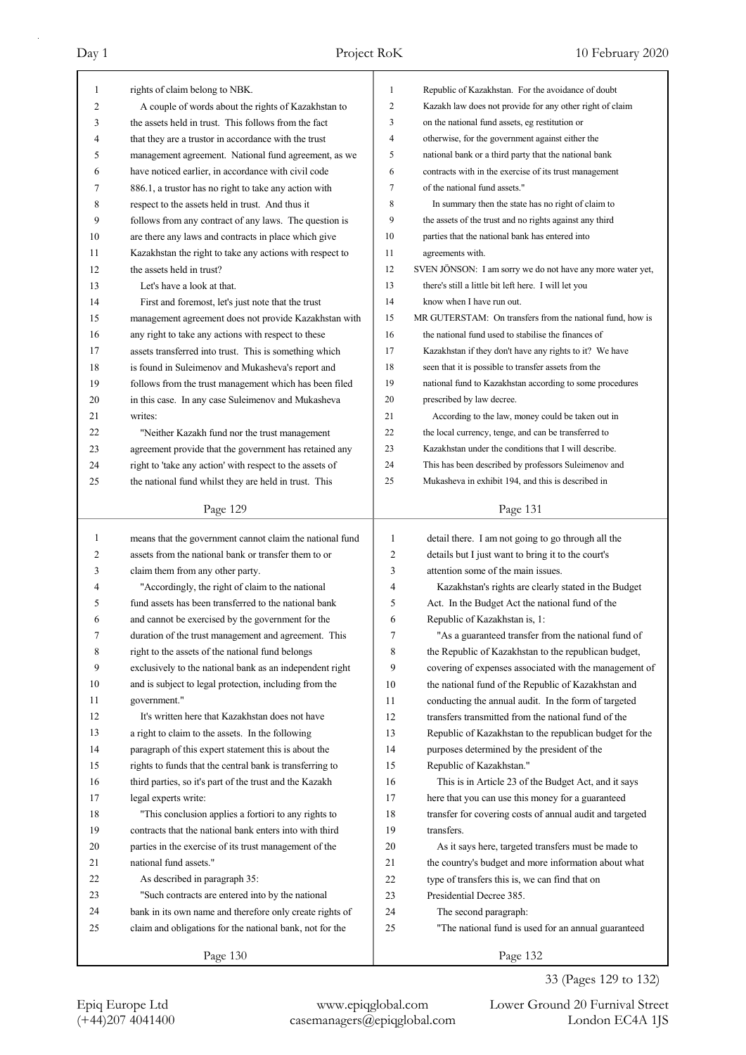rights of claim belong to NBK.

A couple of words about the rights of Kazakhstan to the assets held in trust. This follows from the fact that they are a trustor in accordance with the trust management agreement. National fund agreement, as we have noticed earlier, in accordance with civil code 886.1, a trustor has no right to take any action with respect to the assets held in trust. And thus it follows from any contract of any laws. The question is are there any laws and contracts in place which give Kazakhstan the right to take any actions with respect to the assets held in trust?

Let's have a look at that.

First and foremost, let's just note that the trust management agreement does not provide Kazakhstan with any right to take any actions with respect to these assets transferred into trust. This is something which is found in Suleimenov and Mukasheva's report and follows from the trust management which has been filed in this case. In any case Suleimenov and Mukasheva writes:

"Neither Kazakh fund nor the trust management agreement provide that the government has retained any right to 'take any action' with respect to the assets of the national fund whilst they are held in trust. This means that the government cannot claim the national fund assets from the national bank or transfer them to or claim them from any other party.

"Accordingly, the right of claim to the national fund assets has been transferred to the national bank and cannot be exercised by the government for the duration of the trust management and agreement. This right to the assets of the national fund belongs exclusively to the national bank as an independent right and is subject to legal protection, including from the government."

It's written here that Kazakhstan does not have a right to claim to the assets. In the following paragraph of this expert statement this is about the rights to funds that the central bank is transferring to third parties, so it's part of the trust and the Kazakh legal experts write:

"This conclusion applies a fortiori to any rights to contracts that the national bank enters into with third parties in the exercise of its trust management of the national fund assets."

As described in paragraph 35:

"Such contracts are entered into by the national bank in its own name and therefore only create rights of claim and obligations for the national bank, not for the Republic of Kazakhstan. For the avoidance of doubt Kazakh law does not provide for any other right of claim on the national fund assets, eg restitution or otherwise, for the government against either the national bank or a third party that the national bank contracts with in the exercise of its trust management of the national fund assets."

In summary then the state has no right of claim to the assets of the trust and no rights against any third parties that the national bank has entered into agreements with.

SVEN JÖNSON: I am sorry we do not have any more water yet, there's still a little bit left here. I will let you know when I have run out.

MR GUTERSTAM: On transfers from the national fund, how is the national fund used to stabilise the finances of Kazakhstan if they don't have any rights to it? We have seen that it is possible to transfer assets from the national fund to Kazakhstan according to some procedures prescribed by law decree.

According to the law, money could be taken out in the local currency, tenge, and can be transferred to Kazakhstan under the conditions that I will describe. This has been described by professors Suleimenov and Mukasheva in exhibit 194, and this is described in detail there. I am not going to go through all the details but I just want to bring it to the court's attention some of the main issues.

Kazakhstan's rights are clearly stated in the Budget Act. In the Budget Act the national fund of the Republic of Kazakhstan is, 1:

"As a guaranteed transfer from the national fund of the Republic of Kazakhstan to the republican budget, covering of expenses associated with the management of the national fund of the Republic of Kazakhstan and conducting the annual audit. In the form of targeted transfers transmitted from the national fund of the Republic of Kazakhstan to the republican budget for the purposes determined by the president of the Republic of Kazakhstan."

This is in Article 23 of the Budget Act, and it says here that you can use this money for a guaranteed transfer for covering costs of annual audit and targeted transfers.

As it says here, targeted transfers must be made to the country's budget and more information about what type of transfers this is, we can find that on Presidential Decree 385.

The second paragraph:

"The national fund is used for an annual guaranteed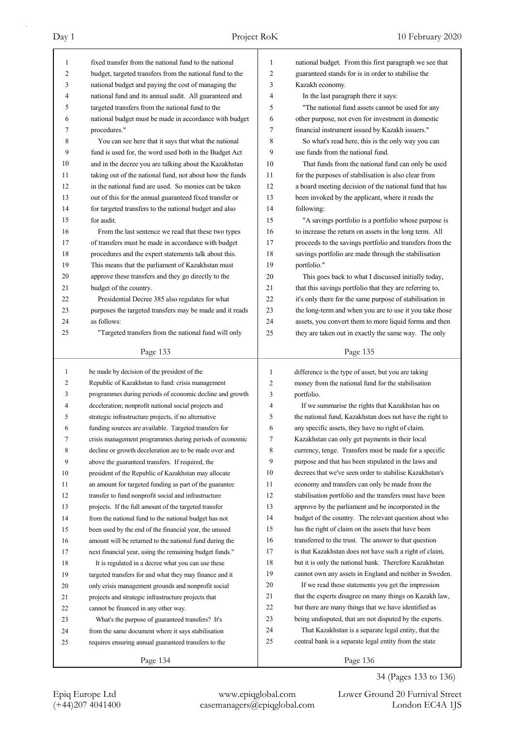fixed transfer from the national fund to the national budget, targeted transfers from the national fund to the national budget and paying the cost of managing the national fund and its annual audit. All guaranteed and targeted transfers from the national fund to the national budget must be made in accordance with budget procedures."

You can see here that it says that what the national fund is used for, the word used both in the Budget Act and in the decree you are talking about the Kazakhstan taking out of the national fund, not about how the funds in the national fund are used. So monies can be taken out of this for the annual guaranteed fixed transfer or for targeted transfers to the national budget and also for audit.

From the last sentence we read that these two types of transfers must be made in accordance with budget procedures and the expert statements talk about this. This means that the parliament of Kazakhstan must approve these transfers and they go directly to the budget of the country.

Presidential Decree 385 also regulates for what purposes the targeted transfers may be made and it reads as follows:

"Targeted transfers from the national fund will only be made by decision of the president of the Republic of Kazakhstan to fund: crisis management programmes during periods of economic decline and growth deceleration; nonprofit national social projects and strategic infrastructure projects, if no alternative funding sources are available. Targeted transfers for crisis management programmes during periods of economic decline or growth deceleration are to be made over and above the guaranteed transfers. If required, the president of the Republic of Kazakhstan may allocate an amount for targeted funding as part of the guarantee transfer to fund nonprofit social and infrastructure projects. If the full amount of the targeted transfer from the national fund to the national budget has not been used by the end of the financial year, the unused amount will be returned to the national fund during the next financial year, using the remaining budget funds."

It is regulated in a decree what you can use these targeted transfers for and what they may finance and it only crisis management grounds and nonprofit social projects and strategic infrastructure projects that cannot be financed in any other way.

What's the purpose of guaranteed transfers? It's from the same document where it says stabilisation requires ensuring annual guaranteed transfers to the national budget. From this first paragraph we see that guaranteed stands for is in order to stabilise the Kazakh economy.

In the last paragraph there it says:

"The national fund assets cannot be used for any other purpose, not even for investment in domestic financial instrument issued by Kazakh issuers."

So what's read here, this is the only way you can use funds from the national fund.

That funds from the national fund can only be used for the purposes of stabilisation is also clear from a board meeting decision of the national fund that has been invoked by the applicant, where it reads the following:

"A savings portfolio is a portfolio whose purpose is to increase the return on assets in the long term. All proceeds to the savings portfolio and transfers from the savings portfolio are made through the stabilisation portfolio."

This goes back to what I discussed initially today, that this savings portfolio that they are referring to, it's only there for the same purpose of stabilisation in the long-term and when you are to use it you take those assets, you convert them to more liquid forms and then they are taken out in exactly the same way. The only difference is the type of asset, but you are taking money from the national fund for the stabilisation portfolio.

If we summarise the rights that Kazakhstan has on the national fund, Kazakhstan does not have the right to any specific assets, they have no right of claim. Kazakhstan can only get payments in their local currency, tenge. Transfers must be made for a specific purpose and that has been stipulated in the laws and decrees that we've seen order to stabilise Kazakhstan's economy and transfers can only be made from the stabilisation portfolio and the transfers must have been approve by the parliament and be incorporated in the budget of the country. The relevant question about who has the right of claim on the assets that have been transferred to the trust. The answer to that question is that Kazakhstan does not have such a right of claim, but it is only the national bank. Therefore Kazakhstan cannot own any assets in England and neither in Sweden.

If we read these statements you get the impression that the experts disagree on many things on Kazakh law, but there are many things that we have identified as being undisputed, that are not disputed by the experts.

That Kazakhstan is a separate legal entity, that the central bank is a separate legal entity from the state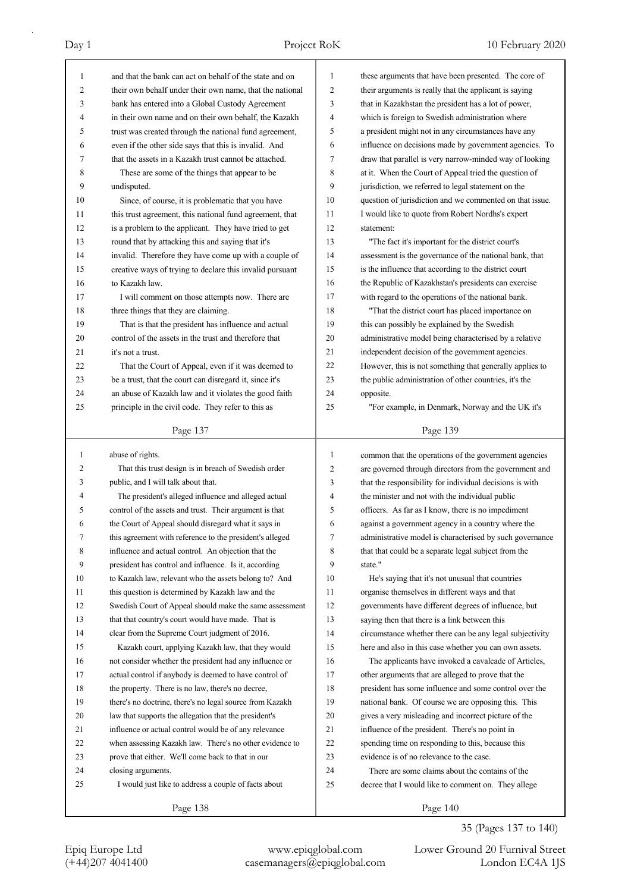and that the bank can act on behalf of the state and on their own behalf under their own name, that the national bank has entered into a Global Custody Agreement in their own name and on their own behalf, the Kazakh trust was created through the national fund agreement, even if the other side says that this is invalid. And that the assets in a Kazakh trust cannot be attached.

These are some of the things that appear to be undisputed.

Since, of course, it is problematic that you have this trust agreement, this national fund agreement, that is a problem to the applicant. They have tried to get round that by attacking this and saying that it's invalid. Therefore they have come up with a couple of creative ways of trying to declare this invalid pursuant to Kazakh law.

I will comment on those attempts now. There are three things that they are claiming.

That is that the president has influence and actual control of the assets in the trust and therefore that it's not a trust.

That the Court of Appeal, even if it was deemed to be a trust, that the court can disregard it, since it's an abuse of Kazakh law and it violates the good faith principle in the civil code. They refer to this as abuse of rights.

That this trust design is in breach of Swedish order public, and I will talk about that.

The president's alleged influence and alleged actual control of the assets and trust. Their argument is that the Court of Appeal should disregard what it says in this agreement with reference to the president's alleged influence and actual control. An objection that the president has control and influence. Is it, according to Kazakh law, relevant who the assets belong to? And this question is determined by Kazakh law and the Swedish Court of Appeal should make the same assessment that that country's court would have made. That is clear from the Supreme Court judgment of 2016.

Kazakh court, applying Kazakh law, that they would not consider whether the president had any influence or actual control if anybody is deemed to have control of the property. There is no law, there's no decree, there's no doctrine, there's no legal source from Kazakh law that supports the allegation that the president's influence or actual control would be of any relevance when assessing Kazakh law. There's no other evidence to prove that either. We'll come back to that in our closing arguments.

I would just like to address a couple of facts about these arguments that have been presented. The core of their arguments is really that the applicant is saying that in Kazakhstan the president has a lot of power, which is foreign to Swedish administration where a president might not in any circumstances have any influence on decisions made by government agencies. To draw that parallel is very narrow-minded way of looking at it. When the Court of Appeal tried the question of jurisdiction, we referred to legal statement on the question of jurisdiction and we commented on that issue. I would like to quote from Robert Nordhs's expert statement:

"The fact it's important for the district court's assessment is the governance of the national bank, that is the influence that according to the district court the Republic of Kazakhstan's presidents can exercise with regard to the operations of the national bank.

"That the district court has placed importance on this can possibly be explained by the Swedish administrative model being characterised by a relative independent decision of the government agencies. However, this is not something that generally applies to the public administration of other countries, it's the opposite.

"For example, in Denmark, Norway and the UK it's common that the operations of the government agencies are governed through directors from the government and that the responsibility for individual decisions is with the minister and not with the individual public officers. As far as I know, there is no impediment against a government agency in a country where the administrative model is characterised by such governance that that could be a separate legal subject from the state."

He's saying that it's not unusual that countries organise themselves in different ways and that governments have different degrees of influence, but saying then that there is a link between this circumstance whether there can be any legal subjectivity here and also in this case whether you can own assets.

The applicants have invoked a cavalcade of Articles, other arguments that are alleged to prove that the president has some influence and some control over the national bank. Of course we are opposing this. This gives a very misleading and incorrect picture of the influence of the president. There's no point in spending time on responding to this, because this evidence is of no relevance to the case.

There are some claims about the contains of the decree that I would like to comment on. They allege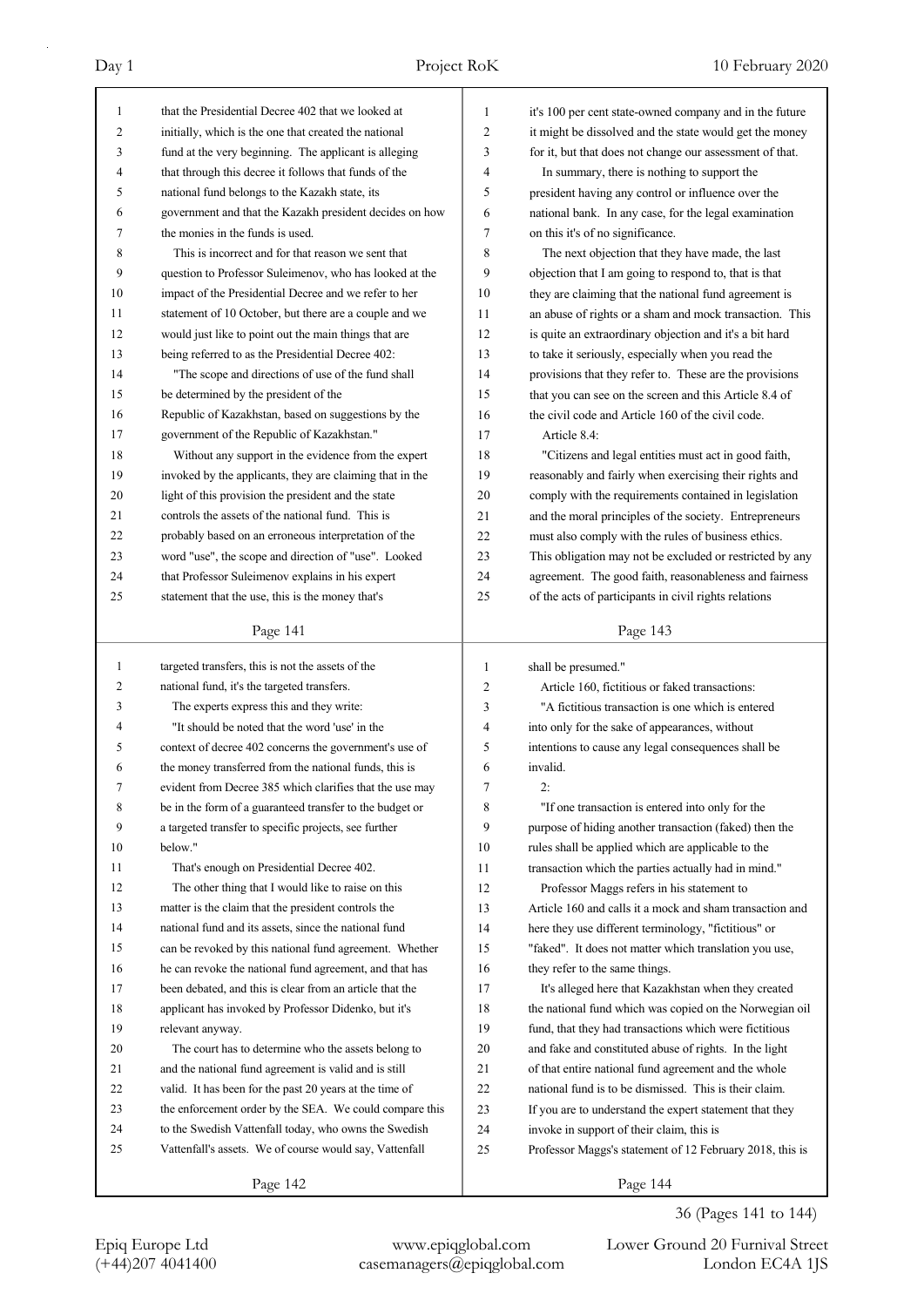that the Presidential Decree 402 that we looked at initially, which is the one that created the national fund at the very beginning. The applicant is alleging that through this decree it follows that funds of the national fund belongs to the Kazakh state, its government and that the Kazakh president decides on how the monies in the funds is used.

This is incorrect and for that reason we sent that question to Professor Suleimenov, who has looked at the impact of the Presidential Decree and we refer to her statement of 10 October, but there are a couple and we would just like to point out the main things that are being referred to as the Presidential Decree 402:

"The scope and directions of use of the fund shall be determined by the president of the Republic of Kazakhstan, based on suggestions by the government of the Republic of Kazakhstan."

Without any support in the evidence from the expert invoked by the applicants, they are claiming that in the light of this provision the president and the state controls the assets of the national fund. This is probably based on an erroneous interpretation of the word "use", the scope and direction of "use". Looked that Professor Suleimenov explains in his expert statement that the use, this is the money that's targeted transfers, this is not the assets of the national fund, it's the targeted transfers.

The experts express this and they write:

"It should be noted that the word 'use' in the context of decree 402 concerns the government's use of the money transferred from the national funds, this is evident from Decree 385 which clarifies that the use may be in the form of a guaranteed transfer to the budget or a targeted transfer to specific projects, see further below."

That's enough on Presidential Decree 402.

The other thing that I would like to raise on this matter is the claim that the president controls the national fund and its assets, since the national fund can be revoked by this national fund agreement. Whether he can revoke the national fund agreement, and that has been debated, and this is clear from an article that the applicant has invoked by Professor Didenko, but it's relevant anyway.

The court has to determine who the assets belong to and the national fund agreement is valid and is still valid. It has been for the past 20 years at the time of the enforcement order by the SEA. We could compare this to the Swedish Vattenfall today, who owns the Swedish Vattenfall's assets. We of course would say, Vattenfall it's 100 per cent state-owned company and in the future it might be dissolved and the state would get the money for it, but that does not change our assessment of that.

In summary, there is nothing to support the president having any control or influence over the national bank. In any case, for the legal examination on this it's of no significance.

The next objection that they have made, the last objection that I am going to respond to, that is that they are claiming that the national fund agreement is an abuse of rights or a sham and mock transaction. This is quite an extraordinary objection and it's a bit hard to take it seriously, especially when you read the provisions that they refer to. These are the provisions that you can see on the screen and this Article 8.4 of the civil code and Article 160 of the civil code.

Article 8.4:

"Citizens and legal entities must act in good faith, reasonably and fairly when exercising their rights and comply with the requirements contained in legislation and the moral principles of the society. Entrepreneurs must also comply with the rules of business ethics. This obligation may not be excluded or restricted by any agreement. The good faith, reasonableness and fairness of the acts of participants in civil rights relations shall be presumed."

Article 160, fictitious or faked transactions:

"A fictitious transaction is one which is entered into only for the sake of appearances, without intentions to cause any legal consequences shall be invalid.

2:

"If one transaction is entered into only for the purpose of hiding another transaction (faked) then the rules shall be applied which are applicable to the transaction which the parties actually had in mind."

Professor Maggs refers in his statement to Article 160 and calls it a mock and sham transaction and here they use different terminology, "fictitious" or "faked". It does not matter which translation you use, they refer to the same things.

It's alleged here that Kazakhstan when they created the national fund which was copied on the Norwegian oil fund, that they had transactions which were fictitious and fake and constituted abuse of rights. In the light of that entire national fund agreement and the whole national fund is to be dismissed. This is their claim. If you are to understand the expert statement that they invoke in support of their claim, this is Professor Maggs's statement of 12 February 2018, this is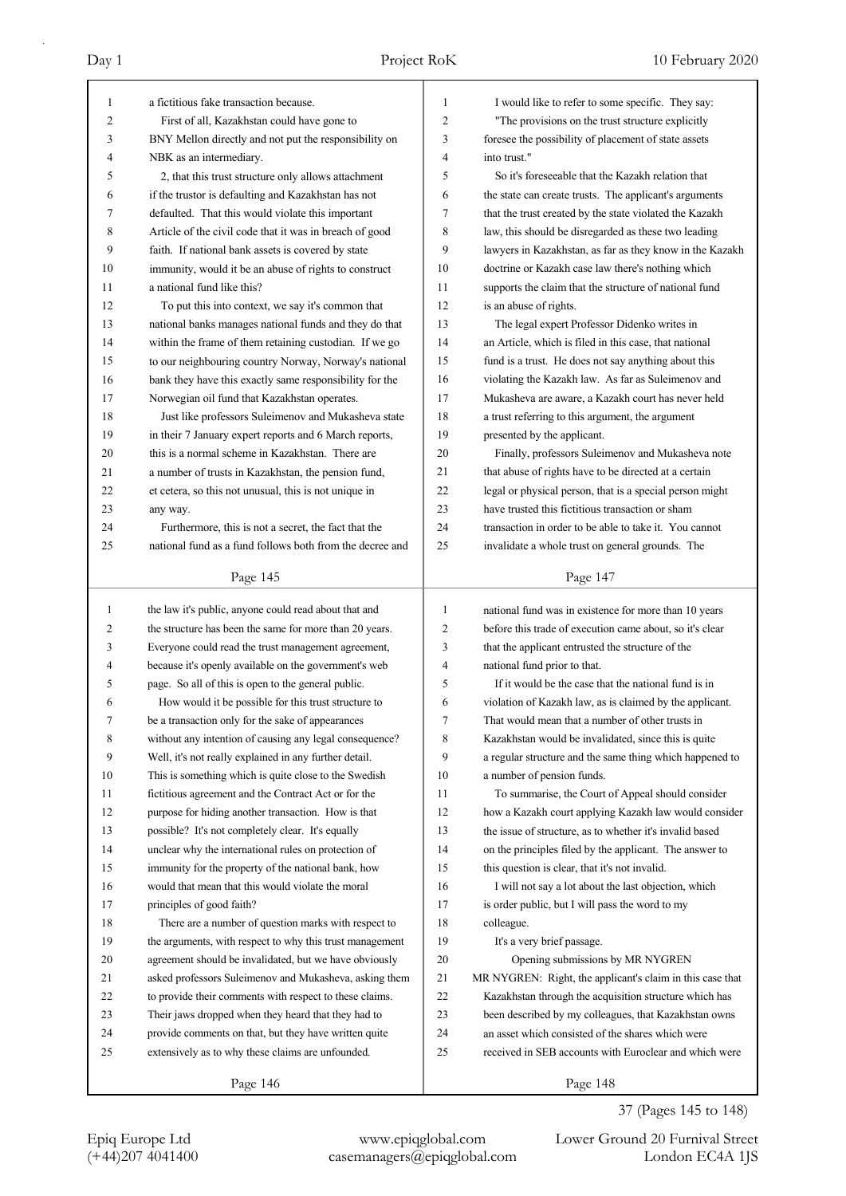a fictitious fake transaction because.

First of all, Kazakhstan could have gone to BNY Mellon directly and not put the responsibility on NBK as an intermediary.

2, that this trust structure only allows attachment if the trustor is defaulting and Kazakhstan has not defaulted. That this would violate this important Article of the civil code that it was in breach of good faith. If national bank assets is covered by state immunity, would it be an abuse of rights to construct a national fund like this?

To put this into context, we say it's common that national banks manages national funds and they do that within the frame of them retaining custodian. If we go to our neighbouring country Norway, Norway's national bank they have this exactly same responsibility for the Norwegian oil fund that Kazakhstan operates.

Just like professors Suleimenov and Mukasheva state in their 7 January expert reports and 6 March reports, this is a normal scheme in Kazakhstan. There are a number of trusts in Kazakhstan, the pension fund, et cetera, so this not unusual, this is not unique in any way.

Furthermore, this is not a secret, the fact that the national fund as a fund follows both from the decree and the law it's public, anyone could read about that and the structure has been the same for more than 20 years. Everyone could read the trust management agreement, because it's openly available on the government's web page. So all of this is open to the general public.

How would it be possible for this trust structure to be a transaction only for the sake of appearances without any intention of causing any legal consequence? Well, it's not really explained in any further detail. This is something which is quite close to the Swedish fictitious agreement and the Contract Act or for the purpose for hiding another transaction. How is that possible? It's not completely clear. It's equally unclear why the international rules on protection of immunity for the property of the national bank, how would that mean that this would violate the moral principles of good faith?

There are a number of question marks with respect to the arguments, with respect to why this trust management agreement should be invalidated, but we have obviously asked professors Suleimenov and Mukasheva, asking them to provide their comments with respect to these claims. Their jaws dropped when they heard that they had to provide comments on that, but they have written quite extensively as to why these claims are unfounded.

I would like to refer to some specific. They say:

"The provisions on the trust structure explicitly foresee the possibility of placement of state assets into trust."

So it's foreseeable that the Kazakh relation that the state can create trusts. The applicant's arguments that the trust created by the state violated the Kazakh law, this should be disregarded as these two leading lawyers in Kazakhstan, as far as they know in the Kazakh doctrine or Kazakh case law there's nothing which supports the claim that the structure of national fund is an abuse of rights.

The legal expert Professor Didenko writes in an Article, which is filed in this case, that national fund is a trust. He does not say anything about this violating the Kazakh law. As far as Suleimenov and Mukasheva are aware, a Kazakh court has never held a trust referring to this argument, the argument presented by the applicant.

Finally, professors Suleimenov and Mukasheva note that abuse of rights have to be directed at a certain legal or physical person, that is a special person might have trusted this fictitious transaction or sham transaction in order to be able to take it. You cannot invalidate a whole trust on general grounds. The national fund was in existence for more than 10 years before this trade of execution came about, so it's clear that the applicant entrusted the structure of the national fund prior to that.

If it would be the case that the national fund is in violation of Kazakh law, as is claimed by the applicant. That would mean that a number of other trusts in Kazakhstan would be invalidated, since this is quite a regular structure and the same thing which happened to a number of pension funds.

To summarise, the Court of Appeal should consider how a Kazakh court applying Kazakh law would consider the issue of structure, as to whether it's invalid based on the principles filed by the applicant. The answer to this question is clear, that it's not invalid.

I will not say a lot about the last objection, which is order public, but I will pass the word to my colleague.

It's a very brief passage.

## Opening submissions by MR NYGREN

MR NYGREN: Right, the applicant's claim in this case that Kazakhstan through the acquisition structure which has been described by my colleagues, that Kazakhstan owns an asset which consisted of the shares which were received in SEB accounts with Euroclear and which were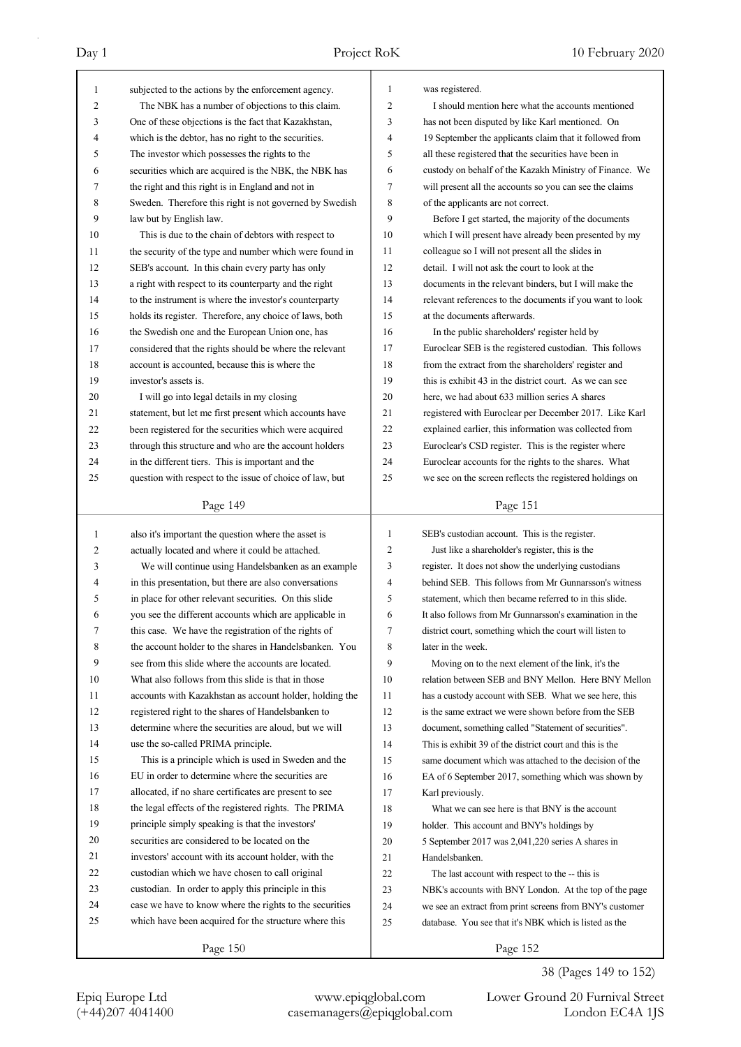subjected to the actions by the enforcement agency.

The NBK has a number of objections to this claim. One of these objections is the fact that Kazakhstan, which is the debtor, has no right to the securities. The investor which possesses the rights to the securities which are acquired is the NBK, the NBK has the right and this right is in England and not in Sweden. Therefore this right is not governed by Swedish law but by English law.

This is due to the chain of debtors with respect to the security of the type and number which were found in SEB's account. In this chain every party has only a right with respect to its counterparty and the right to the instrument is where the investor's counterparty holds its register. Therefore, any choice of laws, both the Swedish one and the European Union one, has considered that the rights should be where the relevant account is accounted, because this is where the investor's assets is.

I will go into legal details in my closing statement, but let me first present which accounts have been registered for the securities which were acquired through this structure and who are the account holders in the different tiers. This is important and the question with respect to the issue of choice of law, but also it's important the question where the asset is actually located and where it could be attached.

We will continue using Handelsbanken as an example in this presentation, but there are also conversations in place for other relevant securities. On this slide you see the different accounts which are applicable in this case. We have the registration of the rights of the account holder to the shares in Handelsbanken. You see from this slide where the accounts are located. What also follows from this slide is that in those accounts with Kazakhstan as account holder, holding the registered right to the shares of Handelsbanken to determine where the securities are aloud, but we will use the so-called PRIMA principle.

This is a principle which is used in Sweden and the EU in order to determine where the securities are allocated, if no share certificates are present to see the legal effects of the registered rights. The PRIMA principle simply speaking is that the investors' securities are considered to be located on the investors' account with its account holder, with the custodian which we have chosen to call original custodian. In order to apply this principle in this case we have to know where the rights to the securities which have been acquired for the structure where this was registered.

I should mention here what the accounts mentioned has not been disputed by like Karl mentioned. On 19 September the applicants claim that it followed from all these registered that the securities have been in custody on behalf of the Kazakh Ministry of Finance. We will present all the accounts so you can see the claims of the applicants are not correct.

Before I get started, the majority of the documents which I will present have already been presented by my colleague so I will not present all the slides in detail. I will not ask the court to look at the documents in the relevant binders, but I will make the relevant references to the documents if you want to look at the documents afterwards.

In the public shareholders' register held by Euroclear SEB is the registered custodian. This follows from the extract from the shareholders' register and this is exhibit 43 in the district court. As we can see here, we had about 633 million series A shares registered with Euroclear per December 2017. Like Karl explained earlier, this information was collected from Euroclear's CSD register. This is the register where Euroclear accounts for the rights to the shares. What we see on the screen reflects the registered holdings on SEB's custodian account. This is the register.

Just like a shareholder's register, this is the register. It does not show the underlying custodians behind SEB. This follows from Mr Gunnarsson's witness statement, which then became referred to in this slide. It also follows from Mr Gunnarsson's examination in the district court, something which the court will listen to later in the week.

Moving on to the next element of the link, it's the relation between SEB and BNY Mellon. Here BNY Mellon has a custody account with SEB. What we see here, this is the same extract we were shown before from the SEB document, something called "Statement of securities". This is exhibit 39 of the district court and this is the same document which was attached to the decision of the EA of 6 September 2017, something which was shown by Karl previously.

What we can see here is that BNY is the account holder. This account and BNY's holdings by 5 September 2017 was 2,041,220 series A shares in Handelsbanken.

The last account with respect to the -- this is NBK's accounts with BNY London. At the top of the page we see an extract from print screens from BNY's customer database. You see that it's NBK which is listed as the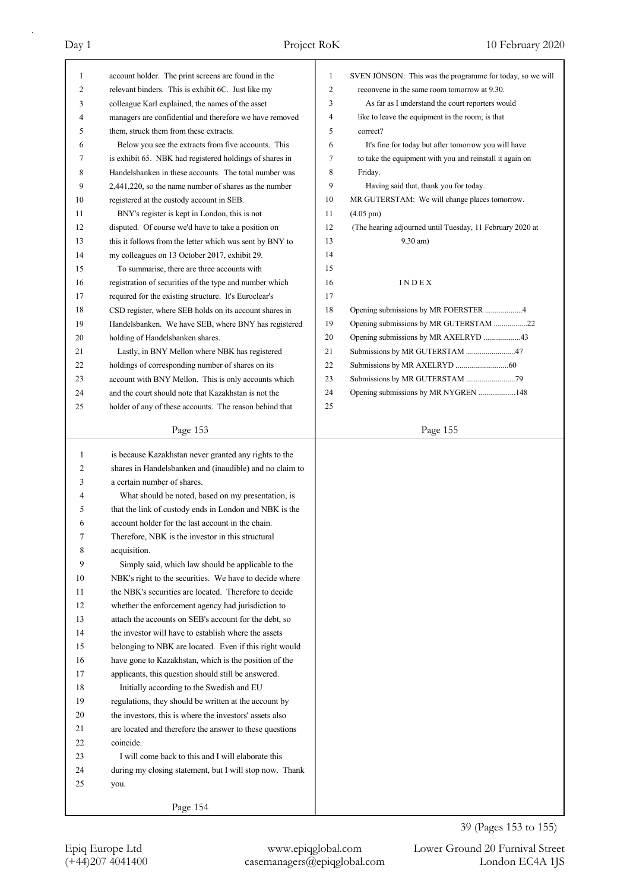account holder. The print screens are found in the relevant binders. This is exhibit 6C. Just like my colleague Karl explained, the names of the asset managers are confidential and therefore we have removed them, struck them from these extracts.

Below you see the extracts from five accounts. This is exhibit 65. NBK had registered holdings of shares in Handelsbanken in these accounts. The total number was 2,441,220, so the name number of shares as the number registered at the custody account in SEB.

BNY's register is kept in London, this is not disputed. Of course we'd have to take a position on this it follows from the letter which was sent by BNY to my colleagues on 13 October 2017, exhibit 29.

To summarise, there are three accounts with registration of securities of the type and number which required for the existing structure. It's Euroclear's CSD register, where SEB holds on its account shares in Handelsbanken. We have SEB, where BNY has registered holding of Handelsbanken shares.

Lastly, in BNY Mellon where NBK has registered holdings of corresponding number of shares on its account with BNY Mellon. This is only accounts which and the court should note that Kazakhstan is not the holder of any of these accounts. The reason behind that is because Kazakhstan never granted any rights to the shares in Handelsbanken and (inaudible) and no claim to a certain number of shares.

What should be noted, based on my presentation, is that the link of custody ends in London and NBK is the account holder for the last account in the chain. Therefore, NBK is the investor in this structural acquisition.

Simply said, which law should be applicable to the NBK's right to the securities. We have to decide where the NBK's securities are located. Therefore to decide whether the enforcement agency had jurisdiction to attach the accounts on SEB's account for the debt, so the investor will have to establish where the assets belonging to NBK are located. Even if this right would have gone to Kazakhstan, which is the position of the applicants, this question should still be answered.

Initially according to the Swedish and EU regulations, they should be written at the account by the investors, this is where the investors' assets also are located and therefore the answer to these questions coincide.

I will come back to this and I will elaborate this during my closing statement, but I will stop now. Thank you.

SVEN JÖNSON: This was the programme for today, so we will reconvene in the same room tomorrow at 9.30.

As far as I understand the court reporters would like to leave the equipment in the room; is that correct?

It's fine for today but after tomorrow you will have to take the equipment with you and reinstall it again on Friday.

Having said that, thank you for today.

MR GUTERSTAM: We will change places tomorrow.

(4.05 pm)

(The hearing adjourned until Tuesday, 11 February 2020 at 9.30 am)

I N D E X

Opening submissions by MR FOERSTER ...................4

Opening submissions by MR GUTERSTAM .................22

Opening submissions by MR AXELRYD ...................43

Submissions by MR GUTERSTAM .........................47

Submissions by MR AXELRYD ...........................60

Submissions by MR GUTERSTAM .........................79

Opening submissions by MR NYGREN ...................148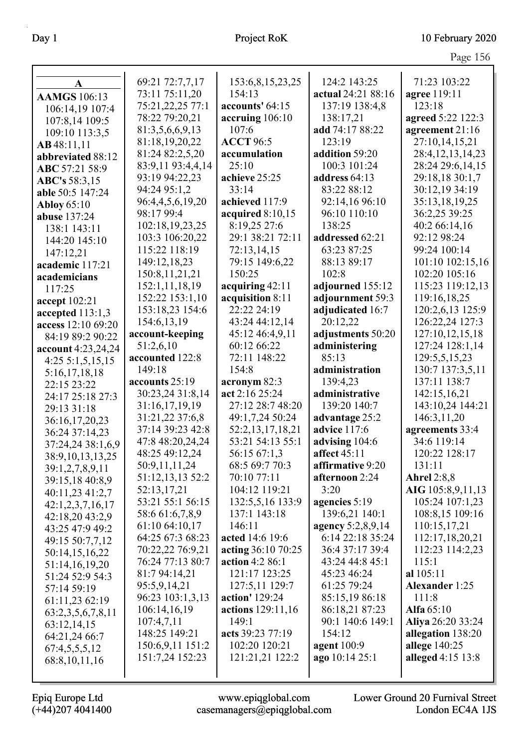**A**

**AAMGS** 106:13 106:14,19 107:4 107:8,14 109:5 109:10 113:3,5
**AB** 48:11,11
**abbreviated** 88:12
**ABC** 57:21 58:9
**ABC's** 58:3,15
**able** 50:5 147:24
**Abloy** 65:10
**abuse** 137:24 138:1 143:11 144:20 145:10 147:12,21
**academic** 117:21
**academicians** 117:25
**accept** 102:21
**accepted** 113:1,3
**access** 12:10 69:20 84:19 89:2 90:22
**account** 4:23,24,24 4:25 5:1,5,15,15 5:16,17,18,18 22:15 23:22 24:17 25:18 27:3 29:13 31:18 36:16,17,20,23 36:24 37:14,23 37:24,24 38:1,6,9 38:9,10,13,13,25 39:1,2,7,8,9,11 39:15,18 40:8,9 40:11,23 41:2,7 42:1,2,3,7,16,17 42:18,20 43:2,9 43:25 47:9 49:2 49:15 50:7,7,12 50:14,15,16,22 51:14,16,19,20 51:24 52:9 54:3 57:14 59:19 61:11,23 62:19 63:2,3,5,6,7,8,11 63:12,14,15 64:21,24 66:7 67:4,5,5,5,12 68:8,10,11,16 69:21 72:7,7,17 73:11 75:11,20 75:21,22,25 77:1 78:22 79:20,21 81:3,5,6,6,9,13 81:18,19,20,22 81:24 82:2,5,20 83:9,11 93:4,4,14 93:19 94:22,23 94:24 95:1,2 96:4,4,5,6,19,20 98:17 99:4 102:18,19,23,25 103:3 106:20,22 115:22 118:19 149:12,18,23 150:8,11,21,21 152:1,11,18,19 152:22 153:1,10 153:18,23 154:6 154:6,13,19
**account-keeping** 51:2,6,10
**accounted** 122:8 149:18
**accounts** 25:19 30:23,24 31:8,14 31:16,17,19,19 31:21,22 37:6,8 37:14 39:23 42:8 47:8 48:20,24,24 48:25 49:12,24 50:9,11,11,24 51:12,13,13 52:2 52:13,17,21 53:21 55:1 56:15 58:6 61:6,7,8,9 61:10 64:10,17 64:25 67:3 68:23 70:22,22 76:9,21 76:24 77:13 80:7 81:7 94:14,21 95:5,9,14,21 96:23 103:1,3,13 106:14,16,19 107:4,7,11 148:25 149:21 150:6,9,11 151:2 151:7,24 152:23 153:6,8,15,23,25 154:13
**accounts'** 64:15
**accruing** 106:10 107:6
**ACCT** 96:5
**accumulation** 25:10
**achieve** 25:25 33:14
**achieved** 117:9
**acquired** 8:10,15 8:19,25 27:6 29:1 38:21 72:11 72:13,14,15 79:15 149:6,22 150:25
**acquiring** 42:11
**acquisition** 8:11 22:22 24:19 43:24 44:12,14 45:12 46:4,9,11 60:12 66:22 72:11 148:22 154:8
**acronym** 82:3
**act** 2:16 25:24 27:12 28:7 48:20 49:1,7,24 50:24 52:2,13,17,18,21 53:21 54:13 55:1 56:15 67:1,3 68:5 69:7 70:3 70:10 77:11 104:12 119:21 132:5,5,16 133:9 137:1 143:18 146:11
**acted** 14:6 19:6
**acting** 36:10 70:25
**action** 4:2 86:1 121:17 123:25 127:5,11 129:7
**action'** 129:24
**actions** 129:11,16 149:1
**acts** 39:23 77:19 102:20 120:21 121:21,21 122:2 124:2 143:25
**actual** 24:21 88:16 137:19 138:4,8 138:17,21
**add** 74:17 88:22 123:19
**addition** 59:20 100:3 101:24
**address** 64:13 83:22 88:12 92:14,16 96:10 96:10 110:10 138:25
**addressed** 62:21 63:23 87:25 88:13 89:17 102:8
**adjourned** 155:12
**adjournment** 59:3
**adjudicated** 16:7 20:12,22
**adjustments** 50:20
**administering** 85:13
**administration** 139:4,23
**administrative** 139:20 140:7
**advantage** 25:2
**advice** 117:6
**advising** 104:6
**affect** 45:11
**affirmative** 9:20
**afternoon** 2:24 3:20
**agencies** 5:19 139:6,21 140:1
**agency** 5:2,8,9,14 6:14 22:18 35:24 36:4 37:17 39:4 43:24 44:8 45:1 45:23 46:24 61:25 79:24 85:15,19 86:18 86:18,21 87:23 90:1 140:6 149:1 154:12
**agent** 100:9
**ago** 10:14 25:1 71:23 103:22
**agree** 119:11 123:18
**agreed** 5:22 122:3
**agreement** 21:16 27:10,14,15,21 28:4,12,13,14,23 28:24 29:6,14,15 29:18,18 30:1,7 30:12,19 34:19 35:13,18,19,25 36:2,25 39:25 40:2 66:14,16 92:12 98:24 99:24 100:14 101:10 102:15,16 102:20 105:16 115:23 119:12,13 119:16,18,25 120:2,6,13 125:9 126:22,24 127:3 127:10,12,15,18 127:24 128:1,14 129:5,5,15,23 130:7 137:3,5,11 137:11 138:7 142:15,16,21 143:10,24 144:21 146:3,11,20
**agreements** 33:4 34:6 119:14 120:22 128:17 131:11
**Ahrel** 2:8,8
**AIG** 105:8,9,11,13 105:24 107:1,23 108:8,15 109:16 110:15,17,21 112:17,18,20,21 112:23 114:2,23 115:1
**al** 105:11
**Alexander** 1:25 111:8
**Alfa** 65:10
**Aliya** 26:20 33:24
**allegation** 138:20
**allege** 140:25
**alleged** 4:15 13:8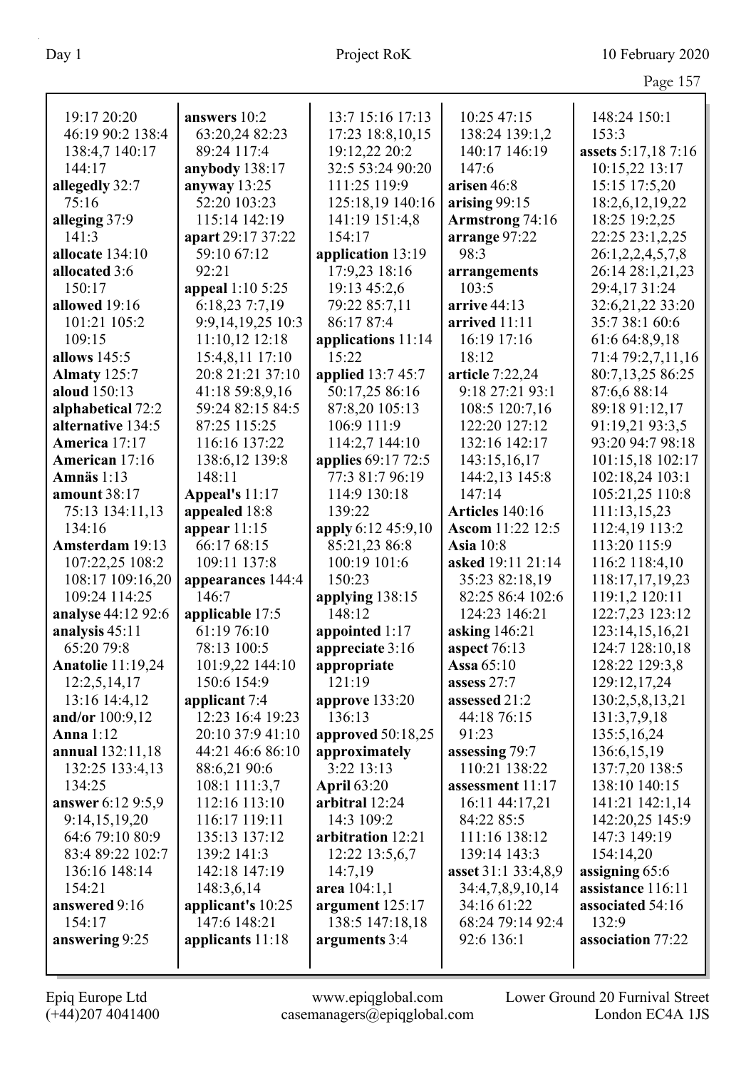19:17 20:20 46:19 90:2 138:4 138:4,7 140:17 144:17
**allegedly** 32:7 75:16
**alleging** 37:9 141:3
**allocate** 134:10
**allocated** 3:6 150:17
**allowed** 19:16 101:21 105:2 109:15
**allows** 145:5
**Almaty** 125:7
**aloud** 150:13
**alphabetical** 72:2
**alternative** 134:5
**America** 17:17
**American** 17:16
**Amnäs** 1:13
**amount** 38:17 75:13 134:11,13 134:16
**Amsterdam** 19:13 107:22,25 108:2 108:17 109:16,20 109:24 114:25
**analyse** 44:12 92:6
**analysis** 45:11 65:20 79:8
**Anatolie** 11:19,24 12:2,5,14,17 13:16 14:4,12
**and/or** 100:9,12
**Anna** 1:12
**annual** 132:11,18 132:25 133:4,13 134:25
**answer** 6:12 9:5,9 9:14,15,19,20 64:6 79:10 80:9 83:4 89:22 102:7 136:16 148:14 154:21
**answered** 9:16 154:17
**answering** 9:25

**answers** 10:2 63:20,24 82:23 89:24 117:4
**anybody** 138:17
**anyway** 13:25 52:20 103:23 115:14 142:19
**apart** 29:17 37:22 59:10 67:12 92:21
**appeal** 1:10 5:25 6:18,23 7:7,19 9:9,14,19,25 10:3 11:10,12 12:18 15:4,8,11 17:10 20:8 21:21 37:10 41:18 59:8,9,16 59:24 82:15 84:5 87:25 115:25 116:16 137:22 138:6,12 139:8 148:11
**Appeal's** 11:17
**appealed** 18:8
**appear** 11:15 66:17 68:15 109:11 137:8
**appearances** 144:4 146:7
**applicable** 17:5 61:19 76:10 78:13 100:5 101:9,22 144:10 150:6 154:9
**applicant** 7:4 12:23 16:4 19:23 20:10 37:9 41:10 44:21 46:6 86:10 88:6,21 90:6 108:1 111:3,7 112:16 113:10 116:17 119:11 135:13 137:12 139:2 141:3 142:18 147:19 148:3,6,14
**applicant's** 10:25 147:6 148:21
**applicants** 11:18

13:7 15:16 17:13 17:23 18:8,10,15 19:12,22 20:2 32:5 53:24 90:20 111:25 119:9 125:18,19 140:16 141:19 151:4,8 154:17
**application** 13:19 17:9,23 18:16 19:13 45:2,6 79:22 85:7,11 86:17 87:4
**applications** 11:14 15:22
**applied** 13:7 45:7 50:17,25 86:16 87:8,20 105:13 106:9 111:9 114:2,7 144:10
**applies** 69:17 72:5 77:3 81:7 96:19 114:9 130:18 139:22
**apply** 6:12 45:9,10 85:21,23 86:8 100:19 101:6 150:23
**applying** 138:15 148:12
**appointed** 1:17
**appreciate** 3:16
**appropriate** 121:19
**approve** 133:20 136:13
**approved** 50:18,25
**approximately** 3:22 13:13
**April** 63:20
**arbitral** 12:24 14:3 109:2
**arbitration** 12:21 12:22 13:5,6,7 14:7,19
**area** 104:1,1
**argument** 125:17 138:5 147:18,18
**arguments** 3:4

10:25 47:15 138:24 139:1,2 140:17 146:19 147:6
**arisen** 46:8
**arising** 99:15
**Armstrong** 74:16
**arrange** 97:22 98:3
**arrangements** 103:5
**arrive** 44:13
**arrived** 11:11 16:19 17:16 18:12
**article** 7:22,24 9:18 27:21 93:1 108:5 120:7,16 122:20 127:12 132:16 142:17 143:15,16,17 144:2,13 145:8 147:14
**Articles** 140:16
**Ascom** 11:22 12:5
**Asia** 10:8
**asked** 19:11 21:14 35:23 82:18,19 82:25 86:4 102:6 124:23 146:21
**asking** 146:21
**aspect** 76:13
**Assa** 65:10
**assess** 27:7
**assessed** 21:2 44:18 76:15 91:23
**assessing** 79:7 110:21 138:22
**assessment** 11:17 16:11 44:17,21 84:22 85:5 111:16 138:12 139:14 143:3
**asset** 31:1 33:4,8,9 34:4,7,8,9,10,14 34:16 61:22 68:24 79:14 92:4 92:6 136:1

148:24 150:1 153:3
**assets** 5:17,18 7:16 10:15,22 13:17 15:15 17:5,20 18:2,6,12,19,22 18:25 19:2,25 22:25 23:1,2,25 26:1,2,2,4,5,7,8 26:14 28:1,21,23 29:4,17 31:24 32:6,21,22 33:20 35:7 38:1 60:6 61:6 64:8,9,18 71:4 79:2,7,11,16 80:7,13,25 86:25 87:6,6 88:14 89:18 91:12,17 91:19,21 93:3,5 93:20 94:7 98:18 101:15,18 102:17 102:18,24 103:1 105:21,25 110:8 111:13,15,23 112:4,19 113:2 113:20 115:9 116:2 118:4,10 118:17,17,19,23 119:1,2 120:11 122:7,23 123:12 123:14,15,16,21 124:7 128:10,18 128:22 129:3,8 129:12,17,24 130:2,5,8,13,21 131:3,7,9,18 135:5,16,24 136:6,15,19 137:7,20 138:5 138:10 140:15 141:21 142:1,14 142:20,25 145:9 147:3 149:19 154:14,20
**assigning** 65:6
**assistance** 116:11
**associated** 54:16 132:9
**association** 77:22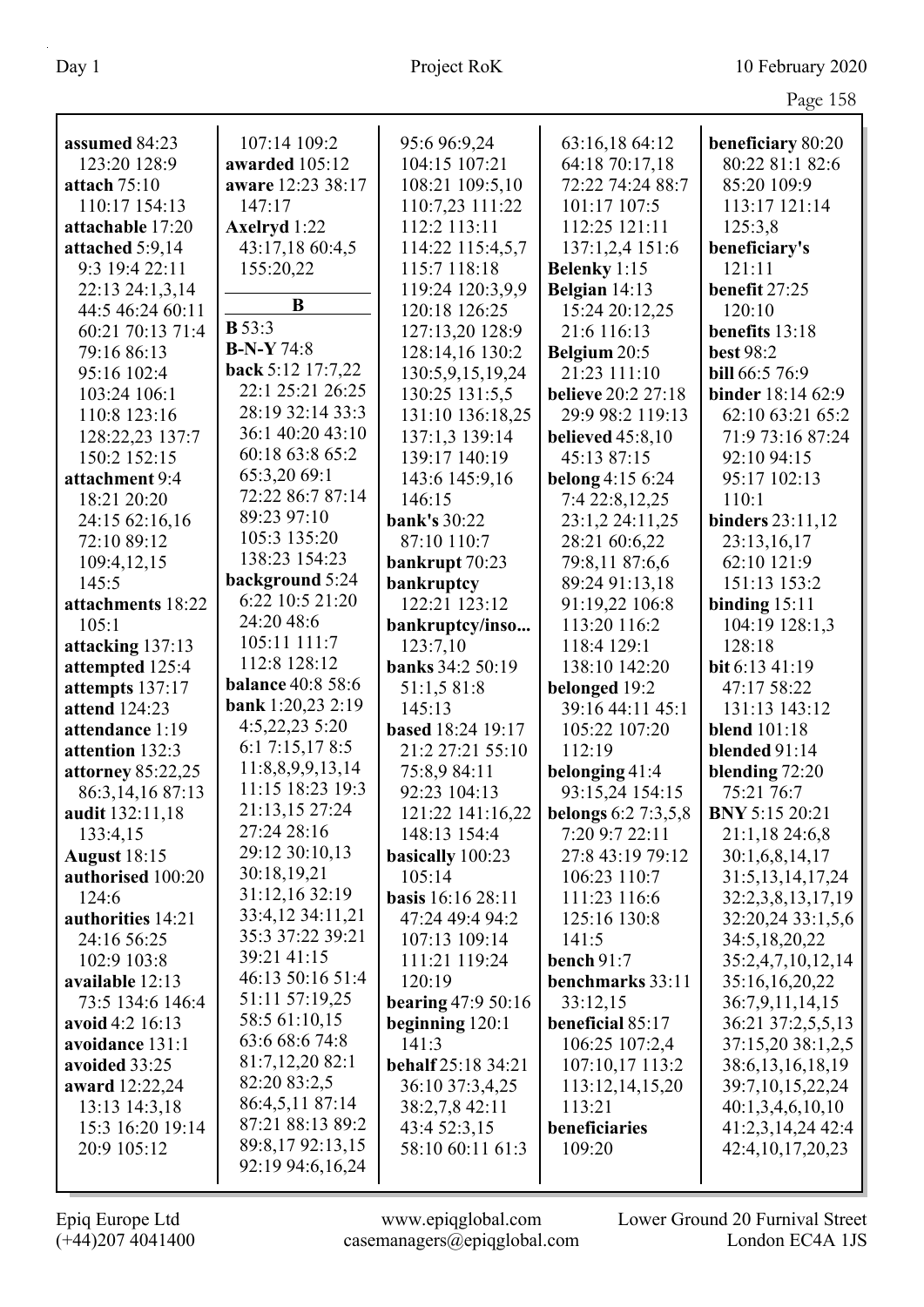**assumed** 84:23 123:20 128:9
**attach** 75:10 110:17 154:13
**attachable** 17:20
**attached** 5:9,14 9:3 19:4 22:11 22:13 24:1,3,14 44:5 46:24 60:11 60:21 70:13 71:4 79:16 86:13 95:16 102:4 103:24 106:1 110:8 123:16 128:22,23 137:7 150:2 152:15
**attachment** 9:4 18:21 20:20 24:15 62:16,16 72:10 89:12 109:4,12,15 145:5
**attachments** 18:22 105:1
**attacking** 137:13
**attempted** 125:4
**attempts** 137:17
**attend** 124:23
**attendance** 1:19
**attention** 132:3
**attorney** 85:22,25 86:3,14,16 87:13
**audit** 132:11,18 133:4,15
**August** 18:15
**authorised** 100:20 124:6
**authorities** 14:21 24:16 56:25 102:9 103:8
**available** 12:13 73:5 134:6 146:4
**avoid** 4:2 16:13
**avoidance** 131:1
**avoided** 33:25
**award** 12:22,24 13:13 14:3,18 15:3 16:20 19:14 20:9 105:12 107:14 109:2
**awarded** 105:12
**aware** 12:23 38:17 147:17
**Axelryd** 1:22 43:17,18 60:4,5 155:20,22

**B**

**B** 53:3
**B-N-Y** 74:8
**back** 5:12 17:7,22 22:1 25:21 26:25 28:19 32:14 33:3 36:1 40:20 43:10 60:18 63:8 65:2 65:3,20 69:1 72:22 86:7 87:14 89:23 97:10 105:3 135:20 138:23 154:23
**background** 5:24 6:22 10:5 21:20 24:20 48:6 105:11 111:7 112:8 128:12
**balance** 40:8 58:6
**bank** 1:20,23 2:19 4:5,22,23 5:20 6:1 7:15,17 8:5 11:8,8,9,9,13,14 11:15 18:23 19:3 21:13,15 27:24 27:24 28:16 29:12 30:10,13 30:18,19,21 31:12,16 32:19 33:4,12 34:11,21 35:3 37:22 39:21 39:21 41:15 46:13 50:16 51:4 51:11 57:19,25 58:5 61:10,15 63:6 68:6 74:8 81:7,12,20 82:1 82:20 83:2,5 86:4,5,11 87:14 87:21 88:13 89:2 89:8,17 92:13,15 92:19 94:6,16,24 95:6 96:9,24 104:15 107:21 108:21 109:5,10 110:7,23 111:22 112:2 113:11 114:22 115:4,5,7 115:7 118:18 119:24 120:3,9,9 120:18 126:25 127:13,20 128:9 128:14,16 130:2 130:5,9,15,19,24 130:25 131:5,5 131:10 136:18,25 137:1,3 139:14 139:17 140:19 143:6 145:9,16 146:15
**bank's** 30:22 87:10 110:7
**bankrupt** 70:23
**bankruptcy** 122:21 123:12
**bankruptcy/inso...** 123:7,10
**banks** 34:2 50:19 51:1,5 81:8 145:13
**based** 18:24 19:17 21:2 27:21 55:10 75:8,9 84:11 92:23 104:13 121:22 141:16,22 148:13 154:4
**basically** 100:23 105:14
**basis** 16:16 28:11 47:24 49:4 94:2 107:13 109:14 111:21 119:24 120:19
**bearing** 47:9 50:16
**beginning** 120:1 141:3
**behalf** 25:18 34:21 36:10 37:3,4,25 38:2,7,8 42:11 43:4 52:3,15 58:10 60:11 61:3 63:16,18 64:12 64:18 70:17,18 72:22 74:24 88:7 101:17 107:5 112:25 121:11 137:1,2,4 151:6
**Belenky** 1:15
**Belgian** 14:13 15:24 20:12,25 21:6 116:13
**Belgium** 20:5 21:23 111:10
**believe** 20:2 27:18 29:9 98:2 119:13
**believed** 45:8,10 45:13 87:15
**belong** 4:15 6:24 7:4 22:8,12,25 23:1,2 24:11,25 28:21 60:6,22 79:8,11 87:6,6 89:24 91:13,18 91:19,22 106:8 113:20 116:2 118:4 129:1 138:10 142:20
**belonged** 19:2 39:16 44:11 45:1 105:22 107:20 112:19
**belonging** 41:4 93:15,24 154:15
**belongs** 6:2 7:3,5,8 7:20 9:7 22:11 27:8 43:19 79:12 106:23 110:7 111:23 116:6 125:16 130:8 141:5
**bench** 91:7
**benchmarks** 33:11 33:12,15
**beneficial** 85:17 106:25 107:2,4 107:10,17 113:2 113:12,14,15,20 113:21
**beneficiaries** 109:20
**beneficiary** 80:20 80:22 81:1 82:6 85:20 109:9 113:17 121:14 125:3,8
**beneficiary's** 121:11
**benefit** 27:25 120:10
**benefits** 13:18
**best** 98:2
**bill** 66:5 76:9
**binder** 18:14 62:9 62:10 63:21 65:2 71:9 73:16 87:24 92:10 94:15 95:17 102:13 110:1
**binders** 23:11,12 23:13,16,17 62:10 121:9 151:13 153:2
**binding** 15:11 104:19 128:1,3 128:18
**bit** 6:13 41:19 47:17 58:22 131:13 143:12
**blend** 101:18
**blended** 91:14
**blending** 72:20 75:21 76:7
**BNY** 5:15 20:21 21:1,18 24:6,8 30:1,6,8,14,17 31:5,13,14,17,24 32:2,3,8,13,17,19 32:20,24 33:1,5,6 34:5,18,20,22 35:2,4,7,10,12,14 35:16,20,22 36:7,9,11,14,15 36:21 37:2,5,5,13 37:15,20 38:1,2,5 38:6,13,16,18,19 39:7,10,15,22,24 40:1,3,4,6,10,10 41:2,3,14,24 42:4 42:4,10,17,20,23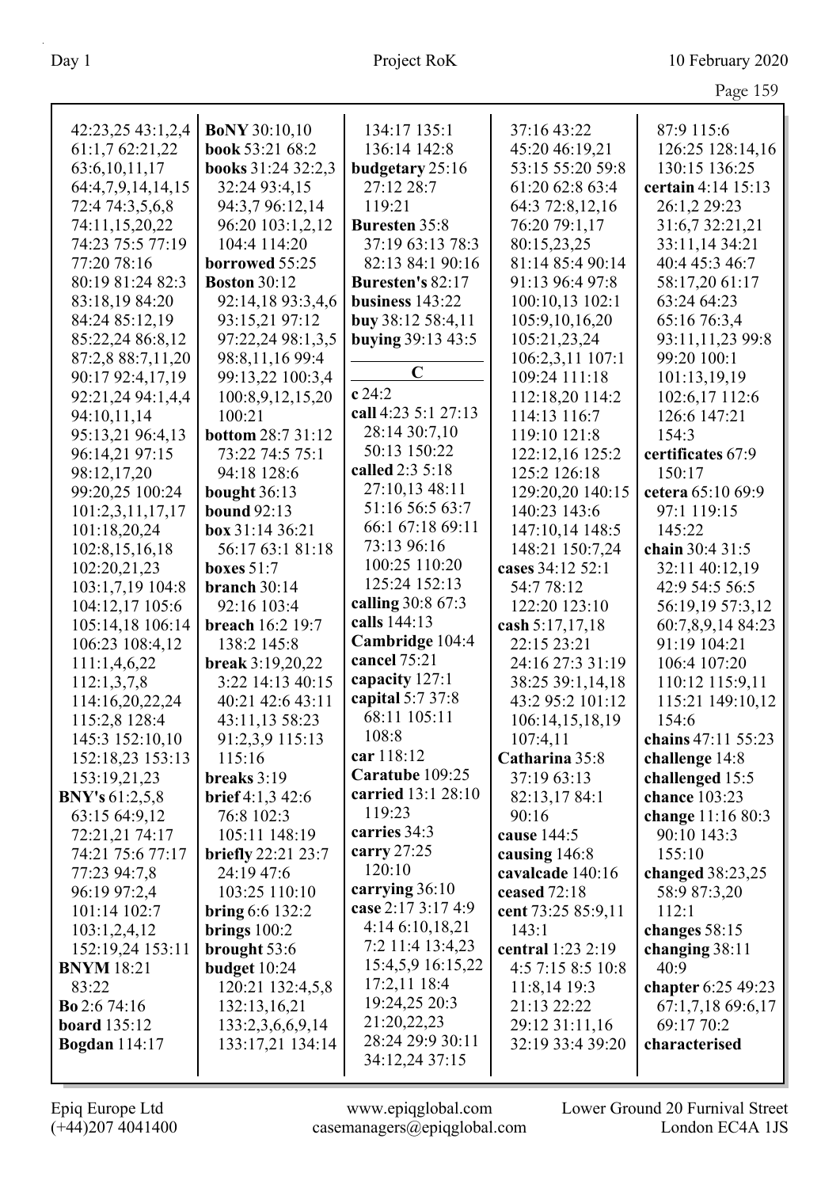42:23,25 43:1,2,4
61:1,7 62:21,22
63:6,10,11,17
64:4,7,9,14,14,15
72:4 74:3,5,6,8
74:11,15,20,22
74:23 75:5 77:19
77:20 78:16
80:19 81:24 82:3
83:18,19 84:20
84:24 85:12,19
85:22,24 86:8,12
87:2,8 88:7,11,20
90:17 92:4,17,19
92:21,24 94:1,4,4
94:10,11,14
95:13,21 96:4,13
96:14,21 97:15
98:12,17,20
99:20,25 100:24
101:2,3,11,17,17
101:18,20,24
102:8,15,16,18
102:20,21,23
103:1,7,19 104:8
104:12,17 105:6
105:14,18 106:14
106:23 108:4,12
111:1,4,6,22
112:1,3,7,8
114:16,20,22,24
115:2,8 128:4
145:3 152:10,10
152:18,23 153:13
153:19,21,23

**BNY's** 61:2,5,8
63:15 64:9,12
72:21,21 74:17
74:21 75:6 77:17
77:23 94:7,8
96:19 97:2,4
101:14 102:7
103:1,2,4,12
152:19,24 153:11

**BNYM** 18:21
83:22

**Bo** 2:6 74:16

**board** 135:12

**Bogdan** 114:17

**BoNY** 30:10,10

**book** 53:21 68:2

**books** 31:24 32:2,3
32:24 93:4,15
94:3,7 96:12,14
96:20 103:1,2,12
104:4 114:20

**borrowed** 55:25

**Boston** 30:12
92:14,18 93:3,4,6
93:15,21 97:12
97:22,24 98:1,3,5
98:8,11,16 99:4
99:13,22 100:3,4
100:8,9,12,15,20
100:21

**bottom** 28:7 31:12
73:22 74:5 75:1
94:18 128:6

**bought** 36:13

**bound** 92:13

**box** 31:14 36:21
56:17 63:1 81:18

**boxes** 51:7

**branch** 30:14
92:16 103:4

**breach** 16:2 19:7
138:2 145:8

**break** 3:19,20,22
3:22 14:13 40:15
40:21 42:6 43:11
43:11,13 58:23
91:2,3,9 115:13
115:16

**breaks** 3:19

**brief** 4:1,3 42:6
76:8 102:3
105:11 148:19

**briefly** 22:21 23:7
24:19 47:6
103:25 110:10

**bring** 6:6 132:2

**brings** 100:2

**brought** 53:6

**budget** 10:24
120:21 132:4,5,8
132:13,16,21
133:2,3,6,6,9,14
133:17,21 134:14
134:17 135:1
136:14 142:8

**budgetary** 25:16
27:12 28:7
119:21

**Buresten** 35:8
37:19 63:13 78:3
82:13 84:1 90:16

**Buresten's** 82:17

**business** 143:22

**buy** 38:12 58:4,11

**buying** 39:13 43:5

## C

**c** 24:2

**call** 4:23 5:1 27:13
28:14 30:7,10
50:13 150:22

**called** 2:3 5:18
27:10,13 48:11
51:16 56:5 63:7
66:1 67:18 69:11
73:13 96:16
100:25 110:20
125:24 152:13

**calling** 30:8 67:3

**calls** 144:13

**Cambridge** 104:4

**cancel** 75:21

**capacity** 127:1

**capital** 5:7 37:8
68:11 105:11
108:8

**car** 118:12

**Caratube** 109:25

**carried** 13:1 28:10
119:23

**carries** 34:3

**carry** 27:25
120:10

**carrying** 36:10

**case** 2:17 3:17 4:9
4:14 6:10,18,21
7:2 11:4 13:4,23
15:4,5,9 16:15,22
17:2,11 18:4
19:24,25 20:3
21:20,22,23
28:24 29:9 30:11
34:12,24 37:15
37:16 43:22
45:20 46:19,21
53:15 55:20 59:8
61:20 62:8 63:4
64:3 72:8,12,16
76:20 79:1,17
80:15,23,25
81:14 85:4 90:14
91:13 96:4 97:8
100:10,13 102:1
105:9,10,16,20
105:21,23,24
106:2,3,11 107:1
109:24 111:18
112:18,20 114:2
114:13 116:7
119:10 121:8
122:12,16 125:2
125:2 126:18
129:20,20 140:15
140:23 143:6
147:10,14 148:5
148:21 150:7,24

**cases** 34:12 52:1
54:7 78:12
122:20 123:10

**cash** 5:17,17,18
22:15 23:21
24:16 27:3 31:19
38:25 39:1,14,18
43:2 95:2 101:12
106:14,15,18,19
107:4,11

**Catharina** 35:8
37:19 63:13
82:13,17 84:1
90:16

**cause** 144:5

**causing** 146:8

**cavalcade** 140:16

**ceased** 72:18

**cent** 73:25 85:9,11
143:1

**central** 1:23 2:19
4:5 7:15 8:5 10:8
11:8,14 19:3
21:13 22:22
29:12 31:11,16
32:19 33:4 39:20
87:9 115:6
126:25 128:14,16
130:15 136:25

**certain** 4:14 15:13
26:1,2 29:23
31:6,7 32:21,21
33:11,14 34:21
40:4 45:3 46:7
58:17,20 61:17
63:24 64:23
65:16 76:3,4
93:11,11,23 99:8
99:20 100:1
101:13,19,19
102:6,17 112:6
126:6 147:21
154:3

**certificates** 67:9
150:17

**cetera** 65:10 69:9
97:1 119:15
145:22

**chain** 30:4 31:5
32:11 40:12,19
42:9 54:5 56:5
56:19,19 57:3,12
60:7,8,9,14 84:23
91:19 104:21
106:4 107:20
110:12 115:9,11
115:21 149:10,12
154:6

**chains** 47:11 55:23

**challenge** 14:8

**challenged** 15:5

**chance** 103:23

**change** 11:16 80:3
90:10 143:3
155:10

**changed** 38:23,25
58:9 87:3,20
112:1

**changes** 58:15

**changing** 38:11
40:9

**chapter** 6:25 49:23
67:1,7,18 69:6,17
69:17 70:2

**characterised**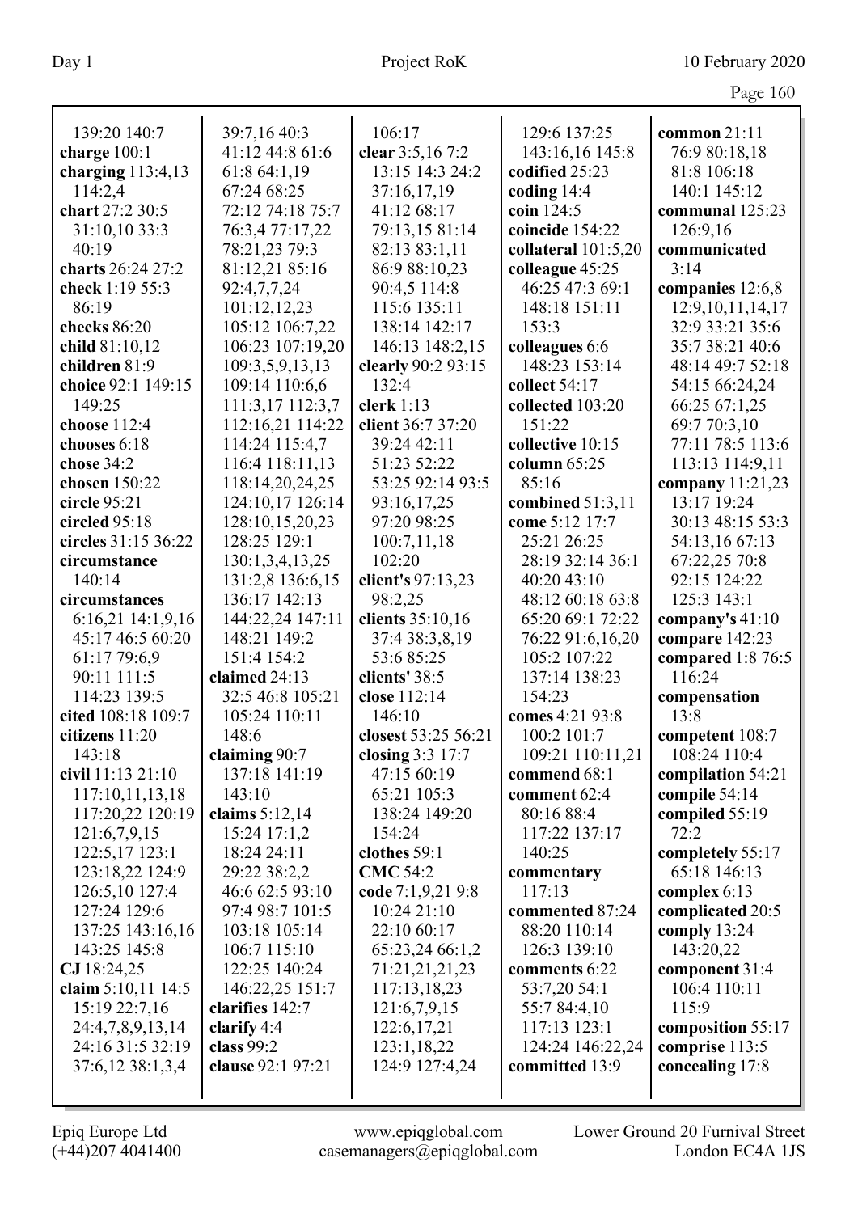139:20 140:7
**charge** 100:1
**charging** 113:4,13 114:2,4
**chart** 27:2 30:5 31:10,10 33:3 40:19
**charts** 26:24 27:2
**check** 1:19 55:3 86:19
**checks** 86:20
**child** 81:10,12
**children** 81:9
**choice** 92:1 149:15 149:25
**choose** 112:4
**chooses** 6:18
**chose** 34:2
**chosen** 150:22
**circle** 95:21
**circled** 95:18
**circles** 31:15 36:22
**circumstance** 140:14
**circumstances** 6:16,21 14:1,9,16 45:17 46:5 60:20 61:17 79:6,9 90:11 111:5 114:23 139:5
**cited** 108:18 109:7
**citizens** 11:20 143:18
**civil** 11:13 21:10 117:10,11,13,18 117:20,22 120:19 121:6,7,9,15 122:5,17 123:1 123:18,22 124:9 126:5,10 127:4 127:24 129:6 137:25 143:16,16 143:25 145:8
**CJ** 18:24,25
**claim** 5:10,11 14:5 15:19 22:7,16 24:4,7,8,9,13,14 24:16 31:5 32:19 37:6,12 38:1,3,4 39:7,16 40:3 41:12 44:8 61:6 61:8 64:1,19 67:24 68:25 72:12 74:18 75:7 76:3,4 77:17,22 78:21,23 79:3 81:12,21 85:16 92:4,7,7,24 101:12,12,23 105:12 106:7,22 106:23 107:19,20 109:3,5,9,13,13 109:14 110:6,6 111:3,17 112:3,7 112:16,21 114:22 114:24 115:4,7 116:4 118:11,13 118:14,20,24,25 124:10,17 126:14 128:10,15,20,23 128:25 129:1 130:1,3,4,13,25 131:2,8 136:6,15 136:17 142:13 144:22,24 147:11 148:21 149:2 151:4 154:2
**claimed** 24:13 32:5 46:8 105:21 105:24 110:11 148:6
**claiming** 90:7 137:18 141:19 143:10
**claims** 5:12,14 15:24 17:1,2 18:24 24:11 29:22 38:2,2 46:6 62:5 93:10 97:4 98:7 101:5 103:18 105:14 106:7 115:10 122:25 140:24 146:22,25 151:7
**clarifies** 142:7
**clarify** 4:4
**class** 99:2
**clause** 92:1 97:21 106:17
**clear** 3:5,16 7:2 13:15 14:3 24:2 37:16,17,19 41:12 68:17 79:13,15 81:14 82:13 83:1,11 86:9 88:10,23 90:4,5 114:8 115:6 135:11 138:14 142:17 146:13 148:2,15
**clearly** 90:2 93:15 132:4
**clerk** 1:13
**client** 36:7 37:20 39:24 42:11 51:23 52:22 53:25 92:14 93:5 93:16,17,25 97:20 98:25 100:7,11,18 102:20
**client's** 97:13,23 98:2,25
**clients** 35:10,16 37:4 38:3,8,19 53:6 85:25
**clients'** 38:5
**close** 112:14 146:10
**closest** 53:25 56:21
**closing** 3:3 17:7 47:15 60:19 65:21 105:3 138:24 149:20 154:24
**clothes** 59:1
**CMC** 54:2
**code** 7:1,9,21 9:8 10:24 21:10 22:10 60:17 65:23,24 66:1,2 71:21,21,21,23 117:13,18,23 121:6,7,9,15 122:6,17,21 123:1,18,22 124:9 127:4,24 129:6 137:25 143:16,16 145:8
**codified** 25:23
**coding** 14:4
**coin** 124:5
**coincide** 154:22
**collateral** 101:5,20
**colleague** 45:25 46:25 47:3 69:1 148:18 151:11 153:3
**colleagues** 6:6 148:23 153:14
**collect** 54:17
**collected** 103:20 151:22
**collective** 10:15
**column** 65:25 85:16
**combined** 51:3,11
**come** 5:12 17:7 25:21 26:25 28:19 32:14 36:1 40:20 43:10 48:12 60:18 63:8 65:20 69:1 72:22 76:22 91:6,16,20 105:2 107:22 137:14 138:23 154:23
**comes** 4:21 93:8 100:2 101:7 109:21 110:11,21
**commend** 68:1
**comment** 62:4 80:16 88:4 117:22 137:17 140:25
**commentary** 117:13
**commented** 87:24 88:20 110:14 126:3 139:10
**comments** 6:22 53:7,20 54:1 55:7 84:4,10 117:13 123:1 124:24 146:22,24
**committed** 13:9
**common** 21:11 76:9 80:18,18 81:8 106:18 140:1 145:12
**communal** 125:23 126:9,16
**communicated** 3:14
**companies** 12:6,8 12:9,10,11,14,17 32:9 33:21 35:6 35:7 38:21 40:6 48:14 49:7 52:18 54:15 66:24,24 66:25 67:1,25 69:7 70:3,10 77:11 78:5 113:6 113:13 114:9,11
**company** 11:21,23 13:17 19:24 30:13 48:15 53:3 54:13,16 67:13 67:22,25 70:8 92:15 124:22 125:3 143:1
**company's** 41:10
**compare** 142:23
**compared** 1:8 76:5 116:24
**compensation** 13:8
**competent** 108:7 108:24 110:4
**compilation** 54:21
**compile** 54:14
**compiled** 55:19 72:2
**completely** 55:17 65:18 146:13
**complex** 6:13
**complicated** 20:5
**comply** 13:24 143:20,22
**component** 31:4 106:4 110:11 115:9
**composition** 55:17
**comprise** 113:5
**concealing** 17:8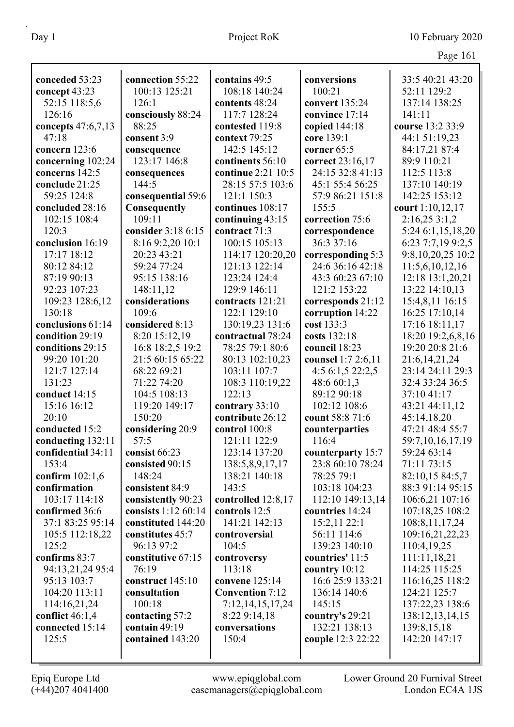**conceded** 53:23
**concept** 43:23 52:15 118:5,6 126:16
**concepts** 47:6,7,13 47:18
**concern** 123:6
**concerning** 102:24
**concerns** 142:5
**conclude** 21:25 59:25 124:8
**concluded** 28:16 102:15 108:4 120:3
**conclusion** 16:19 17:17 18:12 80:12 84:12 87:19 90:13 92:23 107:23 109:23 128:6,12 130:18
**conclusions** 61:14
**condition** 29:19
**conditions** 29:15 99:20 101:20 121:7 127:14 131:23
**conduct** 14:15 15:16 16:12 20:10
**conducted** 15:2
**conducting** 132:11
**confidential** 34:11 153:4
**confirm** 102:1,6
**confirmation** 103:17 114:18
**confirmed** 36:6 37:1 83:25 95:14 105:5 112:18,22 125:2
**confirms** 83:7 94:13,21,24 95:4 95:13 103:7 104:20 113:11 114:16,21,24
**conflict** 46:1,4
**connected** 15:14 125:5
**connection** 55:22 100:13 125:21 126:1
**consciously** 88:24 88:25
**consent** 3:9
**consequence** 123:17 146:8
**consequences** 144:5
**consequential** 59:6
**Consequently** 109:11
**consider** 3:18 6:15 8:16 9:2,20 10:1 20:23 43:21 59:24 77:24 95:15 138:16 148:11,12
**considerations** 109:6
**considered** 8:13 8:20 15:12,19 16:8 18:2,5 19:2 21:5 60:15 65:22 68:22 69:21 71:22 74:20 104:5 108:13 119:20 149:17 150:20
**considering** 20:9 57:5
**consist** 66:23
**consisted** 90:15 148:24
**consistent** 84:9
**consistently** 90:23
**consists** 1:12 60:14
**constituted** 144:20
**constitutes** 45:7 96:13 97:2
**constitutive** 67:15 76:19
**construct** 145:10
**consultation** 100:18
**contacting** 57:2
**contain** 49:19
**contained** 143:20
**contains** 49:5 108:18 140:24
**contents** 48:24 117:7 128:24
**contested** 119:8
**context** 79:25 142:5 145:12
**continents** 56:10
**continue** 2:21 10:5 28:15 57:5 103:6 121:1 150:3
**continues** 108:17
**continuing** 43:15
**contract** 71:3 100:15 105:13 114:17 120:20,20 121:13 122:14 123:24 124:4 129:9 146:11
**contracts** 121:21 122:1 129:10 130:19,23 131:6
**contractual** 78:24 78:25 79:1 80:6 80:13 102:10,23 103:11 107:7 108:3 110:19,22 122:13
**contrary** 33:10
**contribute** 26:12
**control** 100:8 121:11 122:9 123:14 137:20 138:5,8,9,17,17 138:21 140:18 143:5
**controlled** 12:8,17
**controls** 12:5 141:21 142:13
**controversial** 104:5
**controversy** 113:18
**convene** 125:14
**Convention** 7:12 7:12,14,15,17,24 8:22 9:14,18
**conversations** 150:4
**conversions** 100:21
**convert** 135:24
**convince** 17:14
**copied** 144:18
**core** 139:1
**corner** 65:5
**correct** 23:16,17 24:15 32:8 41:13 45:1 55:4 56:25 57:9 86:21 151:8 155:5
**correction** 75:6
**correspondence** 36:3 37:16
**corresponding** 5:3 24:6 36:16 42:18 43:3 60:23 67:10 121:2 153:22
**corresponds** 21:12
**corruption** 14:22
**cost** 133:3
**costs** 132:18
**council** 18:23
**counsel** 1:7 2:6,11 4:5 6:1,5 22:2,5 48:6 60:1,3 89:12 90:18 102:12 108:6
**count** 58:8 71:6
**counterparties** 116:4
**counterparty** 15:7 23:8 60:10 78:24 78:25 79:1 103:18 104:23 112:10 149:13,14
**countries** 14:24 15:2,11 22:1 56:11 114:6 139:23 140:10
**countries'** 11:5
**country** 10:12 16:6 25:9 133:21 136:14 140:6 145:15
**country's** 29:21 132:21 138:13
**couple** 12:3 22:22
33:5 40:21 43:20 52:11 129:2 137:14 138:25 141:11
**course** 13:2 33:9 44:1 51:19,23 84:17,21 87:4 89:9 110:21 112:5 113:8 137:10 140:19 142:25 153:12
**court** 1:10,12,17 2:16,25 3:1,2 5:24 6:1,15,18,20 6:23 7:7,19 9:2,5 9:8,10,20,25 10:2 11:5,6,10,12,16 12:18 13:1,20,21 13:22 14:10,13 15:4,8,11 16:15 16:25 17:10,14 17:16 18:11,17 18:20 19:2,6,8,16 19:20 20:8 21:6 21:6,14,21,24 23:14 24:11 29:3 32:4 33:24 36:5 37:10 41:17 43:21 44:11,12 45:14,18,20 47:21 48:4 55:7 59:7,10,16,17,19 59:24 63:14 71:11 73:15 82:10,15 84:5,7 88:3 91:14 95:15 106:6,21 107:16 107:18,25 108:2 108:8,11,17,24 109:16,21,22,23 110:4,19,25 111:11,18,21 114:25 115:25 116:16,25 118:2 124:21 125:7 137:22,23 138:6 138:12,13,14,15 139:8,15,18 142:20 147:17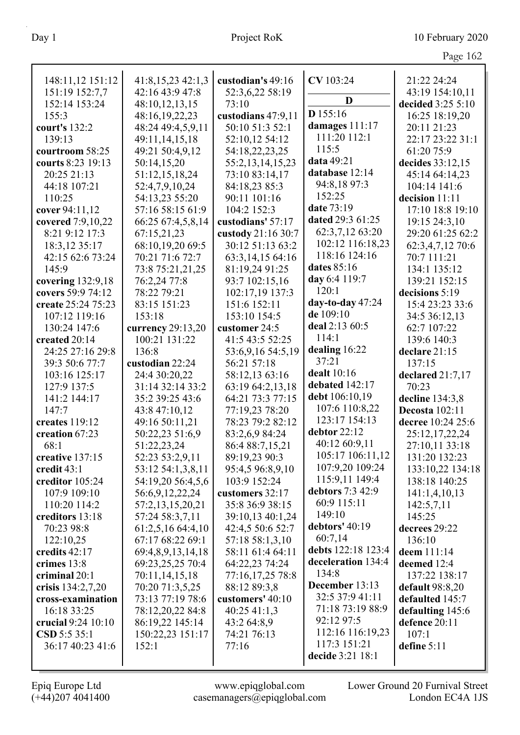148:11,12 151:12
151:19 152:7,7
152:14 153:24
155:3
**court's** 132:2
139:13
**courtroom** 58:25
**courts** 8:23 19:13
20:25 21:13
44:18 107:21
110:25
**cover** 94:11,12
**covered** 7:9,10,22
8:21 9:12 17:3
18:3,12 35:17
42:15 62:6 73:24
145:9
**covering** 132:9,18
**covers** 59:9 74:12
**create** 25:24 75:23
107:12 119:16
130:24 147:6
**created** 20:14
24:25 27:16 29:8
39:3 50:6 77:7
103:16 125:17
127:9 137:5
141:2 144:17
147:7
**creates** 119:12
**creation** 67:23
68:1
**creative** 137:15
**credit** 43:1
**creditor** 105:24
107:9 109:10
110:20 114:2
**creditors** 13:18
70:23 98:8
122:10,25
**credits** 42:17
**crimes** 13:8
**criminal** 20:1
**crisis** 134:2,7,20
**cross-examination**
16:18 33:25
**crucial** 9:24 10:10
**CSD** 5:5 35:1
36:17 40:23 41:6
41:8,15,23 42:1,3
42:16 43:9 47:8
48:10,12,13,15
48:16,19,22,23
48:24 49:4,5,9,11
49:11,14,15,18
49:21 50:4,9,12
50:14,15,20
51:12,15,18,24
52:4,7,9,10,24
54:13,23 55:20
57:16 58:15 61:9
66:25 67:4,5,8,14
67:15,21,23
68:10,19,20 69:5
70:21 71:6 72:7
73:8 75:21,21,25
76:2,24 77:8
78:22 79:21
83:15 151:23
153:18
**currency** 29:13,20
100:21 131:22
136:8
**custodian** 22:24
24:4 30:20,22
31:14 32:14 33:2
35:2 39:25 43:6
43:8 47:10,12
49:16 50:11,21
50:22,23 51:6,9
51:22,23,24
52:23 53:2,9,11
53:12 54:1,3,8,11
54:19,20 56:4,5,6
56:6,9,12,22,24
57:2,13,15,20,21
57:24 58:3,7,11
61:2,5,16 64:4,10
67:17 68:22 69:1
69:4,8,9,13,14,18
69:23,25,25 70:4
70:11,14,15,18
70:20 71:3,5,25
73:13 77:19 78:6
78:12,20,22 84:8
86:19,22 145:14
150:22,23 151:17
152:1
**custodian's** 49:16
52:3,6,22 58:19
73:10
**custodians** 47:9,11
50:10 51:3 52:1
52:10,12 54:12
54:18,22,23,25
55:2,13,14,15,23
73:10 83:14,17
84:18,23 85:3
90:11 101:16
104:2 152:3
**custodians'** 57:17
**custody** 21:16 30:7
30:12 51:13 63:2
63:3,14,15 64:16
81:19,24 91:25
93:7 102:15,16
102:17,19 137:3
151:6 152:11
153:10 154:5
**customer** 24:5
41:5 43:5 52:25
53:6,9,16 54:5,19
56:21 57:18
58:12,13 63:16
63:19 64:2,13,18
64:21 73:3 77:15
77:19,23 78:20
78:23 79:2 82:12
83:2,6,9 84:24
86:4 88:7,15,21
89:19,23 90:3
95:4,5 96:8,9,10
103:9 152:24
**customers** 32:17
35:8 36:9 38:15
39:10,13 40:1,24
42:4,5 50:6 52:7
57:18 58:1,3,10
58:11 61:4 64:11
64:22,23 74:24
77:16,17,25 78:8
88:12 89:3,8
**customers'** 40:10
40:25 41:1,3
43:2 64:8,9
74:21 76:13
77:16
**CV** 103:24

## D

**D** 155:16
**damages** 111:17
111:20 112:1
115:5
**data** 49:21
**database** 12:14
94:8,18 97:3
152:25
**date** 73:19
**dated** 29:3 61:25
62:3,7,12 63:20
102:12 116:18,23
118:16 124:16
**dates** 85:16
**day** 6:4 119:7
120:1
**day-to-day** 47:24
**de** 109:10
**deal** 2:13 60:5
114:1
**dealing** 16:22
37:21
**dealt** 10:16
**debated** 142:17
**debt** 106:10,19
107:6 110:8,22
123:17 154:13
**debtor** 22:12
40:12 60:9,11
105:17 106:11,12
107:9,20 109:24
115:9,11 149:4
**debtors** 7:3 42:9
60:9 115:11
149:10
**debtors'** 40:19
60:7,14
**debts** 122:18 123:4
**deceleration** 134:4
134:8
**December** 13:13
32:5 37:9 41:11
71:18 73:19 88:9
92:12 97:5
112:16 116:19,23
117:3 151:21
**decide** 3:21 18:1
21:22 24:24
43:19 154:10,11
**decided** 3:25 5:10
16:25 18:19,20
20:11 21:23
22:17 23:22 31:1
61:20 75:9
**decides** 33:12,15
45:14 64:14,23
104:14 141:6
**decision** 11:11
17:10 18:8 19:10
19:15 24:3,10
29:20 61:25 62:2
62:3,4,7,12 70:6
70:7 111:21
134:1 135:12
139:21 152:15
**decisions** 5:19
15:4 23:23 33:6
34:5 36:12,13
62:7 107:22
139:6 140:3
**declare** 21:15
137:15
**declared** 21:7,17
70:23
**decline** 134:3,8
**Decosta** 102:11
**decree** 10:24 25:6
25:12,17,22,24
27:10,11 33:18
131:20 132:23
133:10,22 134:18
138:18 140:25
141:1,4,10,13
142:5,7,11
145:25
**decrees** 29:22
136:10
**deem** 111:14
**deemed** 12:4
137:22 138:17
**default** 98:8,20
**defaulted** 145:7
**defaulting** 145:6
**defence** 20:11
107:1
**define** 5:11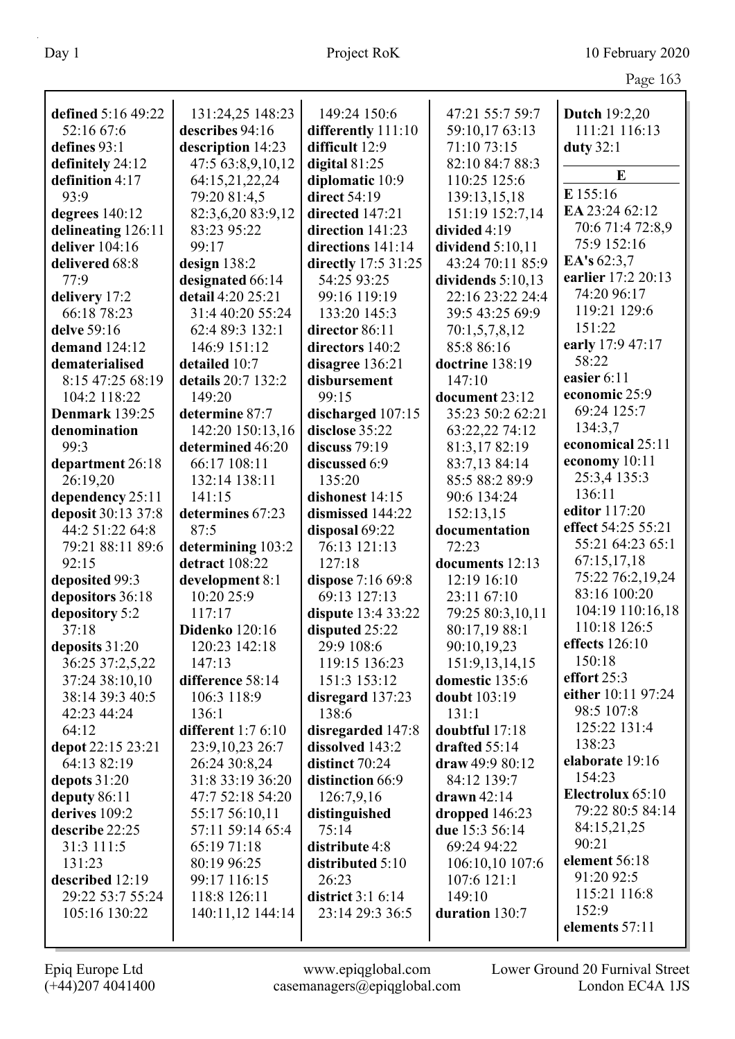**defined** 5:16 49:22 52:16 67:6
**defines** 93:1
**definitely** 24:12
**definition** 4:17 93:9
**degrees** 140:12
**delineating** 126:11
**deliver** 104:16
**delivered** 68:8 77:9
**delivery** 17:2 66:18 78:23
**delve** 59:16
**demand** 124:12
**dematerialised** 8:15 47:25 68:19 104:2 118:22
**Denmark** 139:25
**denomination** 99:3
**department** 26:18 26:19,20
**dependency** 25:11
**deposit** 30:13 37:8 44:2 51:22 64:8 79:21 88:11 89:6 92:15
**deposited** 99:3
**depositors** 36:18
**depository** 5:2 37:18
**deposits** 31:20 36:25 37:2,5,22 37:24 38:10,10 38:14 39:3 40:5 42:23 44:24 64:12
**depot** 22:15 23:21 64:13 82:19
**depots** 31:20
**deputy** 86:11
**derives** 109:2
**describe** 22:25 31:3 111:5 131:23
**described** 12:19 29:22 53:7 55:24 105:16 130:22 131:24,25 148:23
**describes** 94:16
**description** 14:23 47:5 63:8,9,10,12 64:15,21,22,24 79:20 81:4,5 82:3,6,20 83:9,12 83:23 95:22 99:17
**design** 138:2
**designated** 66:14
**detail** 4:20 25:21 31:4 40:20 55:24 62:4 89:3 132:1 146:9 151:12
**detailed** 10:7
**details** 20:7 132:2 149:20
**determine** 87:7 142:20 150:13,16
**determined** 46:20 66:17 108:11 132:14 138:11 141:15
**determines** 67:23 87:5
**determining** 103:2
**detract** 108:22
**development** 8:1 10:20 25:9 117:17
**Didenko** 120:16 120:23 142:18 147:13
**difference** 58:14 106:3 118:9 136:1
**different** 1:7 6:10 23:9,10,23 26:7 26:24 30:8,24 31:8 33:19 36:20 47:7 52:18 54:20 55:17 56:10,11 57:11 59:14 65:4 65:19 71:18 80:19 96:25 99:17 116:15 118:8 126:11 140:11,12 144:14 149:24 150:6
**differently** 111:10
**difficult** 12:9
**digital** 81:25
**diplomatic** 10:9
**direct** 54:19
**directed** 147:21
**direction** 141:23
**directions** 141:14
**directly** 17:5 31:25 54:25 93:25 99:16 119:19 133:20 145:3
**director** 86:11
**directors** 140:2
**disagree** 136:21
**disbursement** 99:15
**discharged** 107:15
**disclose** 35:22
**discuss** 79:19
**discussed** 6:9 135:20
**dishonest** 14:15
**dismissed** 144:22
**disposal** 69:22 76:13 121:13 127:18
**dispose** 7:16 69:8 69:13 127:13
**dispute** 13:4 33:22
**disputed** 25:22 29:9 108:6 119:15 136:23 151:3 153:12
**disregard** 137:23 138:6
**disregarded** 147:8
**dissolved** 143:2
**distinct** 70:24
**distinction** 66:9 126:7,9,16
**distinguished** 75:14
**distribute** 4:8
**distributed** 5:10 26:23
**district** 3:1 6:14 23:14 29:3 36:5 47:21 55:7 59:7 59:10,17 63:13 71:10 73:15 82:10 84:7 88:3 110:25 125:6 139:13,15,18 151:19 152:7,14
**divided** 4:19
**dividend** 5:10,11 43:24 70:11 85:9
**dividends** 5:10,13 22:16 23:22 24:4 39:5 43:25 69:9 70:1,5,7,8,12 85:8 86:16
**doctrine** 138:19 147:10
**document** 23:12 35:23 50:2 62:21 63:22,22 74:12 81:3,17 82:19 83:7,13 84:14 85:5 88:2 89:9 90:6 134:24 152:13,15
**documentation** 72:23
**documents** 12:13 12:19 16:10 23:11 67:10 79:25 80:3,10,11 80:17,19 88:1 90:10,19,23 151:9,13,14,15
**domestic** 135:6
**doubt** 103:19 131:1
**doubtful** 17:18
**drafted** 55:14
**draw** 49:9 80:12 84:12 139:7
**drawn** 42:14
**dropped** 146:23
**due** 15:3 56:14 69:24 94:22 106:10,10 107:6 107:6 121:1 149:10
**duration** 130:7
**Dutch** 19:2,20 111:21 116:13
**duty** 32:1

## E

**E** 155:16
**EA** 23:24 62:12 70:6 71:4 72:8,9 75:9 152:16
**EA's** 62:3,7
**earlier** 17:2 20:13 74:20 96:17 119:21 129:6 151:22
**early** 17:9 47:17 58:22
**easier** 6:11
**economic** 25:9 69:24 125:7 134:3,7
**economical** 25:11
**economy** 10:11 25:3,4 135:3 136:11
**editor** 117:20
**effect** 54:25 55:21 55:21 64:23 65:1 67:15,17,18 75:22 76:2,19,24 83:16 100:20 104:19 110:16,18 110:18 126:5
**effects** 126:10 150:18
**effort** 25:3
**either** 10:11 97:24 98:5 107:8 125:22 131:4 138:23
**elaborate** 19:16 154:23
**Electrolux** 65:10 79:22 80:5 84:14 84:15,21,25 90:21
**element** 56:18 91:20 92:5 115:21 116:8 152:9
**elements** 57:11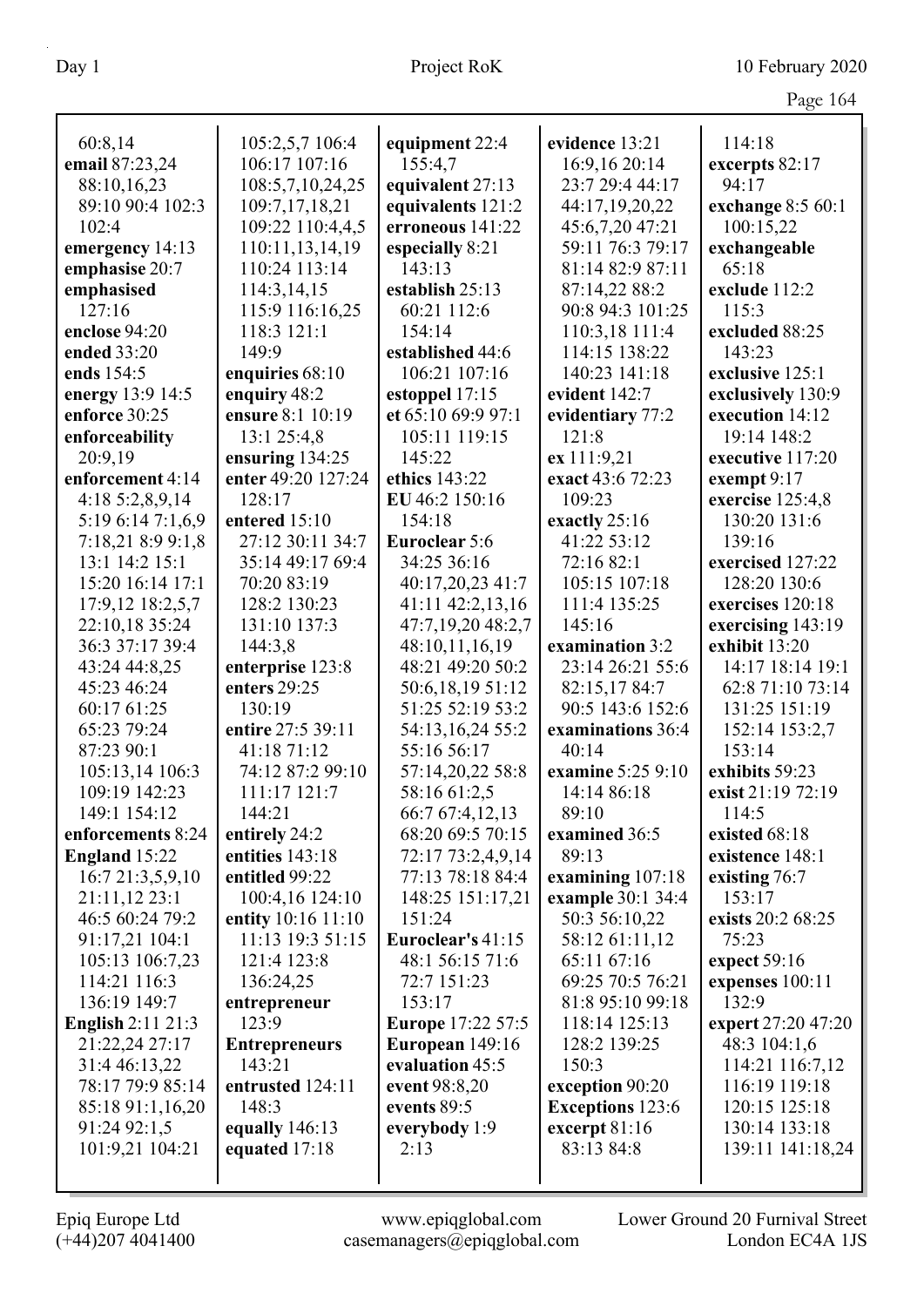60:8,14
**email** 87:23,24 88:10,16,23 89:10 90:4 102:3 102:4
**emergency** 14:13
**emphasise** 20:7
**emphasised** 127:16
**enclose** 94:20
**ended** 33:20
**ends** 154:5
**energy** 13:9 14:5
**enforce** 30:25
**enforceability** 20:9,19
**enforcement** 4:14 4:18 5:2,8,9,14 5:19 6:14 7:1,6,9 7:18,21 8:9 9:1,8 13:1 14:2 15:1 15:20 16:14 17:1 17:9,12 18:2,5,7 22:10,18 35:24 36:3 37:17 39:4 43:24 44:8,25 45:23 46:24 60:17 61:25 65:23 79:24 87:23 90:1 105:13,14 106:3 109:19 142:23 149:1 154:12
**enforcements** 8:24
**England** 15:22 16:7 21:3,5,9,10 21:11,12 23:1 46:5 60:24 79:2 91:17,21 104:1 105:13 106:7,23 114:21 116:3 136:19 149:7
**English** 2:11 21:3 21:22,24 27:17 31:4 46:13,22 78:17 79:9 85:14 85:18 91:1,16,20 91:24 92:1,5 101:9,21 104:21

105:2,5,7 106:4 106:17 107:16 108:5,7,10,24,25 109:7,17,18,21 109:22 110:4,4,5 110:11,13,14,19 110:24 113:14 114:3,14,15 115:9 116:16,25 118:3 121:1 149:9
**enquiries** 68:10
**enquiry** 48:2
**ensure** 8:1 10:19 13:1 25:4,8
**ensuring** 134:25
**enter** 49:20 127:24 128:17
**entered** 15:10 27:12 30:11 34:7 35:14 49:17 69:4 70:20 83:19 128:2 130:23 131:10 137:3 144:3,8
**enterprise** 123:8
**enters** 29:25 130:19
**entire** 27:5 39:11 41:18 71:12 74:12 87:2 99:10 111:17 121:7 144:21
**entirely** 24:2
**entities** 143:18
**entitled** 99:22 100:4,16 124:10
**entity** 10:16 11:10 11:13 19:3 51:15 121:4 123:8 136:24,25
**entrepreneur** 123:9
**Entrepreneurs** 143:21
**entrusted** 124:11 148:3
**equally** 146:13
**equated** 17:18

**equipment** 22:4 155:4,7
**equivalent** 27:13
**equivalents** 121:2
**erroneous** 141:22
**especially** 8:21 143:13
**establish** 25:13 60:21 112:6 154:14
**established** 44:6 106:21 107:16
**estoppel** 17:15
**et** 65:10 69:9 97:1 105:11 119:15 145:22
**ethics** 143:22
**EU** 46:2 150:16 154:18
**Euroclear** 5:6 34:25 36:16 40:17,20,23 41:7 41:11 42:2,13,16 47:7,19,20 48:2,7 48:10,11,16,19 48:21 49:20 50:2 50:6,18,19 51:12 51:25 52:19 53:2 54:13,16,24 55:2 55:16 56:17 57:14,20,22 58:8 58:16 61:2,5 66:7 67:4,12,13 68:20 69:5 70:15 72:17 73:2,4,9,14 77:13 78:18 84:4 148:25 151:17,21 151:24
**Euroclear's** 41:15 48:1 56:15 71:6 72:7 151:23 153:17
**Europe** 17:22 57:5
**European** 149:16
**evaluation** 45:5
**event** 98:8,20
**events** 89:5
**everybody** 1:9 2:13

**evidence** 13:21 16:9,16 20:14 23:7 29:4 44:17 44:17,19,20,22 45:6,7,20 47:21 59:11 76:3 79:17 81:14 82:9 87:11 87:14,22 88:2 90:8 94:3 101:25 110:3,18 111:4 114:15 138:22 140:23 141:18
**evident** 142:7
**evidentiary** 77:2 121:8
**ex** 111:9,21
**exact** 43:6 72:23 109:23
**exactly** 25:16 41:22 53:12 72:16 82:1 105:15 107:18 111:4 135:25 145:16
**examination** 3:2 23:14 26:21 55:6 82:15,17 84:7 90:5 143:6 152:6
**examinations** 36:4 40:14
**examine** 5:25 9:10 14:14 86:18 89:10
**examined** 36:5 89:13
**examining** 107:18
**example** 30:1 34:4 50:3 56:10,22 58:12 61:11,12 65:11 67:16 69:25 70:5 76:21 81:8 95:10 99:18 118:14 125:13 128:2 139:25 150:3
**exception** 90:20
**Exceptions** 123:6
**excerpt** 81:16 83:13 84:8

114:18
**excerpts** 82:17 94:17
**exchange** 8:5 60:1 100:15,22
**exchangeable** 65:18
**exclude** 112:2 115:3
**excluded** 88:25 143:23
**exclusive** 125:1
**exclusively** 130:9
**execution** 14:12 19:14 148:2
**executive** 117:20
**exempt** 9:17
**exercise** 125:4,8 130:20 131:6 139:16
**exercised** 127:22 128:20 130:6
**exercises** 120:18
**exercising** 143:19
**exhibit** 13:20 14:17 18:14 19:1 62:8 71:10 73:14 131:25 151:19 152:14 153:2,7 153:14
**exhibits** 59:23
**exist** 21:19 72:19 114:5
**existed** 68:18
**existence** 148:1
**existing** 76:7 153:17
**exists** 20:2 68:25 75:23
**expect** 59:16
**expenses** 100:11 132:9
**expert** 27:20 47:20 48:3 104:1,6 114:21 116:7,12 116:19 119:18 120:15 125:18 130:14 133:18 139:11 141:18,24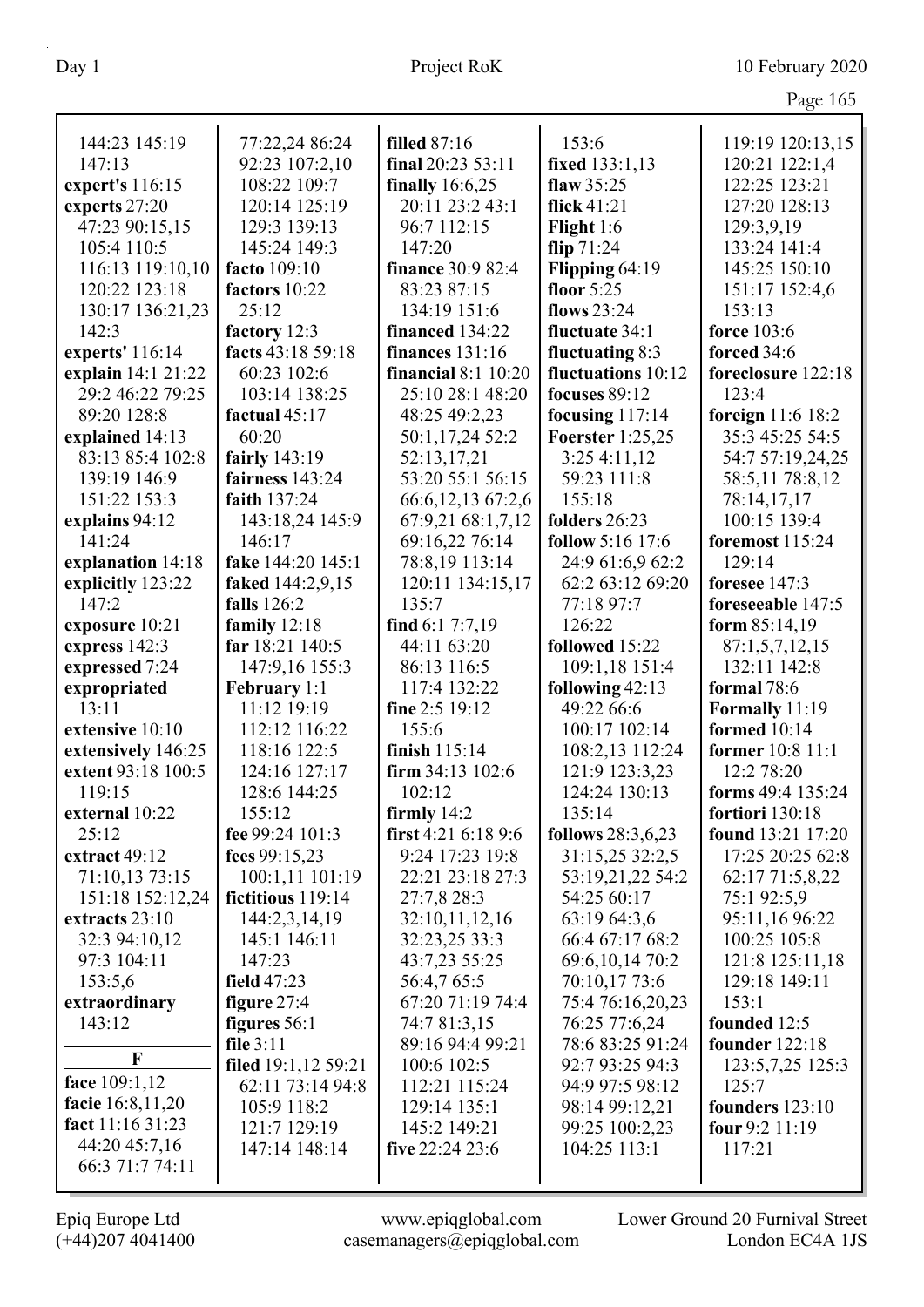144:23 145:19
147:13
**expert's** 116:15
**experts** 27:20
47:23 90:15,15
105:4 110:5
116:13 119:10,10
120:22 123:18
130:17 136:21,23
142:3
**experts'** 116:14
**explain** 14:1 21:22
29:2 46:22 79:25
89:20 128:8
**explained** 14:13
83:13 85:4 102:8
139:19 146:9
151:22 153:3
**explains** 94:12
141:24
**explanation** 14:18
**explicitly** 123:22
147:2
**exposure** 10:21
**express** 142:3
**expressed** 7:24
**expropriated**
13:11
**extensive** 10:10
**extensively** 146:25
**extent** 93:18 100:5
119:15
**external** 10:22
25:12
**extract** 49:12
71:10,13 73:15
151:18 152:12,24
**extracts** 23:10
32:3 94:10,12
97:3 104:11
153:5,6
**extraordinary**
143:12

**F**

**face** 109:1,12
**facie** 16:8,11,20
**fact** 11:16 31:23
44:20 45:7,16
66:3 71:7 74:11
77:22,24 86:24
92:23 107:2,10
108:22 109:7
120:14 125:19
129:3 139:13
145:24 149:3
**facto** 109:10
**factors** 10:22
25:12
**factory** 12:3
**facts** 43:18 59:18
60:23 102:6
103:14 138:25
**factual** 45:17
60:20
**fairly** 143:19
**fairness** 143:24
**faith** 137:24
143:18,24 145:9
146:17
**fake** 144:20 145:1
**faked** 144:2,9,15
**falls** 126:2
**family** 12:18
**far** 18:21 140:5
147:9,16 155:3
**February** 1:1
11:12 19:19
112:12 116:22
118:16 122:5
124:16 127:17
128:6 144:25
155:12
**fee** 99:24 101:3
**fees** 99:15,23
100:1,11 101:19
**fictitious** 119:14
144:2,3,14,19
145:1 146:11
147:23
**field** 47:23
**figure** 27:4
**figures** 56:1
**file** 3:11
**filed** 19:1,12 59:21
62:11 73:14 94:8
105:9 118:2
121:7 129:19
147:14 148:14
**filled** 87:16
**final** 20:23 53:11
**finally** 16:6,25
20:11 23:2 43:1
96:7 112:15
147:20
**finance** 30:9 82:4
83:23 87:15
134:19 151:6
**financed** 134:22
**finances** 131:16
**financial** 8:1 10:20
25:10 28:1 48:20
48:25 49:2,23
50:1,17,24 52:2
52:13,17,21
53:20 55:1 56:15
66:6,12,13 67:2,6
67:9,21 68:1,7,12
69:16,22 76:14
78:8,19 113:14
120:11 134:15,17
135:7
**find** 6:1 7:7,19
44:11 63:20
86:13 116:5
117:4 132:22
**fine** 2:5 19:12
155:6
**finish** 115:14
**firm** 34:13 102:6
102:12
**firmly** 14:2
**first** 4:21 6:18 9:6
9:24 17:23 19:8
22:21 23:18 27:3
27:7,8 28:3
32:10,11,12,16
32:23,25 33:3
43:7,23 55:25
56:4,7 65:5
67:20 71:19 74:4
74:7 81:3,15
89:16 94:4 99:21
100:6 102:5
112:21 115:24
129:14 135:1
145:2 149:21
**five** 22:24 23:6
153:6
**fixed** 133:1,13
**flaw** 35:25
**flick** 41:21
**Flight** 1:6
**flip** 71:24
**Flipping** 64:19
**floor** 5:25
**flows** 23:24
**fluctuate** 34:1
**fluctuating** 8:3
**fluctuations** 10:12
**focuses** 89:12
**focusing** 117:14
**Foerster** 1:25,25
3:25 4:11,12
59:23 111:8
155:18
**folders** 26:23
**follow** 5:16 17:6
24:9 61:6,9 62:2
62:2 63:12 69:20
77:18 97:7
126:22
**followed** 15:22
109:1,18 151:4
**following** 42:13
49:22 66:6
100:17 102:14
108:2,13 112:24
121:9 123:3,23
124:24 130:13
135:14
**follows** 28:3,6,23
31:15,25 32:2,5
53:19,21,22 54:2
54:25 60:17
63:19 64:3,6
66:4 67:17 68:2
69:6,10,14 70:2
70:10,17 73:6
75:4 76:16,20,23
76:25 77:6,24
78:6 83:25 91:24
92:7 93:25 94:3
94:9 97:5 98:12
98:14 99:12,21
99:25 100:2,23
104:25 113:1
119:19 120:13,15
120:21 122:1,4
122:25 123:21
127:20 128:13
129:3,9,19
133:24 141:4
145:25 150:10
151:17 152:4,6
153:13
**force** 103:6
**forced** 34:6
**foreclosure** 122:18
123:4
**foreign** 11:6 18:2
35:3 45:25 54:5
54:7 57:19,24,25
58:5,11 78:8,12
78:14,17,17
100:15 139:4
**foremost** 115:24
129:14
**foresee** 147:3
**foreseeable** 147:5
**form** 85:14,19
87:1,5,7,12,15
132:11 142:8
**formal** 78:6
**Formally** 11:19
**formed** 10:14
**former** 10:8 11:1
12:2 78:20
**forms** 49:4 135:24
**fortiori** 130:18
**found** 13:21 17:20
17:25 20:25 62:8
62:17 71:5,8,22
75:1 92:5,9
95:11,16 96:22
100:25 105:8
121:8 125:11,18
129:18 149:11
153:1
**founded** 12:5
**founder** 122:18
123:5,7,25 125:3
125:7
**founders** 123:10
**four** 9:2 11:19
117:21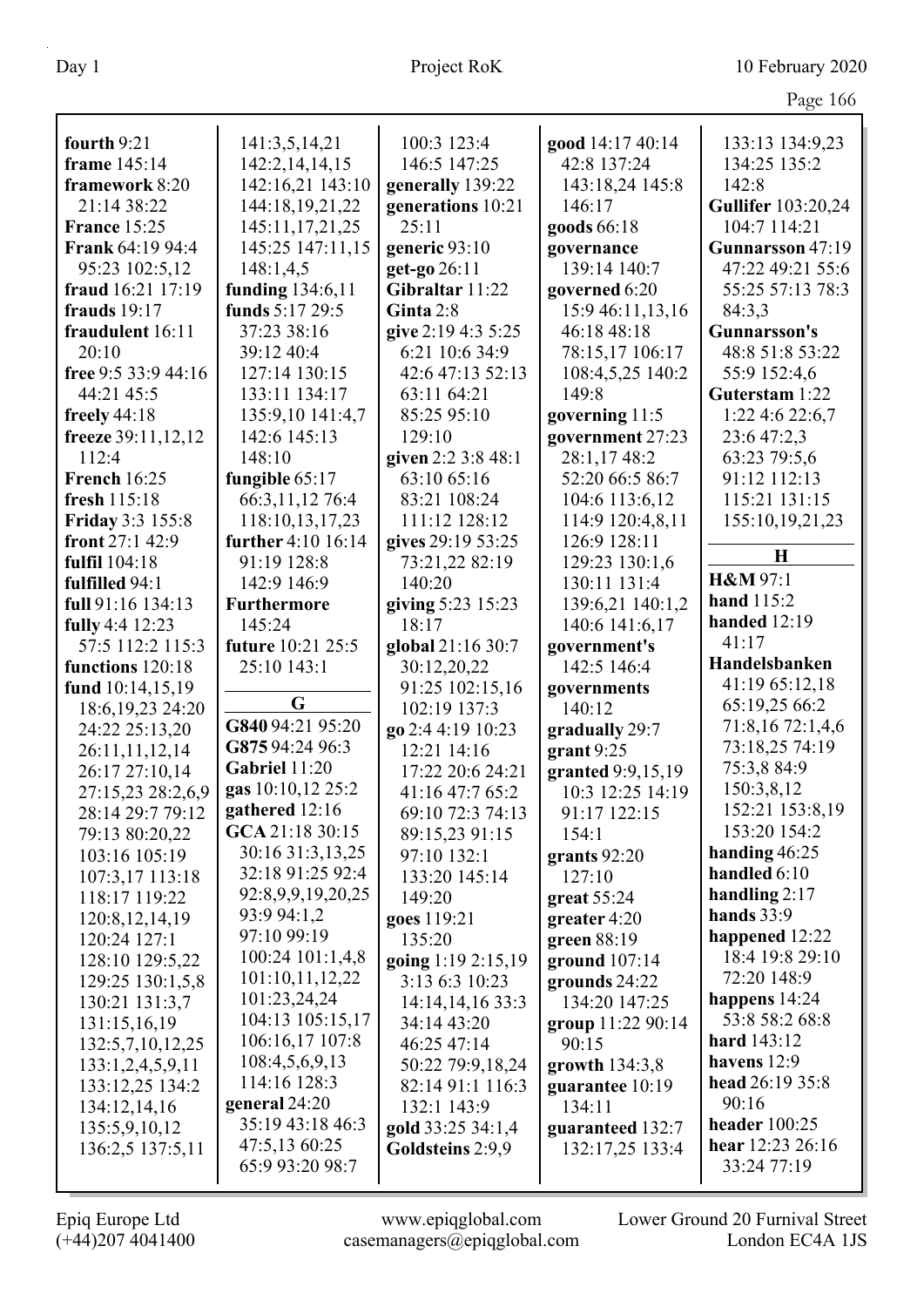**fourth** 9:21
**frame** 145:14
**framework** 8:20 21:14 38:22
**France** 15:25
**Frank** 64:19 94:4 95:23 102:5,12
**fraud** 16:21 17:19
**frauds** 19:17
**fraudulent** 16:11 20:10
**free** 9:5 33:9 44:16 44:21 45:5
**freely** 44:18
**freeze** 39:11,12,12 112:4
**French** 16:25
**fresh** 115:18
**Friday** 3:3 155:8
**front** 27:1 42:9
**fulfil** 104:18
**fulfilled** 94:1
**full** 91:16 134:13
**fully** 4:4 12:23 57:5 112:2 115:3
**functions** 120:18
**fund** 10:14,15,19 18:6,19,23 24:20 24:22 25:13,20 26:11,11,12,14 26:17 27:10,14 27:15,23 28:2,6,9 28:14 29:7 79:12 79:13 80:20,22 103:16 105:19 107:3,17 113:18 118:17 119:22 120:8,12,14,19 120:24 127:1 128:10 129:5,22 129:25 130:1,5,8 130:21 131:3,7 131:15,16,19 132:5,7,10,12,25 133:1,2,4,5,9,11 133:12,25 134:2 134:12,14,16 135:5,9,10,12 136:2,5 137:5,11 141:3,5,14,21 142:2,14,14,15 142:16,21 143:10 144:18,19,21,22 145:11,17,21,25 145:25 147:11,15 148:1,4,5
**funding** 134:6,11
**funds** 5:17 29:5 37:23 38:16 39:12 40:4 127:14 130:15 133:11 134:17 135:9,10 141:4,7 142:6 145:13 148:10
**fungible** 65:17 66:3,11,12 76:4 118:10,13,17,23
**further** 4:10 16:14 91:19 128:8 142:9 146:9
**Furthermore** 145:24
**future** 10:21 25:5 25:10 143:1

**G**

**G840** 94:21 95:20
**G875** 94:24 96:3
**Gabriel** 11:20
**gas** 10:10,12 25:2
**gathered** 12:16
**GCA** 21:18 30:15 30:16 31:3,13,25 32:18 91:25 92:4 92:8,9,9,19,20,25 93:9 94:1,2 97:10 99:19 100:24 101:1,4,8 101:10,11,12,22 101:23,24,24 104:13 105:15,17 106:16,17 107:8 108:4,5,6,9,13 114:16 128:3
**general** 24:20 35:19 43:18 46:3 47:5,13 60:25 65:9 93:20 98:7 100:3 123:4 146:5 147:25
**generally** 139:22
**generations** 10:21 25:11
**generic** 93:10
**get-go** 26:11
**Gibraltar** 11:22
**Ginta** 2:8
**give** 2:19 4:3 5:25 6:21 10:6 34:9 42:6 47:13 52:13 63:11 64:21 85:25 95:10 129:10
**given** 2:2 3:8 48:1 63:10 65:16 83:21 108:24 111:12 128:12
**gives** 29:19 53:25 73:21,22 82:19 140:20
**giving** 5:23 15:23 18:17
**global** 21:16 30:7 30:12,20,22 91:25 102:15,16 102:19 137:3
**go** 2:4 4:19 10:23 12:21 14:16 17:22 20:6 24:21 41:16 47:7 65:2 69:10 72:3 74:13 89:15,23 91:15 97:10 132:1 133:20 145:14 149:20
**goes** 119:21 135:20
**going** 1:19 2:15,19 3:13 6:3 10:23 14:14,14,16 33:3 34:14 43:20 46:25 47:14 50:22 79:9,18,24 82:14 91:1 116:3 132:1 143:9
**gold** 33:25 34:1,4
**Goldsteins** 2:9,9
**good** 14:17 40:14 42:8 137:24 143:18,24 145:8 146:17
**goods** 66:18
**governance** 139:14 140:7
**governed** 6:20 15:9 46:11,13,16 46:18 48:18 78:15,17 106:17 108:4,5,25 140:2 149:8
**governing** 11:5
**government** 27:23 28:1,17 48:2 52:20 66:5 86:7 104:6 113:6,12 114:9 120:4,8,11 126:9 128:11 129:23 130:1,6 130:11 131:4 139:6,21 140:1,2 140:6 141:6,17
**government's** 142:5 146:4
**governments** 140:12
**gradually** 29:7
**grant** 9:25
**granted** 9:9,15,19 10:3 12:25 14:19 91:17 122:15 154:1
**grants** 92:20 127:10
**great** 55:24
**greater** 4:20
**green** 88:19
**ground** 107:14
**grounds** 24:22 134:20 147:25
**group** 11:22 90:14 90:15
**growth** 134:3,8
**guarantee** 10:19 134:11
**guaranteed** 132:7 132:17,25 133:4 133:13 134:9,23 134:25 135:2 142:8
**Gullifer** 103:20,24 104:7 114:21
**Gunnarsson** 47:19 47:22 49:21 55:6 55:25 57:13 78:3 84:3,3
**Gunnarsson's** 48:8 51:8 53:22 55:9 152:4,6
**Guterstam** 1:22 1:22 4:6 22:6,7 23:6 47:2,3 63:23 79:5,6 91:12 112:13 115:21 131:15 155:10,19,21,23

**H**

**H&M** 97:1
**hand** 115:2
**handed** 12:19 41:17
**Handelsbanken** 41:19 65:12,18 65:19,25 66:2 71:8,16 72:1,4,6 73:18,25 74:19 75:3,8 84:9 150:3,8,12 152:21 153:8,19 153:20 154:2
**handing** 46:25
**handled** 6:10
**handling** 2:17
**hands** 33:9
**happened** 12:22 18:4 19:8 29:10 72:20 148:9
**happens** 14:24 53:8 58:2 68:8
**hard** 143:12
**havens** 12:9
**head** 26:19 35:8 90:16
**header** 100:25
**hear** 12:23 26:16 33:24 77:19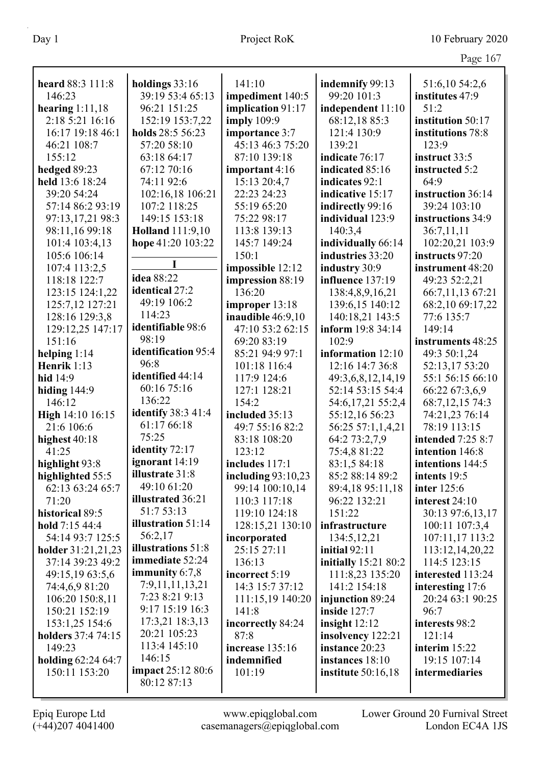**heard** 88:3 111:8 146:23
**hearing** 1:11,18 2:18 5:21 16:16 16:17 19:18 46:1 46:21 108:7 155:12
**hedged** 89:23
**held** 13:6 18:24 39:20 54:24 57:14 86:2 93:19 97:13,17,21 98:3 98:11,16 99:18 101:4 103:4,13 105:6 106:14 107:4 113:2,5 118:18 122:7 123:15 124:1,22 125:7,12 127:21 128:16 129:3,8 129:12,25 147:17 151:16
**helping** 1:14
**Henrik** 1:13
**hid** 14:9
**hiding** 144:9 146:12
**High** 14:10 16:15 21:6 106:6
**highest** 40:18 41:25
**highlight** 93:8
**highlighted** 55:5 62:13 63:24 65:7 71:20
**historical** 89:5
**hold** 7:15 44:4 54:14 93:7 125:5
**holder** 31:21,21,23 37:14 39:23 49:2 49:15,19 63:5,6 74:4,6,9 81:20 106:20 150:8,11 150:21 152:19 153:1,25 154:6
**holders** 37:4 74:15 149:23
**holding** 62:24 64:7 150:11 153:20
**holdings** 33:16 39:19 53:4 65:13 96:21 151:25 152:19 153:7,22
**holds** 28:5 56:23 57:20 58:10 63:18 64:17 67:12 70:16 74:11 92:6 102:16,18 106:21 107:2 118:25 149:15 153:18
**Holland** 111:9,10
**hope** 41:20 103:22

**I**

**idea** 88:22
**identical** 27:2 49:19 106:2 114:23
**identifiable** 98:6 98:19
**identification** 95:4 96:8
**identified** 44:14 60:16 75:16 136:22
**identify** 38:3 41:4 61:17 66:18 75:25
**identity** 72:17
**ignorant** 14:19
**illustrate** 31:8 49:10 61:20
**illustrated** 36:21 51:7 53:13
**illustration** 51:14 56:2,17
**illustrations** 51:8
**immediate** 52:24
**immunity** 6:7,8 7:9,11,11,13,21 7:23 8:21 9:13 9:17 15:19 16:3 17:3,21 18:3,13 20:21 105:23 113:4 145:10 146:15
**impact** 25:12 80:6 80:12 87:13 141:10
**impediment** 140:5
**implication** 91:17
**imply** 109:9
**importance** 3:7 45:13 46:3 75:20 87:10 139:18
**important** 4:16 15:13 20:4,7 22:23 24:23 55:19 65:20 75:22 98:17 113:8 139:13 145:7 149:24 150:1
**impossible** 12:12
**impression** 88:19 136:20
**improper** 13:18
**inaudible** 46:9,10 47:10 53:2 62:15 69:20 83:19 85:21 94:9 97:1 101:18 116:4 117:9 124:6 127:1 128:21 154:2
**included** 35:13 49:7 55:16 82:2 83:18 108:20 123:12
**includes** 117:1
**including** 93:10,23 99:14 100:10,14 110:3 117:18 119:10 124:18 128:15,21 130:10
**incorporated** 25:15 27:11 136:13
**incorrect** 5:19 14:3 15:7 37:12 111:15,19 140:20 141:8
**incorrectly** 84:24 87:8
**increase** 135:16
**indemnified** 101:19
**indemnify** 99:13 99:20 101:3
**independent** 11:10 68:12,18 85:3 121:4 130:9 139:21
**indicate** 76:17
**indicated** 85:16
**indicates** 92:1
**indicative** 15:17
**indirectly** 99:16
**individual** 123:9 140:3,4
**individually** 66:14
**industries** 33:20
**industry** 30:9
**influence** 137:19 138:4,8,9,16,21 139:6,15 140:12 140:18,21 143:5
**inform** 19:8 34:14 102:9
**information** 12:10 12:16 14:7 36:8 49:3,6,8,12,14,19 52:14 53:15 54:4 54:6,17,21 55:2,4 55:12,16 56:23 56:25 57:1,1,4,21 64:2 73:2,7,9 75:4,8 81:22 83:1,5 84:18 85:2 88:14 89:2 89:4,18 95:11,18 96:22 132:21 151:22
**infrastructure** 134:5,12,21
**initial** 92:11
**initially** 15:21 80:2 111:8,23 135:20 141:2 154:18
**injunction** 89:24
**inside** 127:7
**insight** 12:12
**insolvency** 122:21
**instance** 20:23
**instances** 18:10
**institute** 50:16,18 51:6,10 54:2,6
**institutes** 47:9 51:2
**institution** 50:17
**institutions** 78:8 123:9
**instruct** 33:5
**instructed** 5:2 64:9
**instruction** 36:14 39:24 103:10
**instructions** 34:9 36:7,11,11 102:20,21 103:9
**instructs** 97:20
**instrument** 48:20 49:23 52:2,21 66:7,11,13 67:21 68:2,10 69:17,22 77:6 135:7 149:14
**instruments** 48:25 49:3 50:1,24 52:13,17 53:20 55:1 56:15 66:10 66:22 67:3,6,9 68:7,12,15 74:3 74:21,23 76:14 78:19 113:15
**intended** 7:25 8:7
**intention** 146:8
**intentions** 144:5
**intents** 19:5
**inter** 125:6
**interest** 24:10 30:13 97:6,13,17 100:11 107:3,4 107:11,17 113:2 113:12,14,20,22 114:5 123:15
**interested** 113:24
**interesting** 17:6 20:24 63:1 90:25 96:7
**interests** 98:2 121:14
**interim** 15:22 19:15 107:14
**intermediaries**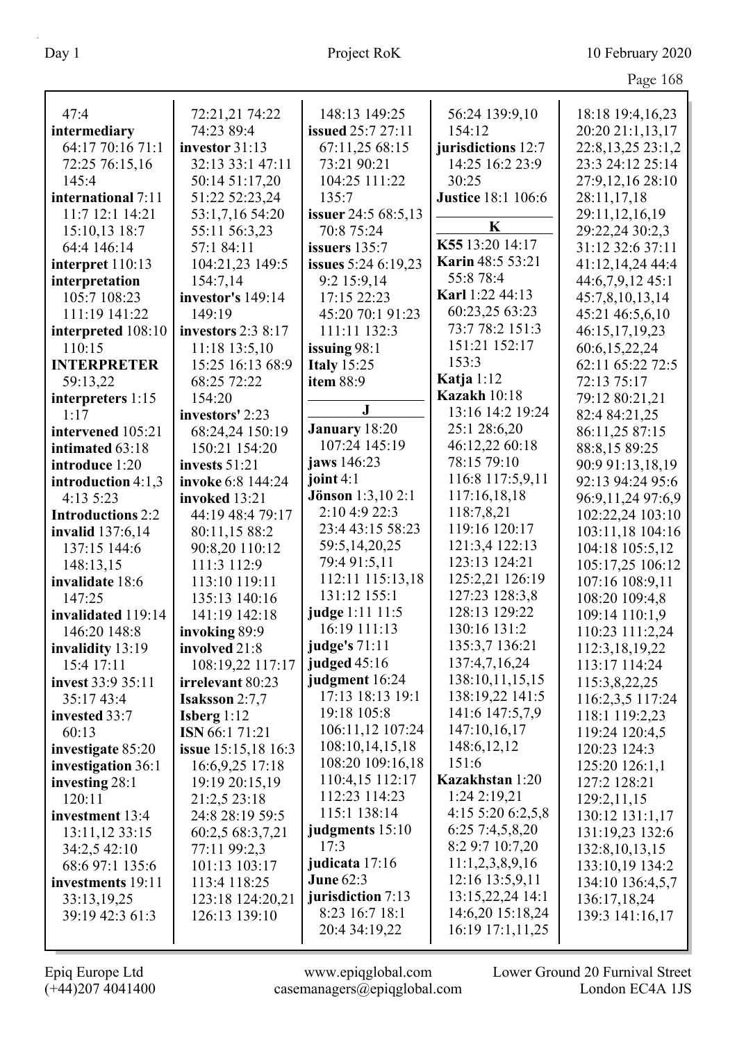47:4
**intermediary** 64:17 70:16 71:1 72:25 76:15,16 145:4
**international** 7:11 11:7 12:1 14:21 15:10,13 18:7 64:4 146:14
**interpret** 110:13
**interpretation** 105:7 108:23 111:19 141:22
**interpreted** 108:10 110:15
**INTERPRETER** 59:13,22
**interpreters** 1:15 1:17
**intervened** 105:21
**intimated** 63:18
**introduce** 1:20
**introduction** 4:1,3 4:13 5:23
**Introductions** 2:2
**invalid** 137:6,14 137:15 144:6 148:13,15
**invalidate** 18:6 147:25
**invalidated** 119:14 146:20 148:8
**invalidity** 13:19 15:4 17:11
**invest** 33:9 35:11 35:17 43:4
**invested** 33:7 60:13
**investigate** 85:20
**investigation** 36:1
**investing** 28:1 120:11
**investment** 13:4 13:11,12 33:15 34:2,5 42:10 68:6 97:1 135:6
**investments** 19:11 33:13,19,25 39:19 42:3 61:3 72:21,21 74:22 74:23 89:4
**investor** 31:13 32:13 33:1 47:11 50:14 51:17,20 51:22 52:23,24 53:1,7,16 54:20 55:11 56:3,23 57:1 84:11 104:21,23 149:5 154:7,14
**investor's** 149:14 149:19
**investors** 2:3 8:17 11:18 13:5,10 15:25 16:13 68:9 68:25 72:22 154:20
**investors'** 2:23 68:24,24 150:19 150:21 154:20
**invests** 51:21
**invoke** 6:8 144:24
**invoked** 13:21 44:19 48:4 79:17 80:11,15 88:2 90:8,20 110:12 111:3 112:9 113:10 119:11 135:13 140:16 141:19 142:18
**invoking** 89:9
**involved** 21:8 108:19,22 117:17
**irrelevant** 80:23
**Isaksson** 2:7,7
**Isberg** 1:12
**ISN** 66:1 71:21
**issue** 15:15,18 16:3 16:6,9,25 17:18 19:19 20:15,19 21:2,5 23:18 24:8 28:19 59:5 60:2,5 68:3,7,21 77:11 99:2,3 101:13 103:17 113:4 118:25 123:18 124:20,21 126:13 139:10 148:13 149:25
**issued** 25:7 27:11 67:11,25 68:15 73:21 90:21 104:25 111:22 135:7
**issuer** 24:5 68:5,13 70:8 75:24
**issuers** 135:7
**issues** 5:24 6:19,23 9:2 15:9,14 17:15 22:23 45:20 70:1 91:23 111:11 132:3
**issuing** 98:1
**Italy** 15:25
**item** 88:9

**J**

**January** 18:20 107:24 145:19
**jaws** 146:23
**joint** 4:1
**Jönson** 1:3,10 2:1 2:10 4:9 22:3 23:4 43:15 58:23 59:5,14,20,25 79:4 91:5,11 112:11 115:13,18 131:12 155:1
**judge** 1:11 11:5 16:19 111:13
**judge's** 71:11
**judged** 45:16
**judgment** 16:24 17:13 18:13 19:1 19:18 105:8 106:11,12 107:24 108:10,14,15,18 108:20 109:16,18 110:4,15 112:17 112:23 114:23 115:1 138:14
**judgments** 15:10 17:3
**judicata** 17:16
**June** 62:3
**jurisdiction** 7:13 8:23 16:7 18:1 20:4 34:19,22 56:24 139:9,10 154:12
**jurisdictions** 12:7 14:25 16:2 23:9 30:25
**Justice** 18:1 106:6

**K**

**K55** 13:20 14:17
**Karin** 48:5 53:21 55:8 78:4
**Karl** 1:22 44:13 60:23,25 63:23 73:7 78:2 151:3 151:21 152:17 153:3
**Katja** 1:12
**Kazakh** 10:18 13:16 14:2 19:24 25:1 28:6,20 46:12,22 60:18 78:15 79:10 116:8 117:5,9,11 117:16,18,18 118:7,8,21 119:16 120:17 121:3,4 122:13 123:13 124:21 125:2,21 126:19 127:23 128:3,8 128:13 129:22 130:16 131:2 135:3,7 136:21 137:4,7,16,24 138:10,11,15,15 138:19,22 141:5 141:6 147:5,7,9 147:10,16,17 148:6,12,12 151:6
**Kazakhstan** 1:20 1:24 2:19,21 4:15 5:20 6:2,5,8 6:25 7:4,5,8,20 8:2 9:7 10:7,20 11:1,2,3,8,9,16 12:16 13:5,9,11 13:15,22,24 14:1 14:6,20 15:18,24 16:19 17:1,11,25 18:18 19:4,16,23 20:20 21:1,13,17 22:8,13,25 23:1,2 23:3 24:12 25:14 27:9,12,16 28:10 28:11,17,18 29:11,12,16,19 29:22,24 30:2,3 31:12 32:6 37:11 41:12,14,24 44:4 44:6,7,9,12 45:1 45:7,8,10,13,14 45:21 46:5,6,10 46:15,17,19,23 60:6,15,22,24 62:11 65:22 72:5 72:13 75:17 79:12 80:21,21 82:4 84:21,25 86:11,25 87:15 88:8,15 89:25 90:9 91:13,18,19 92:13 94:24 95:6 96:9,11,24 97:6,9 102:22,24 103:10 103:11,18 104:16 104:18 105:5,12 105:17,25 106:12 107:16 108:9,11 108:20 109:4,8 109:14 110:1,9 110:23 111:2,24 112:3,18,19,22 113:17 114:24 115:3,8,22,25 116:2,3,5 117:24 118:1 119:2,23 119:24 120:4,5 120:23 124:3 125:20 126:1,1 127:2 128:21 129:2,11,15 130:12 131:1,17 131:19,23 132:6 132:8,10,13,15 133:10,19 134:2 134:10 136:4,5,7 136:17,18,24 139:3 141:16,17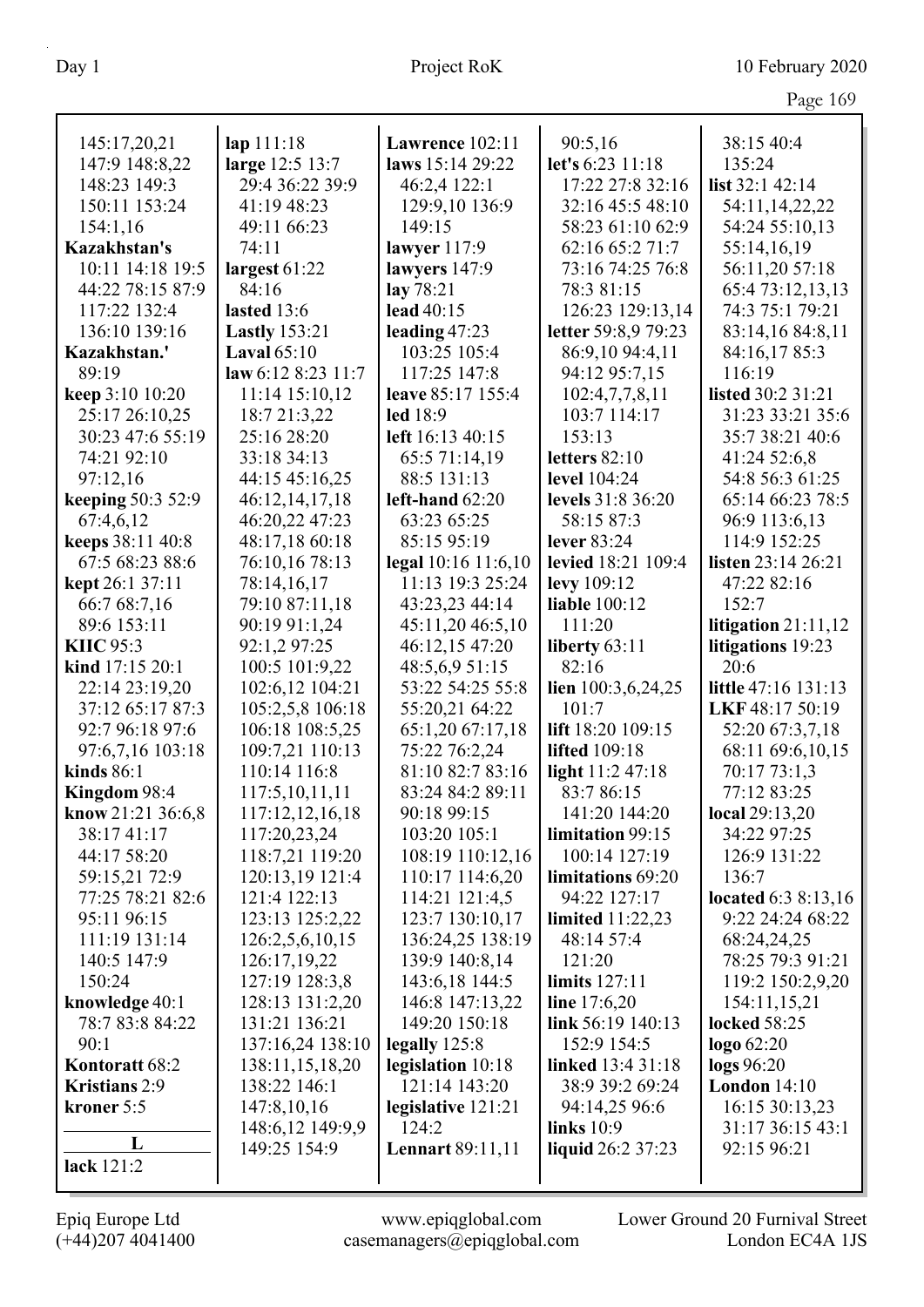145:17,20,21
147:9 148:8,22
148:23 149:3
150:11 153:24
154:1,16

**Kazakhstan's** 10:11 14:18 19:5 44:22 78:15 87:9 117:22 132:4 136:10 139:16

**Kazakhstan.'** 89:19

**keep** 3:10 10:20 25:17 26:10,25 30:23 47:6 55:19 74:21 92:10 97:12,16

**keeping** 50:3 52:9 67:4,6,12

**keeps** 38:11 40:8 67:5 68:23 88:6

**kept** 26:1 37:11 66:7 68:7,16 89:6 153:11

**KIIC** 95:3

**kind** 17:15 20:1 22:14 23:19,20 37:12 65:17 87:3 92:7 96:18 97:6 97:6,7,16 103:18

**kinds** 86:1

**Kingdom** 98:4

**know** 21:21 36:6,8 38:17 41:17 44:17 58:20 59:15,21 72:9 77:25 78:21 82:6 95:11 96:15 111:19 131:14 140:5 147:9 150:24

**knowledge** 40:1 78:7 83:8 84:22 90:1

**Kontoratt** 68:2

**Kristians** 2:9

**kroner** 5:5

**L**

**lack** 121:2

**lap** 111:18

**large** 12:5 13:7 29:4 36:22 39:9 41:19 48:23 49:11 66:23 74:11

**largest** 61:22 84:16

**lasted** 13:6

**Lastly** 153:21

**Laval** 65:10

**law** 6:12 8:23 11:7 11:14 15:10,12 18:7 21:3,22 25:16 28:20 33:18 34:13 44:15 45:16,25 46:12,14,17,18 46:20,22 47:23 48:17,18 60:18 76:10,16 78:13 78:14,16,17 79:10 87:11,18 90:19 91:1,24 92:1,2 97:25 100:5 101:9,22 102:6,12 104:21 105:2,5,8 106:18 106:18 108:5,25 109:7,21 110:13 110:14 116:8 117:5,10,11,11 117:12,12,16,18 117:20,23,24 118:7,21 119:20 120:13,19 121:4 121:4 122:13 123:13 125:2,22 126:2,5,6,10,15 126:17,19,22 127:19 128:3,8 128:13 131:2,20 131:21 136:21 137:16,24 138:10 138:11,15,18,20 138:22 146:1 147:8,10,16 148:6,12 149:9,9 149:25 154:9

**Lawrence** 102:11

**laws** 15:14 29:22 46:2,4 122:1 129:9,10 136:9 149:15

**lawyer** 117:9

**lawyers** 147:9

**lay** 78:21

**lead** 40:15

**leading** 47:23 103:25 105:4 117:25 147:8

**leave** 85:17 155:4

**led** 18:9

**left** 16:13 40:15 65:5 71:14,19 88:5 131:13

**left-hand** 62:20 63:23 65:25 85:15 95:19

**legal** 10:16 11:6,10 11:13 19:3 25:24 43:23,23 44:14 45:11,20 46:5,10 46:12,15 47:20 48:5,6,9 51:15 53:22 54:25 55:8 55:20,21 64:22 65:1,20 67:17,18 75:22 76:2,24 81:10 82:7 83:16 83:24 84:2 89:11 90:18 99:15 103:20 105:1 108:19 110:12,16 110:17 114:6,20 114:21 121:4,5 123:7 130:10,17 136:24,25 138:19 139:9 140:8,14 143:6,18 144:5 146:8 147:13,22 149:20 150:18

**legally** 125:8

**legislation** 10:18 121:14 143:20

**legislative** 121:21 124:2

**Lennart** 89:11,11

90:5,16

**let's** 6:23 11:18 17:22 27:8 32:16 32:16 45:5 48:10 58:23 61:10 62:9 62:16 65:2 71:7 73:16 74:25 76:8 78:3 81:15 126:23 129:13,14

**letter** 59:8,9 79:23 86:9,10 94:4,11 94:12 95:7,15 102:4,7,7,8,11 103:7 114:17 153:13

**letters** 82:10

**level** 104:24

**levels** 31:8 36:20 58:15 87:3

**lever** 83:24

**levied** 18:21 109:4

**levy** 109:12

**liable** 100:12 111:20

**liberty** 63:11 82:16

**lien** 100:3,6,24,25 101:7

**lift** 18:20 109:15

**lifted** 109:18

**light** 11:2 47:18 83:7 86:15 141:20 144:20

**limitation** 99:15 100:14 127:19

**limitations** 69:20 94:22 127:17

**limited** 11:22,23 48:14 57:4 121:20

**limits** 127:11

**line** 17:6,20

**link** 56:19 140:13 152:9 154:5

**linked** 13:4 31:18 38:9 39:2 69:24 94:14,25 96:6

**links** 10:9

**liquid** 26:2 37:23

38:15 40:4 135:24

**list** 32:1 42:14 54:11,14,22,22 54:24 55:10,13 55:14,16,19 56:11,20 57:18 65:4 73:12,13,13 74:3 75:1 79:21 83:14,16 84:8,11 84:16,17 85:3 116:19

**listed** 30:2 31:21 31:23 33:21 35:6 35:7 38:21 40:6 41:24 52:6,8 54:8 56:3 61:25 65:14 66:23 78:5 96:9 113:6,13 114:9 152:25

**listen** 23:14 26:21 47:22 82:16 152:7

**litigation** 21:11,12

**litigations** 19:23 20:6

**little** 47:16 131:13

**LKF** 48:17 50:19 52:20 67:3,7,18 68:11 69:6,10,15 70:17 73:1,3 77:12 83:25

**local** 29:13,20 34:22 97:25 126:9 131:22 136:7

**located** 6:3 8:13,16 9:22 24:24 68:22 68:24,24,25 78:25 79:3 91:21 119:2 150:2,9,20 154:11,15,21

**locked** 58:25

**logo** 62:20

**logs** 96:20

**London** 14:10 16:15 30:13,23 31:17 36:15 43:1 92:15 96:21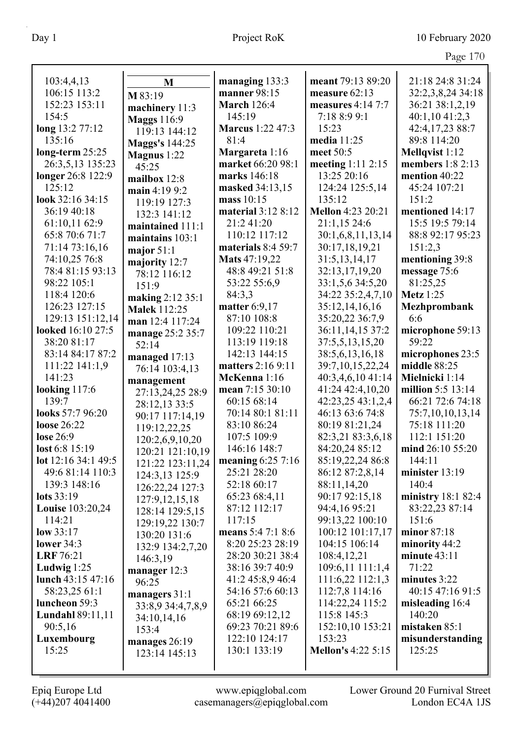103:4,4,13
106:15 113:2
152:23 153:11
154:5
**long** 13:2 77:12
135:16
**long-term** 25:25
26:3,5,13 135:23
**longer** 26:8 122:9
125:12
**look** 32:16 34:15
36:19 40:18
61:10,11 62:9
65:8 70:6 71:7
71:14 73:16,16
74:10,25 76:8
78:4 81:15 93:13
98:22 105:1
118:4 120:6
126:23 127:15
129:13 151:12,14
**looked** 16:10 27:5
38:20 81:17
83:14 84:17 87:2
111:22 141:1,9
141:23
**looking** 117:6
139:7
**looks** 57:7 96:20
**loose** 26:22
**lose** 26:9
**lost** 6:8 15:19
**lot** 12:16 34:1 49:5
49:6 81:14 110:3
139:3 148:16
**lots** 33:19
**Louise** 103:20,24
114:21
**low** 33:17
**lower** 34:3
**LRF** 76:21
**Ludwig** 1:25
**lunch** 43:15 47:16
58:23,25 61:1
**luncheon** 59:3
**Lundahl** 89:11,11
90:5,16
**Luxembourg**
15:25

**M**

**M** 83:19
**machinery** 11:3
**Maggs** 116:9
119:13 144:12
**Maggs's** 144:25
**Magnus** 1:22
45:25
**mailbox** 12:8
**main** 4:19 9:2
119:19 127:3
132:3 141:12
**maintained** 111:1
**maintains** 103:1
**major** 51:1
**majority** 12:7
78:12 116:12
151:9
**making** 2:12 35:1
**Malek** 112:25
**man** 12:4 117:24
**manage** 25:2 35:7
52:14
**managed** 17:13
76:14 103:4,13
**management**
27:13,24,25 28:9
28:12,13 33:5
90:17 117:14,19
119:12,22,25
120:2,6,9,10,20
120:21 121:10,19
121:22 123:11,24
124:3,13 125:9
126:22,24 127:3
127:9,12,15,18
128:14 129:5,15
129:19,22 130:7
130:20 131:6
132:9 134:2,7,20
146:3,19
**manager** 12:3
96:25
**managers** 31:1
33:8,9 34:4,7,8,9
34:10,14,16
153:4
**manages** 26:19
123:14 145:13

**managing** 133:3
**manner** 98:15
**March** 126:4
145:19
**Marcus** 1:22 47:3
81:4
**Margareta** 1:16
**market** 66:20 98:1
**marks** 146:18
**masked** 34:13,15
**mass** 10:15
**material** 3:12 8:12
21:2 41:20
110:12 117:12
**materials** 8:4 59:7
**Mats** 47:19,22
48:8 49:21 51:8
53:22 55:6,9
84:3,3
**matter** 6:9,17
87:10 108:8
109:22 110:21
113:19 119:18
142:13 144:15
**matters** 2:16 9:11
**McKenna** 1:16
**mean** 7:15 30:10
60:15 68:14
70:14 80:1 81:11
83:10 86:24
107:5 109:9
146:16 148:7
**meaning** 6:25 7:16
25:21 28:20
52:18 60:17
65:23 68:4,11
87:12 112:17
117:15
**means** 5:4 7:1 8:6
8:20 25:23 28:19
28:20 30:21 38:4
38:16 39:7 40:9
41:2 45:8,9 46:4
54:16 57:6 60:13
65:21 66:25
68:19 69:12,12
69:23 70:21 89:6
122:10 124:17
130:1 133:19

**meant** 79:13 89:20
**measure** 62:13
**measures** 4:14 7:7
7:18 8:9 9:1
15:23
**media** 11:25
**meet** 50:5
**meeting** 1:11 2:15
13:25 20:16
124:24 125:5,14
135:12
**Mellon** 4:23 20:21
21:1,15 24:6
30:1,6,8,11,13,14
30:17,18,19,21
31:5,13,14,17
32:13,17,19,20
33:1,5,6 34:5,20
34:22 35:2,4,7,10
35:12,14,16,16
35:20,22 36:7,9
36:11,14,15 37:2
37:5,5,13,15,20
38:5,6,13,16,18
39:7,10,15,22,24
40:3,4,6,10 41:14
41:24 42:4,10,20
42:23,25 43:1,2,4
46:13 63:6 74:8
80:19 81:21,24
82:3,21 83:3,6,18
84:20,24 85:12
85:19,22,24 86:8
86:12 87:2,8,14
88:11,14,20
90:17 92:15,18
94:4,16 95:21
99:13,22 100:10
100:12 101:17,17
104:15 106:14
108:4,12,21
109:6,11 111:1,4
111:6,22 112:1,3
112:7,8 114:16
114:22,24 115:2
115:8 145:3
152:10,10 153:21
153:23
**Mellon's** 4:22 5:15

21:18 24:8 31:24
32:2,3,8,24 34:18
36:21 38:1,2,19
40:1,10 41:2,3
42:4,17,23 88:7
89:8 114:20
**Mellqvist** 1:12
**members** 1:8 2:13
**mention** 40:22
45:24 107:21
151:2
**mentioned** 14:17
15:5 19:5 79:14
88:8 92:17 95:23
151:2,3
**mentioning** 39:8
**message** 75:6
81:25,25
**Metz** 1:25
**Mezhprombank**
6:6
**microphone** 59:13
59:22
**microphones** 23:5
**middle** 88:25
**Mielnicki** 1:14
**million** 5:5 13:14
66:21 72:6 74:18
75:7,10,10,13,14
75:18 111:20
112:1 151:20
**mind** 26:10 55:20
144:11
**minister** 13:19
140:4
**ministry** 18:1 82:4
83:22,23 87:14
151:6
**minor** 87:18
**minority** 44:2
**minute** 43:11
71:22
**minutes** 3:22
40:15 47:16 91:5
**misleading** 16:4
140:20
**mistaken** 85:1
**misunderstanding**
125:25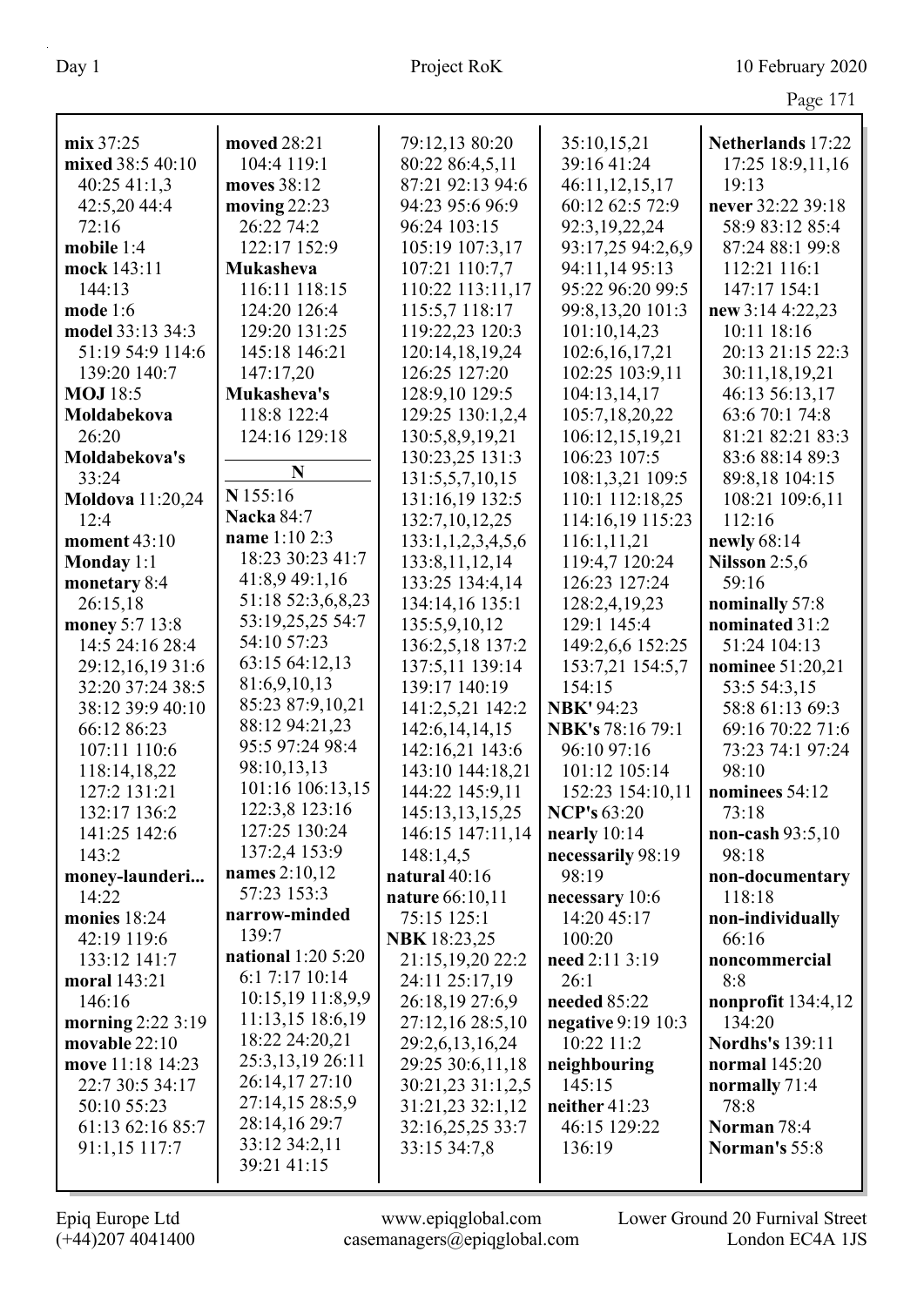**mix** 37:25
**mixed** 38:5 40:10 40:25 41:1,3 42:5,20 44:4 72:16
**mobile** 1:4
**mock** 143:11 144:13
**mode** 1:6
**model** 33:13 34:3 51:19 54:9 114:6 139:20 140:7
**MOJ** 18:5
**Moldabekova** 26:20
**Moldabekova's** 33:24
**Moldova** 11:20,24 12:4
**moment** 43:10
**Monday** 1:1
**monetary** 8:4 26:15,18
**money** 5:7 13:8 14:5 24:16 28:4 29:12,16,19 31:6 32:20 37:24 38:5 38:12 39:9 40:10 66:12 86:23 107:11 110:6 118:14,18,22 127:2 131:21 132:17 136:2 141:25 142:6 143:2
**money-launderi...** 14:22
**monies** 18:24 42:19 119:6 133:12 141:7
**moral** 143:21 146:16
**morning** 2:22 3:19
**movable** 22:10
**move** 11:18 14:23 22:7 30:5 34:17 50:10 55:23 61:13 62:16 85:7 91:1,15 117:7
**moved** 28:21 104:4 119:1
**moves** 38:12
**moving** 22:23 26:22 74:2 122:17 152:9
**Mukasheva** 116:11 118:15 124:20 126:4 129:20 131:25 145:18 146:21 147:17,20
**Mukasheva's** 118:8 122:4 124:16 129:18

**N**

**N** 155:16
**Nacka** 84:7
**name** 1:10 2:3 18:23 30:23 41:7 41:8,9 49:1,16 51:18 52:3,6,8,23 53:19,25,25 54:7 54:10 57:23 63:15 64:12,13 81:6,9,10,13 85:23 87:9,10,21 88:12 94:21,23 95:5 97:24 98:4 98:10,13,13 101:16 106:13,15 122:3,8 123:16 127:25 130:24 137:2,4 153:9
**names** 2:10,12 57:23 153:3
**narrow-minded** 139:7
**national** 1:20 5:20 6:1 7:17 10:14 10:15,19 11:8,9,9 11:13,15 18:6,19 18:22 24:20,21 25:3,13,19 26:11 26:14,17 27:10 27:14,15 28:5,9 28:14,16 29:7 33:12 34:2,11 39:21 41:15 79:12,13 80:20 80:22 86:4,5,11 87:21 92:13 94:6 94:23 95:6 96:9 96:24 103:15 105:19 107:3,17 107:21 110:7,7 110:22 113:11,17 115:5,7 118:17 119:22,23 120:3 120:14,18,19,24 126:25 127:20 128:9,10 129:5 129:25 130:1,2,4 130:5,8,9,19,21 130:23,25 131:3 131:5,5,7,10,15 131:16,19 132:5 132:7,10,12,25 133:1,1,2,3,4,5,6 133:8,11,12,14 133:25 134:4,14 134:14,16 135:1 135:5,9,10,12 136:2,5,18 137:2 137:5,11 139:14 139:17 140:19 141:2,5,21 142:2 142:6,14,14,15 142:16,21 143:6 143:10 144:18,21 144:22 145:9,11 145:13,13,15,25 146:15 147:11,14 148:1,4,5
**natural** 40:16
**nature** 66:10,11 75:15 125:1
**NBK** 18:23,25 21:15,19,20 22:2 24:11 25:17,19 26:18,19 27:6,9 27:12,16 28:5,10 29:2,6,13,16,24 29:25 30:6,11,18 30:21,23 31:1,2,5 31:21,23 32:1,12 32:16,25,25 33:7 33:15 34:7,8 35:10,15,21 39:16 41:24 46:11,12,15,17 60:12 62:5 72:9 92:3,19,22,24 93:17,25 94:2,6,9 94:11,14 95:13 95:22 96:20 99:5 99:8,13,20 101:3 101:10,14,23 102:6,16,17,21 102:25 103:9,11 104:13,14,17 105:7,18,20,22 106:12,15,19,21 106:23 107:5 108:1,3,21 109:5 110:1 112:18,25 114:16,19 115:23 116:1,11,21 119:4,7 120:24 126:23 127:24 128:2,4,19,23 129:1 145:4 149:2,6,6 152:25 153:7,21 154:5,7 154:15
**NBK'** 94:23
**NBK's** 78:16 79:1 96:10 97:16 101:12 105:14 152:23 154:10,11
**NCP's** 63:20
**nearly** 10:14
**necessarily** 98:19 98:19
**necessary** 10:6 14:20 45:17 100:20
**need** 2:11 3:19 26:1
**needed** 85:22
**negative** 9:19 10:3 10:22 11:2
**neighbouring** 145:15
**neither** 41:23 46:15 129:22 136:19
**Netherlands** 17:22 17:25 18:9,11,16 19:13
**never** 32:22 39:18 58:9 83:12 85:4 87:24 88:1 99:8 112:21 116:1 147:17 154:1
**new** 3:14 4:22,23 10:11 18:16 20:13 21:15 22:3 30:11,18,19,21 46:13 56:13,17 63:6 70:1 74:8 81:21 82:21 83:3 83:6 88:14 89:3 89:8,18 104:15 108:21 109:6,11 112:16
**newly** 68:14
**Nilsson** 2:5,6 59:16
**nominally** 57:8
**nominated** 31:2 51:24 104:13
**nominee** 51:20,21 53:5 54:3,15 58:8 61:13 69:3 69:16 70:22 71:6 73:23 74:1 97:24 98:10
**nominees** 54:12 73:18
**non-cash** 93:5,10 98:18
**non-documentary** 118:18
**non-individually** 66:16
**noncommercial** 8:8
**nonprofit** 134:4,12 134:20
**Nordhs's** 139:11
**normal** 145:20
**normally** 71:4 78:8
**Norman** 78:4
**Norman's** 55:8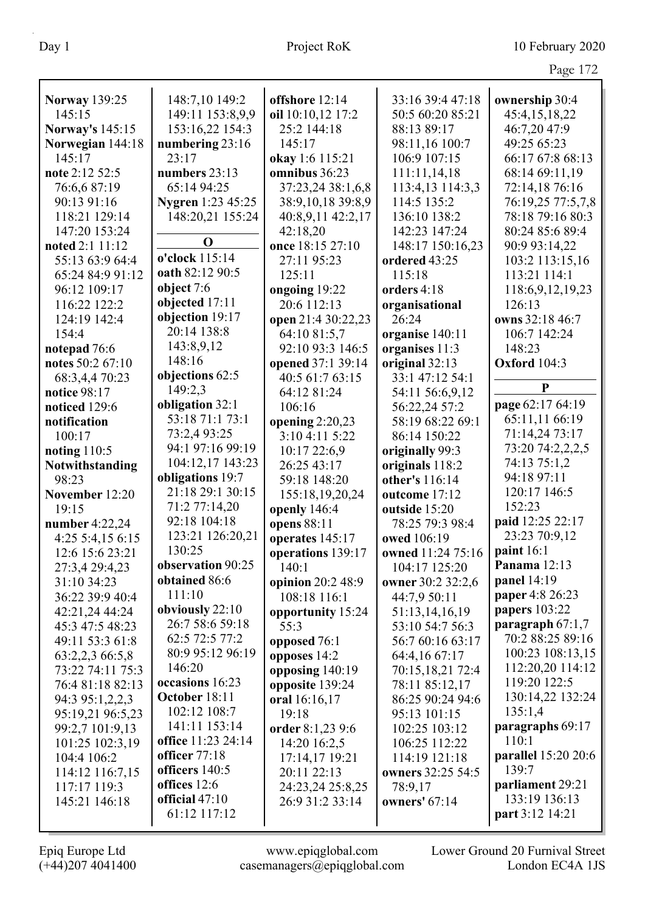**Norway** 139:25 145:15
**Norway's** 145:15
**Norwegian** 144:18 145:17
**note** 2:12 52:5 76:6,6 87:19 90:13 91:16 118:21 129:14 147:20 153:24
**noted** 2:1 11:12 55:13 63:9 64:4 65:24 84:9 91:12 96:12 109:17 116:22 122:2 124:19 142:4 154:4
**notepad** 76:6
**notes** 50:2 67:10 68:3,4,4 70:23
**notice** 98:17
**noticed** 129:6
**notification** 100:17
**noting** 110:5
**Notwithstanding** 98:23
**November** 12:20 19:15
**number** 4:22,24 4:25 5:4,15 6:15 12:6 15:6 23:21 27:3,4 29:4,23 31:10 34:23 36:22 39:9 40:4 42:21,24 44:24 45:3 47:5 48:23 49:11 53:3 61:8 63:2,2,3 66:5,8 73:22 74:11 75:3 76:4 81:18 82:13 94:3 95:1,2,2,3 95:19,21 96:5,23 99:2,7 101:9,13 101:25 102:3,19 104:4 106:2 114:12 116:7,15 117:17 119:3 145:21 146:18 148:7,10 149:2 149:11 153:8,9,9 153:16,22 154:3
**numbering** 23:16 23:17
**numbers** 23:13 65:14 94:25
**Nygren** 1:23 45:25 148:20,21 155:24

**O**

**o'clock** 115:14
**oath** 82:12 90:5
**object** 7:6
**objected** 17:11
**objection** 19:17 20:14 138:8 143:8,9,12 148:16
**objections** 62:5 149:2,3
**obligation** 32:1 53:18 71:1 73:1 73:2,4 93:25 94:1 97:16 99:19 104:12,17 143:23
**obligations** 19:7 21:18 29:1 30:15 71:2 77:14,20 92:18 104:18 123:21 126:20,21 130:25
**observation** 90:25
**obtained** 86:6 111:10
**obviously** 22:10 26:7 58:6 59:18 62:5 72:5 77:2 80:9 95:12 96:19 146:20
**occasions** 16:23
**October** 18:11 102:12 108:7 141:11 153:14
**office** 11:23 24:14
**officer** 77:18
**officers** 140:5
**offices** 12:6
**official** 47:10 61:12 117:12
**offshore** 12:14
**oil** 10:10,12 17:2 25:2 144:18 145:17
**okay** 1:6 115:21
**omnibus** 36:23 37:23,24 38:1,6,8 38:9,10,18 39:8,9 40:8,9,11 42:2,17 42:18,20
**once** 18:15 27:10 27:11 95:23 125:11
**ongoing** 19:22 20:6 112:13
**open** 21:4 30:22,23 64:10 81:5,7 92:10 93:3 146:5
**opened** 37:1 39:14 40:5 61:7 63:15 64:12 81:24 106:16
**opening** 2:20,23 3:10 4:11 5:22 10:17 22:6,9 26:25 43:17 59:18 148:20 155:18,19,20,24
**openly** 146:4
**opens** 88:11
**operates** 145:17
**operations** 139:17 140:1
**opinion** 20:2 48:9 108:18 116:1
**opportunity** 15:24 55:3
**opposed** 76:1
**opposes** 14:2
**opposing** 140:19
**opposite** 139:24
**oral** 16:16,17 19:18
**order** 8:1,23 9:6 14:20 16:2,5 17:14,17 19:21 20:11 22:13 24:23,24 25:8,25 26:9 31:2 33:14 33:16 39:4 47:18 50:5 60:20 85:21 88:13 89:17 98:11,16 100:7 106:9 107:15 111:11,14,18 113:4,13 114:3,3 114:5 135:2 136:10 138:2 142:23 147:24 148:17 150:16,23
**ordered** 43:25 115:18
**orders** 4:18
**organisational** 26:24
**organise** 140:11
**organises** 11:3
**original** 32:13 33:1 47:12 54:1 54:11 56:6,9,12 56:22,24 57:2 58:19 68:22 69:1 86:14 150:22
**originally** 99:3
**originals** 118:2
**other's** 116:14
**outcome** 17:12
**outside** 15:20 78:25 79:3 98:4
**owed** 106:19
**owned** 11:24 75:16 104:17 125:20
**owner** 30:2 32:2,6 44:7,9 50:11 51:13,14,16,19 53:10 54:7 56:3 56:7 60:16 63:17 64:4,16 67:17 70:15,18,21 72:4 78:11 85:12,17 86:25 90:24 94:6 95:13 101:15 102:25 103:12 106:25 112:22 114:19 121:18
**owners** 32:25 54:5 78:9,17
**owners'** 67:14
**ownership** 30:4 45:4,15,18,22 46:7,20 47:9 49:25 65:23 66:17 67:8 68:13 68:14 69:11,19 72:14,18 76:16 76:19,25 77:5,7,8 78:18 79:16 80:3 80:24 85:6 89:4 90:9 93:14,22 103:2 113:15,16 113:21 114:1 118:6,9,12,19,23 126:13
**owns** 32:18 46:7 106:7 142:24 148:23
**Oxford** 104:3

**P**

**page** 62:17 64:19 65:11,11 66:19 71:14,24 73:17 73:20 74:2,2,2,5 74:13 75:1,2 94:18 97:11 120:17 146:5 152:23
**paid** 12:25 22:17 23:23 70:9,12
**paint** 16:1
**Panama** 12:13
**panel** 14:19
**paper** 4:8 26:23
**papers** 103:22
**paragraph** 67:1,7 70:2 88:25 89:16 100:23 108:13,15 112:20,20 114:12 119:20 122:5 130:14,22 132:24 135:1,4
**paragraphs** 69:17 110:1
**parallel** 15:20 20:6 139:7
**parliament** 29:21 133:19 136:13
**part** 3:12 14:21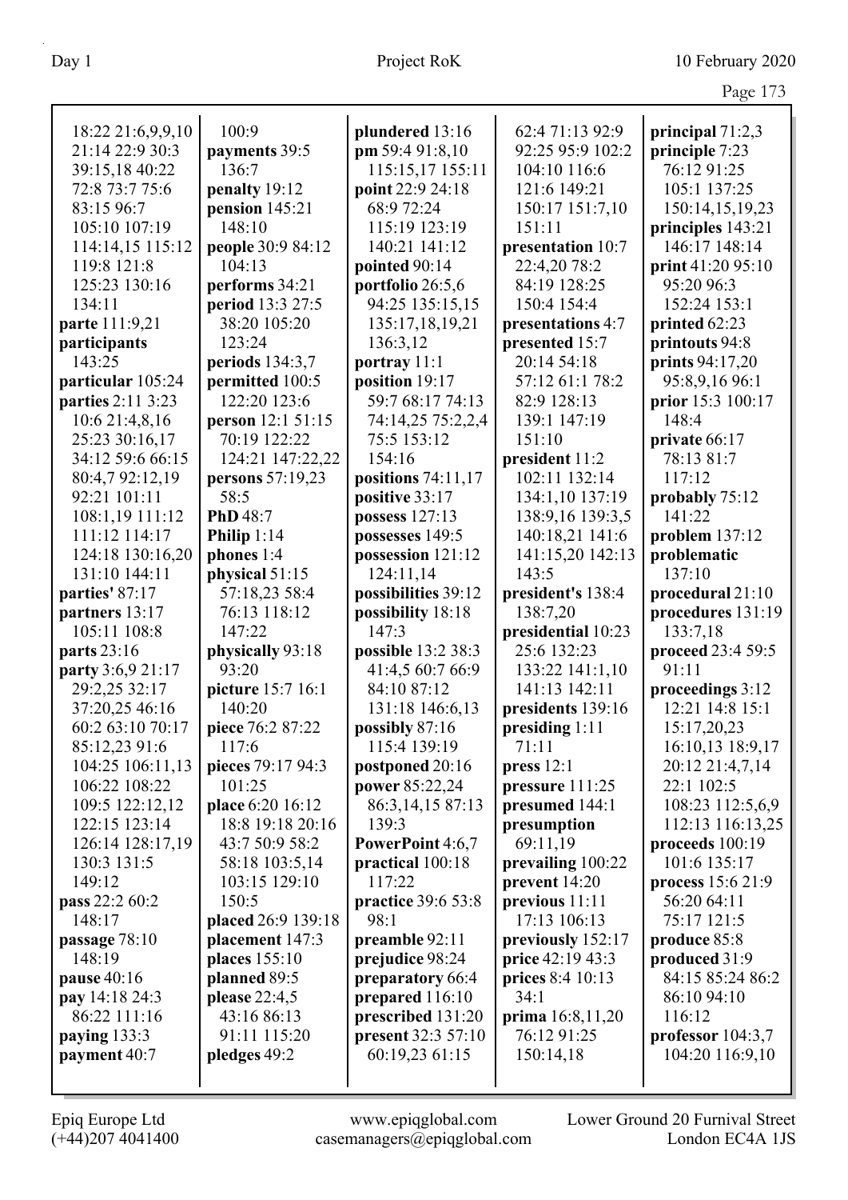18:22 21:6,9,9,10 21:14 22:9 30:3 39:15,18 40:22 72:8 73:7 75:6 83:15 96:7 105:10 107:19 114:14,15 115:12 119:8 121:8 125:23 130:16 134:11
**parte** 111:9,21
**participants** 143:25
**particular** 105:24
**parties** 2:11 3:23 10:6 21:4,8,16 25:23 30:16,17 34:12 59:6 66:15 80:4,7 92:12,19 92:21 101:11 108:1,19 111:12 111:12 114:17 124:18 130:16,20 131:10 144:11
**parties'** 87:17
**partners** 13:17 105:11 108:8
**parts** 23:16
**party** 3:6,9 21:17 29:2,25 32:17 37:20,25 46:16 60:2 63:10 70:17 85:12,23 91:6 104:25 106:11,13 106:22 108:22 109:5 122:12,12 122:15 123:14 126:14 128:17,19 130:3 131:5 149:12
**pass** 22:2 60:2 148:17
**passage** 78:10 148:19
**pause** 40:16
**pay** 14:18 24:3 86:22 111:16
**paying** 133:3
**payment** 40:7
100:9
**payments** 39:5 136:7
**penalty** 19:12
**pension** 145:21 148:10
**people** 30:9 84:12 104:13
**performs** 34:21
**period** 13:3 27:5 38:20 105:20 123:24
**periods** 134:3,7
**permitted** 100:5 122:20 123:6
**person** 12:1 51:15 70:19 122:22 124:21 147:22,22
**persons** 57:19,23 58:5
**PhD** 48:7
**Philip** 1:14
**phones** 1:4
**physical** 51:15 57:18,23 58:4 76:13 118:12 147:22
**physically** 93:18 93:20
**picture** 15:7 16:1 140:20
**piece** 76:2 87:22 117:6
**pieces** 79:17 94:3 101:25
**place** 6:20 16:12 18:8 19:18 20:16 43:7 50:9 58:2 58:18 103:5,14 103:15 129:10 150:5
**placed** 26:9 139:18
**placement** 147:3
**places** 155:10
**planned** 89:5
**please** 22:4,5 43:16 86:13 91:11 115:20
**pledges** 49:2
**plundered** 13:16
**pm** 59:4 91:8,10 115:15,17 155:11
**point** 22:9 24:18 68:9 72:24 115:19 123:19 140:21 141:12
**pointed** 90:14
**portfolio** 26:5,6 94:25 135:15,15 135:17,18,19,21 136:3,12
**portray** 11:1
**position** 19:17 59:7 68:17 74:13 74:14,25 75:2,2,4 75:5 153:12 154:16
**positions** 74:11,17
**positive** 33:17
**possess** 127:13
**possesses** 149:5
**possession** 121:12 124:11,14
**possibilities** 39:12
**possibility** 18:18 147:3
**possible** 13:2 38:3 41:4,5 60:7 66:9 84:10 87:12 131:18 146:6,13
**possibly** 87:16 115:4 139:19
**postponed** 20:16
**power** 85:22,24 86:3,14,15 87:13 139:3
**PowerPoint** 4:6,7
**practical** 100:18 117:22
**practice** 39:6 53:8 98:1
**preamble** 92:11
**prejudice** 98:24
**preparatory** 66:4
**prepared** 116:10
**prescribed** 131:20
**present** 32:3 57:10 60:19,23 61:15
62:4 71:13 92:9 92:25 95:9 102:2 104:10 116:6 121:6 149:21 150:17 151:7,10 151:11
**presentation** 10:7 22:4,20 78:2 84:19 128:25 150:4 154:4
**presentations** 4:7
**presented** 15:7 20:14 54:18 57:12 61:1 78:2 82:9 128:13 139:1 147:19 151:10
**president** 11:2 102:11 132:14 134:1,10 137:19 138:9,16 139:3,5 140:18,21 141:6 141:15,20 142:13 143:5
**president's** 138:4 138:7,20
**presidential** 10:23 25:6 132:23 133:22 141:1,10 141:13 142:11
**presidents** 139:16
**presiding** 1:11 71:11
**press** 12:1
**pressure** 111:25
**presumed** 144:1
**presumption** 69:11,19
**prevailing** 100:22
**prevent** 14:20
**previous** 11:11 17:13 106:13
**previously** 152:17
**price** 42:19 43:3
**prices** 8:4 10:13 34:1
**prima** 16:8,11,20 76:12 91:25 150:14,18
**principal** 71:2,3
**principle** 7:23 76:12 91:25 105:1 137:25 150:14,15,19,23
**principles** 143:21 146:17 148:14
**print** 41:20 95:10 95:20 96:3 152:24 153:1
**printed** 62:23
**printouts** 94:8
**prints** 94:17,20 95:8,9,16 96:1
**prior** 15:3 100:17 148:4
**private** 66:17 78:13 81:7 117:12
**probably** 75:12 141:22
**problem** 137:12
**problematic** 137:10
**procedural** 21:10
**procedures** 131:19 133:7,18
**proceed** 23:4 59:5 91:11
**proceedings** 3:12 12:21 14:8 15:1 15:17,20,23 16:10,13 18:9,17 20:12 21:4,7,14 22:1 102:5 108:23 112:5,6,9 112:13 116:13,25
**proceeds** 100:19 101:6 135:17
**process** 15:6 21:9 56:20 64:11 75:17 121:5
**produce** 85:8
**produced** 31:9 84:15 85:24 86:2 86:10 94:10 116:12
**professor** 104:3,7 104:20 116:9,10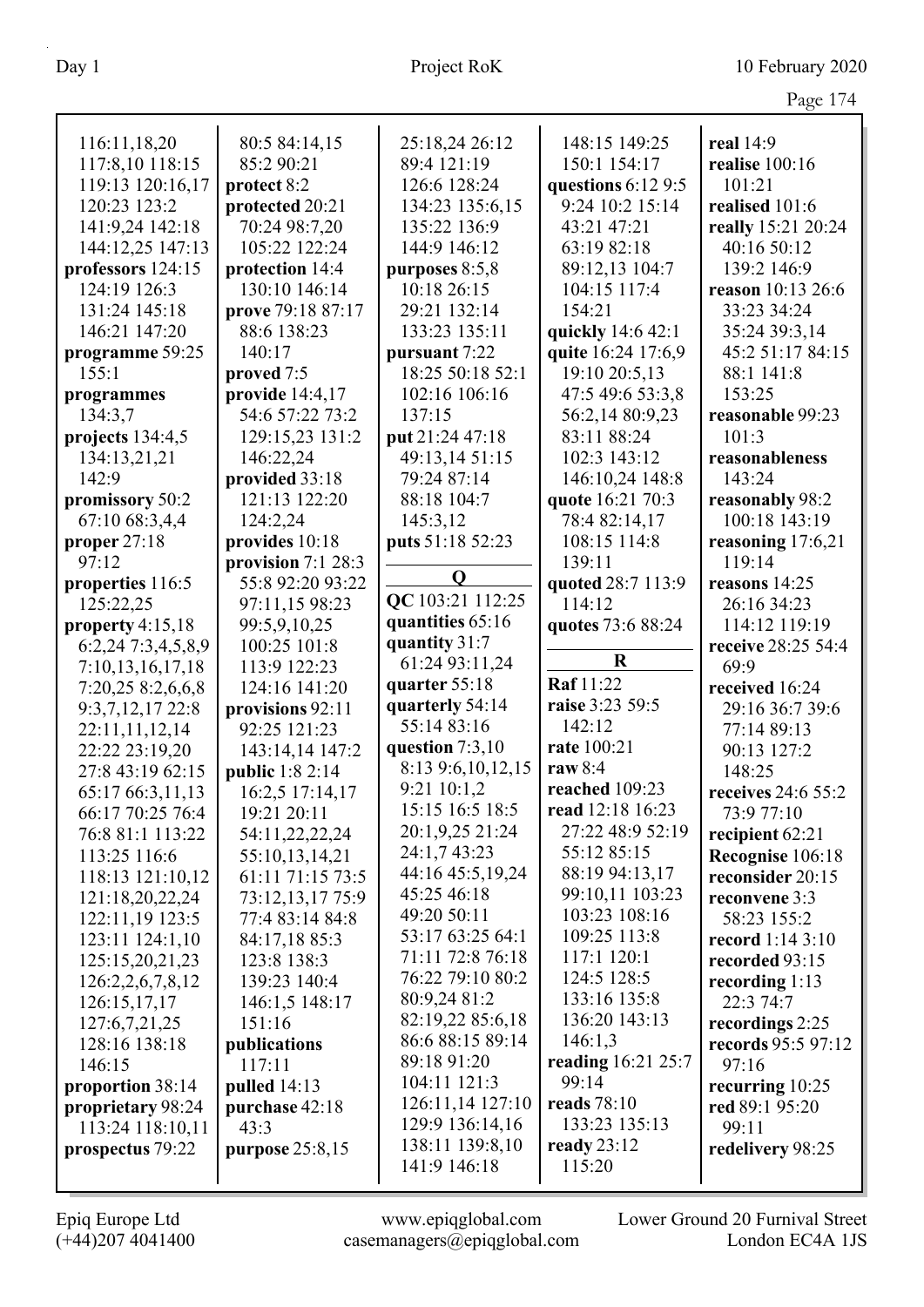116:11,18,20
117:8,10 118:15
119:13 120:16,17
120:23 123:2
141:9,24 142:18
144:12,25 147:13
**professors** 124:15
124:19 126:3
131:24 145:18
146:21 147:20
**programme** 59:25
155:1
**programmes**
134:3,7
**projects** 134:4,5
134:13,21,21
142:9
**promissory** 50:2
67:10 68:3,4,4
**proper** 27:18
97:12
**properties** 116:5
125:22,25
**property** 4:15,18
6:2,24 7:3,4,5,8,9
7:10,13,16,17,18
7:20,25 8:2,6,6,8
9:3,7,12,17 22:8
22:11,11,12,14
22:22 23:19,20
27:8 43:19 62:15
65:17 66:3,11,13
66:17 70:25 76:4
76:8 81:1 113:22
113:25 116:6
118:13 121:10,12
121:18,20,22,24
122:11,19 123:5
123:11 124:1,10
125:15,20,21,23
126:2,2,6,7,8,12
126:15,17,17
127:6,7,21,25
128:16 138:18
146:15
**proportion** 38:14
**proprietary** 98:24
113:24 118:10,11
**prospectus** 79:22

80:5 84:14,15
85:2 90:21
**protect** 8:2
**protected** 20:21
70:24 98:7,20
105:22 122:24
**protection** 14:4
130:10 146:14
**prove** 79:18 87:17
88:6 138:23
140:17
**proved** 7:5
**provide** 14:4,17
54:6 57:22 73:2
129:15,23 131:2
146:22,24
**provided** 33:18
121:13 122:20
124:2,24
**provides** 10:18
**provision** 7:1 28:3
55:8 92:20 93:22
97:11,15 98:23
99:5,9,10,25
100:25 101:8
113:9 122:23
124:16 141:20
**provisions** 92:11
92:25 121:23
143:14,14 147:2
**public** 1:8 2:14
16:2,5 17:14,17
19:21 20:11
54:11,22,22,24
55:10,13,14,21
61:11 71:15 73:5
73:12,13,17 75:9
77:4 83:14 84:8
84:17,18 85:3
123:8 138:3
139:23 140:4
146:1,5 148:17
151:16
**publications**
117:11
**pulled** 14:13
**purchase** 42:18
43:3
**purpose** 25:8,15

25:18,24 26:12
89:4 121:19
126:6 128:24
134:23 135:6,15
135:22 136:9
144:9 146:12
**purposes** 8:5,8
10:18 26:15
29:21 132:14
133:23 135:11
**pursuant** 7:22
18:25 50:18 52:1
102:16 106:16
137:15
**put** 21:24 47:18
49:13,14 51:15
79:24 87:14
88:18 104:7
145:3,12
**puts** 51:18 52:23

**Q**

**QC** 103:21 112:25
**quantities** 65:16
**quantity** 31:7
61:24 93:11,24
**quarter** 55:18
**quarterly** 54:14
55:14 83:16
**question** 7:3,10
8:13 9:6,10,12,15
9:21 10:1,2
15:15 16:5 18:5
20:1,9,25 21:24
24:1,7 43:23
44:16 45:5,19,24
45:25 46:18
49:20 50:11
53:17 63:25 64:1
71:11 72:8 76:18
76:22 79:10 80:2
80:9,24 81:2
82:19,22 85:6,18
86:6 88:15 89:14
89:18 91:20
104:11 121:3
126:11,14 127:10
129:9 136:14,16
138:11 139:8,10
141:9 146:18

148:15 149:25
150:1 154:17
**questions** 6:12 9:5
9:24 10:2 15:14
43:21 47:21
63:19 82:18
89:12,13 104:7
104:15 117:4
154:21
**quickly** 14:6 42:1
**quite** 16:24 17:6,9
19:10 20:5,13
47:5 49:6 53:3,8
56:2,14 80:9,23
83:11 88:24
102:3 143:12
146:10,24 148:8
**quote** 16:21 70:3
78:4 82:14,17
108:15 114:8
139:11
**quoted** 28:7 113:9
114:12
**quotes** 73:6 88:24

**R**

**Raf** 11:22
**raise** 3:23 59:5
142:12
**rate** 100:21
**raw** 8:4
**reached** 109:23
**read** 12:18 16:23
27:22 48:9 52:19
55:12 85:15
88:19 94:13,17
99:10,11 103:23
103:23 108:16
109:25 113:8
117:1 120:1
124:5 128:5
133:16 135:8
136:20 143:13
146:1,3
**reading** 16:21 25:7
99:14
**reads** 78:10
133:23 135:13
**ready** 23:12
115:20

**real** 14:9
**realise** 100:16
101:21
**realised** 101:6
**really** 15:21 20:24
40:16 50:12
139:2 146:9
**reason** 10:13 26:6
33:23 34:24
35:24 39:3,14
45:2 51:17 84:15
88:1 141:8
153:25
**reasonable** 99:23
101:3
**reasonableness**
143:24
**reasonably** 98:2
100:18 143:19
**reasoning** 17:6,21
119:14
**reasons** 14:25
26:16 34:23
114:12 119:19
**receive** 28:25 54:4
69:9
**received** 16:24
29:16 36:7 39:6
77:14 89:13
90:13 127:2
148:25
**receives** 24:6 55:2
73:9 77:10
**recipient** 62:21
**Recognise** 106:18
**reconsider** 20:15
**reconvene** 3:3
58:23 155:2
**record** 1:14 3:10
**recorded** 93:15
**recording** 1:13
22:3 74:7
**recordings** 2:25
**records** 95:5 97:12
97:16
**recurring** 10:25
**red** 89:1 95:20
99:11
**redelivery** 98:25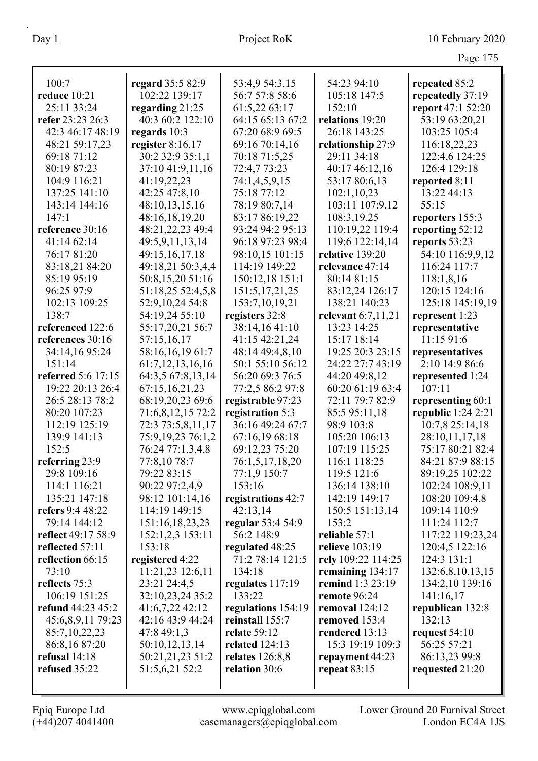100:7
**reduce** 10:21 25:11 33:24
**refer** 23:23 26:3 42:3 46:17 48:19 48:21 59:17,23 69:18 71:12 80:19 87:23 104:9 116:21 137:25 141:10 143:14 144:16 147:1
**reference** 30:16 41:14 62:14 76:17 81:20 83:18,21 84:20 85:19 95:19 96:25 97:9 102:13 109:25 138:7
**referenced** 122:6
**references** 30:16 34:14,16 95:24 151:14
**referred** 5:6 17:15 19:22 20:13 26:4 26:5 28:13 78:2 80:20 107:23 112:19 125:19 139:9 141:13 152:5
**referring** 23:9 29:8 109:16 114:1 116:21 135:21 147:18
**refers** 9:4 48:22 79:14 144:12
**reflect** 49:17 58:9
**reflected** 57:11
**reflection** 66:15 73:10
**reflects** 75:3 106:19 151:25
**refund** 44:23 45:2 45:6,8,9,11 79:23 85:7,10,22,23 86:8,16 87:20
**refusal** 14:18
**refused** 35:22
**regard** 35:5 82:9 102:22 139:17
**regarding** 21:25 40:3 60:2 122:10
**regards** 10:3
**register** 8:16,17 30:2 32:9 35:1,1 37:10 41:9,11,16 41:19,22,23 42:25 47:8,10 48:10,13,15,16 48:16,18,19,20 48:21,22,23 49:4 49:5,9,11,13,14 49:15,16,17,18 49:18,21 50:3,4,4 50:8,15,20 51:16 51:18,25 52:4,5,8 52:9,10,24 54:8 54:19,24 55:10 55:17,20,21 56:7 57:15,16,17 58:16,16,19 61:7 61:7,12,13,16,16 64:3,5 67:8,13,14 67:15,16,21,23 68:19,20,23 69:6 71:6,8,12,15 72:2 72:3 73:5,8,11,17 75:9,19,23 76:1,2 76:24 77:1,3,4,8 77:8,10 78:7 79:22 83:15 90:22 97:2,4,9 98:12 101:14,16 114:19 149:15 151:16,18,23,23 152:1,2,3 153:11 153:18
**registered** 4:22 11:21,23 12:6,11 23:21 24:4,5 32:10,23,24 35:2 41:6,7,22 42:12 42:16 43:9 44:24 47:8 49:1,3 50:10,12,13,14 50:21,21,23 51:2 51:5,6,21 52:2 53:4,9 54:3,15 56:7 57:8 58:6 61:5,22 63:17 64:15 65:13 67:2 67:20 68:9 69:5 69:16 70:14,16 70:18 71:5,25 72:4,7 73:23 74:1,4,5,9,15 75:18 77:12 78:19 80:7,14 83:17 86:19,22 93:24 94:2 95:13 96:18 97:23 98:4 98:10,15 101:15 114:19 149:22 150:12,18 151:1 151:5,17,21,25 153:7,10,19,21
**registers** 32:8 38:14,16 41:10 41:15 42:21,24 48:14 49:4,8,10 50:1 55:10 56:12 56:20 69:3 76:5 77:2,5 86:2 97:8
**registrable** 97:23
**registration** 5:3 36:16 49:24 67:7 67:16,19 68:18 69:12,23 75:20 76:1,5,17,18,20 77:1,9 150:7 153:16
**registrations** 42:7 42:13,14
**regular** 53:4 54:9 56:2 148:9
**regulated** 48:25 71:2 78:14 121:5 134:18
**regulates** 117:19 133:22
**regulations** 154:19
**reinstall** 155:7
**relate** 59:12
**related** 124:13
**relates** 126:8,8
**relation** 30:6
54:23 94:10 105:18 147:5 152:10
**relations** 19:20 26:18 143:25
**relationship** 27:9 29:11 34:18 40:17 46:12,16 53:17 80:6,13 102:1,10,23 103:11 107:9,12 108:3,19,25 110:19,22 119:4 119:6 122:14,14
**relative** 139:20
**relevance** 47:14 80:14 81:15 83:12,24 126:17 138:21 140:23
**relevant** 6:7,11,21 13:23 14:25 15:17 18:14 19:25 20:3 23:15 24:22 27:7 43:19 44:20 49:8,12 60:20 61:19 63:4 72:11 79:7 82:9 85:5 95:11,18 98:9 103:8 105:20 106:13 107:19 115:25 116:1 118:25 119:5 121:6 136:14 138:10 142:19 149:17 150:5 151:13,14 153:2
**reliable** 57:1
**relieve** 103:19
**rely** 109:22 114:25
**remaining** 134:17
**remind** 1:3 23:19
**remote** 96:24
**removal** 124:12
**removed** 153:4
**rendered** 13:13 15:3 19:19 109:3
**repayment** 44:23
**repeat** 83:15
**repeated** 85:2
**repeatedly** 37:19
**report** 47:1 52:20 53:19 63:20,21 103:25 105:4 116:18,22,23 122:4,6 124:25 126:4 129:18
**reported** 8:11 13:22 44:13 55:15
**reporters** 155:3
**reporting** 52:12
**reports** 53:23 54:10 116:9,9,12 116:24 117:7 118:1,8,16 120:15 124:16 125:18 145:19,19
**represent** 1:23
**representative** 11:15 91:6
**representatives** 2:10 14:9 86:6
**represented** 1:24 107:11
**representing** 60:1
**republic** 1:24 2:21 10:7,8 25:14,18 28:10,11,17,18 75:17 80:21 82:4 84:21 87:9 88:15 89:19,25 102:22 102:24 108:9,11 108:20 109:4,8 109:14 110:9 111:24 112:7 117:22 119:23,24 120:4,5 122:16 124:3 131:1 132:6,8,10,13,15 134:2,10 139:16 141:16,17
**republican** 132:8 132:13
**request** 54:10 56:25 57:21 86:13,23 99:8
**requested** 21:20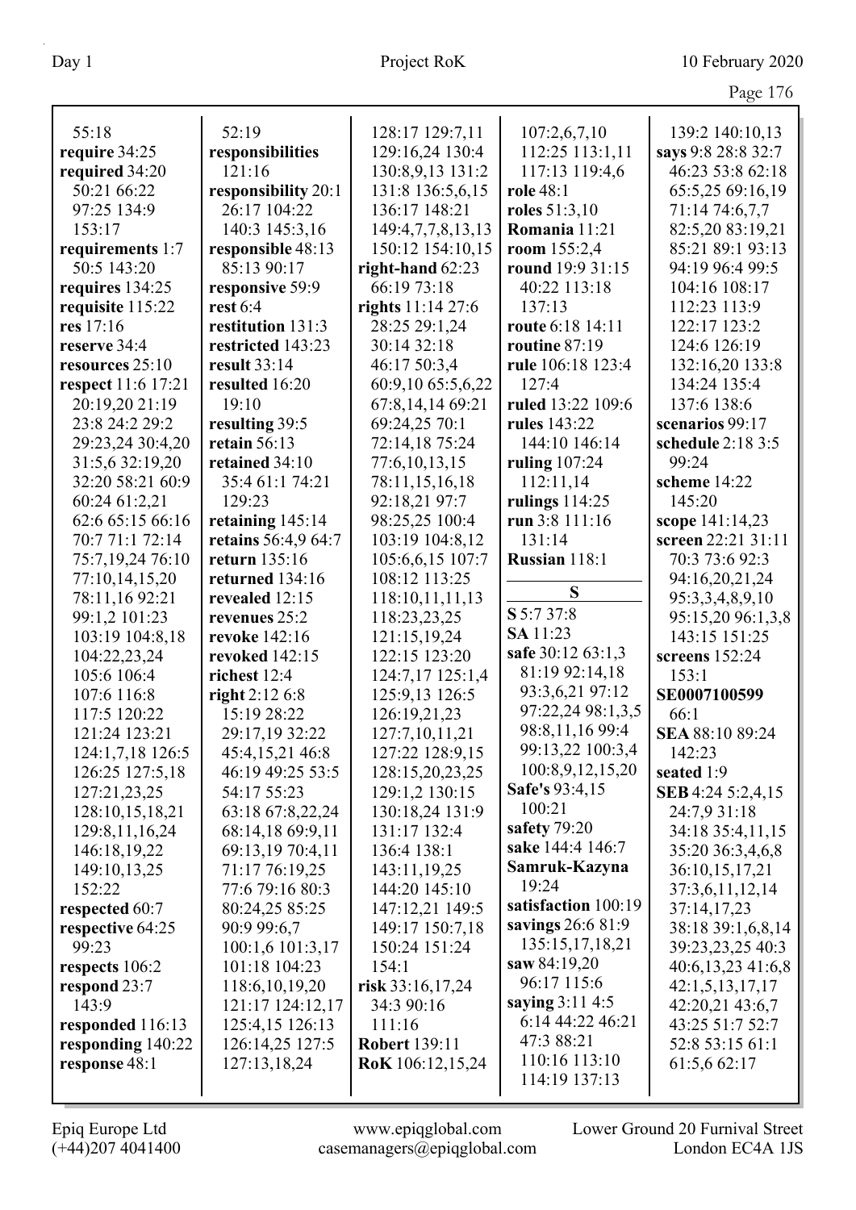55:18
**require** 34:25
**required** 34:20 50:21 66:22 97:25 134:9 153:17
**requirements** 1:7 50:5 143:20
**requires** 134:25
**requisite** 115:22
**res** 17:16
**reserve** 34:4
**resources** 25:10
**respect** 11:6 17:21 20:19,20 21:19 23:8 24:2 29:2 29:23,24 30:4,20 31:5,6 32:19,20 32:20 58:21 60:9 60:24 61:2,21 62:6 65:15 66:16 70:7 71:1 72:14 75:7,19,24 76:10 77:10,14,15,20 78:11,16 92:21 99:1,2 101:23 103:19 104:8,18 104:22,23,24 105:6 106:4 107:6 116:8 117:5 120:22 121:24 123:21 124:1,7,18 126:5 126:25 127:5,18 127:21,23,25 128:10,15,18,21 129:8,11,16,24 146:18,19,22 149:10,13,25 152:22
**respected** 60:7
**respective** 64:25 99:23
**respects** 106:2
**respond** 23:7 143:9
**responded** 116:13
**responding** 140:22
**response** 48:1

52:19
**responsibilities** 121:16
**responsibility** 20:1 26:17 104:22 140:3 145:3,16
**responsible** 48:13 85:13 90:17
**responsive** 59:9
**rest** 6:4
**restitution** 131:3
**restricted** 143:23
**result** 33:14
**resulted** 16:20 19:10
**resulting** 39:5
**retain** 56:13
**retained** 34:10 35:4 61:1 74:21 129:23
**retaining** 145:14
**retains** 56:4,9 64:7
**return** 135:16
**returned** 134:16
**revealed** 12:15
**revenues** 25:2
**revoke** 142:16
**revoked** 142:15
**richest** 12:4
**right** 2:12 6:8 15:19 28:22 29:17,19 32:22 45:4,15,21 46:8 46:19 49:25 53:5 54:17 55:23 63:18 67:8,22,24 68:14,18 69:9,11 69:13,19 70:4,11 71:17 76:19,25 77:6 79:16 80:3 80:24,25 85:25 90:9 99:6,7 100:1,6 101:3,17 101:18 104:23 118:6,10,19,20 121:17 124:12,17 125:4,15 126:13 126:14,25 127:5 127:13,18,24

128:17 129:7,11 129:16,24 130:4 130:8,9,13 131:2 131:8 136:5,6,15 136:17 148:21 149:4,7,7,8,13,13 150:12 154:10,15
**right-hand** 62:23 66:19 73:18
**rights** 11:14 27:6 28:25 29:1,24 30:14 32:18 46:17 50:3,4 60:9,10 65:5,6,22 67:8,14,14 69:21 69:24,25 70:1 72:14,18 75:24 77:6,10,13,15 78:11,15,16,18 92:18,21 97:7 98:25,25 100:4 103:19 104:8,12 105:6,6,15 107:7 108:12 113:25 118:10,11,11,13 118:23,23,25 121:15,19,24 122:15 123:20 124:7,17 125:1,4 125:9,13 126:5 126:19,21,23 127:7,10,11,21 127:22 128:9,15 128:15,20,23,25 129:1,2 130:15 130:18,24 131:9 131:17 132:4 136:4 138:1 143:11,19,25 144:20 145:10 147:12,21 149:5 149:17 150:7,18 150:24 151:24 154:1
**risk** 33:16,17,24 34:3 90:16 111:16
**Robert** 139:11
**RoK** 106:12,15,24

107:2,6,7,10 112:25 113:1,11 117:13 119:4,6
**role** 48:1
**roles** 51:3,10
**Romania** 11:21
**room** 155:2,4
**round** 19:9 31:15 40:22 113:18 137:13
**route** 6:18 14:11
**routine** 87:19
**rule** 106:18 123:4 127:4
**ruled** 13:22 109:6
**rules** 143:22 144:10 146:14
**ruling** 107:24 112:11,14
**rulings** 114:25
**run** 3:8 111:16 131:14
**Russian** 118:1

## S

**S** 5:7 37:8
**SA** 11:23
**safe** 30:12 63:1,3 81:19 92:14,18 93:3,6,21 97:12 97:22,24 98:1,3,5 98:8,11,16 99:4 99:13,22 100:3,4 100:8,9,12,15,20
**Safe's** 93:4,15 100:21
**safety** 79:20
**sake** 144:4 146:7
**Samruk-Kazyna** 19:24
**satisfaction** 100:19
**savings** 26:6 81:9 135:15,17,18,21
**saw** 84:19,20 96:17 115:6
**saying** 3:11 4:5 6:14 44:22 46:21 47:3 88:21 110:16 113:10 114:19 137:13

139:2 140:10,13
**says** 9:8 28:8 32:7 46:23 53:8 62:18 65:5,25 69:16,19 71:14 74:6,7,7 82:5,20 83:19,21 85:21 89:1 93:13 94:19 96:4 99:5 104:16 108:17 112:23 113:9 122:17 123:2 124:6 126:19 132:16,20 133:8 134:24 135:4 137:6 138:6
**scenarios** 99:17
**schedule** 2:18 3:5 99:24
**scheme** 14:22 145:20
**scope** 141:14,23
**screen** 22:21 31:11 70:3 73:6 92:3 94:16,20,21,24 95:3,3,4,8,9,10 95:15,20 96:1,3,8 143:15 151:25
**screens** 152:24 153:1
**SE0007100599** 66:1
**SEA** 88:10 89:24 142:23
**seated** 1:9
**SEB** 4:24 5:2,4,15 24:7,9 31:18 34:18 35:4,11,15 35:20 36:3,4,6,8 36:10,15,17,21 37:3,6,11,12,14 37:14,17,23 38:18 39:1,6,8,14 39:23,23,25 40:3 40:6,13,23 41:6,8 42:1,5,13,17,17 42:20,21 43:6,7 43:25 51:7 52:7 52:8 53:15 61:1 61:5,6 62:17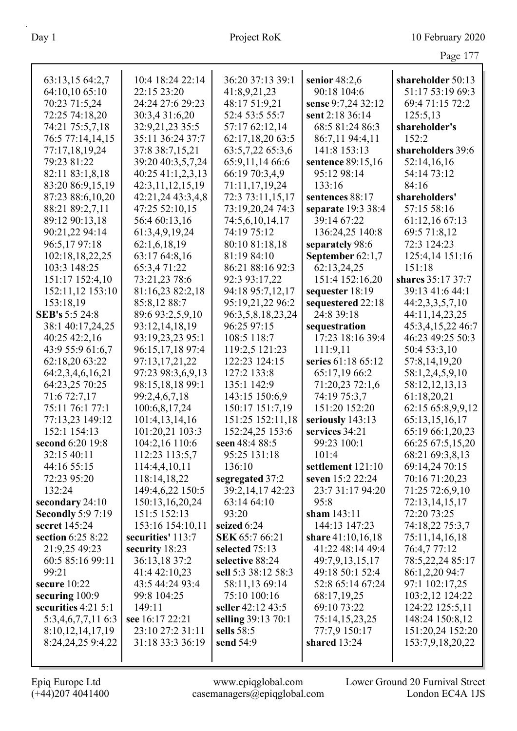63:13,15 64:2,7
64:10,10 65:10
70:23 71:5,24
72:25 74:18,20
74:21 75:5,7,18
76:5 77:14,14,15
77:17,18,19,24
79:23 81:22
82:11 83:1,8,18
83:20 86:9,15,19
87:23 88:6,10,20
88:21 89:2,7,11
89:12 90:13,18
90:21,22 94:14
96:5,17 97:18
102:18,18,22,25
103:3 148:25
151:17 152:4,10
152:11,12 153:10
153:18,19

**SEB's** 5:5 24:8
38:1 40:17,24,25
40:25 42:2,16
43:9 55:9 61:6,7
62:18,20 63:22
64:2,3,4,6,16,21
64:23,25 70:25
71:6 72:7,17
75:11 76:1 77:1
77:13,23 149:12
152:1 154:13

**second** 6:20 19:8
32:15 40:11
44:16 55:15
72:23 95:20
132:24

**secondary** 24:10

**Secondly** 5:9 7:19

**secret** 145:24

**section** 6:25 8:22
21:9,25 49:23
60:5 85:16 99:11
99:21

**secure** 10:22

**securing** 100:9

**securities** 4:21 5:1
5:3,4,6,7,7,11 6:3
8:10,12,14,17,19
8:24,24,25 9:4,22
10:4 18:24 22:14
22:15 23:20
24:24 27:6 29:23
30:3,4 31:6,20
32:9,21,23 35:5
35:11 36:24 37:7
37:8 38:7,15,21
39:20 40:3,5,7,24
40:25 41:1,2,3,13
42:3,11,12,15,19
42:21,24 43:3,4,8
47:25 52:10,15
56:4 60:13,16
61:3,4,9,19,24
62:1,6,18,19
63:17 64:8,16
65:3,4 71:22
73:21,23 78:6
81:16,23 82:2,18
85:8,12 88:7
89:6 93:2,5,9,10
93:12,14,18,19
93:19,23,23 95:1
96:15,17,18 97:4
97:13,17,21,22
97:23 98:3,6,9,13
98:15,18,18 99:1
99:2,4,6,7,18
100:6,8,17,24
101:4,13,14,16
101:20,21 103:3
104:2,16 110:6
112:23 113:5,7
114:4,4,10,11
118:14,18,22
149:4,6,22 150:5
150:13,16,20,24
151:5 152:13
153:16 154:10,11

**securities'** 113:7

**security** 18:23
36:13,18 37:2
41:4 42:10,23
43:5 44:24 93:4
99:8 104:25
149:11

**see** 16:17 22:21
23:10 27:2 31:11
31:18 33:3 36:19
36:20 37:13 39:1
41:8,9,21,23
48:17 51:9,21
52:4 53:5 55:7
57:17 62:12,14
62:17,18,20 63:5
63:5,7,22 65:3,6
65:9,11,14 66:6
66:19 70:3,4,9
71:11,17,19,24
72:3 73:11,15,17
73:19,20,24 74:3
74:5,6,10,14,17
74:19 75:12
80:10 81:18,18
81:19 84:10
86:21 88:16 92:3
92:3 93:17,22
94:18 95:7,12,17
95:19,21,22 96:2
96:3,5,8,18,23,24
96:25 97:15
108:5 118:7
119:2,5 121:23
122:23 124:15
127:2 133:8
135:1 142:9
143:15 150:6,9
150:17 151:7,19
151:25 152:11,18
152:24,25 153:6

**seen** 48:4 88:5
95:25 131:18
136:10

**segregated** 37:2
39:2,14,17 42:23
63:14 64:10
93:20

**seized** 6:24

**SEK** 65:7 66:21

**selected** 75:13

**selective** 88:24

**sell** 5:3 38:12 58:3
58:11,13 69:14
75:10 100:16

**seller** 42:12 43:5

**selling** 39:13 70:1

**sells** 58:5

**send** 54:9

**senior** 48:2,6
90:18 104:6

**sense** 9:7,24 32:12

**sent** 2:18 36:14
68:5 81:24 86:3
86:7,11 94:4,11
141:8 153:13

**sentence** 89:15,16
95:12 98:14
133:16

**sentences** 88:17

**separate** 19:3 38:4
39:14 67:22
136:24,25 140:8

**separately** 98:6

**September** 62:1,7
62:13,24,25
151:4 152:16,20

**sequester** 18:19

**sequestered** 22:18
24:8 39:18

**sequestration**
17:23 18:16 39:4
111:9,11

**series** 61:18 65:12
65:17,19 66:2
71:20,23 72:1,6
74:19 75:3,7
151:20 152:20

**seriously** 143:13

**services** 34:21
99:23 100:1
101:4

**settlement** 121:10

**seven** 15:2 22:24
23:7 31:17 94:20
95:8

**sham** 143:11
144:13 147:23

**share** 41:10,16,18
41:22 48:14 49:4
49:7,9,13,15,17
49:18 50:1 52:4
52:8 65:14 67:24
68:17,19,25
69:10 73:22
75:14,15,23,25
77:7,9 150:17

**shared** 13:24

**shareholder** 50:13
51:17 53:19 69:3
69:4 71:15 72:2
125:5,13

**shareholder's**
152:2

**shareholders** 39:6
52:14,16,16
54:14 73:12
84:16

**shareholders'**
57:15 58:16
61:12,16 67:13
69:5 71:8,12
72:3 124:23
125:4,14 151:16
151:18

**shares** 35:17 37:7
39:13 41:6 44:1
44:2,3,3,5,7,10
44:11,14,23,25
45:3,4,15,22 46:7
46:23 49:25 50:3
50:4 53:3,10
57:8,14,19,20
58:1,2,4,5,9,10
58:12,12,13,13
61:18,20,21
62:15 65:8,9,9,12
65:13,15,16,17
65:19 66:1,20,23
66:25 67:5,15,20
68:21 69:3,8,13
69:14,24 70:15
70:16 71:20,23
71:25 72:6,9,10
72:13,14,15,17
72:20 73:25
74:18,22 75:3,7
75:11,14,16,18
76:4,7 77:12
78:5,22,24 85:17
86:1,2,20 94:7
97:1 102:17,25
103:2,12 124:22
124:22 125:5,11
148:24 150:8,12
151:20,24 152:20
153:7,9,18,20,22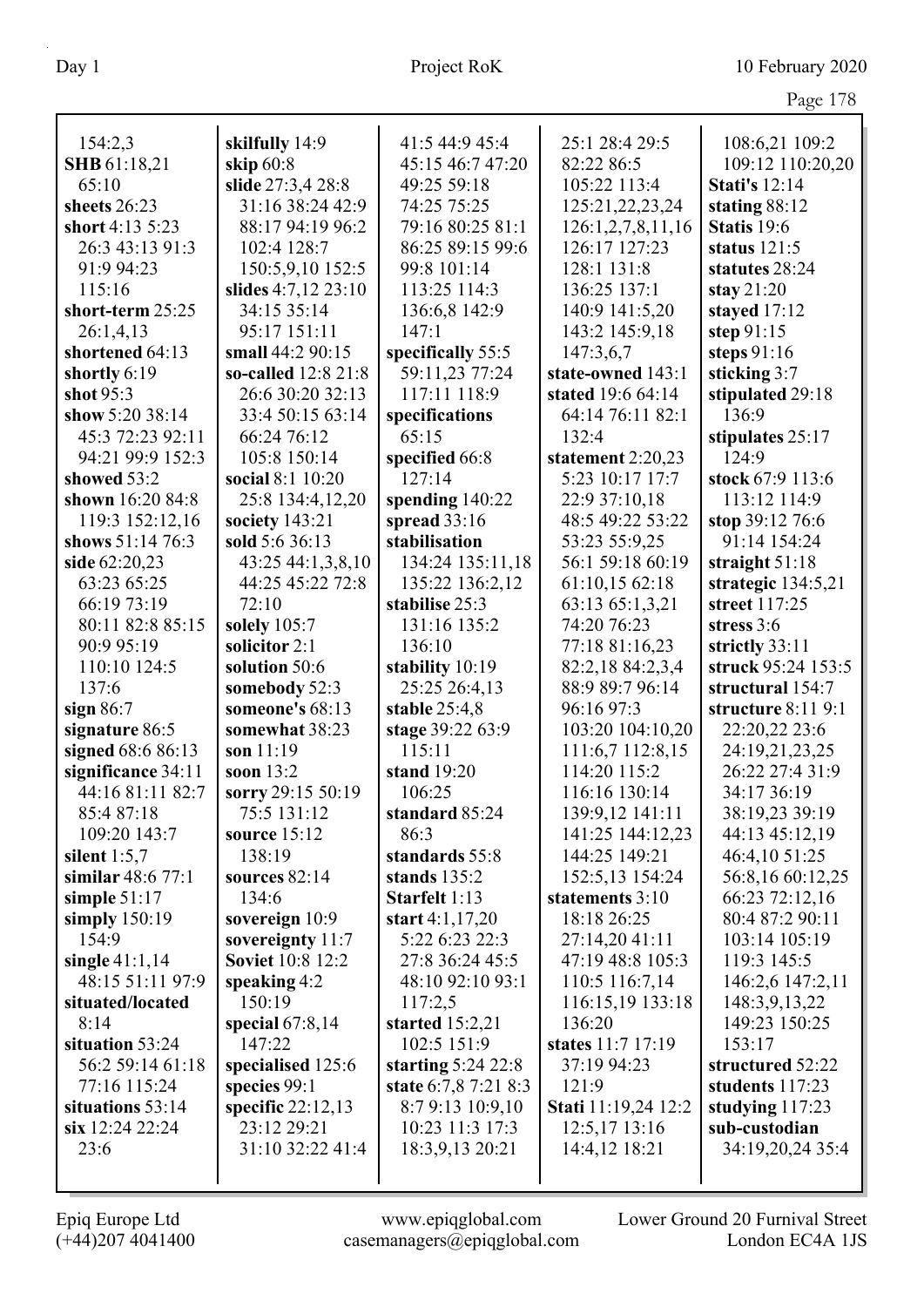154:2,3
**SHB** 61:18,21 65:10
**sheets** 26:23
**short** 4:13 5:23 26:3 43:13 91:3 91:9 94:23 115:16
**short-term** 25:25 26:1,4,13
**shortened** 64:13
**shortly** 6:19
**shot** 95:3
**show** 5:20 38:14 45:3 72:23 92:11 94:21 99:9 152:3
**showed** 53:2
**shown** 16:20 84:8 119:3 152:12,16
**shows** 51:14 76:3
**side** 62:20,23 63:23 65:25 66:19 73:19 80:11 82:8 85:15 90:9 95:19 110:10 124:5 137:6
**sign** 86:7
**signature** 86:5
**signed** 68:6 86:13
**significance** 34:11 44:16 81:11 82:7 85:4 87:18 109:20 143:7
**silent** 1:5,7
**similar** 48:6 77:1
**simple** 51:17
**simply** 150:19 154:9
**single** 41:1,14 48:15 51:11 97:9
**situated/located** 8:14
**situation** 53:24 56:2 59:14 61:18 77:16 115:24
**situations** 53:14
**six** 12:24 22:24 23:6

**skilfully** 14:9
**skip** 60:8
**slide** 27:3,4 28:8 31:16 38:24 42:9 88:17 94:19 96:2 102:4 128:7 150:5,9,10 152:5
**slides** 4:7,12 23:10 34:15 35:14 95:17 151:11
**small** 44:2 90:15
**so-called** 12:8 21:8 26:6 30:20 32:13 33:4 50:15 63:14 66:24 76:12 105:8 150:14
**social** 8:1 10:20 25:8 134:4,12,20
**society** 143:21
**sold** 5:6 36:13 43:25 44:1,3,8,10 44:25 45:22 72:8 72:10
**solely** 105:7
**solicitor** 2:1
**solution** 50:6
**somebody** 52:3
**someone's** 68:13
**somewhat** 38:23
**son** 11:19
**soon** 13:2
**sorry** 29:15 50:19 75:5 131:12
**source** 15:12 138:19
**sources** 82:14 134:6
**sovereign** 10:9
**sovereignty** 11:7
**Soviet** 10:8 12:2
**speaking** 4:2 150:19
**special** 67:8,14 147:22
**specialised** 125:6
**species** 99:1
**specific** 22:12,13 23:12 29:21 31:10 32:22 41:4

41:5 44:9 45:4 45:15 46:7 47:20 49:25 59:18 74:25 75:25 79:16 80:25 81:1 86:25 89:15 99:6 99:8 101:14 113:25 114:3 136:6,8 142:9 147:1
**specifically** 55:5 59:11,23 77:24 117:11 118:9
**specifications** 65:15
**specified** 66:8 127:14
**spending** 140:22
**spread** 33:16
**stabilisation** 134:24 135:11,18 135:22 136:2,12
**stabilise** 25:3 131:16 135:2 136:10
**stability** 10:19 25:25 26:4,13
**stable** 25:4,8
**stage** 39:22 63:9 115:11
**stand** 19:20 106:25
**standard** 85:24 86:3
**standards** 55:8
**stands** 135:2
**Starfelt** 1:13
**start** 4:1,17,20 5:22 6:23 22:3 27:8 36:24 45:5 48:10 92:10 93:1 117:2,5
**started** 15:2,21 102:5 151:9
**starting** 5:24 22:8
**state** 6:7,8 7:21 8:3 8:7 9:13 10:9,10 10:23 11:3 17:3 18:3,9,13 20:21

25:1 28:4 29:5 82:22 86:5 105:22 113:4 125:21,22,23,24 126:1,2,7,8,11,16 126:17 127:23 128:1 131:8 136:25 137:1 140:9 141:5,20 143:2 145:9,18 147:3,6,7
**state-owned** 143:1
**stated** 19:6 64:14 64:14 76:11 82:1 132:4
**statement** 2:20,23 5:23 10:17 17:7 22:9 37:10,18 48:5 49:22 53:22 53:23 55:9,25 56:1 59:18 60:19 61:10,15 62:18 63:13 65:1,3,21 74:20 76:23 77:18 81:16,23 82:2,18 84:2,3,4 88:9 89:7 96:14 96:16 97:3 103:20 104:10,20 111:6,7 112:8,15 114:20 115:2 116:16 130:14 139:9,12 141:11 141:25 144:12,23 144:25 149:21 152:5,13 154:24
**statements** 3:10 18:18 26:25 27:14,20 41:11 47:19 48:8 105:3 110:5 116:7,14 116:15,19 133:18 136:20
**states** 11:7 17:19 37:19 94:23 121:9
**Stati** 11:19,24 12:2 12:5,17 13:16 14:4,12 18:21

108:6,21 109:2 109:12 110:20,20
**Stati's** 12:14
**stating** 88:12
**Statis** 19:6
**status** 121:5
**statutes** 28:24
**stay** 21:20
**stayed** 17:12
**step** 91:15
**steps** 91:16
**sticking** 3:7
**stipulated** 29:18 136:9
**stipulates** 25:17 124:9
**stock** 67:9 113:6 113:12 114:9
**stop** 39:12 76:6 91:14 154:24
**straight** 51:18
**strategic** 134:5,21
**street** 117:25
**stress** 3:6
**strictly** 33:11
**struck** 95:24 153:5
**structural** 154:7
**structure** 8:11 9:1 22:20,22 23:6 24:19,21,23,25 26:22 27:4 31:9 34:17 36:19 38:19,23 39:19 44:13 45:12,19 46:4,10 51:25 56:8,16 60:12,25 66:23 72:12,16 80:4 87:2 90:11 103:14 105:19 119:3 145:5 146:2,6 147:2,11 148:3,9,13,22 149:23 150:25 153:17
**structured** 52:22
**students** 117:23
**studying** 117:23
**sub-custodian** 34:19,20,24 35:4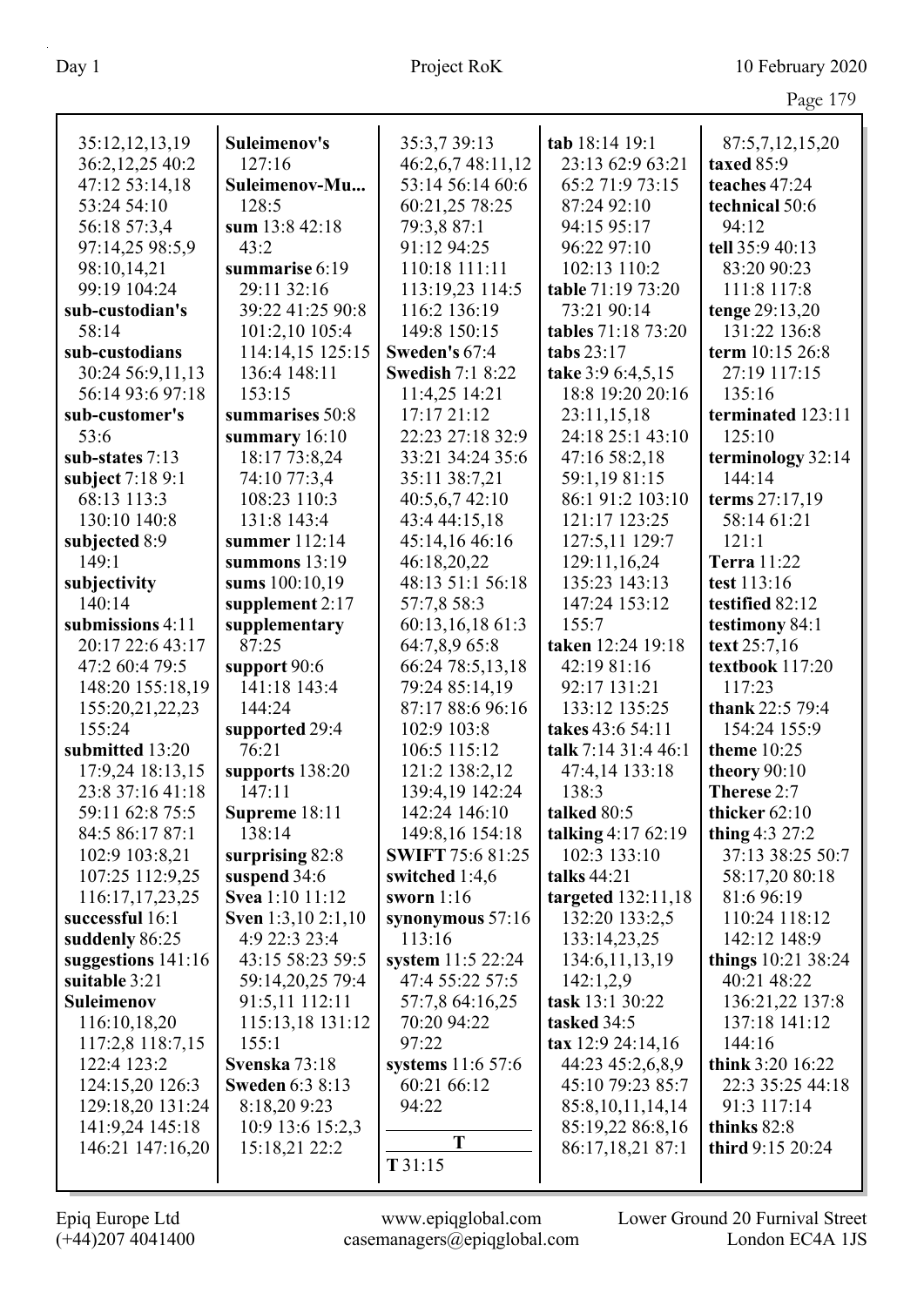35:12,12,13,19
36:2,12,25 40:2
47:12 53:14,18
53:24 54:10
56:18 57:3,4
97:14,25 98:5,9
98:10,14,21
99:19 104:24
**sub-custodian's** 58:14
**sub-custodians** 30:24 56:9,11,13
56:14 93:6 97:18
**sub-customer's** 53:6
**sub-states** 7:13
**subject** 7:18 9:1
68:13 113:3
130:10 140:8
**subjected** 8:9
149:1
**subjectivity** 140:14
**submissions** 4:11
20:17 22:6 43:17
47:2 60:4 79:5
148:20 155:18,19
155:20,21,22,23
155:24
**submitted** 13:20
17:9,24 18:13,15
23:8 37:16 41:18
59:11 62:8 75:5
84:5 86:17 87:1
102:9 103:8,21
107:25 112:9,25
116:17,17,23,25
**successful** 16:1
**suddenly** 86:25
**suggestions** 141:16
**suitable** 3:21
**Suleimenov** 116:10,18,20
117:2,8 118:7,15
122:4 123:2
124:15,20 126:3
129:18,20 131:24
141:9,24 145:18
146:21 147:16,20
**Suleimenov's** 127:16
**Suleimenov-Mu...** 128:5
**sum** 13:8 42:18
43:2
**summarise** 6:19
29:11 32:16
39:22 41:25 90:8
101:2,10 105:4
114:14,15 125:15
136:4 148:11
153:15
**summarises** 50:8
**summary** 16:10
18:17 73:8,24
74:10 77:3,4
108:23 110:3
131:8 143:4
**summer** 112:14
**summons** 13:19
**sums** 100:10,19
**supplement** 2:17
**supplementary** 87:25
**support** 90:6
141:18 143:4
144:24
**supported** 29:4
76:21
**supports** 138:20
147:11
**Supreme** 18:11
138:14
**surprising** 82:8
**suspend** 34:6
**Svea** 1:10 11:12
**Sven** 1:3,10 2:1,10
4:9 22:3 23:4
43:15 58:23 59:5
59:14,20,25 79:4
91:5,11 112:11
115:13,18 131:12
155:1
**Svenska** 73:18
**Sweden** 6:3 8:13
8:18,20 9:23
10:9 13:6 15:2,3
15:18,21 22:2
35:3,7 39:13
46:2,6,7 48:11,12
53:14 56:14 60:6
60:21,25 78:25
79:3,8 87:1
91:12 94:25
110:18 111:11
113:19,23 114:5
116:2 136:19
149:8 150:15
**Sweden's** 67:4
**Swedish** 7:1 8:22
11:4,25 14:21
17:17 21:12
22:23 27:18 32:9
33:21 34:24 35:6
35:11 38:7,21
40:5,6,7 42:10
43:4 44:15,18
45:14,16 46:16
46:18,20,22
48:13 51:1 56:18
57:7,8 58:3
60:13,16,18 61:3
64:7,8,9 65:8
66:24 78:5,13,18
79:24 85:14,19
87:17 88:6 96:16
102:9 103:8
106:5 115:12
121:2 138:2,12
139:4,19 142:24
142:24 146:10
149:8,16 154:18
**SWIFT** 75:6 81:25
**switched** 1:4,6
**sworn** 1:16
**synonymous** 57:16
113:16
**system** 11:5 22:24
47:4 55:22 57:5
57:7,8 64:16,25
70:20 94:22
97:22
**systems** 11:6 57:6
60:21 66:12
94:22

## T

**T** 31:15
**tab** 18:14 19:1
23:13 62:9 63:21
65:2 71:9 73:15
87:24 92:10
94:15 95:17
96:22 97:10
102:13 110:2
**table** 71:19 73:20
73:21 90:14
**tables** 71:18 73:20
**tabs** 23:17
**take** 3:9 6:4,5,15
18:8 19:20 20:16
23:11,15,18
24:18 25:1 43:10
47:16 58:2,18
59:1,19 81:15
86:1 91:2 103:10
121:17 123:25
127:5,11 129:7
129:11,16,24
135:23 143:13
147:24 153:12
155:7
**taken** 12:24 19:18
42:19 81:16
92:17 131:21
133:12 135:25
**takes** 43:6 54:11
**talk** 7:14 31:4 46:1
47:4,14 133:18
138:3
**talked** 80:5
**talking** 4:17 62:19
102:3 133:10
**talks** 44:21
**targeted** 132:11,18
132:20 133:2,5
133:14,23,25
134:6,11,13,19
142:1,2,9
**task** 13:1 30:22
**tasked** 34:5
**tax** 12:9 24:14,16
44:23 45:2,6,8,9
45:10 79:23 85:7
85:8,10,11,14,14
85:19,22 86:8,16
86:17,18,21 87:1
87:5,7,12,15,20
**taxed** 85:9
**teaches** 47:24
**technical** 50:6
94:12
**tell** 35:9 40:13
83:20 90:23
111:8 117:8
**tenge** 29:13,20
131:22 136:8
**term** 10:15 26:8
27:19 117:15
135:16
**terminated** 123:11
125:10
**terminology** 32:14
144:14
**terms** 27:17,19
58:14 61:21
121:1
**Terra** 11:22
**test** 113:16
**testified** 82:12
**testimony** 84:1
**text** 25:7,16
**textbook** 117:20
117:23
**thank** 22:5 79:4
154:24 155:9
**theme** 10:25
**theory** 90:10
**Therese** 2:7
**thicker** 62:10
**thing** 4:3 27:2
37:13 38:25 50:7
58:17,20 80:18
81:6 96:19
110:24 118:12
142:12 148:9
**things** 10:21 38:24
40:21 48:22
136:21,22 137:8
137:18 141:12
144:16
**think** 3:20 16:22
22:3 35:25 44:18
91:3 117:14
**thinks** 82:8
**third** 9:15 20:24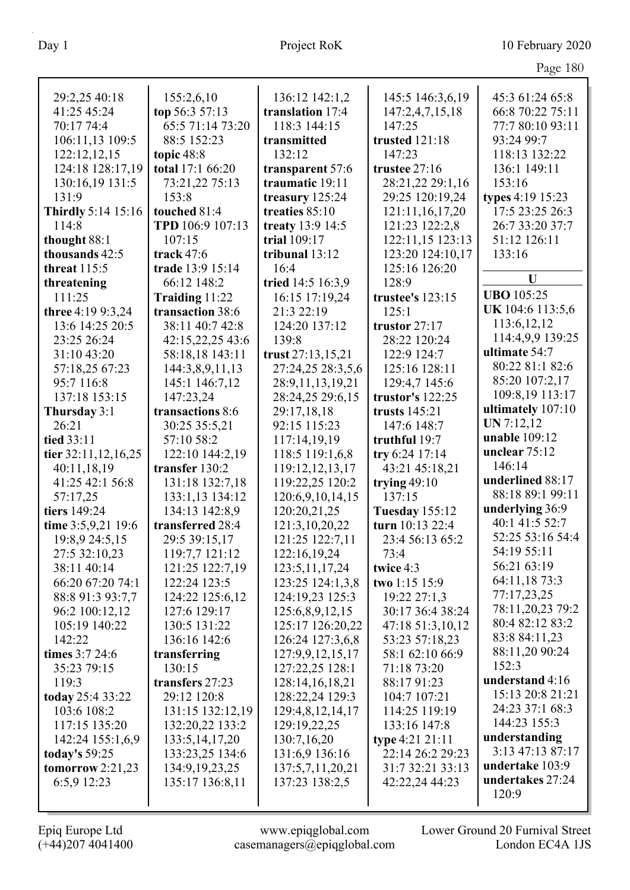29:2,25 40:18
41:25 45:24
70:17 74:4
106:11,13 109:5
122:12,12,15
124:18 128:17,19
130:16,19 131:5
131:9
**Thirdly** 5:14 15:16
114:8
**thought** 88:1
**thousands** 42:5
**threat** 115:5
**threatening**
111:25
**three** 4:19 9:3,24
13:6 14:25 20:5
23:25 26:24
31:10 43:20
57:18,25 67:23
95:7 116:8
137:18 153:15
**Thursday** 3:1
26:21
**tied** 33:11
**tier** 32:11,12,16,25
40:11,18,19
41:25 42:1 56:8
57:17,25
**tiers** 149:24
**time** 3:5,9,21 19:6
19:8,9 24:5,15
27:5 32:10,23
38:11 40:14
66:20 67:20 74:1
88:8 91:3 93:7,7
96:2 100:12,12
105:19 140:22
142:22
**times** 3:7 24:6
35:23 79:15
119:3
**today** 25:4 33:22
103:6 108:2
117:15 135:20
142:24 155:1,6,9
**today's** 59:25
**tomorrow** 2:21,23
6:5,9 12:23

155:2,6,10
**top** 56:3 57:13
65:5 71:14 73:20
88:5 152:23
**topic** 48:8
**total** 17:1 66:20
73:21,22 75:13
153:8
**touched** 81:4
**TPD** 106:9 107:13
107:15
**track** 47:6
**trade** 13:9 15:14
66:12 148:2
**Traiding** 11:22
**transaction** 38:6
38:11 40:7 42:8
42:15,22,25 43:6
58:18,18 143:11
144:3,8,9,11,13
145:1 146:7,12
147:23,24
**transactions** 8:6
30:25 35:5,21
57:10 58:2
122:10 144:2,19
**transfer** 130:2
131:18 132:7,18
133:1,13 134:12
134:13 142:8,9
**transferred** 28:4
29:5 39:15,17
119:7,7 121:12
121:25 122:7,19
122:24 123:5
124:22 125:6,12
127:6 129:17
130:5 131:22
136:16 142:6
**transferring**
130:15
**transfers** 27:23
29:12 120:8
131:15 132:12,19
132:20,22 133:2
133:5,14,17,20
133:23,25 134:6
134:9,19,23,25
135:17 136:8,11

136:12 142:1,2
**translation** 17:4
118:3 144:15
**transmitted**
132:12
**transparent** 57:6
**traumatic** 19:11
**treasury** 125:24
**treaties** 85:10
**treaty** 13:9 14:5
**trial** 109:17
**tribunal** 13:12
16:4
**tried** 14:5 16:3,9
16:15 17:19,24
21:3 22:19
124:20 137:12
139:8
**trust** 27:13,15,21
27:24,25 28:3,5,6
28:9,11,13,19,21
28:24,25 29:6,15
29:17,18,18
92:15 115:23
117:14,19,19
118:5 119:1,6,8
119:12,12,13,17
119:22,25 120:2
120:6,9,10,14,15
120:20,21,25
121:3,10,20,22
121:25 122:7,11
122:16,19,24
123:5,11,17,24
123:25 124:1,3,8
124:19,23 125:3
125:6,8,9,12,15
125:17 126:20,22
126:24 127:3,6,8
127:9,9,12,15,17
127:22,25 128:1
128:14,16,18,21
128:22,24 129:3
129:4,8,12,14,17
129:19,22,25
130:7,16,20
131:6,9 136:16
137:5,7,11,20,21
137:23 138:2,5

145:5 146:3,6,19
147:2,4,7,15,18
147:25
**trusted** 121:18
147:23
**trustee** 27:16
28:21,22 29:1,16
29:25 120:19,24
121:11,16,17,20
121:23 122:2,8
122:11,15 123:13
123:20 124:10,17
125:16 126:20
128:9
**trustee's** 123:15
125:1
**trustor** 27:17
28:22 120:24
122:9 124:7
125:16 128:11
129:4,7 145:6
**trustor's** 122:25
**trusts** 145:21
147:6 148:7
**truthful** 19:7
**try** 6:24 17:14
43:21 45:18,21
**trying** 49:10
137:15
**Tuesday** 155:12
**turn** 10:13 22:4
23:4 56:13 65:2
73:4
**twice** 4:3
**two** 1:15 15:9
19:22 27:1,3
30:17 36:4 38:24
47:18 51:3,10,12
53:23 57:18,23
58:1 62:10 66:9
71:18 73:20
88:17 91:23
104:7 107:21
114:25 119:19
133:16 147:8
**type** 4:21 21:11
22:14 26:2 29:23
31:7 32:21 33:13
42:22,24 44:23

45:3 61:24 65:8
66:8 70:22 75:11
77:7 80:10 93:11
93:24 99:7
118:13 132:22
136:1 149:11
153:16
**types** 4:19 15:23
17:5 23:25 26:3
26:7 33:20 37:7
51:12 126:11
133:16

## U

**UBO** 105:25
**UK** 104:6 113:5,6
113:6,12,12
114:4,9,9 139:25
**ultimate** 54:7
80:22 81:1 82:6
85:20 107:2,17
109:8,19 113:17
**ultimately** 107:10
**UN** 7:12,12
**unable** 109:12
**unclear** 75:12
146:14
**underlined** 88:17
88:18 89:1 99:11
**underlying** 36:9
40:1 41:5 52:7
52:25 53:16 54:4
54:19 55:11
56:21 63:19
64:11,18 73:3
77:17,23,25
78:11,20,23 79:2
80:4 82:12 83:2
83:8 84:11,23
88:11,20 90:24
152:3
**understand** 4:16
15:13 20:8 21:21
24:23 37:1 68:3
144:23 155:3
**understanding**
3:13 47:13 87:17
**undertake** 103:9
**undertakes** 27:24
120:9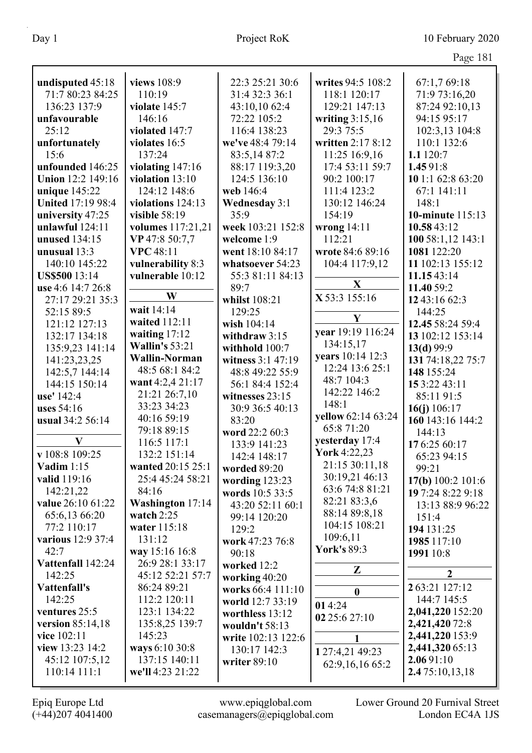**undisputed** 45:18 71:7 80:23 84:25 136:23 137:9
**unfavourable** 25:12
**unfortunately** 15:6
**unfounded** 146:25
**Union** 12:2 149:16
**unique** 145:22
**United** 17:19 98:4
**university** 47:25
**unlawful** 124:11
**unused** 134:15
**unusual** 13:3 140:10 145:22
**US$500** 13:14
**use** 4:6 14:7 26:8 27:17 29:21 35:3 52:15 89:5 121:12 127:13 132:17 134:18 135:9,23 141:14 141:23,23,25 142:5,7 144:14 144:15 150:14
**use'** 142:4
**uses** 54:16
**usual** 34:2 56:14

**V**

**v** 108:8 109:25
**Vadim** 1:15
**valid** 119:16 142:21,22
**value** 26:10 61:22 65:6,13 66:20 77:2 110:17
**various** 12:9 37:4 42:7
**Vattenfall** 142:24 142:25
**Vattenfall's** 142:25
**ventures** 25:5
**version** 85:14,18
**vice** 102:11
**view** 13:23 14:2 45:12 107:5,12 110:14 111:1
**views** 108:9 110:19
**violate** 145:7 146:16
**violated** 147:7
**violates** 16:5 137:24
**violating** 147:16
**violation** 13:10 124:12 148:6
**violations** 124:13
**visible** 58:19
**volumes** 117:21,21
**VP** 47:8 50:7,7
**VPC** 48:11
**vulnerability** 8:3
**vulnerable** 10:12

**W**

**wait** 14:14
**waited** 112:11
**waiting** 17:12
**Wallin's** 53:21
**Wallin-Norman** 48:5 68:1 84:2
**want** 4:2,4 21:17 21:21 26:7,10 33:23 34:23 40:16 59:19 79:18 89:15 116:5 117:1 132:2 151:14
**wanted** 20:15 25:1 25:4 45:24 58:21 84:16
**Washington** 17:14
**watch** 2:25
**water** 115:18 131:12
**way** 15:16 16:8 26:9 28:1 33:17 45:12 52:21 57:7 86:24 89:21 112:2 120:11 123:1 134:22 135:8,25 139:7 145:23
**ways** 6:10 30:8 137:15 140:11
**we'll** 4:23 21:22 22:3 25:21 30:6 31:4 32:3 36:1 43:10,10 62:4 72:22 105:2 116:4 138:23
**we've** 48:4 79:14 83:5,14 87:2 88:17 119:3,20 124:5 136:10
**web** 146:4
**Wednesday** 3:1 35:9
**week** 103:21 152:8
**welcome** 1:9
**went** 18:10 84:17
**whatsoever** 54:23 55:3 81:11 84:13 89:7
**whilst** 108:21 129:25
**wish** 104:14
**withdraw** 3:15
**withhold** 100:7
**witness** 3:1 47:19 48:8 49:22 55:9 56:1 84:4 152:4
**witnesses** 23:15 30:9 36:5 40:13 83:20
**word** 22:2 60:3 133:9 141:23 142:4 148:17
**worded** 89:20
**wording** 123:23
**words** 10:5 33:5 43:20 52:11 60:1 99:14 120:20 129:2
**work** 47:23 76:8 90:18
**worked** 12:2
**working** 40:20
**works** 66:4 111:10
**world** 12:7 33:19
**worthless** 13:12
**wouldn't** 58:13
**write** 102:13 122:6 130:17 142:3
**writer** 89:10
**writes** 94:5 108:2 118:1 120:17 129:21 147:13
**writing** 3:15,16 29:3 75:5
**written** 2:17 8:12 11:25 16:9,16 17:4 53:11 59:7 90:2 100:17 111:4 123:2 130:12 146:24 154:19
**wrong** 14:11 112:21
**wrote** 84:6 89:16 104:4 117:9,12

**X**

**X** 53:3 155:16

**Y**

**year** 19:19 116:24 134:15,17
**years** 10:14 12:3 12:24 13:6 25:1 48:7 104:3 142:22 146:2 148:1
**yellow** 62:14 63:24 65:8 71:20
**yesterday** 17:4
**York** 4:22,23 21:15 30:11,18 30:19,21 46:13 63:6 74:8 81:21 82:21 83:3,6 88:14 89:8,18 104:15 108:21 109:6,11
**York's** 89:3

**Z**

**0**

**01** 4:24
**02** 25:6 27:10

**1**

**1** 27:4,21 49:23 62:9,16,16 65:2 67:1,7 69:18 71:9 73:16,20 87:24 92:10,13 94:15 95:17 102:3,13 104:8 110:1 132:6
**1.1** 120:7
**1.45** 91:8
**10** 1:1 62:8 63:20 67:1 141:11 148:1
**10-minute** 115:13
**10.58** 43:12
**100** 58:1,12 143:1
**1081** 122:20
**11** 102:13 155:12
**11.15** 43:14
**11.40** 59:2
**12** 43:16 62:3 144:25
**12.45** 58:24 59:4
**13** 102:12 153:14
**13(d)** 99:9
**131** 74:18,22 75:7
**148** 155:24
**15** 3:22 43:11 85:11 91:5
**16(j)** 106:17
**160** 143:16 144:2 144:13
**17** 6:25 60:17 65:23 94:15 99:21
**17(b)** 100:2 101:6
**19** 7:24 8:22 9:18 13:13 88:9 96:22 151:4
**194** 131:25
**1985** 117:10
**1991** 10:8

**2**

**2** 63:21 127:12 144:7 145:5
**2,041,220** 152:20
**2,421,420** 72:8
**2,441,220** 153:9
**2,441,320** 65:13
**2.06** 91:10
**2.4** 75:10,13,18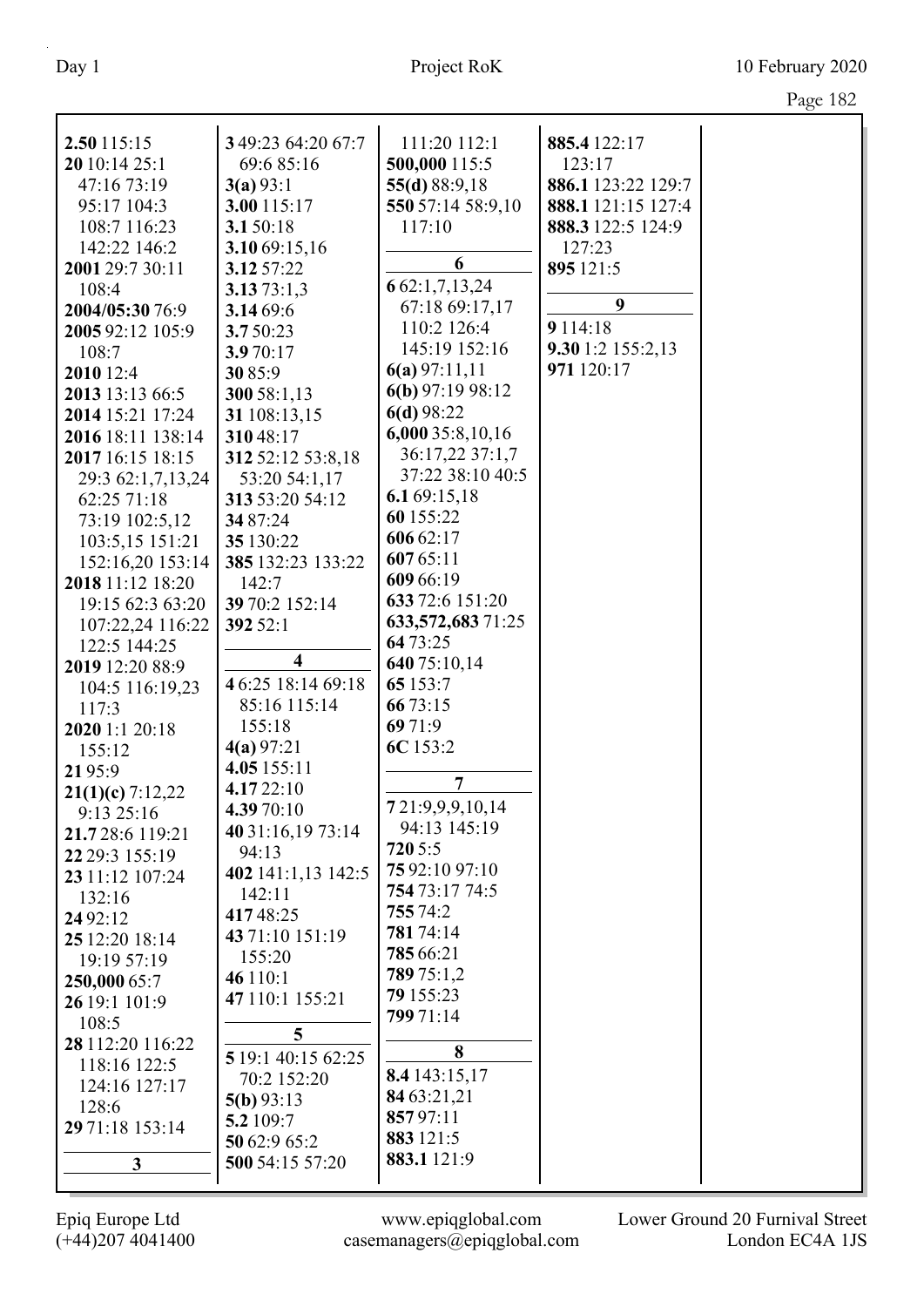**2.50** 115:15
**20** 10:14 25:1 47:16 73:19 95:17 104:3 108:7 116:23 142:22 146:2
**2001** 29:7 30:11 108:4
**2004/05:30** 76:9
**2005** 92:12 105:9 108:7
**2010** 12:4
**2013** 13:13 66:5
**2014** 15:21 17:24
**2016** 18:11 138:14
**2017** 16:15 18:15 29:3 62:1,7,13,24 62:25 71:18 73:19 102:5,12 103:5,15 151:21 152:16,20 153:14
**2018** 11:12 18:20 19:15 62:3 63:20 107:22,24 116:22 122:5 144:25
**2019** 12:20 88:9 104:5 116:19,23 117:3
**2020** 1:1 20:18 155:12
**21** 95:9
**21(1)(c)** 7:12,22 9:13 25:16
**21.7** 28:6 119:21
**22** 29:3 155:19
**23** 11:12 107:24 132:16
**24** 92:12
**25** 12:20 18:14 19:19 57:19
**250,000** 65:7
**26** 19:1 101:9 108:5
**28** 112:20 116:22 118:16 122:5 124:16 127:17 128:6
**29** 71:18 153:14

**3**

**3** 49:23 64:20 67:7 69:6 85:16
**3(a)** 93:1
**3.00** 115:17
**3.1** 50:18
**3.10** 69:15,16
**3.12** 57:22
**3.13** 73:1,3
**3.14** 69:6
**3.7** 50:23
**3.9** 70:17
**30** 85:9
**300** 58:1,13
**31** 108:13,15
**310** 48:17
**312** 52:12 53:8,18 53:20 54:1,17
**313** 53:20 54:12
**34** 87:24
**35** 130:22
**385** 132:23 133:22 142:7
**39** 70:2 152:14
**392** 52:1

**4**

**4** 6:25 18:14 69:18 85:16 115:14 155:18
**4(a)** 97:21
**4.05** 155:11
**4.17** 22:10
**4.39** 70:10
**40** 31:16,19 73:14 94:13
**402** 141:1,13 142:5 142:11
**417** 48:25
**43** 71:10 151:19 155:20
**46** 110:1
**47** 110:1 155:21

**5**

**5** 19:1 40:15 62:25 70:2 152:20
**5(b)** 93:13
**5.2** 109:7
**50** 62:9 65:2
**500** 54:15 57:20 111:20 112:1
**500,000** 115:5
**55(d)** 88:9,18
**550** 57:14 58:9,10 117:10

**6**

**6** 62:1,7,13,24 67:18 69:17,17 110:2 126:4 145:19 152:16
**6(a)** 97:11,11
**6(b)** 97:19 98:12
**6(d)** 98:22
**6,000** 35:8,10,16 36:17,22 37:1,7 37:22 38:10 40:5
**6.1** 69:15,18
**60** 155:22
**606** 62:17
**607** 65:11
**609** 66:19
**633** 72:6 151:20
**633,572,683** 71:25
**64** 73:25
**640** 75:10,14
**65** 153:7
**66** 73:15
**69** 71:9
**6C** 153:2

**7**

**7** 21:9,9,9,10,14 94:13 145:19
**720** 5:5
**75** 92:10 97:10
**754** 73:17 74:5
**755** 74:2
**781** 74:14
**785** 66:21
**789** 75:1,2
**79** 155:23
**799** 71:14

**8**

**8.4** 143:15,17
**84** 63:21,21
**857** 97:11
**883** 121:5
**883.1** 121:9
**885.4** 122:17 123:17
**886.1** 123:22 129:7
**888.1** 121:15 127:4
**888.3** 122:5 124:9 127:23
**895** 121:5

**9**

**9** 114:18
**9.30** 1:2 155:2,13
**971** 120:17